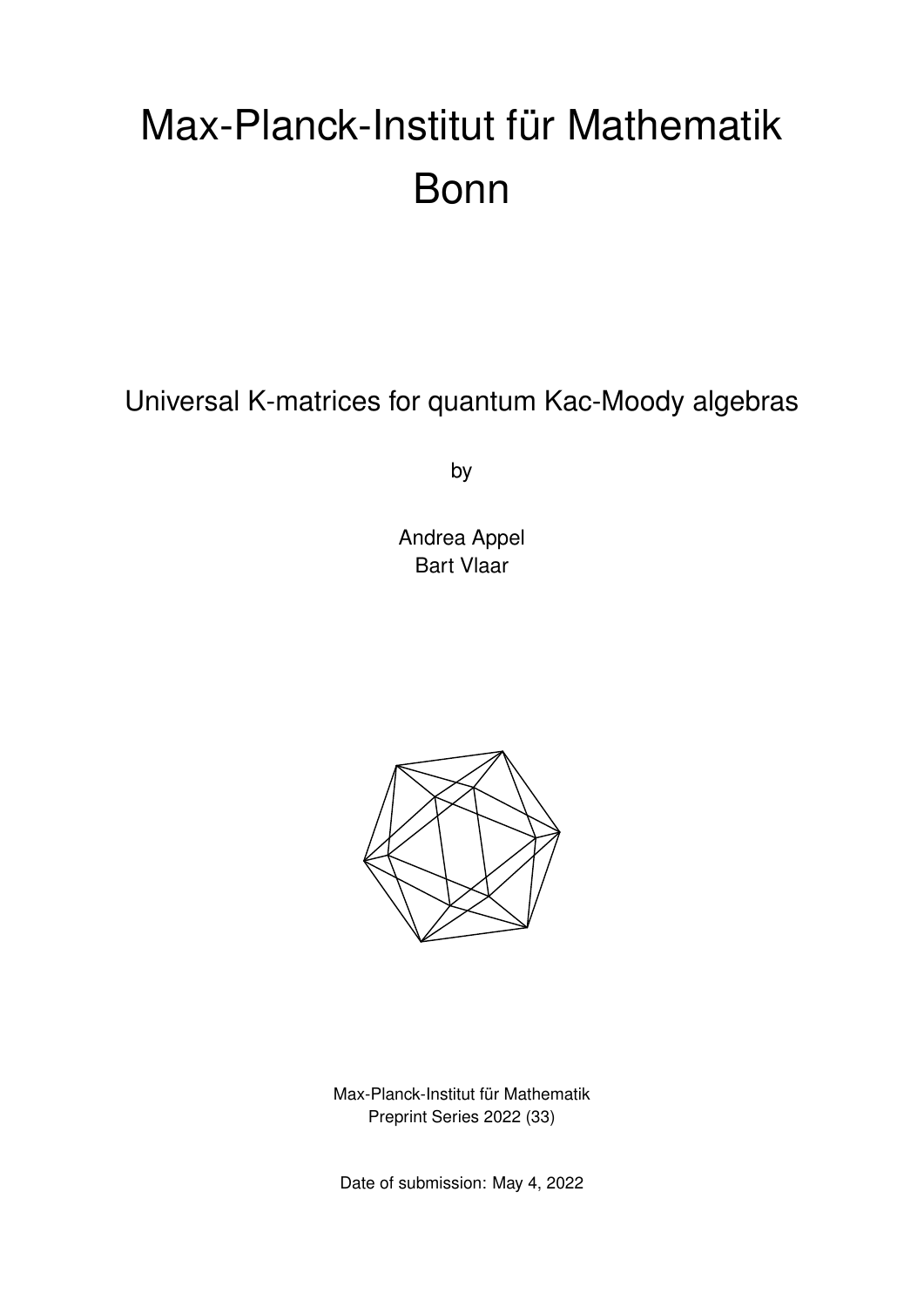# Max-Planck-Institut für Mathematik Bonn

## Universal K-matrices for quantum Kac-Moody algebras

by

Andrea Appel
Bart Vlaar

Max-Planck-Institut für Mathematik
Preprint Series 2022 (33)

Date of submission: May 4, 2022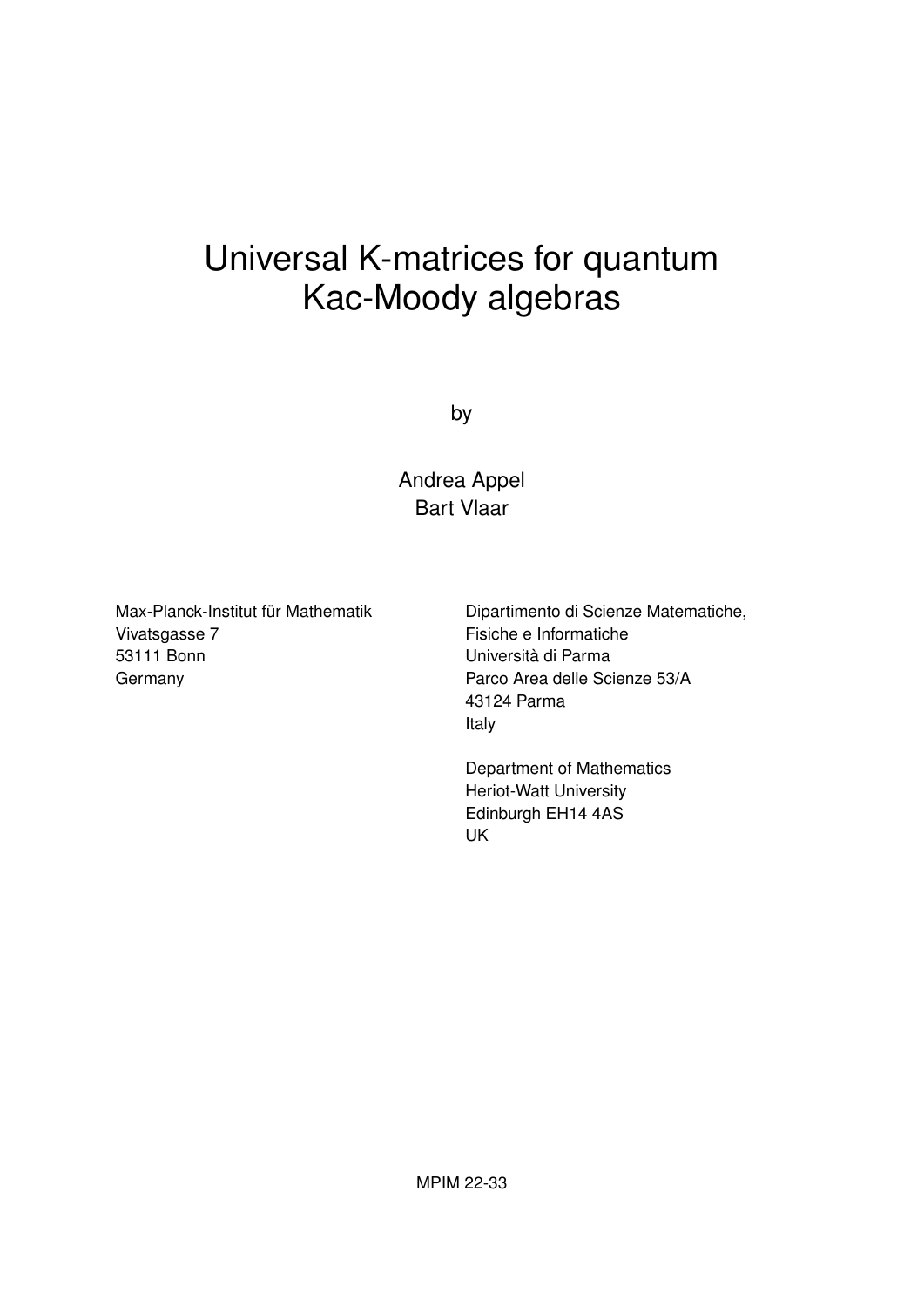# Universal K-matrices for quantum Kac-Moody algebras

by

Andrea Appel
Bart Vlaar

Max-Planck-Institut für Mathematik
Vivatsgasse 7
53111 Bonn
Germany

Dipartimento di Scienze Matematiche,
Fisiche e Informatiche
Università di Parma
Parco Area delle Scienze 53/A
43124 Parma
Italy

Department of Mathematics
Heriot-Watt University
Edinburgh EH14 4AS
UK

MPIM 22-33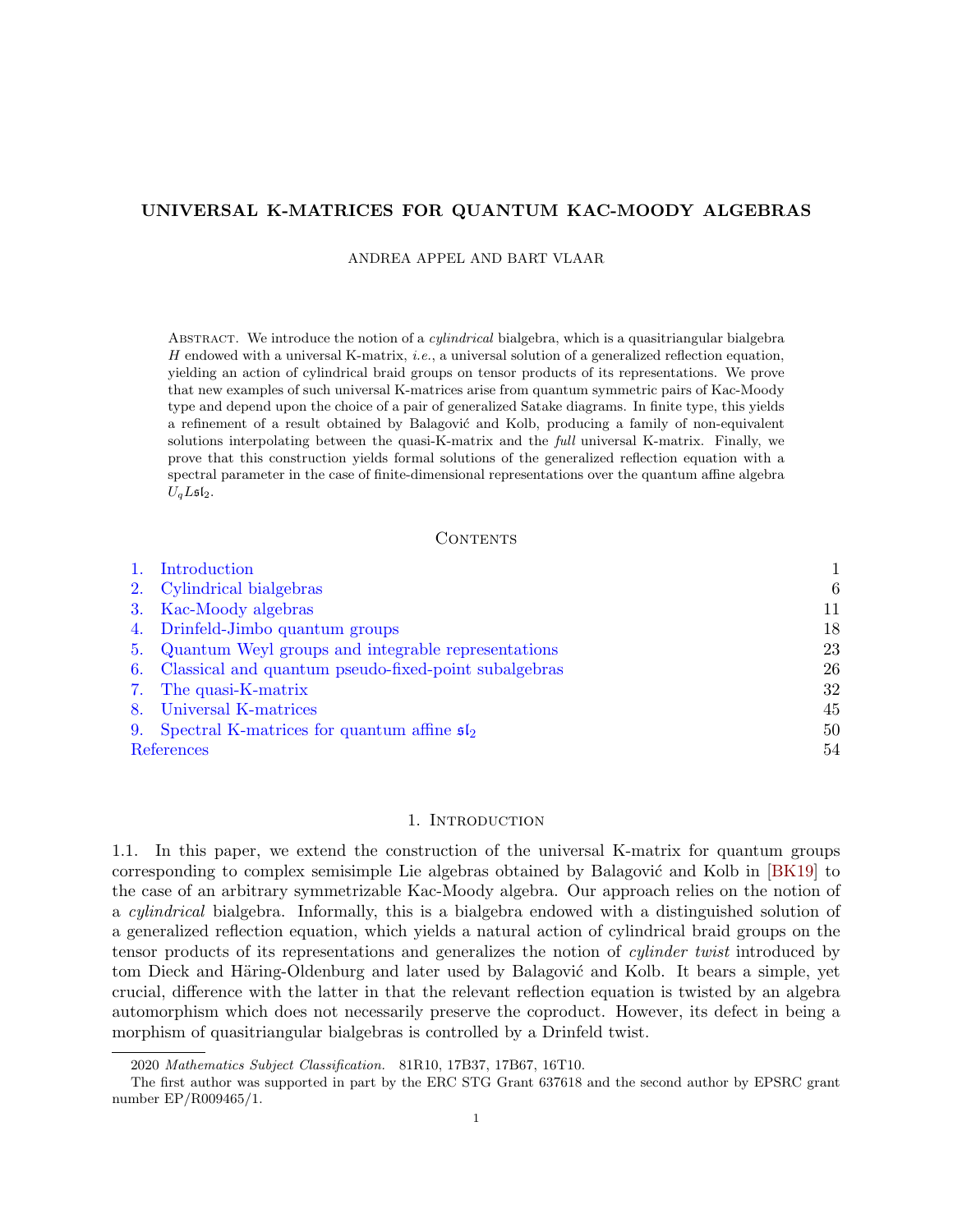# UNIVERSAL K-MATRICES FOR QUANTUM KAC-MOODY ALGEBRAS

ANDREA APPEL AND BART VLAAR

Abstract. We introduce the notion of a *cylindrical* bialgebra, which is a quasitriangular bialgebra $H$ endowed with a universal K-matrix, *i.e.*, a universal solution of a generalized reflection equation, yielding an action of cylindrical braid groups on tensor products of its representations. We prove that new examples of such universal K-matrices arise from quantum symmetric pairs of Kac-Moody type and depend upon the choice of a pair of generalized Satake diagrams. In finite type, this yields a refinement of a result obtained by Balagović and Kolb, producing a family of non-equivalent solutions interpolating between the quasi-K-matrix and the *full* universal K-matrix. Finally, we prove that this construction yields formal solutions of the generalized reflection equation with a spectral parameter in the case of finite-dimensional representations over the quantum affine algebra $U_qL\mathfrak{sl}_2$.

## Contents

| | | |
|---|---|---|
| 1. | Introduction | 1 |
| 2. | Cylindrical bialgebras | 6 |
| 3. | Kac-Moody algebras | 11 |
| 4. | Drinfeld-Jimbo quantum groups | 18 |
| 5. | Quantum Weyl groups and integrable representations | 23 |
| 6. | Classical and quantum pseudo-fixed-point subalgebras | 26 |
| 7. | The quasi-K-matrix | 32 |
| 8. | Universal K-matrices | 45 |
| 9. | Spectral K-matrices for quantum affine $\mathfrak{sl}_2$ | 50 |
| | References | 54 |

## 1. Introduction

1.1. In this paper, we extend the construction of the universal K-matrix for quantum groups corresponding to complex semisimple Lie algebras obtained by Balagović and Kolb in [BK19] to the case of an arbitrary symmetrizable Kac-Moody algebra. Our approach relies on the notion of a *cylindrical* bialgebra. Informally, this is a bialgebra endowed with a distinguished solution of a generalized reflection equation, which yields a natural action of cylindrical braid groups on the tensor products of its representations and generalizes the notion of *cylinder twist* introduced by tom Dieck and Häring-Oldenburg and later used by Balagović and Kolb. It bears a simple, yet crucial, difference with the latter in that the relevant reflection equation is twisted by an algebra automorphism which does not necessarily preserve the coproduct. However, its defect in being a morphism of quasitriangular bialgebras is controlled by a Drinfeld twist.

2020 *Mathematics Subject Classification.* 81R10, 17B37, 17B67, 16T10.

The first author was supported in part by the ERC STG Grant 637618 and the second author by EPSRC grant number EP/R009465/1.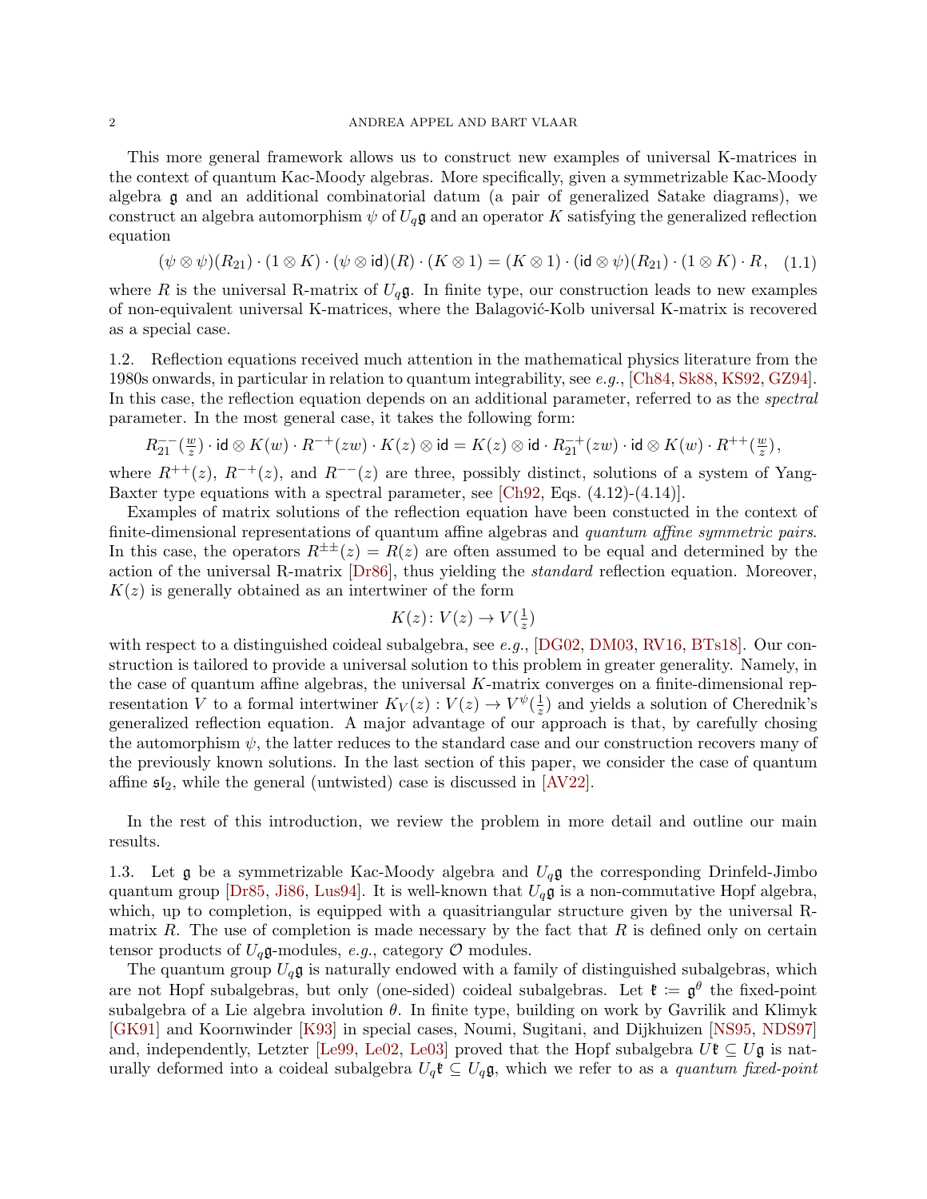This more general framework allows us to construct new examples of universal K-matrices in the context of quantum Kac-Moody algebras. More specifically, given a symmetrizable Kac-Moody algebra $\mathfrak{g}$ and an additional combinatorial datum (a pair of generalized Satake diagrams), we construct an algebra automorphism $\psi$ of $U_q\mathfrak{g}$ and an operator $K$ satisfying the generalized reflection equation

$$(\psi\otimes\psi)(R_{21})\cdot(1\otimes K)\cdot(\psi\otimes\mathsf{id})(R)\cdot(K\otimes 1)=(K\otimes 1)\cdot(\mathsf{id}\otimes\psi)(R_{21})\cdot(1\otimes K)\cdot R\,,\quad (1.1)$$

where $R$ is the universal R-matrix of $U_q\mathfrak{g}$. In finite type, our construction leads to new examples of non-equivalent universal K-matrices, where the Balagović-Kolb universal K-matrix is recovered as a special case.

1.2. Reflection equations received much attention in the mathematical physics literature from the 1980s onwards, in particular in relation to quantum integrability, see *e.g.*, [Ch84, Sk88, KS92, GZ94]. In this case, the reflection equation depends on an additional parameter, referred to as the *spectral* parameter. In the most general case, it takes the following form:

$$R_{21}^{--}(\tfrac{w}{z})\cdot\mathsf{id}\otimes K(w)\cdot R^{-+}(zw)\cdot K(z)\otimes\mathsf{id}=K(z)\otimes\mathsf{id}\cdot R_{21}^{-+}(zw)\cdot\mathsf{id}\otimes K(w)\cdot R^{++}(\tfrac{w}{z})\,,$$

where $R^{++}(z)$, $R^{-+}(z)$, and $R^{--}(z)$ are three, possibly distinct, solutions of a system of Yang-Baxter type equations with a spectral parameter, see [Ch92, Eqs. (4.12)-(4.14)].

Examples of matrix solutions of the reflection equation have been constucted in the context of finite-dimensional representations of quantum affine algebras and *quantum affine symmetric pairs*. In this case, the operators $R^{\pm\pm}(z)=R(z)$ are often assumed to be equal and determined by the action of the universal R-matrix [Dr86], thus yielding the *standard* reflection equation. Moreover, $K(z)$ is generally obtained as an intertwiner of the form

$$K(z)\colon V(z)\to V(\tfrac{1}{z})$$

with respect to a distinguished coideal subalgebra, see *e.g.*, [DG02, DM03, RV16, BTs18]. Our construction is tailored to provide a universal solution to this problem in greater generality. Namely, in the case of quantum affine algebras, the universal $K$-matrix converges on a finite-dimensional representation $V$ to a formal intertwiner $K_V(z):V(z)\to V^{\psi}(\frac{1}{z})$ and yields a solution of Cherednik's generalized reflection equation. A major advantage of our approach is that, by carefully chosing the automorphism $\psi$, the latter reduces to the standard case and our construction recovers many of the previously known solutions. In the last section of this paper, we consider the case of quantum affine $\mathfrak{sl}_2$, while the general (untwisted) case is discussed in [AV22].

In the rest of this introduction, we review the problem in more detail and outline our main results.

1.3. Let $\mathfrak{g}$ be a symmetrizable Kac-Moody algebra and $U_q\mathfrak{g}$ the corresponding Drinfeld-Jimbo quantum group [Dr85, Ji86, Lus94]. It is well-known that $U_q\mathfrak{g}$ is a non-commutative Hopf algebra, which, up to completion, is equipped with a quasitriangular structure given by the universal R-matrix $R$. The use of completion is made necessary by the fact that $R$ is defined only on certain tensor products of $U_q\mathfrak{g}$-modules, *e.g.*, category $\mathcal{O}$ modules.

The quantum group $U_q\mathfrak{g}$ is naturally endowed with a family of distinguished subalgebras, which are not Hopf subalgebras, but only (one-sided) coideal subalgebras. Let $\mathfrak{k}\coloneqq\mathfrak{g}^{\theta}$ the fixed-point subalgebra of a Lie algebra involution $\theta$. In finite type, building on work by Gavrilik and Klimyk [GK91] and Koornwinder [K93] in special cases, Noumi, Sugitani, and Dijkhuizen [NS95, NDS97] and, independently, Letzter [Le99, Le02, Le03] proved that the Hopf subalgebra $U\mathfrak{k}\subseteq U\mathfrak{g}$ is naturally deformed into a coideal subalgebra $U_q\mathfrak{k}\subseteq U_q\mathfrak{g}$, which we refer to as a *quantum fixed-point*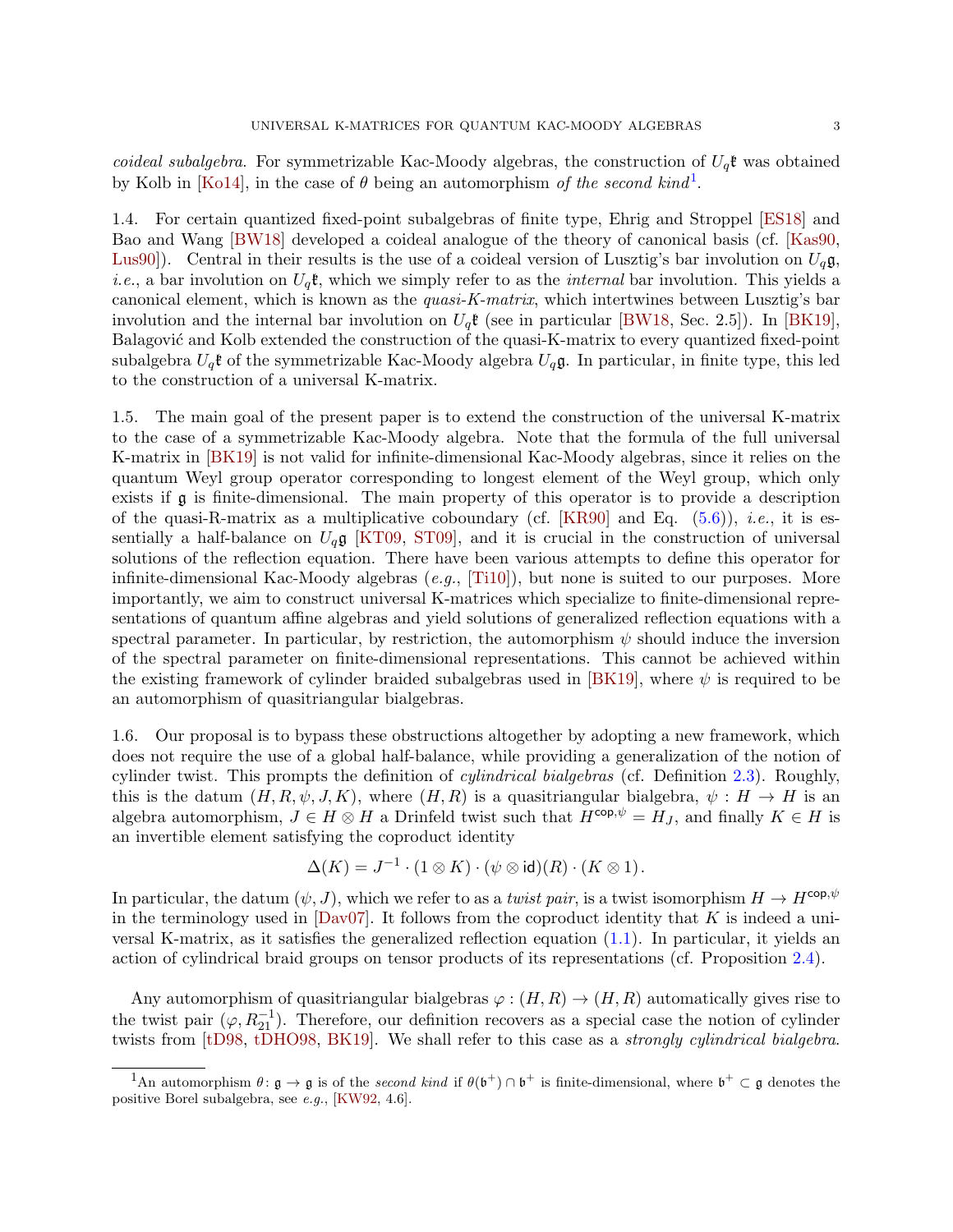*coideal subalgebra*. For symmetrizable Kac-Moody algebras, the construction of $U_q\mathfrak{k}$ was obtained by Kolb in [Ko14], in the case of $\theta$ being an automorphism *of the second kind*[1].

1.4. For certain quantized fixed-point subalgebras of finite type, Ehrig and Stroppel [ES18] and Bao and Wang [BW18] developed a coideal analogue of the theory of canonical basis (cf. [Kas90, Lus90]). Central in their results is the use of a coideal version of Lusztig's bar involution on $U_q\mathfrak{g}$, *i.e.*, a bar involution on $U_q\mathfrak{k}$, which we simply refer to as the *internal* bar involution. This yields a canonical element, which is known as the *quasi-K-matrix*, which intertwines between Lusztig's bar involution and the internal bar involution on $U_q\mathfrak{k}$ (see in particular [BW18, Sec. 2.5]). In [BK19], Balagović and Kolb extended the construction of the quasi-K-matrix to every quantized fixed-point subalgebra $U_q\mathfrak{k}$ of the symmetrizable Kac-Moody algebra $U_q\mathfrak{g}$. In particular, in finite type, this led to the construction of a universal K-matrix.

1.5. The main goal of the present paper is to extend the construction of the universal K-matrix to the case of a symmetrizable Kac-Moody algebra. Note that the formula of the full universal K-matrix in [BK19] is not valid for infinite-dimensional Kac-Moody algebras, since it relies on the quantum Weyl group operator corresponding to longest element of the Weyl group, which only exists if $\mathfrak{g}$ is finite-dimensional. The main property of this operator is to provide a description of the quasi-R-matrix as a multiplicative coboundary (cf. [KR90] and Eq. (5.6)), *i.e.*, it is essentially a half-balance on $U_q\mathfrak{g}$ [KT09, ST09], and it is crucial in the construction of universal solutions of the reflection equation. There have been various attempts to define this operator for infinite-dimensional Kac-Moody algebras (*e.g.*, [Ti10]), but none is suited to our purposes. More importantly, we aim to construct universal K-matrices which specialize to finite-dimensional representations of quantum affine algebras and yield solutions of generalized reflection equations with a spectral parameter. In particular, by restriction, the automorphism $\psi$ should induce the inversion of the spectral parameter on finite-dimensional representations. This cannot be achieved within the existing framework of cylinder braided subalgebras used in [BK19], where $\psi$ is required to be an automorphism of quasitriangular bialgebras.

1.6. Our proposal is to bypass these obstructions altogether by adopting a new framework, which does not require the use of a global half-balance, while providing a generalization of the notion of cylinder twist. This prompts the definition of *cylindrical bialgebras* (cf. Definition 2.3). Roughly, this is the datum $(H, R, \psi, J, K)$, where $(H, R)$ is a quasitriangular bialgebra, $\psi : H \to H$ is an algebra automorphism, $J \in H \otimes H$ a Drinfeld twist such that $H^{\mathsf{cop},\psi} = H_J$, and finally $K \in H$ is an invertible element satisfying the coproduct identity

$$\Delta(K) = J^{-1} \cdot (1 \otimes K) \cdot (\psi \otimes \mathsf{id})(R) \cdot (K \otimes 1).$$

In particular, the datum $(\psi, J)$, which we refer to as a *twist pair*, is a twist isomorphism $H \to H^{\mathsf{cop},\psi}$ in the terminology used in [Dav07]. It follows from the coproduct identity that $K$ is indeed a universal K-matrix, as it satisfies the generalized reflection equation (1.1). In particular, it yields an action of cylindrical braid groups on tensor products of its representations (cf. Proposition 2.4).

Any automorphism of quasitriangular bialgebras $\varphi : (H, R) \to (H, R)$ automatically gives rise to the twist pair $(\varphi, R_{21}^{-1})$. Therefore, our definition recovers as a special case the notion of cylinder twists from [tD98, tDHO98, BK19]. We shall refer to this case as a *strongly cylindrical bialgebra*.

---

[1] An automorphism $\theta \colon \mathfrak{g} \to \mathfrak{g}$ is of the *second kind* if $\theta(\mathfrak{b}^+) \cap \mathfrak{b}^+$ is finite-dimensional, where $\mathfrak{b}^+ \subset \mathfrak{g}$ denotes the positive Borel subalgebra, see *e.g.*, [KW92, 4.6].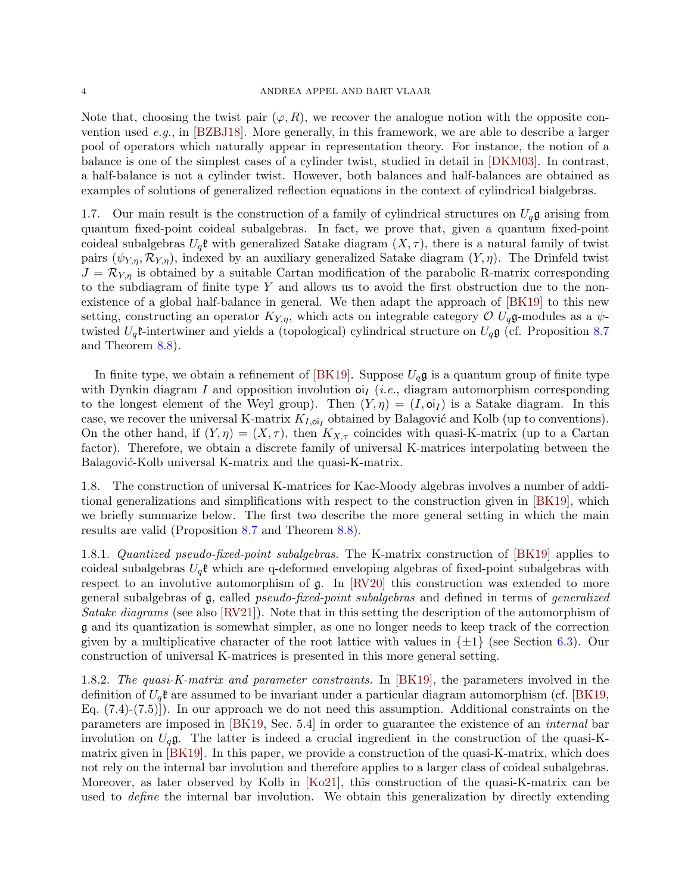Note that, choosing the twist pair $(\varphi, R)$, we recover the analogue notion with the opposite convention used *e.g.*, in [BZBJ18]. More generally, in this framework, we are able to describe a larger pool of operators which naturally appear in representation theory. For instance, the notion of a balance is one of the simplest cases of a cylinder twist, studied in detail in [DKM03]. In contrast, a half-balance is not a cylinder twist. However, both balances and half-balances are obtained as examples of solutions of generalized reflection equations in the context of cylindrical bialgebras.

1.7. Our main result is the construction of a family of cylindrical structures on $U_q\mathfrak{g}$ arising from quantum fixed-point coideal subalgebras. In fact, we prove that, given a quantum fixed-point coideal subalgebras $U_q\mathfrak{k}$ with generalized Satake diagram $(X, \tau)$, there is a natural family of twist pairs $(\psi_{Y,\eta}, \mathcal{R}_{Y,\eta})$, indexed by an auxiliary generalized Satake diagram $(Y, \eta)$. The Drinfeld twist $J = \mathcal{R}_{Y,\eta}$ is obtained by a suitable Cartan modification of the parabolic R-matrix corresponding to the subdiagram of finite type $Y$ and allows us to avoid the first obstruction due to the non-existence of a global half-balance in general. We then adapt the approach of [BK19] to this new setting, constructing an operator $K_{Y,\eta}$, which acts on integrable category $\mathcal{O}$ $U_q\mathfrak{g}$-modules as a $\psi$-twisted $U_q\mathfrak{k}$-intertwiner and yields a (topological) cylindrical structure on $U_q\mathfrak{g}$ (cf. Proposition 8.7 and Theorem 8.8).

In finite type, we obtain a refinement of [BK19]. Suppose $U_q\mathfrak{g}$ is a quantum group of finite type with Dynkin diagram $I$ and opposition involution $\mathsf{oi}_I$ (*i.e.*, diagram automorphism corresponding to the longest element of the Weyl group). Then $(Y, \eta) = (I, \mathsf{oi}_I)$ is a Satake diagram. In this case, we recover the universal K-matrix $K_{I,\mathsf{oi}_I}$ obtained by Balagović and Kolb (up to conventions). On the other hand, if $(Y, \eta) = (X, \tau)$, then $K_{X,\tau}$ coincides with quasi-K-matrix (up to a Cartan factor). Therefore, we obtain a discrete family of universal K-matrices interpolating between the Balagović-Kolb universal K-matrix and the quasi-K-matrix.

1.8. The construction of universal K-matrices for Kac-Moody algebras involves a number of additional generalizations and simplifications with respect to the construction given in [BK19], which we briefly summarize below. The first two describe the more general setting in which the main results are valid (Proposition 8.7 and Theorem 8.8).

1.8.1. *Quantized pseudo-fixed-point subalgebras.* The K-matrix construction of [BK19] applies to coideal subalgebras $U_q\mathfrak{k}$ which are q-deformed enveloping algebras of fixed-point subalgebras with respect to an involutive automorphism of $\mathfrak{g}$. In [RV20] this construction was extended to more general subalgebras of $\mathfrak{g}$, called *pseudo-fixed-point subalgebras* and defined in terms of *generalized Satake diagrams* (see also [RV21]). Note that in this setting the description of the automorphism of $\mathfrak{g}$ and its quantization is somewhat simpler, as one no longer needs to keep track of the correction given by a multiplicative character of the root lattice with values in $\{\pm 1\}$ (see Section 6.3). Our construction of universal K-matrices is presented in this more general setting.

1.8.2. *The quasi-K-matrix and parameter constraints.* In [BK19], the parameters involved in the definition of $U_q\mathfrak{k}$ are assumed to be invariant under a particular diagram automorphism (cf. [BK19, Eq. (7.4)-(7.5)]). In our approach we do not need this assumption. Additional constraints on the parameters are imposed in [BK19, Sec. 5.4] in order to guarantee the existence of an *internal* bar involution on $U_q\mathfrak{g}$. The latter is indeed a crucial ingredient in the construction of the quasi-K-matrix given in [BK19]. In this paper, we provide a construction of the quasi-K-matrix, which does not rely on the internal bar involution and therefore applies to a larger class of coideal subalgebras. Moreover, as later observed by Kolb in [Ko21], this construction of the quasi-K-matrix can be used to *define* the internal bar involution. We obtain this generalization by directly extending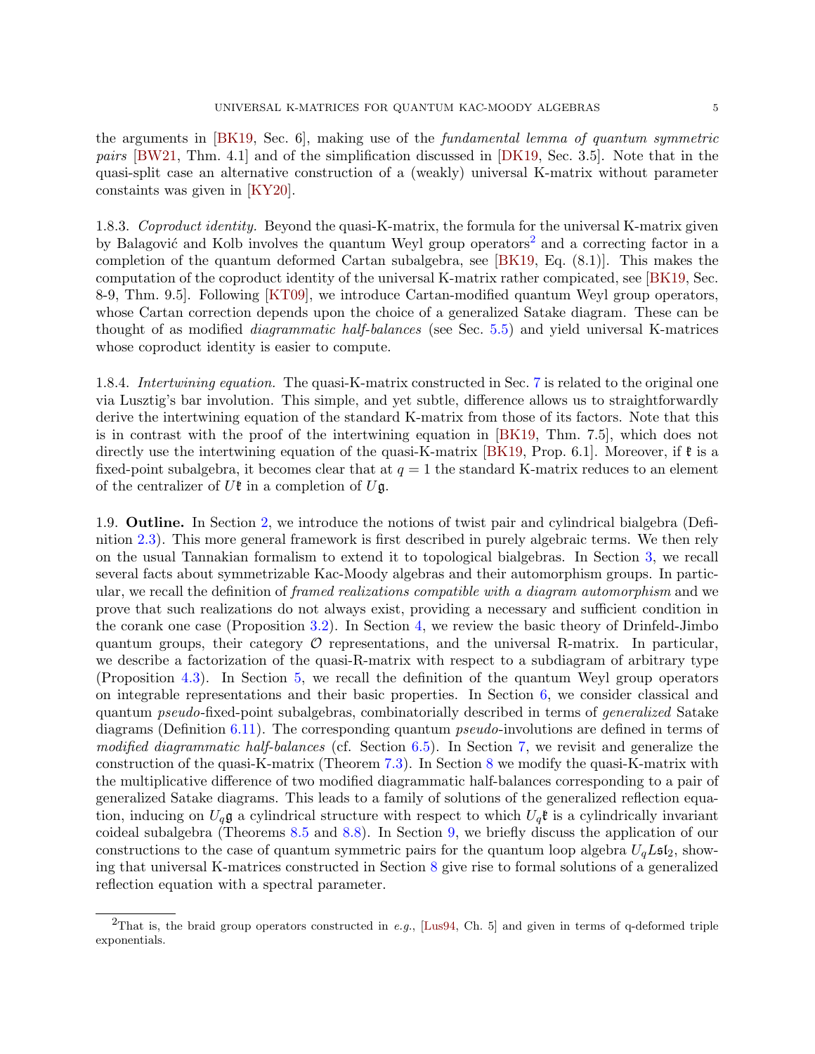the arguments in [BK19, Sec. 6], making use of the *fundamental lemma of quantum symmetric pairs* [BW21, Thm. 4.1] and of the simplification discussed in [DK19, Sec. 3.5]. Note that in the quasi-split case an alternative construction of a (weakly) universal K-matrix without parameter constaints was given in [KY20].

1.8.3. *Coproduct identity.* Beyond the quasi-K-matrix, the formula for the universal K-matrix given by Balagović and Kolb involves the quantum Weyl group operators[2] and a correcting factor in a completion of the quantum deformed Cartan subalgebra, see [BK19, Eq. (8.1)]. This makes the computation of the coproduct identity of the universal K-matrix rather compicated, see [BK19, Sec. 8-9, Thm. 9.5]. Following [KT09], we introduce Cartan-modified quantum Weyl group operators, whose Cartan correction depends upon the choice of a generalized Satake diagram. These can be thought of as modified *diagrammatic half-balances* (see Sec. 5.5) and yield universal K-matrices whose coproduct identity is easier to compute.

1.8.4. *Intertwining equation.* The quasi-K-matrix constructed in Sec. 7 is related to the original one via Lusztig's bar involution. This simple, and yet subtle, difference allows us to straightforwardly derive the intertwining equation of the standard K-matrix from those of its factors. Note that this is in contrast with the proof of the intertwining equation in [BK19, Thm. 7.5], which does not directly use the intertwining equation of the quasi-K-matrix [BK19, Prop. 6.1]. Moreover, if $\mathfrak{k}$ is a fixed-point subalgebra, it becomes clear that at $q = 1$ the standard K-matrix reduces to an element of the centralizer of $U\mathfrak{k}$ in a completion of $U\mathfrak{g}$.

1.9. **Outline.** In Section 2, we introduce the notions of twist pair and cylindrical bialgebra (Definition 2.3). This more general framework is first described in purely algebraic terms. We then rely on the usual Tannakian formalism to extend it to topological bialgebras. In Section 3, we recall several facts about symmetrizable Kac-Moody algebras and their automorphism groups. In particular, we recall the definition of *framed realizations compatible with a diagram automorphism* and we prove that such realizations do not always exist, providing a necessary and sufficient condition in the corank one case (Proposition 3.2). In Section 4, we review the basic theory of Drinfeld-Jimbo quantum groups, their category $\mathcal{O}$ representations, and the universal R-matrix. In particular, we describe a factorization of the quasi-R-matrix with respect to a subdiagram of arbitrary type (Proposition 4.3). In Section 5, we recall the definition of the quantum Weyl group operators on integrable representations and their basic properties. In Section 6, we consider classical and quantum *pseudo*-fixed-point subalgebras, combinatorially described in terms of *generalized* Satake diagrams (Definition 6.11). The corresponding quantum *pseudo*-involutions are defined in terms of *modified diagrammatic half-balances* (cf. Section 6.5). In Section 7, we revisit and generalize the construction of the quasi-K-matrix (Theorem 7.3). In Section 8 we modify the quasi-K-matrix with the multiplicative difference of two modified diagrammatic half-balances corresponding to a pair of generalized Satake diagrams. This leads to a family of solutions of the generalized reflection equation, inducing on $U_q\mathfrak{g}$ a cylindrical structure with respect to which $U_q\mathfrak{k}$ is a cylindrically invariant coideal subalgebra (Theorems 8.5 and 8.8). In Section 9, we briefly discuss the application of our constructions to the case of quantum symmetric pairs for the quantum loop algebra $U_qL\mathfrak{sl}_2$, showing that universal K-matrices constructed in Section 8 give rise to formal solutions of a generalized reflection equation with a spectral parameter.

---

[2] That is, the braid group operators constructed in *e.g.*, [Lus94, Ch. 5] and given in terms of q-deformed triple exponentials.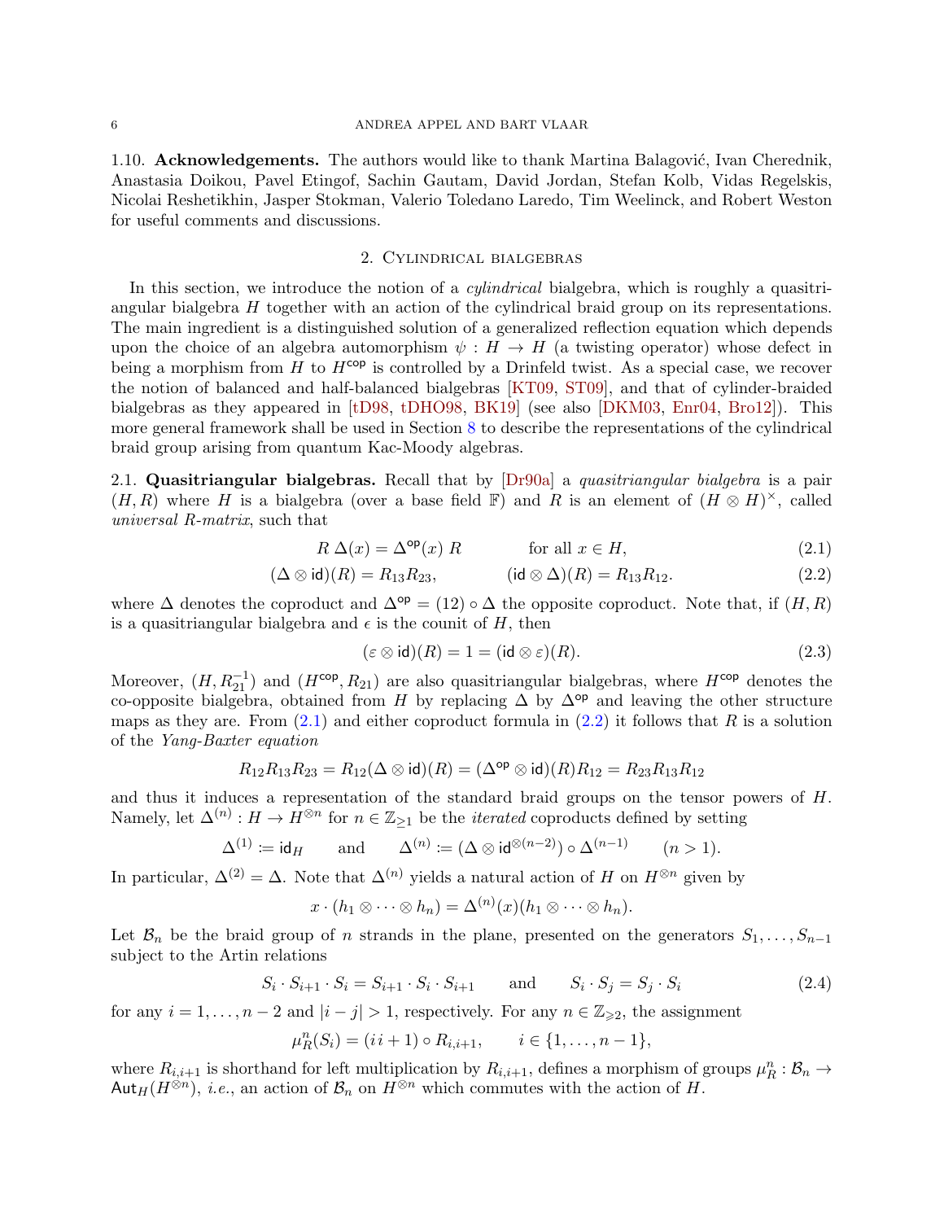**1.10. Acknowledgements.** The authors would like to thank Martina Balagović, Ivan Cherednik, Anastasia Doikou, Pavel Etingof, Sachin Gautam, David Jordan, Stefan Kolb, Vidas Regelskis, Nicolai Reshetikhin, Jasper Stokman, Valerio Toledano Laredo, Tim Weelinck, and Robert Weston for useful comments and discussions.

## 2. Cylindrical bialgebras

In this section, we introduce the notion of a *cylindrical* bialgebra, which is roughly a quasitriangular bialgebra $H$ together with an action of the cylindrical braid group on its representations. The main ingredient is a distinguished solution of a generalized reflection equation which depends upon the choice of an algebra automorphism $\psi : H \to H$ (a twisting operator) whose defect in being a morphism from $H$ to $H^{\mathsf{cop}}$ is controlled by a Drinfeld twist. As a special case, we recover the notion of balanced and half-balanced bialgebras [KT09, ST09], and that of cylinder-braided bialgebras as they appeared in [tD98, tDHO98, BK19] (see also [DKM03, Enr04, Bro12]). This more general framework shall be used in Section 8 to describe the representations of the cylindrical braid group arising from quantum Kac-Moody algebras.

**2.1. Quasitriangular bialgebras.** Recall that by [Dr90a] a *quasitriangular bialgebra* is a pair $(H, R)$ where $H$ is a bialgebra (over a base field $\mathbb{F}$) and $R$ is an element of $(H \otimes H)^{\times}$, called *universal R-matrix*, such that

$$R\,\Delta(x) = \Delta^{\mathsf{op}}(x)\,R \qquad\qquad \text{for all } x \in H, \tag{2.1}$$

$$(\Delta \otimes \mathsf{id})(R) = R_{13}R_{23}, \qquad\qquad (\mathsf{id} \otimes \Delta)(R) = R_{13}R_{12}. \tag{2.2}$$

where $\Delta$ denotes the coproduct and $\Delta^{\mathsf{op}} = (12) \circ \Delta$ the opposite coproduct. Note that, if $(H, R)$ is a quasitriangular bialgebra and $\epsilon$ is the counit of $H$, then

$$(\varepsilon \otimes \mathsf{id})(R) = 1 = (\mathsf{id} \otimes \varepsilon)(R). \tag{2.3}$$

Moreover, $(H, R_{21}^{-1})$ and $(H^{\mathsf{cop}}, R_{21})$ are also quasitriangular bialgebras, where $H^{\mathsf{cop}}$ denotes the co-opposite bialgebra, obtained from $H$ by replacing $\Delta$ by $\Delta^{\mathsf{op}}$ and leaving the other structure maps as they are. From (2.1) and either coproduct formula in (2.2) it follows that $R$ is a solution of the *Yang-Baxter equation*

$$R_{12}R_{13}R_{23} = R_{12}(\Delta \otimes \mathsf{id})(R) = (\Delta^{\mathsf{op}} \otimes \mathsf{id})(R)R_{12} = R_{23}R_{13}R_{12}$$

and thus it induces a representation of the standard braid groups on the tensor powers of $H$. Namely, let $\Delta^{(n)} : H \to H^{\otimes n}$ for $n \in \mathbb{Z}_{\geq 1}$ be the *iterated* coproducts defined by setting

$$\Delta^{(1)} \coloneqq \mathsf{id}_H \qquad \text{and} \qquad \Delta^{(n)} \coloneqq (\Delta \otimes \mathsf{id}^{\otimes(n-2)}) \circ \Delta^{(n-1)} \qquad (n > 1).$$

In particular, $\Delta^{(2)} = \Delta$. Note that $\Delta^{(n)}$ yields a natural action of $H$ on $H^{\otimes n}$ given by

$$x \cdot (h_1 \otimes \cdots \otimes h_n) = \Delta^{(n)}(x)(h_1 \otimes \cdots \otimes h_n).$$

Let $\mathcal{B}_n$ be the braid group of $n$ strands in the plane, presented on the generators $S_1, \ldots, S_{n-1}$ subject to the Artin relations

$$S_i \cdot S_{i+1} \cdot S_i = S_{i+1} \cdot S_i \cdot S_{i+1} \qquad \text{and} \qquad S_i \cdot S_j = S_j \cdot S_i \tag{2.4}$$

for any $i = 1, \ldots, n-2$ and $|i - j| > 1$, respectively. For any $n \in \mathbb{Z}_{\geqslant 2}$, the assignment

$$\mu_R^n(S_i) = (i\,i+1) \circ R_{i,i+1}, \qquad i \in \{1, \ldots, n-1\},$$

where $R_{i,i+1}$ is shorthand for left multiplication by $R_{i,i+1}$, defines a morphism of groups $\mu_R^n : \mathcal{B}_n \to \mathsf{Aut}_H(H^{\otimes n})$, *i.e.*, an action of $\mathcal{B}_n$ on $H^{\otimes n}$ which commutes with the action of $H$.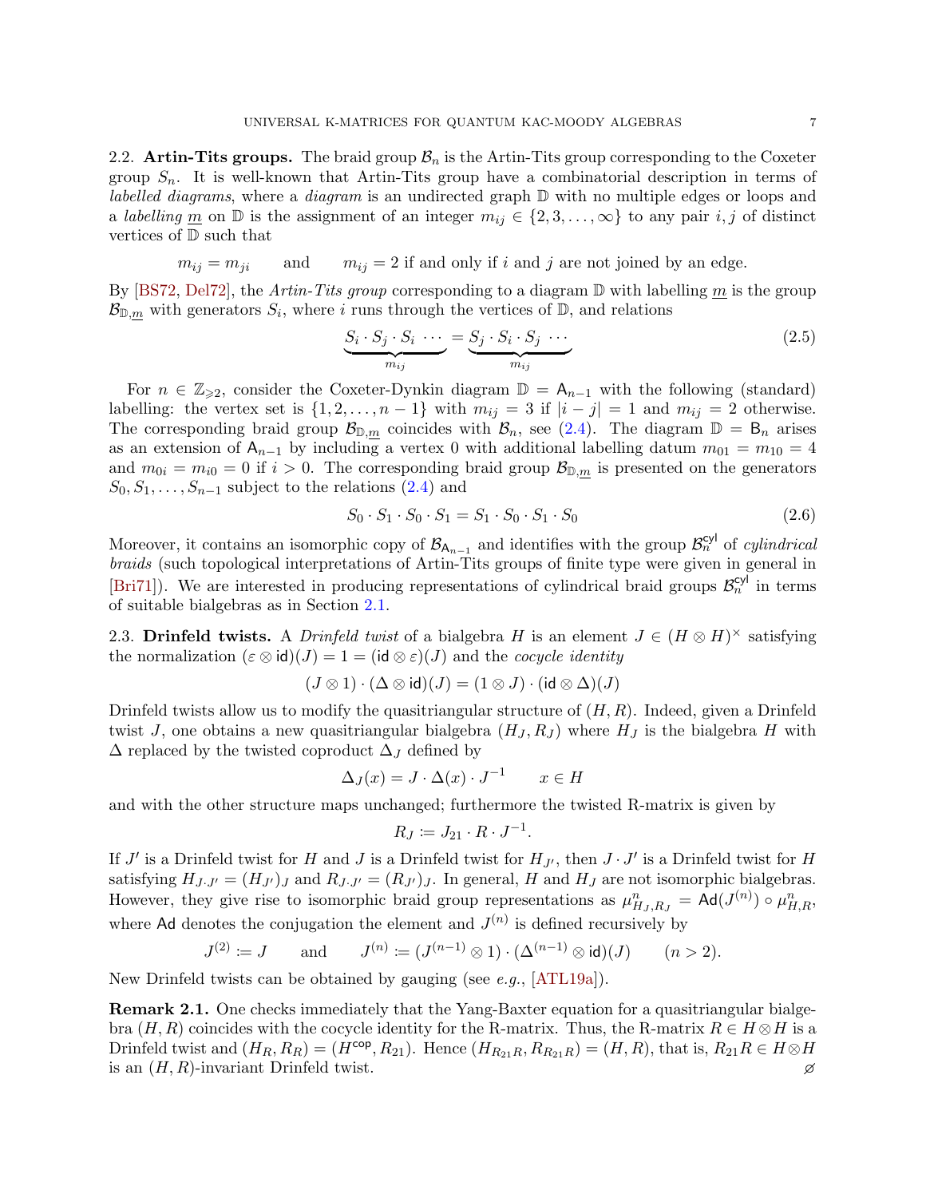2.2. **Artin-Tits groups.** The braid group $\mathcal{B}_n$ is the Artin-Tits group corresponding to the Coxeter group $S_n$. It is well-known that Artin-Tits group have a combinatorial description in terms of *labelled diagrams*, where a *diagram* is an undirected graph $\mathbb{D}$ with no multiple edges or loops and a *labelling* $\underline{m}$ on $\mathbb{D}$ is the assignment of an integer $m_{ij} \in \{2, 3, \dots, \infty\}$ to any pair $i, j$ of distinct vertices of $\mathbb{D}$ such that

$$m_{ij} = m_{ji} \qquad \text{and} \qquad m_{ij} = 2 \text{ if and only if } i \text{ and } j \text{ are not joined by an edge.}$$

By [BS72, Del72], the *Artin-Tits group* corresponding to a diagram $\mathbb{D}$ with labelling $\underline{m}$ is the group $\mathcal{B}_{\mathbb{D},\underline{m}}$ with generators $S_i$, where $i$ runs through the vertices of $\mathbb{D}$, and relations

$$\underbrace{S_i \cdot S_j \cdot S_i \, \cdots}_{m_{ij}} = \underbrace{S_j \cdot S_i \cdot S_j \, \cdots}_{m_{ij}} \tag{2.5}$$

For $n \in \mathbb{Z}_{\geqslant 2}$, consider the Coxeter-Dynkin diagram $\mathbb{D} = \mathsf{A}_{n-1}$ with the following (standard) labelling: the vertex set is $\{1, 2, \dots, n-1\}$ with $m_{ij} = 3$ if $|i - j| = 1$ and $m_{ij} = 2$ otherwise. The corresponding braid group $\mathcal{B}_{\mathbb{D},\underline{m}}$ coincides with $\mathcal{B}_n$, see (2.4). The diagram $\mathbb{D} = \mathsf{B}_n$ arises as an extension of $\mathsf{A}_{n-1}$ by including a vertex 0 with additional labelling datum $m_{01} = m_{10} = 4$ and $m_{0i} = m_{i0} = 0$ if $i > 0$. The corresponding braid group $\mathcal{B}_{\mathbb{D},\underline{m}}$ is presented on the generators $S_0, S_1, \dots, S_{n-1}$ subject to the relations (2.4) and

$$S_0 \cdot S_1 \cdot S_0 \cdot S_1 = S_1 \cdot S_0 \cdot S_1 \cdot S_0 \tag{2.6}$$

Moreover, it contains an isomorphic copy of $\mathcal{B}_{\mathsf{A}_{n-1}}$ and identifies with the group $\mathcal{B}_n^{\mathsf{cyl}}$ of *cylindrical braids* (such topological interpretations of Artin-Tits groups of finite type were given in general in [Bri71]). We are interested in producing representations of cylindrical braid groups $\mathcal{B}_n^{\mathsf{cyl}}$ in terms of suitable bialgebras as in Section 2.1.

2.3. **Drinfeld twists.** A *Drinfeld twist* of a bialgebra $H$ is an element $J \in (H \otimes H)^{\times}$ satisfying the normalization $(\varepsilon \otimes \mathsf{id})(J) = 1 = (\mathsf{id} \otimes \varepsilon)(J)$ and the *cocycle identity*

$$(J \otimes 1) \cdot (\Delta \otimes \mathsf{id})(J) = (1 \otimes J) \cdot (\mathsf{id} \otimes \Delta)(J)$$

Drinfeld twists allow us to modify the quasitriangular structure of $(H, R)$. Indeed, given a Drinfeld twist $J$, one obtains a new quasitriangular bialgebra $(H_J, R_J)$ where $H_J$ is the bialgebra $H$ with $\Delta$ replaced by the twisted coproduct $\Delta_J$ defined by

$$\Delta_J(x) = J \cdot \Delta(x) \cdot J^{-1} \qquad x \in H$$

and with the other structure maps unchanged; furthermore the twisted R-matrix is given by

$$R_J \coloneqq J_{21} \cdot R \cdot J^{-1}.$$

If $J'$ is a Drinfeld twist for $H$ and $J$ is a Drinfeld twist for $H_{J'}$, then $J \cdot J'$ is a Drinfeld twist for $H$ satisfying $H_{J \cdot J'} = (H_{J'})_J$ and $R_{J \cdot J'} = (R_{J'})_J$. In general, $H$ and $H_J$ are not isomorphic bialgebras. However, they give rise to isomorphic braid group representations as $\mu^n_{H_J, R_J} = \mathsf{Ad}(J^{(n)}) \circ \mu^n_{H,R}$, where $\mathsf{Ad}$ denotes the conjugation the element and $J^{(n)}$ is defined recursively by

$$J^{(2)} \coloneqq J \qquad \text{and} \qquad J^{(n)} \coloneqq (J^{(n-1)} \otimes 1) \cdot (\Delta^{(n-1)} \otimes \mathsf{id})(J) \qquad (n > 2).$$

New Drinfeld twists can be obtained by gauging (see *e.g.*, [ATL19a]).

**Remark 2.1.** One checks immediately that the Yang-Baxter equation for a quasitriangular bialgebra $(H, R)$ coincides with the cocycle identity for the R-matrix. Thus, the R-matrix $R \in H \otimes H$ is a Drinfeld twist and $(H_R, R_R) = (H^{\mathsf{cop}}, R_{21})$. Hence $(H_{R_{21}R}, R_{R_{21}R}) = (H, R)$, that is, $R_{21}R \in H \otimes H$ is an $(H, R)$-invariant Drinfeld twist. ⌀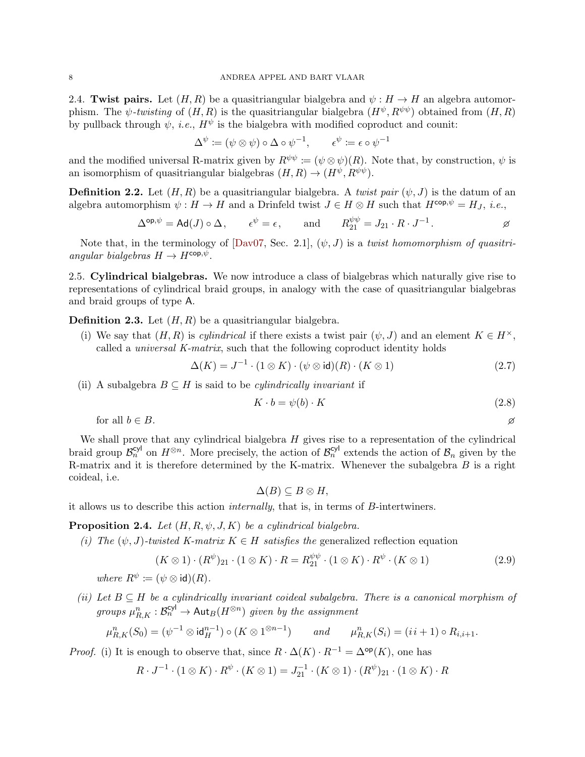2.4. **Twist pairs.** Let $(H, R)$ be a quasitriangular bialgebra and $\psi : H \to H$ an algebra automorphism. The $\psi$-*twisting* of $(H, R)$ is the quasitriangular bialgebra $(H^\psi, R^{\psi\psi})$ obtained from $(H, R)$ by pullback through $\psi$, *i.e.*, $H^\psi$ is the bialgebra with modified coproduct and counit:

$$\Delta^\psi := (\psi \otimes \psi) \circ \Delta \circ \psi^{-1}, \qquad \epsilon^\psi := \epsilon \circ \psi^{-1}$$

and the modified universal R-matrix given by $R^{\psi\psi} := (\psi \otimes \psi)(R)$. Note that, by construction, $\psi$ is an isomorphism of quasitriangular bialgebras $(H, R) \to (H^\psi, R^{\psi\psi})$.

**Definition 2.2.** Let $(H, R)$ be a quasitriangular bialgebra. A *twist pair* $(\psi, J)$ is the datum of an algebra automorphism $\psi : H \to H$ and a Drinfeld twist $J \in H \otimes H$ such that $H^{\mathsf{cop},\psi} = H_J$, *i.e.*,

$$\Delta^{\mathsf{op},\psi} = \mathsf{Ad}(J) \circ \Delta, \qquad \epsilon^\psi = \epsilon, \qquad \text{and} \qquad R_{21}^{\psi\psi} = J_{21} \cdot R \cdot J^{-1}. \qquad \varnothing$$

Note that, in the terminology of [Dav07, Sec. 2.1], $(\psi, J)$ is a *twist homomorphism of quasitriangular bialgebras* $H \to H^{\mathsf{cop},\psi}$.

2.5. **Cylindrical bialgebras.** We now introduce a class of bialgebras which naturally give rise to representations of cylindrical braid groups, in analogy with the case of quasitriangular bialgebras and braid groups of type $\mathsf{A}$.

**Definition 2.3.** Let $(H, R)$ be a quasitriangular bialgebra.

(i) We say that $(H, R)$ is *cylindrical* if there exists a twist pair $(\psi, J)$ and an element $K \in H^\times$, called a *universal K-matrix*, such that the following coproduct identity holds

$$\Delta(K) = J^{-1} \cdot (1 \otimes K) \cdot (\psi \otimes \mathsf{id})(R) \cdot (K \otimes 1) \tag{2.7}$$

(ii) A subalgebra $B \subseteq H$ is said to be *cylindrically invariant* if

$$K \cdot b = \psi(b) \cdot K \tag{2.8}$$

for all $b \in B$. $\varnothing$

We shall prove that any cylindrical bialgebra $H$ gives rise to a representation of the cylindrical braid group $\mathcal{B}_n^{\mathsf{cyl}}$ on $H^{\otimes n}$. More precisely, the action of $\mathcal{B}_n^{\mathsf{cyl}}$ extends the action of $\mathcal{B}_n$ given by the R-matrix and it is therefore determined by the K-matrix. Whenever the subalgebra $B$ is a right coideal, i.e.

$$\Delta(B) \subseteq B \otimes H,$$

it allows us to describe this action *internally*, that is, in terms of $B$-intertwiners.

**Proposition 2.4.** *Let $(H, R, \psi, J, K)$ be a cylindrical bialgebra.*

*(i) The $(\psi, J)$-twisted K-matrix $K \in H$ satisfies the* generalized reflection equation

$$(K \otimes 1) \cdot (R^\psi)_{21} \cdot (1 \otimes K) \cdot R = R_{21}^{\psi\psi} \cdot (1 \otimes K) \cdot R^\psi \cdot (K \otimes 1) \tag{2.9}$$

*where $R^\psi := (\psi \otimes \mathsf{id})(R)$.*

*(ii) Let $B \subseteq H$ be a cylindrically invariant coideal subalgebra. There is a canonical morphism of groups $\mu_{R,K}^n : \mathcal{B}_n^{\mathsf{cyl}} \to \mathsf{Aut}_B(H^{\otimes n})$ given by the assignment*

$$\mu_{R,K}^n(S_0) = (\psi^{-1} \otimes \mathsf{id}_H^{n-1}) \circ (K \otimes 1^{\otimes n-1}) \qquad \textit{and} \qquad \mu_{R,K}^n(S_i) = (i\, i+1) \circ R_{i,i+1}.$$

*Proof.* (i) It is enough to observe that, since $R \cdot \Delta(K) \cdot R^{-1} = \Delta^{\mathsf{op}}(K)$, one has

$$R \cdot J^{-1} \cdot (1 \otimes K) \cdot R^\psi \cdot (K \otimes 1) = J_{21}^{-1} \cdot (K \otimes 1) \cdot (R^\psi)_{21} \cdot (1 \otimes K) \cdot R$$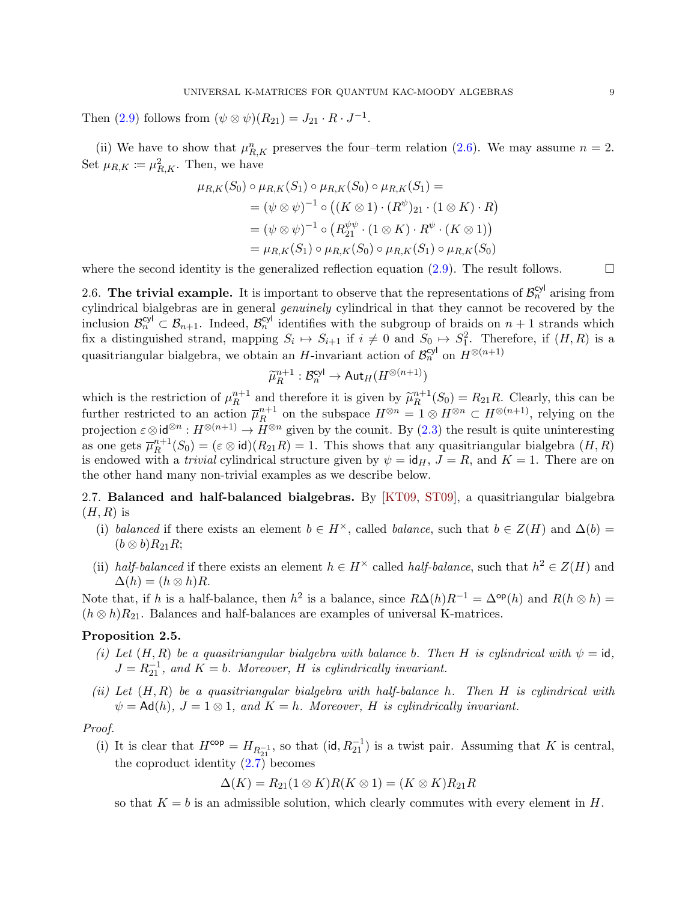Then (2.9) follows from $(\psi \otimes \psi)(R_{21}) = J_{21} \cdot R \cdot J^{-1}$.

(ii) We have to show that $\mu^n_{R,K}$ preserves the four–term relation (2.6). We may assume $n = 2$. Set $\mu_{R,K} \coloneqq \mu^2_{R,K}$. Then, we have

$$
\begin{aligned}
\mu_{R,K}(S_0) \circ \mu_{R,K}(S_1) \circ \mu_{R,K}(S_0) \circ \mu_{R,K}(S_1) &= \\
&= (\psi \otimes \psi)^{-1} \circ \big((K \otimes 1) \cdot (R^{\psi})_{21} \cdot (1 \otimes K) \cdot R\big) \\
&= (\psi \otimes \psi)^{-1} \circ \big(R^{\psi\psi}_{21} \cdot (1 \otimes K) \cdot R^{\psi} \cdot (K \otimes 1)\big) \\
&= \mu_{R,K}(S_1) \circ \mu_{R,K}(S_0) \circ \mu_{R,K}(S_1) \circ \mu_{R,K}(S_0)
\end{aligned}
$$

where the second identity is the generalized reflection equation (2.9). The result follows. □

2.6. **The trivial example.** It is important to observe that the representations of $\mathcal{B}^{\mathsf{cyl}}_n$ arising from cylindrical bialgebras are in general *genuinely* cylindrical in that they cannot be recovered by the inclusion $\mathcal{B}^{\mathsf{cyl}}_n \subset \mathcal{B}_{n+1}$. Indeed, $\mathcal{B}^{\mathsf{cyl}}_n$ identifies with the subgroup of braids on $n+1$ strands which fix a distinguished strand, mapping $S_i \mapsto S_{i+1}$ if $i \neq 0$ and $S_0 \mapsto S_1^2$. Therefore, if $(H, R)$ is a quasitriangular bialgebra, we obtain an $H$-invariant action of $\mathcal{B}^{\mathsf{cyl}}_n$ on $H^{\otimes(n+1)}$

$$
\widetilde{\mu}^{n+1}_R : \mathcal{B}^{\mathsf{cyl}}_n \to \mathsf{Aut}_H(H^{\otimes(n+1)})
$$

which is the restriction of $\mu^{n+1}_R$ and therefore it is given by $\widetilde{\mu}^{n+1}_R(S_0) = R_{21}R$. Clearly, this can be further restricted to an action $\overline{\mu}^{n+1}_R$ on the subspace $H^{\otimes n} = 1 \otimes H^{\otimes n} \subset H^{\otimes(n+1)}$, relying on the projection $\varepsilon \otimes \mathsf{id}^{\otimes n} : H^{\otimes(n+1)} \to H^{\otimes n}$ given by the counit. By (2.3) the result is quite uninteresting as one gets $\overline{\mu}^{n+1}_R(S_0) = (\varepsilon \otimes \mathsf{id})(R_{21}R) = 1$. This shows that any quasitriangular bialgebra $(H, R)$ is endowed with a *trivial* cylindrical structure given by $\psi = \mathsf{id}_H$, $J = R$, and $K = 1$. There are on the other hand many non-trivial examples as we describe below.

2.7. **Balanced and half-balanced bialgebras.** By [KT09, ST09], a quasitriangular bialgebra $(H, R)$ is

(i) *balanced* if there exists an element $b \in H^{\times}$, called *balance*, such that $b \in Z(H)$ and $\Delta(b) = (b \otimes b)R_{21}R$;

(ii) *half-balanced* if there exists an element $h \in H^{\times}$ called *half-balance*, such that $h^2 \in Z(H)$ and $\Delta(h) = (h \otimes h)R$.

Note that, if $h$ is a half-balance, then $h^2$ is a balance, since $R\Delta(h)R^{-1} = \Delta^{\mathsf{op}}(h)$ and $R(h \otimes h) = (h \otimes h)R_{21}$. Balances and half-balances are examples of universal K-matrices.

**Proposition 2.5.**

*(i) Let $(H, R)$ be a quasitriangular bialgebra with balance $b$. Then $H$ is cylindrical with $\psi = \mathsf{id}$, $J = R_{21}^{-1}$, and $K = b$. Moreover, $H$ is cylindrically invariant.*

*(ii) Let $(H, R)$ be a quasitriangular bialgebra with half-balance $h$. Then $H$ is cylindrical with $\psi = \mathsf{Ad}(h)$, $J = 1 \otimes 1$, and $K = h$. Moreover, $H$ is cylindrically invariant.*

*Proof.*

(i) It is clear that $H^{\mathsf{cop}} = H_{R_{21}^{-1}}$, so that $(\mathsf{id}, R_{21}^{-1})$ is a twist pair. Assuming that $K$ is central, the coproduct identity (2.7) becomes

$$
\Delta(K) = R_{21}(1 \otimes K)R(K \otimes 1) = (K \otimes K)R_{21}R
$$

so that $K = b$ is an admissible solution, which clearly commutes with every element in $H$.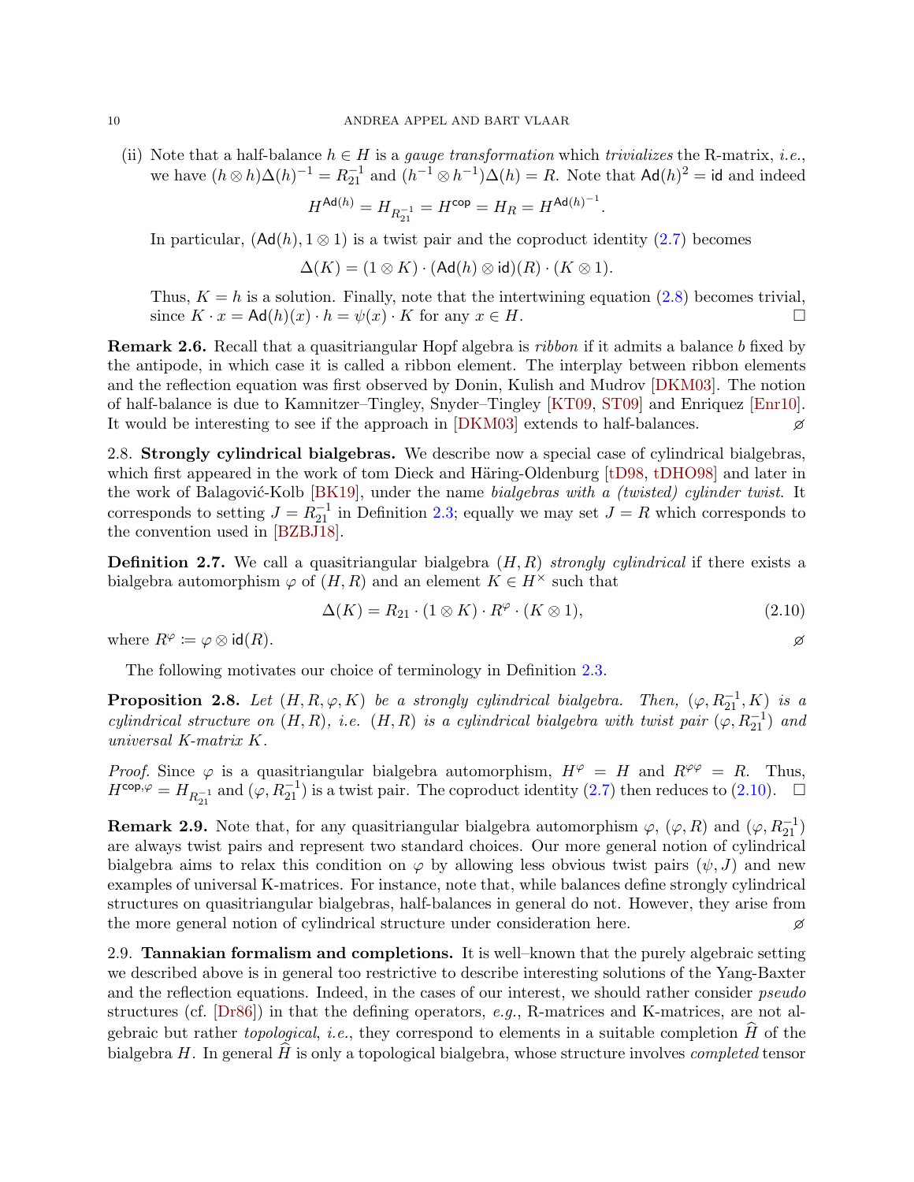(ii) Note that a half-balance $h \in H$ is a *gauge transformation* which *trivializes* the R-matrix, *i.e.*, we have $(h \otimes h)\Delta(h)^{-1} = R_{21}^{-1}$ and $(h^{-1} \otimes h^{-1})\Delta(h) = R$. Note that $\mathsf{Ad}(h)^2 = \mathsf{id}$ and indeed

$$H^{\mathsf{Ad}(h)} = H_{R_{21}^{-1}} = H^{\mathsf{cop}} = H_R = H^{\mathsf{Ad}(h)^{-1}}.$$

In particular, $(\mathsf{Ad}(h), 1 \otimes 1)$ is a twist pair and the coproduct identity (2.7) becomes

$$\Delta(K) = (1 \otimes K) \cdot (\mathsf{Ad}(h) \otimes \mathsf{id})(R) \cdot (K \otimes 1).$$

Thus, $K = h$ is a solution. Finally, note that the intertwining equation (2.8) becomes trivial, since $K \cdot x = \mathsf{Ad}(h)(x) \cdot h = \psi(x) \cdot K$ for any $x \in H$. $\square$

**Remark 2.6.** Recall that a quasitriangular Hopf algebra is *ribbon* if it admits a balance $b$ fixed by the antipode, in which case it is called a ribbon element. The interplay between ribbon elements and the reflection equation was first observed by Donin, Kulish and Mudrov [DKM03]. The notion of half-balance is due to Kamnitzer–Tingley, Snyder–Tingley [KT09, ST09] and Enriquez [Enr10]. It would be interesting to see if the approach in [DKM03] extends to half-balances. ⌀

2.8. **Strongly cylindrical bialgebras.** We describe now a special case of cylindrical bialgebras, which first appeared in the work of tom Dieck and Häring-Oldenburg [tD98, tDHO98] and later in the work of Balagović-Kolb [BK19], under the name *bialgebras with a (twisted) cylinder twist*. It corresponds to setting $J = R_{21}^{-1}$ in Definition 2.3; equally we may set $J = R$ which corresponds to the convention used in [BZBJ18].

**Definition 2.7.** We call a quasitriangular bialgebra $(H, R)$ *strongly cylindrical* if there exists a bialgebra automorphism $\varphi$ of $(H, R)$ and an element $K \in H^\times$ such that

$$\Delta(K) = R_{21} \cdot (1 \otimes K) \cdot R^\varphi \cdot (K \otimes 1), \tag{2.10}$$

where $R^\varphi \coloneqq \varphi \otimes \mathsf{id}(R)$. ⌀

The following motivates our choice of terminology in Definition 2.3.

**Proposition 2.8.** *Let $(H, R, \varphi, K)$ be a strongly cylindrical bialgebra. Then, $(\varphi, R_{21}^{-1}, K)$ is a cylindrical structure on $(H, R)$, i.e. $(H, R)$ is a cylindrical bialgebra with twist pair $(\varphi, R_{21}^{-1})$ and universal K-matrix $K$.*

*Proof.* Since $\varphi$ is a quasitriangular bialgebra automorphism, $H^\varphi = H$ and $R^{\varphi\varphi} = R$. Thus, $H^{\mathsf{cop},\varphi} = H_{R_{21}^{-1}}$ and $(\varphi, R_{21}^{-1})$ is a twist pair. The coproduct identity (2.7) then reduces to (2.10). $\square$

**Remark 2.9.** Note that, for any quasitriangular bialgebra automorphism $\varphi$, $(\varphi, R)$ and $(\varphi, R_{21}^{-1})$ are always twist pairs and represent two standard choices. Our more general notion of cylindrical bialgebra aims to relax this condition on $\varphi$ by allowing less obvious twist pairs $(\psi, J)$ and new examples of universal K-matrices. For instance, note that, while balances define strongly cylindrical structures on quasitriangular bialgebras, half-balances in general do not. However, they arise from the more general notion of cylindrical structure under consideration here. ⌀

2.9. **Tannakian formalism and completions.** It is well–known that the purely algebraic setting we described above is in general too restrictive to describe interesting solutions of the Yang-Baxter and the reflection equations. Indeed, in the cases of our interest, we should rather consider *pseudo* structures (cf. [Dr86]) in that the defining operators, *e.g.*, R-matrices and K-matrices, are not algebraic but rather *topological*, *i.e.*, they correspond to elements in a suitable completion $\widehat{H}$ of the bialgebra $H$. In general $\widehat{H}$ is only a topological bialgebra, whose structure involves *completed* tensor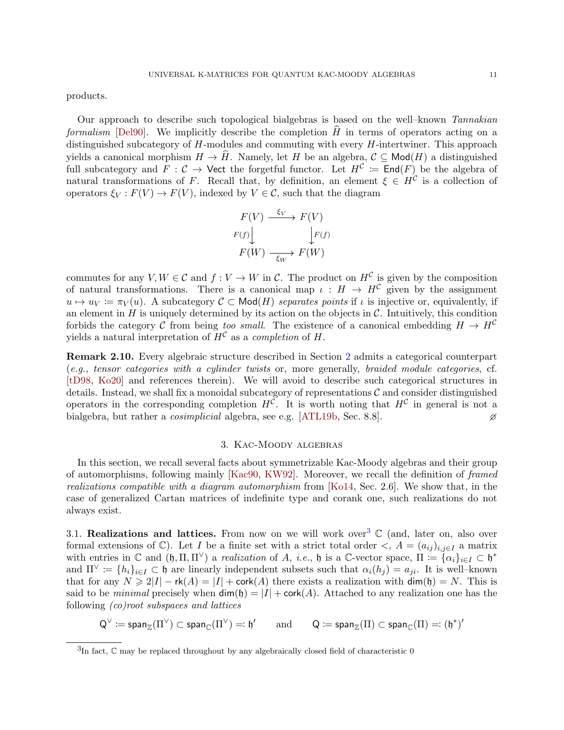products.

Our approach to describe such topological bialgebras is based on the well–known *Tannakian formalism* [Del90]. We implicitly describe the completion $\widehat{H}$ in terms of operators acting on a distinguished subcategory of $H$-modules and commuting with every $H$-intertwiner. This approach yields a canonical morphism $H \to \widehat{H}$. Namely, let $H$ be an algebra, $\mathcal{C} \subseteq \mathsf{Mod}(H)$ a distinguished full subcategory and $F : \mathcal{C} \to \mathsf{Vect}$ the forgetful functor. Let $H^{\mathcal{C}} \coloneqq \mathsf{End}(F)$ be the algebra of natural transformations of $F$. Recall that, by definition, an element $\xi \in H^{\mathcal{C}}$ is a collection of operators $\xi_V : F(V) \to F(V)$, indexed by $V \in \mathcal{C}$, such that the diagram

$$\begin{array}{ccc} F(V) & \xrightarrow{\xi_V} & F(V) \\ {\scriptstyle F(f)}\downarrow & & \downarrow{\scriptstyle F(f)} \\ F(W) & \xrightarrow[\xi_W]{} & F(W) \end{array}$$

commutes for any $V, W \in \mathcal{C}$ and $f : V \to W$ in $\mathcal{C}$. The product on $H^{\mathcal{C}}$ is given by the composition of natural transformations. There is a canonical map $\iota : H \to H^{\mathcal{C}}$ given by the assignment $u \mapsto u_V \coloneqq \pi_V(u)$. A subcategory $\mathcal{C} \subset \mathsf{Mod}(H)$ *separates points* if $\iota$ is injective or, equivalently, if an element in $H$ is uniquely determined by its action on the objects in $\mathcal{C}$. Intuitively, this condition forbids the category $\mathcal{C}$ from being *too small*. The existence of a canonical embedding $H \to H^{\mathcal{C}}$ yields a natural interpretation of $H^{\mathcal{C}}$ as a *completion* of $H$.

**Remark 2.10.** Every algebraic structure described in Section 2 admits a categorical counterpart (*e.g.*, *tensor categories with a cylinder twists* or, more generally, *braided module categories*, cf. [tD98, Ko20] and references therein). We will avoid to describe such categorical structures in details. Instead, we shall fix a monoidal subcategory of representations $\mathcal{C}$ and consider distinguished operators in the corresponding completion $H^{\mathcal{C}}$. It is worth noting that $H^{\mathcal{C}}$ in general is not a bialgebra, but rather a *cosimplicial* algebra, see e.g. [ATL19b, Sec. 8.8]. ⌀

## 3. Kac-Moody algebras

In this section, we recall several facts about symmetrizable Kac-Moody algebras and their group of automorphisms, following mainly [Kac90, KW92]. Moreover, we recall the definition of *framed realizations compatible with a diagram automorphism* from [Ko14, Sec. 2.6]. We show that, in the case of generalized Cartan matrices of indefinite type and corank one, such realizations do not always exist.

3.1. **Realizations and lattices.** From now on we will work over[3] $\mathbb{C}$ (and, later on, also over formal extensions of $\mathbb{C}$). Let $I$ be a finite set with a strict total order $<$, $A = (a_{ij})_{i,j \in I}$ a matrix with entries in $\mathbb{C}$ and $(\mathfrak{h}, \Pi, \Pi^\vee)$ a *realization* of $A$, *i.e.*, $\mathfrak{h}$ is a $\mathbb{C}$-vector space, $\Pi \coloneqq \{\alpha_i\}_{i \in I} \subset \mathfrak{h}^*$ and $\Pi^\vee \coloneqq \{h_i\}_{i \in I} \subset \mathfrak{h}$ are linearly independent subsets such that $\alpha_i(h_j) = a_{ji}$. It is well–known that for any $N \geqslant 2|I| - \mathsf{rk}(A) = |I| + \mathsf{cork}(A)$ there exists a realization with $\dim(\mathfrak{h}) = N$. This is said to be *minimal* precisely when $\dim(\mathfrak{h}) = |I| + \mathsf{cork}(A)$. Attached to any realization one has the following *(co)root subspaces and lattices*

$$\mathsf{Q}^\vee \coloneqq \mathsf{span}_{\mathbb{Z}}(\Pi^\vee) \subset \mathsf{span}_{\mathbb{C}}(\Pi^\vee) =: \mathfrak{h}' \qquad \text{and} \qquad \mathsf{Q} \coloneqq \mathsf{span}_{\mathbb{Z}}(\Pi) \subset \mathsf{span}_{\mathbb{C}}(\Pi) =: (\mathfrak{h}^*)'$$

[3] In fact, $\mathbb{C}$ may be replaced throughout by any algebraically closed field of characteristic 0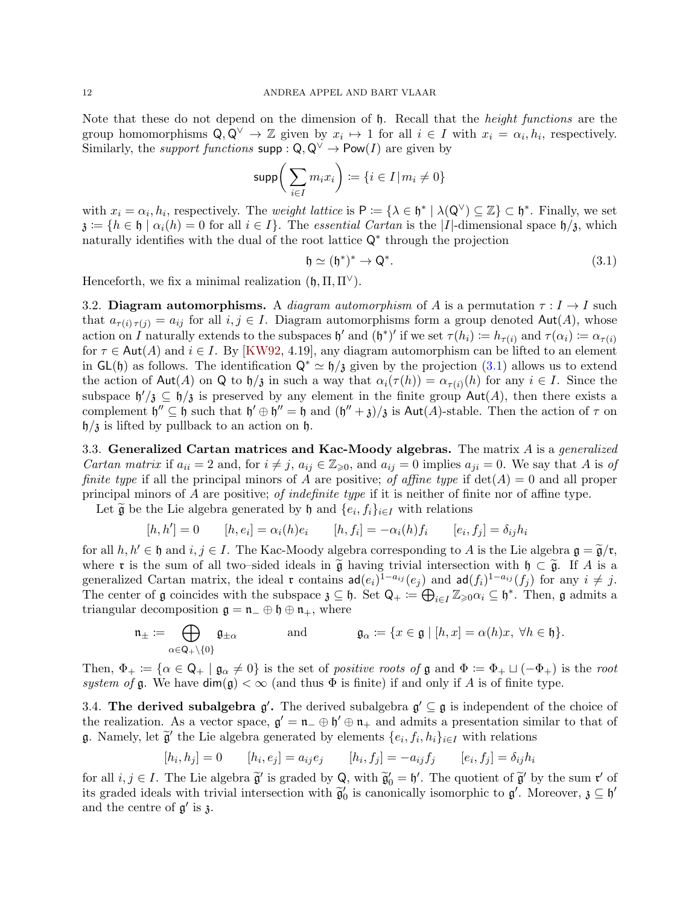Note that these do not depend on the dimension of $\mathfrak{h}$. Recall that the *height functions* are the group homomorphisms $\mathsf{Q}, \mathsf{Q}^\vee \to \mathbb{Z}$ given by $x_i \mapsto 1$ for all $i \in I$ with $x_i = \alpha_i, h_i$, respectively. Similarly, the *support functions* $\mathsf{supp} : \mathsf{Q}, \mathsf{Q}^\vee \to \mathsf{Pow}(I)$ are given by

$$\mathsf{supp}\bigg(\sum_{i\in I} m_i x_i\bigg) \coloneqq \{i \in I \,|\, m_i \neq 0\}$$

with $x_i = \alpha_i, h_i$, respectively. The *weight lattice* is $\mathsf{P} \coloneqq \{\lambda \in \mathfrak{h}^* \mid \lambda(\mathsf{Q}^\vee) \subseteq \mathbb{Z}\} \subset \mathfrak{h}^*$. Finally, we set $\mathfrak{z} \coloneqq \{h \in \mathfrak{h} \mid \alpha_i(h) = 0 \text{ for all } i \in I\}$. The *essential Cartan* is the $|I|$-dimensional space $\mathfrak{h}/\mathfrak{z}$, which naturally identifies with the dual of the root lattice $\mathsf{Q}^*$ through the projection

$$\mathfrak{h} \simeq (\mathfrak{h}^*)^* \to \mathsf{Q}^*. \tag{3.1}$$

Henceforth, we fix a minimal realization $(\mathfrak{h}, \Pi, \Pi^\vee)$.

3.2. **Diagram automorphisms.** A *diagram automorphism* of $A$ is a permutation $\tau : I \to I$ such that $a_{\tau(i)\tau(j)} = a_{ij}$ for all $i, j \in I$. Diagram automorphisms form a group denoted $\mathsf{Aut}(A)$, whose action on $I$ naturally extends to the subspaces $\mathfrak{h}'$ and $(\mathfrak{h}^*)'$ if we set $\tau(h_i) \coloneqq h_{\tau(i)}$ and $\tau(\alpha_i) \coloneqq \alpha_{\tau(i)}$ for $\tau \in \mathsf{Aut}(A)$ and $i \in I$. By [KW92, 4.19], any diagram automorphism can be lifted to an element in $\mathsf{GL}(\mathfrak{h})$ as follows. The identification $\mathsf{Q}^* \simeq \mathfrak{h}/\mathfrak{z}$ given by the projection (3.1) allows us to extend the action of $\mathsf{Aut}(A)$ on $\mathsf{Q}$ to $\mathfrak{h}/\mathfrak{z}$ in such a way that $\alpha_i(\tau(h)) = \alpha_{\tau(i)}(h)$ for any $i \in I$. Since the subspace $\mathfrak{h}'/\mathfrak{z} \subseteq \mathfrak{h}/\mathfrak{z}$ is preserved by any element in the finite group $\mathsf{Aut}(A)$, then there exists a complement $\mathfrak{h}'' \subseteq \mathfrak{h}$ such that $\mathfrak{h}' \oplus \mathfrak{h}'' = \mathfrak{h}$ and $(\mathfrak{h}'' + \mathfrak{z})/\mathfrak{z}$ is $\mathsf{Aut}(A)$-stable. Then the action of $\tau$ on $\mathfrak{h}/\mathfrak{z}$ is lifted by pullback to an action on $\mathfrak{h}$.

3.3. **Generalized Cartan matrices and Kac-Moody algebras.** The matrix $A$ is a *generalized Cartan matrix* if $a_{ii} = 2$ and, for $i \neq j$, $a_{ij} \in \mathbb{Z}_{\leqslant 0}$, and $a_{ij} = 0$ implies $a_{ji} = 0$. We say that $A$ is *of finite type* if all the principal minors of $A$ are positive; *of affine type* if $\det(A) = 0$ and all proper principal minors of $A$ are positive; *of indefinite type* if it is neither of finite nor of affine type.

Let $\widetilde{\mathfrak{g}}$ be the Lie algebra generated by $\mathfrak{h}$ and $\{e_i, f_i\}_{i\in I}$ with relations

$$[h, h'] = 0 \qquad [h, e_i] = \alpha_i(h) e_i \qquad [h, f_i] = -\alpha_i(h) f_i \qquad [e_i, f_j] = \delta_{ij} h_i$$

for all $h, h' \in \mathfrak{h}$ and $i, j \in I$. The Kac-Moody algebra corresponding to $A$ is the Lie algebra $\mathfrak{g} = \widetilde{\mathfrak{g}}/\mathfrak{r}$, where $\mathfrak{r}$ is the sum of all two–sided ideals in $\widetilde{\mathfrak{g}}$ having trivial intersection with $\mathfrak{h} \subset \widetilde{\mathfrak{g}}$. If $A$ is a generalized Cartan matrix, the ideal $\mathfrak{r}$ contains $\mathsf{ad}(e_i)^{1-a_{ij}}(e_j)$ and $\mathsf{ad}(f_i)^{1-a_{ij}}(f_j)$ for any $i \neq j$. The center of $\mathfrak{g}$ coincides with the subspace $\mathfrak{z} \subseteq \mathfrak{h}$. Set $\mathsf{Q}_+ \coloneqq \bigoplus_{i\in I} \mathbb{Z}_{\geqslant 0}\alpha_i \subseteq \mathfrak{h}^*$. Then, $\mathfrak{g}$ admits a triangular decomposition $\mathfrak{g} = \mathfrak{n}_- \oplus \mathfrak{h} \oplus \mathfrak{n}_+$, where

$$\mathfrak{n}_\pm \coloneqq \bigoplus_{\alpha \in \mathsf{Q}_+\setminus\{0\}} \mathfrak{g}_{\pm\alpha} \qquad \text{and} \qquad \mathfrak{g}_\alpha \coloneqq \{x \in \mathfrak{g} \mid [h, x] = \alpha(h)x, \ \forall h \in \mathfrak{h}\}.$$

Then, $\Phi_+ \coloneqq \{\alpha \in \mathsf{Q}_+ \mid \mathfrak{g}_\alpha \neq 0\}$ is the set of *positive roots of* $\mathfrak{g}$ and $\Phi \coloneqq \Phi_+ \sqcup (-\Phi_+)$ is the *root system of* $\mathfrak{g}$. We have $\dim(\mathfrak{g}) < \infty$ (and thus $\Phi$ is finite) if and only if $A$ is of finite type.

3.4. **The derived subalgebra $\mathfrak{g}'$.** The derived subalgebra $\mathfrak{g}' \subseteq \mathfrak{g}$ is independent of the choice of the realization. As a vector space, $\mathfrak{g}' = \mathfrak{n}_- \oplus \mathfrak{h}' \oplus \mathfrak{n}_+$ and admits a presentation similar to that of $\mathfrak{g}$. Namely, let $\widetilde{\mathfrak{g}}'$ the Lie algebra generated by elements $\{e_i, f_i, h_i\}_{i\in I}$ with relations

$$[h_i, h_j] = 0 \qquad [h_i, e_j] = a_{ij} e_j \qquad [h_i, f_j] = -a_{ij} f_j \qquad [e_i, f_j] = \delta_{ij} h_i$$

for all $i, j \in I$. The Lie algebra $\widetilde{\mathfrak{g}}'$ is graded by $\mathsf{Q}$, with $\widetilde{\mathfrak{g}}'_0 = \mathfrak{h}'$. The quotient of $\widetilde{\mathfrak{g}}'$ by the sum $\mathfrak{r}'$ of its graded ideals with trivial intersection with $\widetilde{\mathfrak{g}}'_0$ is canonically isomorphic to $\mathfrak{g}'$. Moreover, $\mathfrak{z} \subseteq \mathfrak{h}'$ and the centre of $\mathfrak{g}'$ is $\mathfrak{z}$.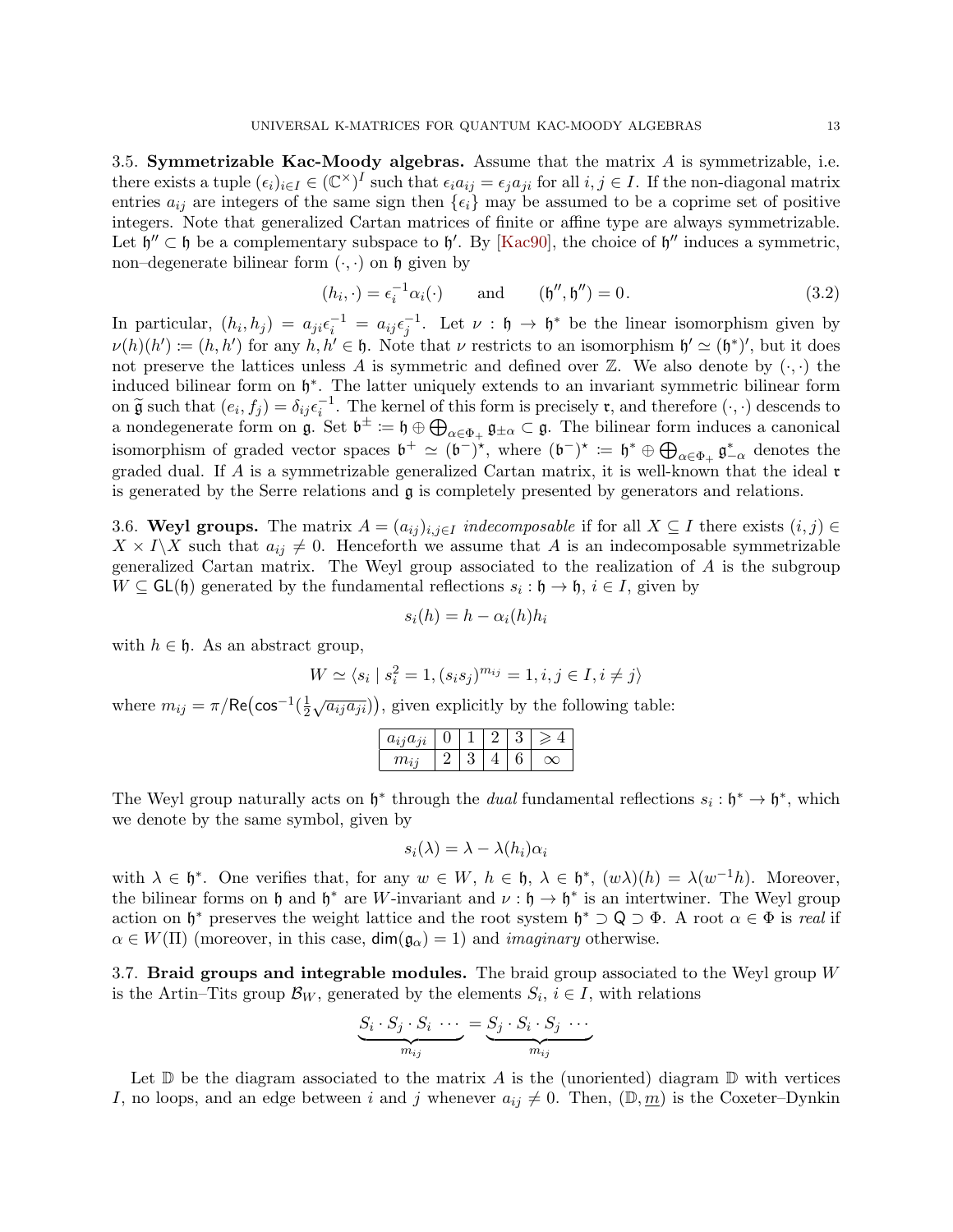**3.5. Symmetrizable Kac-Moody algebras.** Assume that the matrix $A$ is symmetrizable, i.e. there exists a tuple $(\epsilon_i)_{i\in I} \in (\mathbb{C}^\times)^I$ such that $\epsilon_i a_{ij} = \epsilon_j a_{ji}$ for all $i, j \in I$. If the non-diagonal matrix entries $a_{ij}$ are integers of the same sign then $\{\epsilon_i\}$ may be assumed to be a coprime set of positive integers. Note that generalized Cartan matrices of finite or affine type are always symmetrizable. Let $\mathfrak{h}'' \subset \mathfrak{h}$ be a complementary subspace to $\mathfrak{h}'$. By [Kac90], the choice of $\mathfrak{h}''$ induces a symmetric, non–degenerate bilinear form $(\cdot,\cdot)$ on $\mathfrak{h}$ given by

$$(h_i, \cdot) = \epsilon_i^{-1}\alpha_i(\cdot) \qquad \text{and} \qquad (\mathfrak{h}'', \mathfrak{h}'') = 0\,. \tag{3.2}$$

In particular, $(h_i, h_j) = a_{ji}\epsilon_i^{-1} = a_{ij}\epsilon_j^{-1}$. Let $\nu : \mathfrak{h} \to \mathfrak{h}^*$ be the linear isomorphism given by $\nu(h)(h') \coloneqq (h, h')$ for any $h, h' \in \mathfrak{h}$. Note that $\nu$ restricts to an isomorphism $\mathfrak{h}' \simeq (\mathfrak{h}^*)'$, but it does not preserve the lattices unless $A$ is symmetric and defined over $\mathbb{Z}$. We also denote by $(\cdot,\cdot)$ the induced bilinear form on $\mathfrak{h}^*$. The latter uniquely extends to an invariant symmetric bilinear form on $\widetilde{\mathfrak{g}}$ such that $(e_i, f_j) = \delta_{ij}\epsilon_i^{-1}$. The kernel of this form is precisely $\mathfrak{r}$, and therefore $(\cdot,\cdot)$ descends to a nondegenerate form on $\mathfrak{g}$. Set $\mathfrak{b}^{\pm} \coloneqq \mathfrak{h} \oplus \bigoplus_{\alpha\in\Phi_+} \mathfrak{g}_{\pm\alpha} \subset \mathfrak{g}$. The bilinear form induces a canonical isomorphism of graded vector spaces $\mathfrak{b}^+ \simeq (\mathfrak{b}^-)^\star$, where $(\mathfrak{b}^-)^\star \coloneqq \mathfrak{h}^* \oplus \bigoplus_{\alpha\in\Phi_+} \mathfrak{g}^*_{-\alpha}$ denotes the graded dual. If $A$ is a symmetrizable generalized Cartan matrix, it is well-known that the ideal $\mathfrak{r}$ is generated by the Serre relations and $\mathfrak{g}$ is completely presented by generators and relations.

**3.6. Weyl groups.** The matrix $A = (a_{ij})_{i,j\in I}$ *indecomposable* if for all $X \subseteq I$ there exists $(i, j) \in X \times I\backslash X$ such that $a_{ij} \neq 0$. Henceforth we assume that $A$ is an indecomposable symmetrizable generalized Cartan matrix. The Weyl group associated to the realization of $A$ is the subgroup $W \subseteq \mathsf{GL}(\mathfrak{h})$ generated by the fundamental reflections $s_i : \mathfrak{h} \to \mathfrak{h}$, $i \in I$, given by

$$s_i(h) = h - \alpha_i(h)h_i$$

with $h \in \mathfrak{h}$. As an abstract group,

$$W \simeq \langle s_i \mid s_i^2 = 1, (s_i s_j)^{m_{ij}} = 1, i, j \in I, i \neq j\rangle$$

where $m_{ij} = \pi/\mathsf{Re}\big(\cos^{-1}(\frac{1}{2}\sqrt{a_{ij}a_{ji}})\big)$, given explicitly by the following table:

| $a_{ij}a_{ji}$ | 0 | 1 | 2 | 3 | $\geqslant 4$ |
|---|---|---|---|---|---|
| $m_{ij}$ | 2 | 3 | 4 | 6 | $\infty$ |

The Weyl group naturally acts on $\mathfrak{h}^*$ through the *dual* fundamental reflections $s_i : \mathfrak{h}^* \to \mathfrak{h}^*$, which we denote by the same symbol, given by

$$s_i(\lambda) = \lambda - \lambda(h_i)\alpha_i$$

with $\lambda \in \mathfrak{h}^*$. One verifies that, for any $w \in W$, $h \in \mathfrak{h}$, $\lambda \in \mathfrak{h}^*$, $(w\lambda)(h) = \lambda(w^{-1}h)$. Moreover, the bilinear forms on $\mathfrak{h}$ and $\mathfrak{h}^*$ are $W$-invariant and $\nu : \mathfrak{h} \to \mathfrak{h}^*$ is an intertwiner. The Weyl group action on $\mathfrak{h}^*$ preserves the weight lattice and the root system $\mathfrak{h}^* \supset \mathsf{Q} \supset \Phi$. A root $\alpha \in \Phi$ is *real* if $\alpha \in W(\Pi)$ (moreover, in this case, $\dim(\mathfrak{g}_\alpha) = 1$) and *imaginary* otherwise.

**3.7. Braid groups and integrable modules.** The braid group associated to the Weyl group $W$ is the Artin–Tits group $\mathcal{B}_W$, generated by the elements $S_i$, $i \in I$, with relations

$$\underbrace{S_i \cdot S_j \cdot S_i\ \cdots}_{m_{ij}} = \underbrace{S_j \cdot S_i \cdot S_j\ \cdots}_{m_{ij}}$$

Let $\mathbb{D}$ be the diagram associated to the matrix $A$ is the (unoriented) diagram $\mathbb{D}$ with vertices $I$, no loops, and an edge between $i$ and $j$ whenever $a_{ij} \neq 0$. Then, $(\mathbb{D}, \underline{m})$ is the Coxeter–Dynkin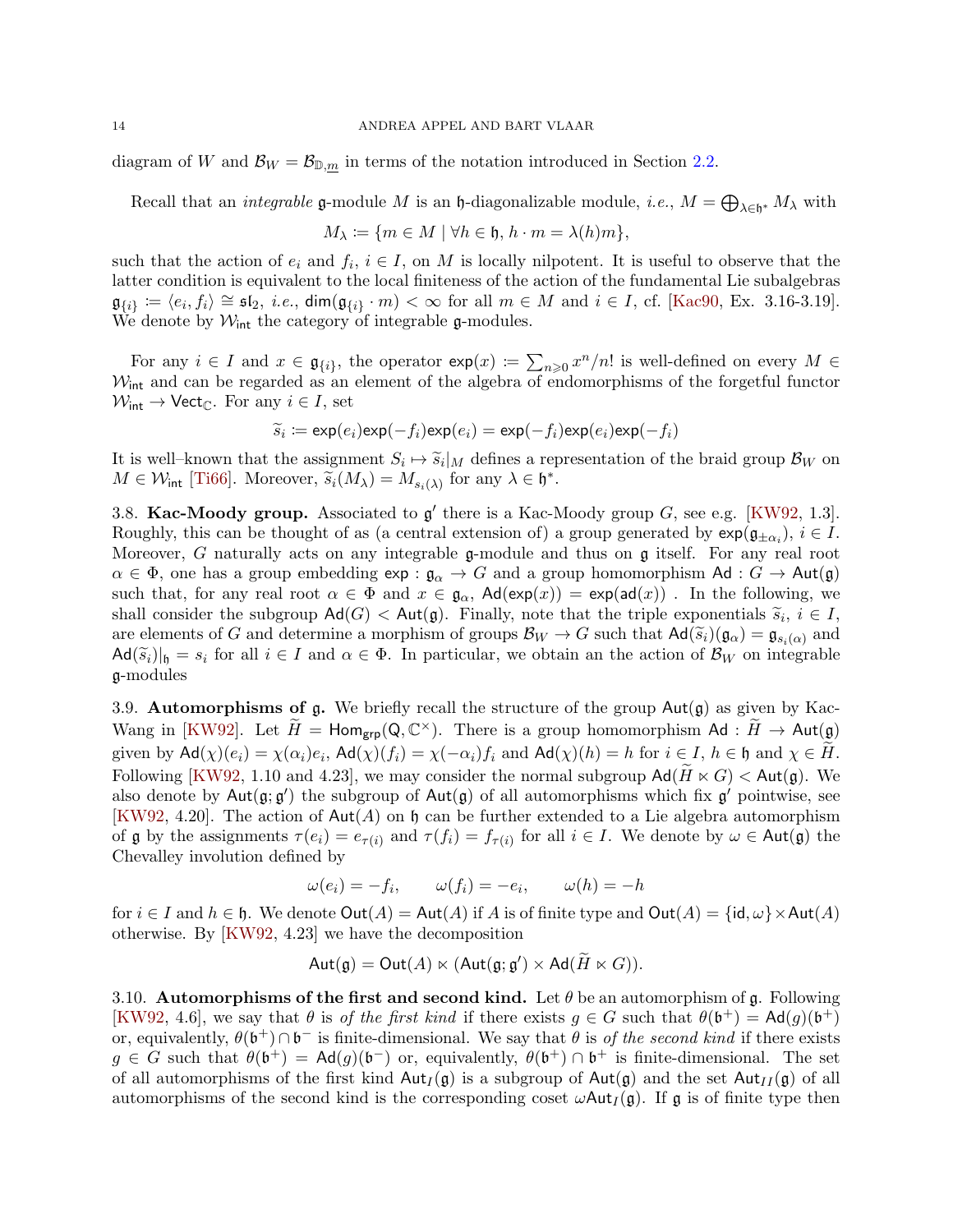diagram of $W$ and $\mathcal{B}_W = \mathcal{B}_{\mathbb{D},\underline{m}}$ in terms of the notation introduced in Section 2.2.

Recall that an *integrable* $\mathfrak{g}$-module $M$ is an $\mathfrak{h}$-diagonalizable module, *i.e.*, $M = \bigoplus_{\lambda\in\mathfrak{h}^*} M_\lambda$ with

$$M_\lambda \coloneqq \{m \in M \mid \forall h \in \mathfrak{h},\, h\cdot m = \lambda(h)m\},$$

such that the action of $e_i$ and $f_i$, $i \in I$, on $M$ is locally nilpotent. It is useful to observe that the latter condition is equivalent to the local finiteness of the action of the fundamental Lie subalgebras $\mathfrak{g}_{\{i\}} \coloneqq \langle e_i, f_i\rangle \cong \mathfrak{sl}_2$, *i.e.*, $\mathsf{dim}(\mathfrak{g}_{\{i\}}\cdot m) < \infty$ for all $m \in M$ and $i \in I$, cf. [Kac90, Ex. 3.16-3.19]. We denote by $\mathcal{W}_{\mathsf{int}}$ the category of integrable $\mathfrak{g}$-modules.

For any $i \in I$ and $x \in \mathfrak{g}_{\{i\}}$, the operator $\mathsf{exp}(x) \coloneqq \sum_{n\geqslant 0} x^n/n!$ is well-defined on every $M \in \mathcal{W}_{\mathsf{int}}$ and can be regarded as an element of the algebra of endomorphisms of the forgetful functor $\mathcal{W}_{\mathsf{int}} \to \mathsf{Vect}_{\mathbb{C}}$. For any $i \in I$, set

$$\widetilde{s}_i \coloneqq \mathsf{exp}(e_i)\mathsf{exp}(-f_i)\mathsf{exp}(e_i) = \mathsf{exp}(-f_i)\mathsf{exp}(e_i)\mathsf{exp}(-f_i)$$

It is well–known that the assignment $S_i \mapsto \widetilde{s}_i|_M$ defines a representation of the braid group $\mathcal{B}_W$ on $M \in \mathcal{W}_{\mathsf{int}}$ [Ti66]. Moreover, $\widetilde{s}_i(M_\lambda) = M_{s_i(\lambda)}$ for any $\lambda \in \mathfrak{h}^*$.

**3.8. Kac-Moody group.** Associated to $\mathfrak{g}'$ there is a Kac-Moody group $G$, see e.g. [KW92, 1.3]. Roughly, this can be thought of as (a central extension of) a group generated by $\mathsf{exp}(\mathfrak{g}_{\pm\alpha_i})$, $i \in I$. Moreover, $G$ naturally acts on any integrable $\mathfrak{g}$-module and thus on $\mathfrak{g}$ itself. For any real root $\alpha \in \Phi$, one has a group embedding $\mathsf{exp} : \mathfrak{g}_\alpha \to G$ and a group homomorphism $\mathsf{Ad} : G \to \mathsf{Aut}(\mathfrak{g})$ such that, for any real root $\alpha \in \Phi$ and $x \in \mathfrak{g}_\alpha$, $\mathsf{Ad}(\mathsf{exp}(x)) = \mathsf{exp}(\mathsf{ad}(x))$ . In the following, we shall consider the subgroup $\mathsf{Ad}(G) < \mathsf{Aut}(\mathfrak{g})$. Finally, note that the triple exponentials $\widetilde{s}_i$, $i \in I$, are elements of $G$ and determine a morphism of groups $\mathcal{B}_W \to G$ such that $\mathsf{Ad}(\widetilde{s}_i)(\mathfrak{g}_\alpha) = \mathfrak{g}_{s_i(\alpha)}$ and $\mathsf{Ad}(\widetilde{s}_i)|_{\mathfrak{h}} = s_i$ for all $i \in I$ and $\alpha \in \Phi$. In particular, we obtain an the action of $\mathcal{B}_W$ on integrable $\mathfrak{g}$-modules

**3.9. Automorphisms of $\mathfrak{g}$.** We briefly recall the structure of the group $\mathsf{Aut}(\mathfrak{g})$ as given by Kac-Wang in [KW92]. Let $\widetilde{H} = \mathsf{Hom}_{\mathsf{grp}}(\mathsf{Q}, \mathbb{C}^\times)$. There is a group homomorphism $\mathsf{Ad} : \widetilde{H} \to \mathsf{Aut}(\mathfrak{g})$ given by $\mathsf{Ad}(\chi)(e_i) = \chi(\alpha_i)e_i$, $\mathsf{Ad}(\chi)(f_i) = \chi(-\alpha_i)f_i$ and $\mathsf{Ad}(\chi)(h) = h$ for $i \in I$, $h \in \mathfrak{h}$ and $\chi \in \widetilde{H}$. Following [KW92, 1.10 and 4.23], we may consider the normal subgroup $\mathsf{Ad}(\widetilde{H} \ltimes G) < \mathsf{Aut}(\mathfrak{g})$. We also denote by $\mathsf{Aut}(\mathfrak{g}; \mathfrak{g}')$ the subgroup of $\mathsf{Aut}(\mathfrak{g})$ of all automorphisms which fix $\mathfrak{g}'$ pointwise, see [KW92, 4.20]. The action of $\mathsf{Aut}(A)$ on $\mathfrak{h}$ can be further extended to a Lie algebra automorphism of $\mathfrak{g}$ by the assignments $\tau(e_i) = e_{\tau(i)}$ and $\tau(f_i) = f_{\tau(i)}$ for all $i \in I$. We denote by $\omega \in \mathsf{Aut}(\mathfrak{g})$ the Chevalley involution defined by

$$\omega(e_i) = -f_i, \qquad \omega(f_i) = -e_i, \qquad \omega(h) = -h$$

for $i \in I$ and $h \in \mathfrak{h}$. We denote $\mathsf{Out}(A) = \mathsf{Aut}(A)$ if $A$ is of finite type and $\mathsf{Out}(A) = \{\mathsf{id}, \omega\} \times \mathsf{Aut}(A)$ otherwise. By [KW92, 4.23] we have the decomposition

$$\mathsf{Aut}(\mathfrak{g}) = \mathsf{Out}(A) \ltimes (\mathsf{Aut}(\mathfrak{g}; \mathfrak{g}') \times \mathsf{Ad}(\widetilde{H} \ltimes G)).$$

**3.10. Automorphisms of the first and second kind.** Let $\theta$ be an automorphism of $\mathfrak{g}$. Following [KW92, 4.6], we say that $\theta$ is *of the first kind* if there exists $g \in G$ such that $\theta(\mathfrak{b}^+) = \mathsf{Ad}(g)(\mathfrak{b}^+)$ or, equivalently, $\theta(\mathfrak{b}^+) \cap \mathfrak{b}^-$ is finite-dimensional. We say that $\theta$ is *of the second kind* if there exists $g \in G$ such that $\theta(\mathfrak{b}^+) = \mathsf{Ad}(g)(\mathfrak{b}^-)$ or, equivalently, $\theta(\mathfrak{b}^+) \cap \mathfrak{b}^+$ is finite-dimensional. The set of all automorphisms of the first kind $\mathsf{Aut}_I(\mathfrak{g})$ is a subgroup of $\mathsf{Aut}(\mathfrak{g})$ and the set $\mathsf{Aut}_{II}(\mathfrak{g})$ of all automorphisms of the second kind is the corresponding coset $\omega\mathsf{Aut}_I(\mathfrak{g})$. If $\mathfrak{g}$ is of finite type then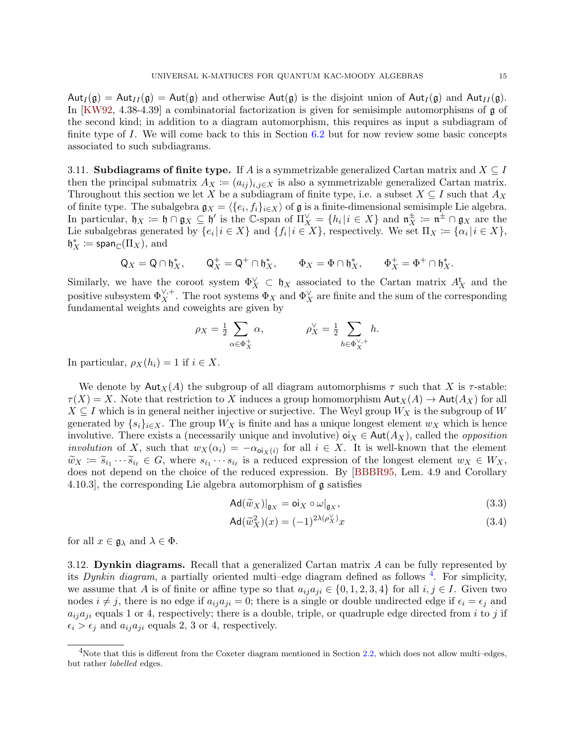$\mathsf{Aut}_I(\mathfrak{g}) = \mathsf{Aut}_{II}(\mathfrak{g}) = \mathsf{Aut}(\mathfrak{g})$ and otherwise $\mathsf{Aut}(\mathfrak{g})$ is the disjoint union of $\mathsf{Aut}_I(\mathfrak{g})$ and $\mathsf{Aut}_{II}(\mathfrak{g})$. In [KW92, 4.38-4.39] a combinatorial factorization is given for semisimple automorphisms of $\mathfrak{g}$ of the second kind; in addition to a diagram automorphism, this requires as input a subdiagram of finite type of $I$. We will come back to this in Section 6.2 but for now review some basic concepts associated to such subdiagrams.

**3.11. Subdiagrams of finite type.** If $A$ is a symmetrizable generalized Cartan matrix and $X \subseteq I$ then the principal submatrix $A_X := (a_{ij})_{i,j \in X}$ is also a symmetrizable generalized Cartan matrix. Throughout this section we let $X$ be a subdiagram of finite type, i.e. a subset $X \subseteq I$ such that $A_X$ of finite type. The subalgebra $\mathfrak{g}_X = \langle \{e_i, f_i\}_{i \in X} \rangle$ of $\mathfrak{g}$ is a finite-dimensional semisimple Lie algebra. In particular, $\mathfrak{h}_X := \mathfrak{h} \cap \mathfrak{g}_X \subseteq \mathfrak{h}'$ is the $\mathbb{C}$-span of $\Pi_X^\vee = \{h_i | i \in X\}$ and $\mathfrak{n}_X^\pm := \mathfrak{n}^\pm \cap \mathfrak{g}_X$ are the Lie subalgebras generated by $\{e_i | i \in X\}$ and $\{f_i | i \in X\}$, respectively. We set $\Pi_X := \{\alpha_i | i \in X\}$, $\mathfrak{h}_X^* := \mathsf{span}_{\mathbb{C}}(\Pi_X)$, and

$$\mathsf{Q}_X = \mathsf{Q} \cap \mathfrak{h}_X^*, \qquad \mathsf{Q}_X^+ = \mathsf{Q}^+ \cap \mathfrak{h}_X^*, \qquad \Phi_X = \Phi \cap \mathfrak{h}_X^*, \qquad \Phi_X^+ = \Phi^+ \cap \mathfrak{h}_X^*.$$

Similarly, we have the coroot system $\Phi_X^\vee \subset \mathfrak{h}_X$ associated to the Cartan matrix $A_X^{\mathsf{t}}$ and the positive subsystem $\Phi_X^{\vee,+}$. The root systems $\Phi_X$ and $\Phi_X^\vee$ are finite and the sum of the corresponding fundamental weights and coweights are given by

$$\rho_X = \tfrac{1}{2} \sum_{\alpha \in \Phi_X^+} \alpha, \qquad\qquad \rho_X^\vee = \tfrac{1}{2} \sum_{h \in \Phi_X^{\vee,+}} h.$$

In particular, $\rho_X(h_i) = 1$ if $i \in X$.

We denote by $\mathsf{Aut}_X(A)$ the subgroup of all diagram automorphisms $\tau$ such that $X$ is $\tau$-stable: $\tau(X) = X$. Note that restriction to $X$ induces a group homomorphism $\mathsf{Aut}_X(A) \to \mathsf{Aut}(A_X)$ for all $X \subseteq I$ which is in general neither injective or surjective. The Weyl group $W_X$ is the subgroup of $W$ generated by $\{s_i\}_{i \in X}$. The group $W_X$ is finite and has a unique longest element $w_X$ which is hence involutive. There exists a (necessarily unique and involutive) $\mathsf{oi}_X \in \mathsf{Aut}(A_X)$, called the *opposition involution* of $X$, such that $w_X(\alpha_i) = -\alpha_{\mathsf{oi}_X(i)}$ for all $i \in X$. It is well-known that the element $\widetilde{w}_X := \widetilde{s}_{i_1} \cdots \widetilde{s}_{i_\ell} \in G$, where $s_{i_1} \cdots s_{i_\ell}$ is a reduced expression of the longest element $w_X \in W_X$, does not depend on the choice of the reduced expression. By [BBBR95, Lem. 4.9 and Corollary 4.10.3], the corresponding Lie algebra automorphism of $\mathfrak{g}$ satisfies

$$\mathsf{Ad}(\widetilde{w}_X)|_{\mathfrak{g}_X} = \mathsf{oi}_X \circ \omega|_{\mathfrak{g}_X}, \tag{3.3}$$

$$\mathsf{Ad}(\widetilde{w}_X^2)(x) = (-1)^{2\lambda(\rho_X^\vee)} x \tag{3.4}$$

for all $x \in \mathfrak{g}_\lambda$ and $\lambda \in \Phi$.

**3.12. Dynkin diagrams.** Recall that a generalized Cartan matrix $A$ can be fully represented by its *Dynkin diagram*, a partially oriented multi–edge diagram defined as follows [4]. For simplicity, we assume that $A$ is of finite or affine type so that $a_{ij}a_{ji} \in \{0, 1, 2, 3, 4\}$ for all $i, j \in I$. Given two nodes $i \neq j$, there is no edge if $a_{ij}a_{ji} = 0$; there is a single or double undirected edge if $\epsilon_i = \epsilon_j$ and $a_{ij}a_{ji}$ equals 1 or 4, respectively; there is a double, triple, or quadruple edge directed from $i$ to $j$ if $\epsilon_i > \epsilon_j$ and $a_{ij}a_{ji}$ equals 2, 3 or 4, respectively.

[4] Note that this is different from the Coxeter diagram mentioned in Section 2.2, which does not allow multi–edges, but rather *labelled* edges.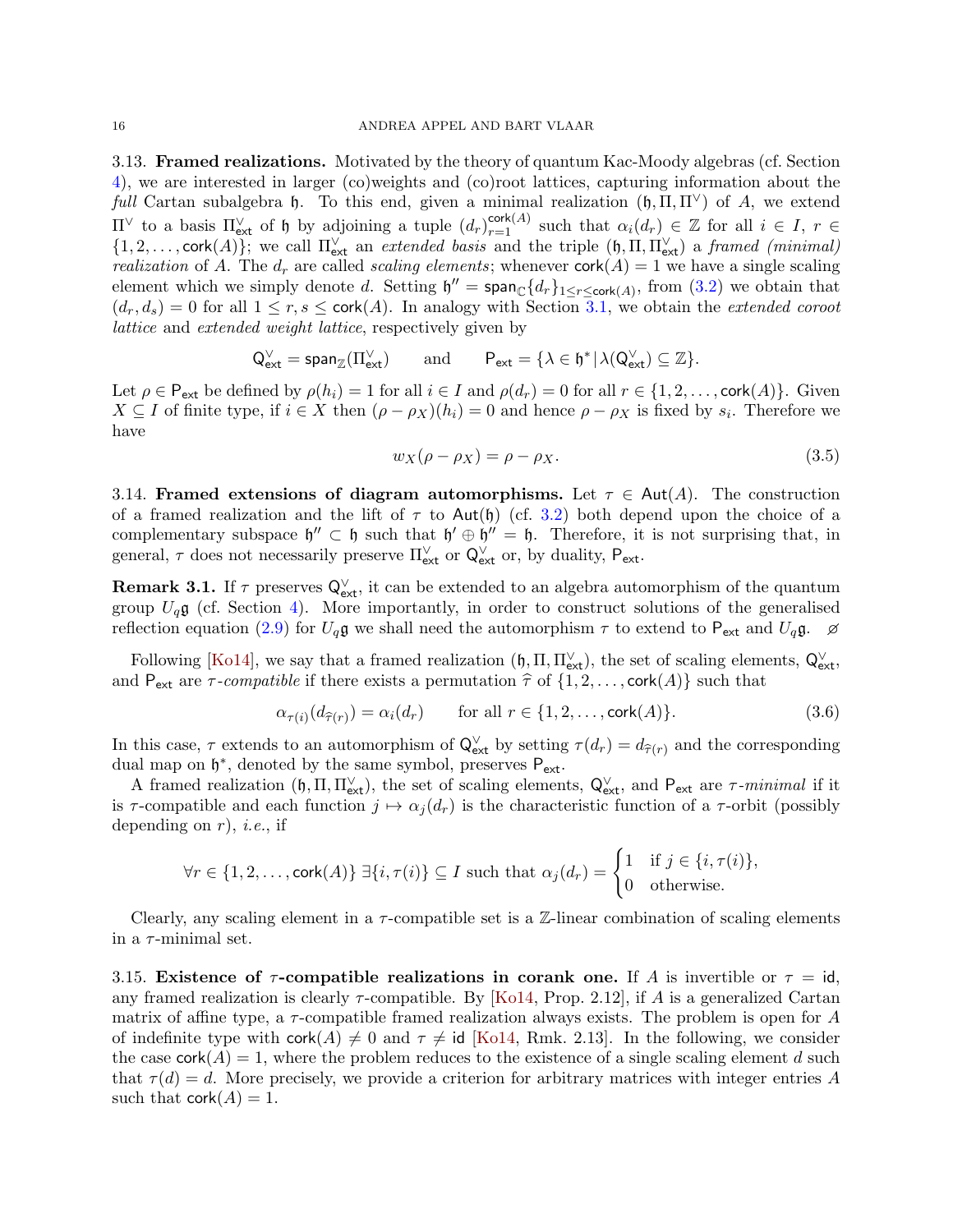3.13. **Framed realizations.** Motivated by the theory of quantum Kac-Moody algebras (cf. Section 4), we are interested in larger (co)weights and (co)root lattices, capturing information about the *full* Cartan subalgebra $\mathfrak{h}$. To this end, given a minimal realization $(\mathfrak{h}, \Pi, \Pi^\vee)$ of $A$, we extend $\Pi^\vee$ to a basis $\Pi^\vee_{\mathsf{ext}}$ of $\mathfrak{h}$ by adjoining a tuple $(d_r)_{r=1}^{\mathsf{cork}(A)}$ such that $\alpha_i(d_r) \in \mathbb{Z}$ for all $i \in I$, $r \in \{1, 2, \ldots, \mathsf{cork}(A)\}$; we call $\Pi^\vee_{\mathsf{ext}}$ an *extended basis* and the triple $(\mathfrak{h}, \Pi, \Pi^\vee_{\mathsf{ext}})$ a *framed (minimal) realization* of $A$. The $d_r$ are called *scaling elements*; whenever $\mathsf{cork}(A) = 1$ we have a single scaling element which we simply denote $d$. Setting $\mathfrak{h}'' = \mathsf{span}_{\mathbb{C}}\{d_r\}_{1 \le r \le \mathsf{cork}(A)}$, from (3.2) we obtain that $(d_r, d_s) = 0$ for all $1 \le r, s \le \mathsf{cork}(A)$. In analogy with Section 3.1, we obtain the *extended coroot lattice* and *extended weight lattice*, respectively given by

$$\mathsf{Q}^\vee_{\mathsf{ext}} = \mathsf{span}_{\mathbb{Z}}(\Pi^\vee_{\mathsf{ext}}) \qquad \text{and} \qquad \mathsf{P}_{\mathsf{ext}} = \{\lambda \in \mathfrak{h}^* \,|\, \lambda(\mathsf{Q}^\vee_{\mathsf{ext}}) \subseteq \mathbb{Z}\}.$$

Let $\rho \in \mathsf{P}_{\mathsf{ext}}$ be defined by $\rho(h_i) = 1$ for all $i \in I$ and $\rho(d_r) = 0$ for all $r \in \{1, 2, \ldots, \mathsf{cork}(A)\}$. Given $X \subseteq I$ of finite type, if $i \in X$ then $(\rho - \rho_X)(h_i) = 0$ and hence $\rho - \rho_X$ is fixed by $s_i$. Therefore we have

$$w_X(\rho - \rho_X) = \rho - \rho_X. \tag{3.5}$$

3.14. **Framed extensions of diagram automorphisms.** Let $\tau \in \mathsf{Aut}(A)$. The construction of a framed realization and the lift of $\tau$ to $\mathsf{Aut}(\mathfrak{h})$ (cf. 3.2) both depend upon the choice of a complementary subspace $\mathfrak{h}'' \subset \mathfrak{h}$ such that $\mathfrak{h}' \oplus \mathfrak{h}'' = \mathfrak{h}$. Therefore, it is not surprising that, in general, $\tau$ does not necessarily preserve $\Pi^\vee_{\mathsf{ext}}$ or $\mathsf{Q}^\vee_{\mathsf{ext}}$ or, by duality, $\mathsf{P}_{\mathsf{ext}}$.

**Remark 3.1.** If $\tau$ preserves $\mathsf{Q}^\vee_{\mathsf{ext}}$, it can be extended to an algebra automorphism of the quantum group $U_q\mathfrak{g}$ (cf. Section 4). More importantly, in order to construct solutions of the generalised reflection equation (2.9) for $U_q\mathfrak{g}$ we shall need the automorphism $\tau$ to extend to $\mathsf{P}_{\mathsf{ext}}$ and $U_q\mathfrak{g}$. $\varnothing$

Following [Ko14], we say that a framed realization $(\mathfrak{h}, \Pi, \Pi^\vee_{\mathsf{ext}})$, the set of scaling elements, $\mathsf{Q}^\vee_{\mathsf{ext}}$, and $\mathsf{P}_{\mathsf{ext}}$ are *$\tau$-compatible* if there exists a permutation $\widehat{\tau}$ of $\{1, 2, \ldots, \mathsf{cork}(A)\}$ such that

$$\alpha_{\tau(i)}(d_{\widehat{\tau}(r)}) = \alpha_i(d_r) \qquad \text{for all } r \in \{1, 2, \ldots, \mathsf{cork}(A)\}. \tag{3.6}$$

In this case, $\tau$ extends to an automorphism of $\mathsf{Q}^\vee_{\mathsf{ext}}$ by setting $\tau(d_r) = d_{\widehat{\tau}(r)}$ and the corresponding dual map on $\mathfrak{h}^*$, denoted by the same symbol, preserves $\mathsf{P}_{\mathsf{ext}}$.

A framed realization $(\mathfrak{h}, \Pi, \Pi^\vee_{\mathsf{ext}})$, the set of scaling elements, $\mathsf{Q}^\vee_{\mathsf{ext}}$, and $\mathsf{P}_{\mathsf{ext}}$ are *$\tau$-minimal* if it is $\tau$-compatible and each function $j \mapsto \alpha_j(d_r)$ is the characteristic function of a $\tau$-orbit (possibly depending on $r$), *i.e.*, if

$$\forall r \in \{1, 2, \ldots, \mathsf{cork}(A)\}\ \exists \{i, \tau(i)\} \subseteq I \text{ such that } \alpha_j(d_r) = \begin{cases} 1 & \text{if } j \in \{i, \tau(i)\}, \\ 0 & \text{otherwise.} \end{cases}$$

Clearly, any scaling element in a $\tau$-compatible set is a $\mathbb{Z}$-linear combination of scaling elements in a $\tau$-minimal set.

3.15. **Existence of $\tau$-compatible realizations in corank one.** If $A$ is invertible or $\tau = \mathsf{id}$, any framed realization is clearly $\tau$-compatible. By [Ko14, Prop. 2.12], if $A$ is a generalized Cartan matrix of affine type, a $\tau$-compatible framed realization always exists. The problem is open for $A$ of indefinite type with $\mathsf{cork}(A) \neq 0$ and $\tau \neq \mathsf{id}$ [Ko14, Rmk. 2.13]. In the following, we consider the case $\mathsf{cork}(A) = 1$, where the problem reduces to the existence of a single scaling element $d$ such that $\tau(d) = d$. More precisely, we provide a criterion for arbitrary matrices with integer entries $A$ such that $\mathsf{cork}(A) = 1$.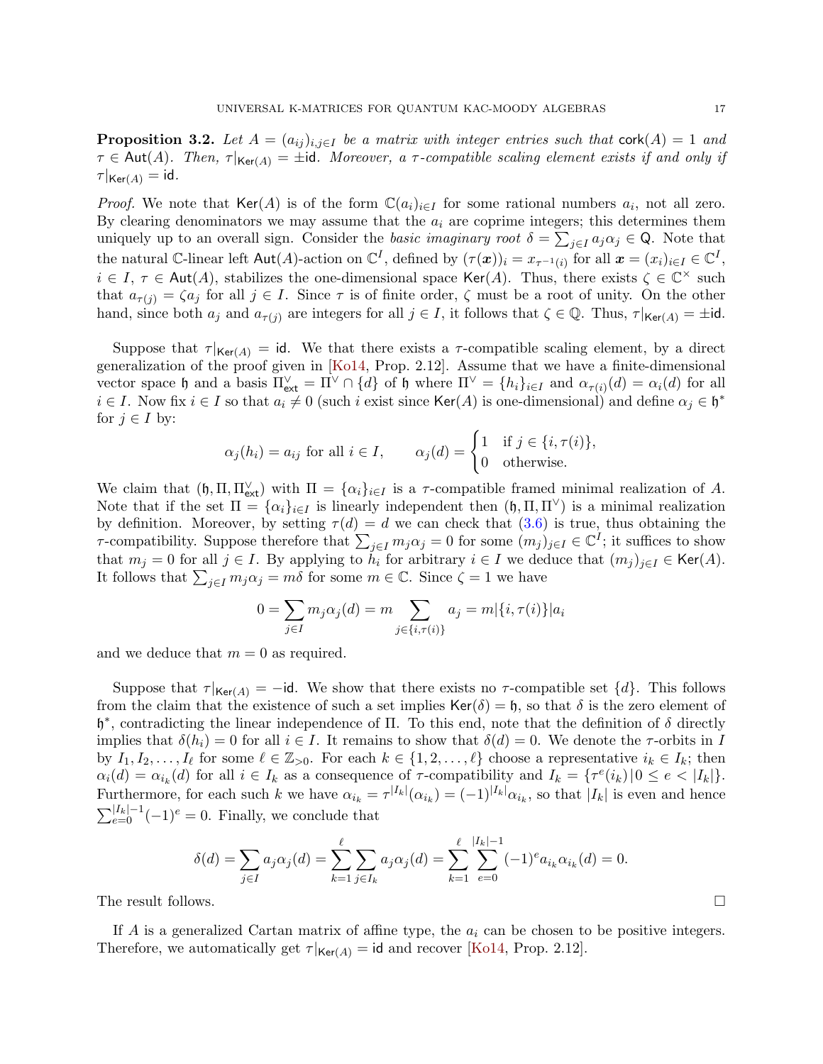**Proposition 3.2.** *Let $A = (a_{ij})_{i,j \in I}$ be a matrix with integer entries such that $\mathsf{cork}(A) = 1$ and $\tau \in \mathsf{Aut}(A)$. Then, $\tau|_{\mathsf{Ker}(A)} = \pm\mathsf{id}$. Moreover, a $\tau$-compatible scaling element exists if and only if $\tau|_{\mathsf{Ker}(A)} = \mathsf{id}$.*

*Proof.* We note that $\mathsf{Ker}(A)$ is of the form $\mathbb{C}(a_i)_{i \in I}$ for some rational numbers $a_i$, not all zero. By clearing denominators we may assume that the $a_i$ are coprime integers; this determines them uniquely up to an overall sign. Consider the *basic imaginary root* $\delta = \sum_{j \in I} a_j \alpha_j \in \mathsf{Q}$. Note that the natural $\mathbb{C}$-linear left $\mathsf{Aut}(A)$-action on $\mathbb{C}^I$, defined by $(\tau(\boldsymbol{x}))_i = x_{\tau^{-1}(i)}$ for all $\boldsymbol{x} = (x_i)_{i \in I} \in \mathbb{C}^I$, $i \in I$, $\tau \in \mathsf{Aut}(A)$, stabilizes the one-dimensional space $\mathsf{Ker}(A)$. Thus, there exists $\zeta \in \mathbb{C}^\times$ such that $a_{\tau(j)} = \zeta a_j$ for all $j \in I$. Since $\tau$ is of finite order, $\zeta$ must be a root of unity. On the other hand, since both $a_j$ and $a_{\tau(j)}$ are integers for all $j \in I$, it follows that $\zeta \in \mathbb{Q}$. Thus, $\tau|_{\mathsf{Ker}(A)} = \pm\mathsf{id}$.

Suppose that $\tau|_{\mathsf{Ker}(A)} = \mathsf{id}$. We that there exists a $\tau$-compatible scaling element, by a direct generalization of the proof given in [Ko14, Prop. 2.12]. Assume that we have a finite-dimensional vector space $\mathfrak{h}$ and a basis $\Pi^\vee_{\mathsf{ext}} = \Pi^\vee \cap \{d\}$ of $\mathfrak{h}$ where $\Pi^\vee = \{h_i\}_{i \in I}$ and $\alpha_{\tau(i)}(d) = \alpha_i(d)$ for all $i \in I$. Now fix $i \in I$ so that $a_i \neq 0$ (such $i$ exist since $\mathsf{Ker}(A)$ is one-dimensional) and define $\alpha_j \in \mathfrak{h}^*$ for $j \in I$ by:

$$\alpha_j(h_i) = a_{ij} \text{ for all } i \in I, \qquad \alpha_j(d) = \begin{cases} 1 & \text{if } j \in \{i, \tau(i)\}, \\ 0 & \text{otherwise.} \end{cases}$$

We claim that $(\mathfrak{h}, \Pi, \Pi^\vee_{\mathsf{ext}})$ with $\Pi = \{\alpha_i\}_{i \in I}$ is a $\tau$-compatible framed minimal realization of $A$. Note that if the set $\Pi = \{\alpha_i\}_{i \in I}$ is linearly independent then $(\mathfrak{h}, \Pi, \Pi^\vee)$ is a minimal realization by definition. Moreover, by setting $\tau(d) = d$ we can check that (3.6) is true, thus obtaining the $\tau$-compatibility. Suppose therefore that $\sum_{j \in I} m_j \alpha_j = 0$ for some $(m_j)_{j \in I} \in \mathbb{C}^I$; it suffices to show that $m_j = 0$ for all $j \in I$. By applying to $h_i$ for arbitrary $i \in I$ we deduce that $(m_j)_{j \in I} \in \mathsf{Ker}(A)$. It follows that $\sum_{j \in I} m_j \alpha_j = m\delta$ for some $m \in \mathbb{C}$. Since $\zeta = 1$ we have

$$0 = \sum_{j \in I} m_j \alpha_j(d) = m \sum_{j \in \{i, \tau(i)\}} a_j = m|\{i, \tau(i)\}| a_i$$

and we deduce that $m = 0$ as required.

Suppose that $\tau|_{\mathsf{Ker}(A)} = -\mathsf{id}$. We show that there exists no $\tau$-compatible set $\{d\}$. This follows from the claim that the existence of such a set implies $\mathsf{Ker}(\delta) = \mathfrak{h}$, so that $\delta$ is the zero element of $\mathfrak{h}^*$, contradicting the linear independence of $\Pi$. To this end, note that the definition of $\delta$ directly implies that $\delta(h_i) = 0$ for all $i \in I$. It remains to show that $\delta(d) = 0$. We denote the $\tau$-orbits in $I$ by $I_1, I_2, \ldots, I_\ell$ for some $\ell \in \mathbb{Z}_{>0}$. For each $k \in \{1, 2, \ldots, \ell\}$ choose a representative $i_k \in I_k$; then $\alpha_i(d) = \alpha_{i_k}(d)$ for all $i \in I_k$ as a consequence of $\tau$-compatibility and $I_k = \{\tau^e(i_k) \,|\, 0 \leq e < |I_k|\}$. Furthermore, for each such $k$ we have $\alpha_{i_k} = \tau^{|I_k|}(\alpha_{i_k}) = (-1)^{|I_k|}\alpha_{i_k}$, so that $|I_k|$ is even and hence $\sum_{e=0}^{|I_k|-1} (-1)^e = 0$. Finally, we conclude that

$$\delta(d) = \sum_{j \in I} a_j \alpha_j(d) = \sum_{k=1}^{\ell} \sum_{j \in I_k} a_j \alpha_j(d) = \sum_{k=1}^{\ell} \sum_{e=0}^{|I_k|-1} (-1)^e a_{i_k} \alpha_{i_k}(d) = 0.$$

The result follows. $\square$

If $A$ is a generalized Cartan matrix of affine type, the $a_i$ can be chosen to be positive integers. Therefore, we automatically get $\tau|_{\mathsf{Ker}(A)} = \mathsf{id}$ and recover [Ko14, Prop. 2.12].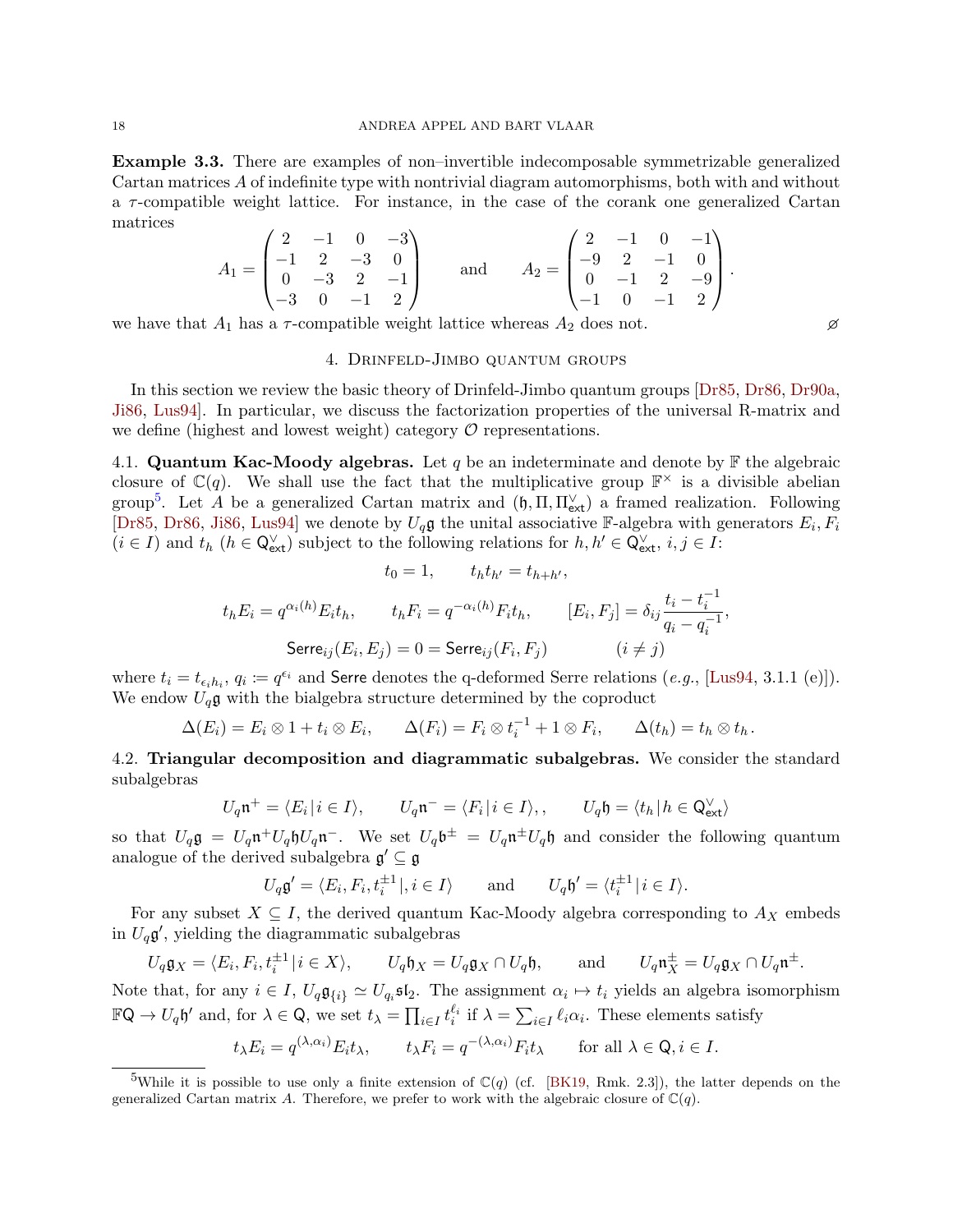**Example 3.3.** There are examples of non–invertible indecomposable symmetrizable generalized Cartan matrices $A$ of indefinite type with nontrivial diagram automorphisms, both with and without a $\tau$-compatible weight lattice. For instance, in the case of the corank one generalized Cartan matrices

$$A_1 = \begin{pmatrix} 2 & -1 & 0 & -3 \\ -1 & 2 & -3 & 0 \\ 0 & -3 & 2 & -1 \\ -3 & 0 & -1 & 2 \end{pmatrix} \qquad \text{and} \qquad A_2 = \begin{pmatrix} 2 & -1 & 0 & -1 \\ -9 & 2 & -1 & 0 \\ 0 & -1 & 2 & -9 \\ -1 & 0 & -1 & 2 \end{pmatrix}.$$

we have that $A_1$ has a $\tau$-compatible weight lattice whereas $A_2$ does not. $\varnothing$

## 4. Drinfeld-Jimbo quantum groups

In this section we review the basic theory of Drinfeld-Jimbo quantum groups [Dr85, Dr86, Dr90a, Ji86, Lus94]. In particular, we discuss the factorization properties of the universal R-matrix and we define (highest and lowest weight) category $\mathcal{O}$ representations.

4.1. **Quantum Kac-Moody algebras.** Let $q$ be an indeterminate and denote by $\mathbb{F}$ the algebraic closure of $\mathbb{C}(q)$. We shall use the fact that the multiplicative group $\mathbb{F}^\times$ is a divisible abelian group[5]. Let $A$ be a generalized Cartan matrix and $(\mathfrak{h}, \Pi, \Pi^\vee_{\mathsf{ext}})$ a framed realization. Following [Dr85, Dr86, Ji86, Lus94] we denote by $U_q\mathfrak{g}$ the unital associative $\mathbb{F}$-algebra with generators $E_i, F_i$ ($i \in I$) and $t_h$ ($h \in \mathsf{Q}^\vee_{\mathsf{ext}}$) subject to the following relations for $h, h' \in \mathsf{Q}^\vee_{\mathsf{ext}}$, $i, j \in I$:

$$t_0 = 1, \qquad t_h t_{h'} = t_{h+h'},$$

$$t_h E_i = q^{\alpha_i(h)} E_i t_h, \qquad t_h F_i = q^{-\alpha_i(h)} F_i t_h, \qquad [E_i, F_j] = \delta_{ij} \frac{t_i - t_i^{-1}}{q_i - q_i^{-1}},$$

$$\mathsf{Serre}_{ij}(E_i, E_j) = 0 = \mathsf{Serre}_{ij}(F_i, F_j) \qquad\qquad (i \neq j)$$

where $t_i = t_{\epsilon_i h_i}$, $q_i := q^{\epsilon_i}$ and $\mathsf{Serre}$ denotes the q-deformed Serre relations (*e.g.*, [Lus94, 3.1.1 (e)]). We endow $U_q\mathfrak{g}$ with the bialgebra structure determined by the coproduct

$$\Delta(E_i) = E_i \otimes 1 + t_i \otimes E_i, \qquad \Delta(F_i) = F_i \otimes t_i^{-1} + 1 \otimes F_i, \qquad \Delta(t_h) = t_h \otimes t_h.$$

4.2. **Triangular decomposition and diagrammatic subalgebras.** We consider the standard subalgebras

$$U_q\mathfrak{n}^+ = \langle E_i \,|\, i \in I\rangle, \qquad U_q\mathfrak{n}^- = \langle F_i \,|\, i \in I\rangle, , \qquad U_q\mathfrak{h} = \langle t_h \,|\, h \in \mathsf{Q}^\vee_{\mathsf{ext}}\rangle$$

so that $U_q\mathfrak{g} = U_q\mathfrak{n}^+ U_q\mathfrak{h} U_q\mathfrak{n}^-$. We set $U_q\mathfrak{b}^\pm = U_q\mathfrak{n}^\pm U_q\mathfrak{h}$ and consider the following quantum analogue of the derived subalgebra $\mathfrak{g}' \subseteq \mathfrak{g}$

$$U_q\mathfrak{g}' = \langle E_i, F_i, t_i^{\pm 1} |, i \in I\rangle \qquad \text{and} \qquad U_q\mathfrak{h}' = \langle t_i^{\pm 1} \,|\, i \in I\rangle.$$

For any subset $X \subseteq I$, the derived quantum Kac-Moody algebra corresponding to $A_X$ embeds in $U_q\mathfrak{g}'$, yielding the diagrammatic subalgebras

$$U_q\mathfrak{g}_X = \langle E_i, F_i, t_i^{\pm 1} \,|\, i \in X\rangle, \qquad U_q\mathfrak{h}_X = U_q\mathfrak{g}_X \cap U_q\mathfrak{h}, \qquad \text{and} \qquad U_q\mathfrak{n}^\pm_X = U_q\mathfrak{g}_X \cap U_q\mathfrak{n}^\pm.$$

Note that, for any $i \in I$, $U_q\mathfrak{g}_{\{i\}} \simeq U_{q_i}\mathfrak{sl}_2$. The assignment $\alpha_i \mapsto t_i$ yields an algebra isomorphism $\mathbb{F}\mathsf{Q} \to U_q\mathfrak{h}'$ and, for $\lambda \in \mathsf{Q}$, we set $t_\lambda = \prod_{i \in I} t_i^{\ell_i}$ if $\lambda = \sum_{i \in I} \ell_i \alpha_i$. These elements satisfy

$$t_\lambda E_i = q^{(\lambda, \alpha_i)} E_i t_\lambda, \qquad t_\lambda F_i = q^{-(\lambda, \alpha_i)} F_i t_\lambda \qquad \text{for all } \lambda \in \mathsf{Q}, i \in I.$$

[5] While it is possible to use only a finite extension of $\mathbb{C}(q)$ (cf. [BK19, Rmk. 2.3]), the latter depends on the generalized Cartan matrix $A$. Therefore, we prefer to work with the algebraic closure of $\mathbb{C}(q)$.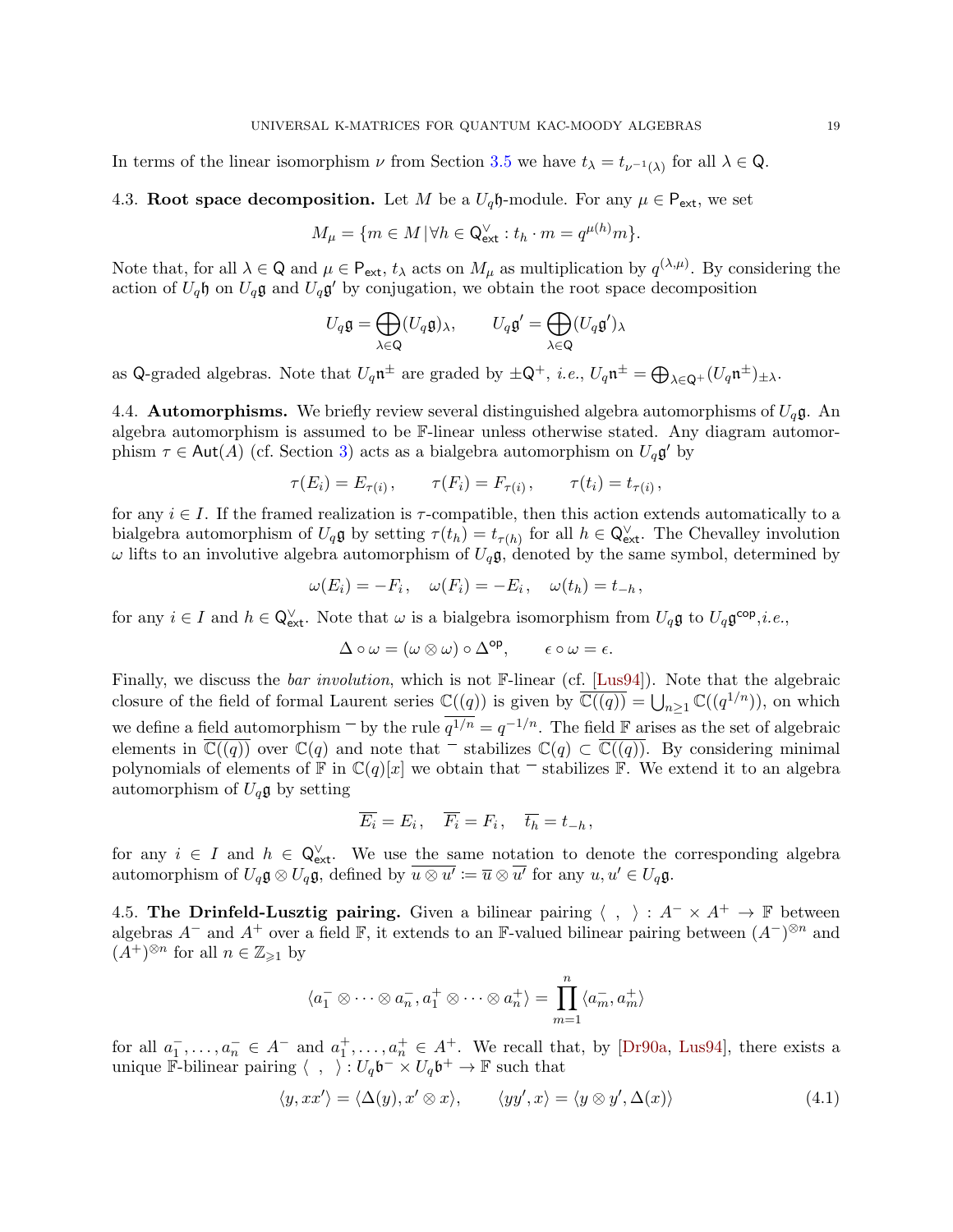In terms of the linear isomorphism $\nu$ from Section 3.5 we have $t_\lambda = t_{\nu^{-1}(\lambda)}$ for all $\lambda \in \mathsf{Q}$.

### 4.3. Root space decomposition.

Let $M$ be a $U_q\mathfrak{h}$-module. For any $\mu \in \mathsf{P}_{\mathsf{ext}}$, we set

$$M_\mu = \{m \in M \,|\, \forall h \in \mathsf{Q}^\vee_{\mathsf{ext}} : t_h \cdot m = q^{\mu(h)} m\}.$$

Note that, for all $\lambda \in \mathsf{Q}$ and $\mu \in \mathsf{P}_{\mathsf{ext}}$, $t_\lambda$ acts on $M_\mu$ as multiplication by $q^{(\lambda,\mu)}$. By considering the action of $U_q\mathfrak{h}$ on $U_q\mathfrak{g}$ and $U_q\mathfrak{g}'$ by conjugation, we obtain the root space decomposition

$$U_q\mathfrak{g} = \bigoplus_{\lambda\in\mathsf{Q}} (U_q\mathfrak{g})_\lambda, \qquad U_q\mathfrak{g}' = \bigoplus_{\lambda\in\mathsf{Q}} (U_q\mathfrak{g}')_\lambda$$

as $\mathsf{Q}$-graded algebras. Note that $U_q\mathfrak{n}^\pm$ are graded by $\pm\mathsf{Q}^+$, *i.e.*, $U_q\mathfrak{n}^\pm = \bigoplus_{\lambda\in\mathsf{Q}^+}(U_q\mathfrak{n}^\pm)_{\pm\lambda}$.

### 4.4. Automorphisms.

We briefly review several distinguished algebra automorphisms of $U_q\mathfrak{g}$. An algebra automorphism is assumed to be $\mathbb{F}$-linear unless otherwise stated. Any diagram automorphism $\tau \in \mathsf{Aut}(A)$ (cf. Section 3) acts as a bialgebra automorphism on $U_q\mathfrak{g}'$ by

$$\tau(E_i) = E_{\tau(i)}, \qquad \tau(F_i) = F_{\tau(i)}, \qquad \tau(t_i) = t_{\tau(i)},$$

for any $i \in I$. If the framed realization is $\tau$-compatible, then this action extends automatically to a bialgebra automorphism of $U_q\mathfrak{g}$ by setting $\tau(t_h) = t_{\tau(h)}$ for all $h \in \mathsf{Q}^\vee_{\mathsf{ext}}$. The Chevalley involution $\omega$ lifts to an involutive algebra automorphism of $U_q\mathfrak{g}$, denoted by the same symbol, determined by

$$\omega(E_i) = -F_i, \quad \omega(F_i) = -E_i, \quad \omega(t_h) = t_{-h},$$

for any $i \in I$ and $h \in \mathsf{Q}^\vee_{\mathsf{ext}}$. Note that $\omega$ is a bialgebra isomorphism from $U_q\mathfrak{g}$ to $U_q\mathfrak{g}^{\mathsf{cop}}$,*i.e.*,

$$\Delta\circ\omega = (\omega\otimes\omega)\circ\Delta^{\mathsf{op}}, \qquad \epsilon\circ\omega = \epsilon.$$

Finally, we discuss the *bar involution*, which is not $\mathbb{F}$-linear (cf. [Lus94]). Note that the algebraic closure of the field of formal Laurent series $\mathbb{C}((q))$ is given by $\overline{\mathbb{C}((q))} = \bigcup_{n\geq 1}\mathbb{C}((q^{1/n}))$, on which we define a field automorphism $\overline{\phantom{x}}$ by the rule $\overline{q^{1/n}} = q^{-1/n}$. The field $\mathbb{F}$ arises as the set of algebraic elements in $\overline{\mathbb{C}((q))}$ over $\mathbb{C}(q)$ and note that $\overline{\phantom{x}}$ stabilizes $\mathbb{C}(q) \subset \overline{\mathbb{C}((q))}$. By considering minimal polynomials of elements of $\mathbb{F}$ in $\mathbb{C}(q)[x]$ we obtain that $\overline{\phantom{x}}$ stabilizes $\mathbb{F}$. We extend it to an algebra automorphism of $U_q\mathfrak{g}$ by setting

$$\overline{E_i} = E_i, \quad \overline{F_i} = F_i, \quad \overline{t_h} = t_{-h},$$

for any $i \in I$ and $h \in \mathsf{Q}^\vee_{\mathsf{ext}}$. We use the same notation to denote the corresponding algebra automorphism of $U_q\mathfrak{g}\otimes U_q\mathfrak{g}$, defined by $\overline{u\otimes u'} \coloneqq \overline{u}\otimes\overline{u'}$ for any $u, u' \in U_q\mathfrak{g}$.

### 4.5. The Drinfeld-Lusztig pairing.

Given a bilinear pairing $\langle\ ,\ \rangle : A^- \times A^+ \to \mathbb{F}$ between algebras $A^-$ and $A^+$ over a field $\mathbb{F}$, it extends to an $\mathbb{F}$-valued bilinear pairing between $(A^-)^{\otimes n}$ and $(A^+)^{\otimes n}$ for all $n \in \mathbb{Z}_{\geqslant 1}$ by

$$\langle a_1^-\otimes\cdots\otimes a_n^-, a_1^+\otimes\cdots\otimes a_n^+\rangle = \prod_{m=1}^n \langle a_m^-, a_m^+\rangle$$

for all $a_1^-,\dots,a_n^- \in A^-$ and $a_1^+,\dots,a_n^+ \in A^+$. We recall that, by [Dr90a, Lus94], there exists a unique $\mathbb{F}$-bilinear pairing $\langle\ ,\ \rangle : U_q\mathfrak{b}^- \times U_q\mathfrak{b}^+ \to \mathbb{F}$ such that

$$\langle y, xx'\rangle = \langle\Delta(y), x'\otimes x\rangle, \qquad \langle yy', x\rangle = \langle y\otimes y', \Delta(x)\rangle \tag{4.1}$$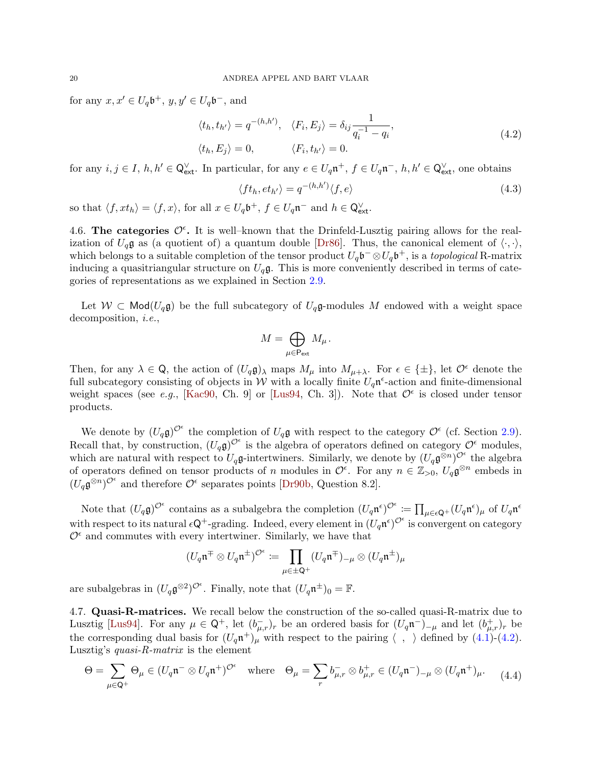for any $x, x' \in U_q\mathfrak{b}^+$, $y, y' \in U_q\mathfrak{b}^-$, and

$$\begin{aligned} \langle t_h, t_{h'} \rangle &= q^{-(h,h')}, & \langle F_i, E_j \rangle &= \delta_{ij} \frac{1}{q_i^{-1} - q_i}, \\ \langle t_h, E_j \rangle &= 0, & \langle F_i, t_{h'} \rangle &= 0. \end{aligned} \tag{4.2}$$

for any $i, j \in I$, $h, h' \in \mathsf{Q}^\vee_{\mathsf{ext}}$. In particular, for any $e \in U_q\mathfrak{n}^+$, $f \in U_q\mathfrak{n}^-$, $h, h' \in \mathsf{Q}^\vee_{\mathsf{ext}}$, one obtains

$$\langle f t_h, e t_{h'} \rangle = q^{-(h,h')} \langle f, e \rangle \tag{4.3}$$

so that $\langle f, x t_h \rangle = \langle f, x \rangle$, for all $x \in U_q\mathfrak{b}^+$, $f \in U_q\mathfrak{n}^-$ and $h \in \mathsf{Q}^\vee_{\mathsf{ext}}$.

4.6. **The categories $\mathcal{O}^\epsilon$.** It is well–known that the Drinfeld-Lusztig pairing allows for the realization of $U_q\mathfrak{g}$ as (a quotient of) a quantum double [Dr86]. Thus, the canonical element of $\langle \cdot, \cdot \rangle$, which belongs to a suitable completion of the tensor product $U_q\mathfrak{b}^- \otimes U_q\mathfrak{b}^+$, is a *topological* R-matrix inducing a quasitriangular structure on $U_q\mathfrak{g}$. This is more conveniently described in terms of categories of representations as we explained in Section 2.9.

Let $\mathcal{W} \subset \mathsf{Mod}(U_q\mathfrak{g})$ be the full subcategory of $U_q\mathfrak{g}$-modules $M$ endowed with a weight space decomposition, *i.e.*,

$$M = \bigoplus_{\mu \in \mathsf{P}_{\mathsf{ext}}} M_\mu .$$

Then, for any $\lambda \in \mathsf{Q}$, the action of $(U_q\mathfrak{g})_\lambda$ maps $M_\mu$ into $M_{\mu+\lambda}$. For $\epsilon \in \{\pm\}$, let $\mathcal{O}^\epsilon$ denote the full subcategory consisting of objects in $\mathcal{W}$ with a locally finite $U_q\mathfrak{n}^\epsilon$-action and finite-dimensional weight spaces (see *e.g.*, [Kac90, Ch. 9] or [Lus94, Ch. 3]). Note that $\mathcal{O}^\epsilon$ is closed under tensor products.

We denote by $(U_q\mathfrak{g})^{\mathcal{O}^\epsilon}$ the completion of $U_q\mathfrak{g}$ with respect to the category $\mathcal{O}^\epsilon$ (cf. Section 2.9). Recall that, by construction, $(U_q\mathfrak{g})^{\mathcal{O}^\epsilon}$ is the algebra of operators defined on category $\mathcal{O}^\epsilon$ modules, which are natural with respect to $U_q\mathfrak{g}$-intertwiners. Similarly, we denote by $(U_q\mathfrak{g}^{\otimes n})^{\mathcal{O}^\epsilon}$ the algebra of operators defined on tensor products of $n$ modules in $\mathcal{O}^\epsilon$. For any $n \in \mathbb{Z}_{>0}$, $U_q\mathfrak{g}^{\otimes n}$ embeds in $(U_q\mathfrak{g}^{\otimes n})^{\mathcal{O}^\epsilon}$ and therefore $\mathcal{O}^\epsilon$ separates points [Dr90b, Question 8.2].

Note that $(U_q\mathfrak{g})^{\mathcal{O}^\epsilon}$ contains as a subalgebra the completion $(U_q\mathfrak{n}^\epsilon)^{\mathcal{O}^\epsilon} := \prod_{\mu \in \epsilon\mathsf{Q}^+} (U_q\mathfrak{n}^\epsilon)_\mu$ of $U_q\mathfrak{n}^\epsilon$ with respect to its natural $\epsilon\mathsf{Q}^+$-grading. Indeed, every element in $(U_q\mathfrak{n}^\epsilon)^{\mathcal{O}^\epsilon}$ is convergent on category $\mathcal{O}^\epsilon$ and commutes with every intertwiner. Similarly, we have that

$$(U_q\mathfrak{n}^\mp \otimes U_q\mathfrak{n}^\pm)^{\mathcal{O}^\epsilon} := \prod_{\mu \in \pm\mathsf{Q}^+} (U_q\mathfrak{n}^\mp)_{-\mu} \otimes (U_q\mathfrak{n}^\pm)_\mu$$

are subalgebras in $(U_q\mathfrak{g}^{\otimes 2})^{\mathcal{O}^\epsilon}$. Finally, note that $(U_q\mathfrak{n}^\pm)_0 = \mathbb{F}$.

4.7. **Quasi-R-matrices.** We recall below the construction of the so-called quasi-R-matrix due to Lusztig [Lus94]. For any $\mu \in \mathsf{Q}^+$, let $(b^-_{\mu,r})_r$ be an ordered basis for $(U_q\mathfrak{n}^-)_{-\mu}$ and let $(b^+_{\mu,r})_r$ be the corresponding dual basis for $(U_q\mathfrak{n}^+)_\mu$ with respect to the pairing $\langle \ , \ \rangle$ defined by (4.1)-(4.2). Lusztig's *quasi-R-matrix* is the element

$$\Theta = \sum_{\mu \in \mathsf{Q}^+} \Theta_\mu \in (U_q\mathfrak{n}^- \otimes U_q\mathfrak{n}^+)^{\mathcal{O}^\epsilon} \quad \text{where} \quad \Theta_\mu = \sum_r b^-_{\mu,r} \otimes b^+_{\mu,r} \in (U_q\mathfrak{n}^-)_{-\mu} \otimes (U_q\mathfrak{n}^+)_\mu. \tag{4.4}$$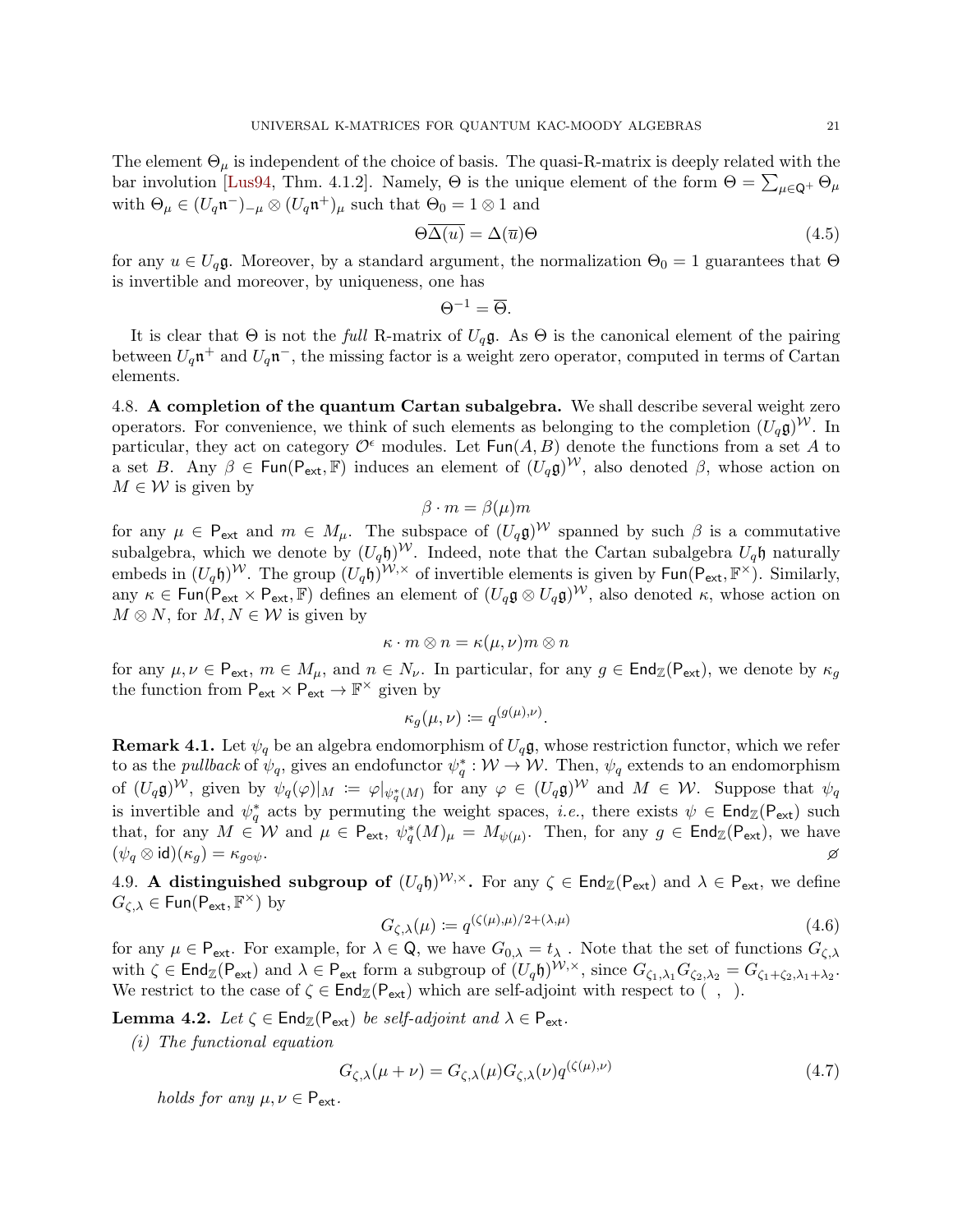The element $\Theta_\mu$ is independent of the choice of basis. The quasi-R-matrix is deeply related with the bar involution [Lus94, Thm. 4.1.2]. Namely, $\Theta$ is the unique element of the form $\Theta = \sum_{\mu \in \mathsf{Q}^+} \Theta_\mu$ with $\Theta_\mu \in (U_q\mathfrak{n}^-)_{-\mu} \otimes (U_q\mathfrak{n}^+)_\mu$ such that $\Theta_0 = 1 \otimes 1$ and

$$\Theta\overline{\Delta(u)} = \Delta(\overline{u})\Theta \tag{4.5}$$

for any $u \in U_q\mathfrak{g}$. Moreover, by a standard argument, the normalization $\Theta_0 = 1$ guarantees that $\Theta$ is invertible and moreover, by uniqueness, one has

$$\Theta^{-1} = \overline{\Theta}.$$

It is clear that $\Theta$ is not the *full* R-matrix of $U_q\mathfrak{g}$. As $\Theta$ is the canonical element of the pairing between $U_q\mathfrak{n}^+$ and $U_q\mathfrak{n}^-$, the missing factor is a weight zero operator, computed in terms of Cartan elements.

4.8. **A completion of the quantum Cartan subalgebra.** We shall describe several weight zero operators. For convenience, we think of such elements as belonging to the completion $(U_q\mathfrak{g})^{\mathcal{W}}$. In particular, they act on category $\mathcal{O}^\epsilon$ modules. Let $\mathsf{Fun}(A, B)$ denote the functions from a set $A$ to a set $B$. Any $\beta \in \mathsf{Fun}(\mathsf{P}_{\mathsf{ext}}, \mathbb{F})$ induces an element of $(U_q\mathfrak{g})^{\mathcal{W}}$, also denoted $\beta$, whose action on $M \in \mathcal{W}$ is given by

$$\beta \cdot m = \beta(\mu)m$$

for any $\mu \in \mathsf{P}_{\mathsf{ext}}$ and $m \in M_\mu$. The subspace of $(U_q\mathfrak{g})^{\mathcal{W}}$ spanned by such $\beta$ is a commutative subalgebra, which we denote by $(U_q\mathfrak{h})^{\mathcal{W}}$. Indeed, note that the Cartan subalgebra $U_q\mathfrak{h}$ naturally embeds in $(U_q\mathfrak{h})^{\mathcal{W}}$. The group $(U_q\mathfrak{h})^{\mathcal{W},\times}$ of invertible elements is given by $\mathsf{Fun}(\mathsf{P}_{\mathsf{ext}}, \mathbb{F}^\times)$. Similarly, any $\kappa \in \mathsf{Fun}(\mathsf{P}_{\mathsf{ext}} \times \mathsf{P}_{\mathsf{ext}}, \mathbb{F})$ defines an element of $(U_q\mathfrak{g} \otimes U_q\mathfrak{g})^{\mathcal{W}}$, also denoted $\kappa$, whose action on $M \otimes N$, for $M, N \in \mathcal{W}$ is given by

$$\kappa \cdot m \otimes n = \kappa(\mu, \nu) m \otimes n$$

for any $\mu, \nu \in \mathsf{P}_{\mathsf{ext}}$, $m \in M_\mu$, and $n \in N_\nu$. In particular, for any $g \in \mathsf{End}_{\mathbb{Z}}(\mathsf{P}_{\mathsf{ext}})$, we denote by $\kappa_g$ the function from $\mathsf{P}_{\mathsf{ext}} \times \mathsf{P}_{\mathsf{ext}} \to \mathbb{F}^\times$ given by

$$\kappa_g(\mu, \nu) := q^{(g(\mu), \nu)}.$$

**Remark 4.1.** Let $\psi_q$ be an algebra endomorphism of $U_q\mathfrak{g}$, whose restriction functor, which we refer to as the *pullback* of $\psi_q$, gives an endofunctor $\psi_q^* : \mathcal{W} \to \mathcal{W}$. Then, $\psi_q$ extends to an endomorphism of $(U_q\mathfrak{g})^{\mathcal{W}}$, given by $\psi_q(\varphi)|_M := \varphi|_{\psi_q^*(M)}$ for any $\varphi \in (U_q\mathfrak{g})^{\mathcal{W}}$ and $M \in \mathcal{W}$. Suppose that $\psi_q$ is invertible and $\psi_q^*$ acts by permuting the weight spaces, *i.e.*, there exists $\psi \in \mathsf{End}_{\mathbb{Z}}(\mathsf{P}_{\mathsf{ext}})$ such that, for any $M \in \mathcal{W}$ and $\mu \in \mathsf{P}_{\mathsf{ext}}$, $\psi_q^*(M)_\mu = M_{\psi(\mu)}$. Then, for any $g \in \mathsf{End}_{\mathbb{Z}}(\mathsf{P}_{\mathsf{ext}})$, we have $(\psi_q \otimes \mathsf{id})(\kappa_g) = \kappa_{g \circ \psi}$. ⌀

4.9. **A distinguished subgroup of $(U_q\mathfrak{h})^{\mathcal{W},\times}$.** For any $\zeta \in \mathsf{End}_{\mathbb{Z}}(\mathsf{P}_{\mathsf{ext}})$ and $\lambda \in \mathsf{P}_{\mathsf{ext}}$, we define $G_{\zeta,\lambda} \in \mathsf{Fun}(\mathsf{P}_{\mathsf{ext}}, \mathbb{F}^\times)$ by

$$G_{\zeta,\lambda}(\mu) := q^{(\zeta(\mu),\mu)/2 + (\lambda,\mu)} \tag{4.6}$$

for any $\mu \in \mathsf{P}_{\mathsf{ext}}$. For example, for $\lambda \in \mathsf{Q}$, we have $G_{0,\lambda} = t_\lambda$ . Note that the set of functions $G_{\zeta,\lambda}$ with $\zeta \in \mathsf{End}_{\mathbb{Z}}(\mathsf{P}_{\mathsf{ext}})$ and $\lambda \in \mathsf{P}_{\mathsf{ext}}$ form a subgroup of $(U_q\mathfrak{h})^{\mathcal{W},\times}$, since $G_{\zeta_1,\lambda_1} G_{\zeta_2,\lambda_2} = G_{\zeta_1+\zeta_2,\lambda_1+\lambda_2}$. We restrict to the case of $\zeta \in \mathsf{End}_{\mathbb{Z}}(\mathsf{P}_{\mathsf{ext}})$ which are self-adjoint with respect to $(\ ,\ )$.

**Lemma 4.2.** *Let $\zeta \in \mathsf{End}_{\mathbb{Z}}(\mathsf{P}_{\mathsf{ext}})$ be self-adjoint and $\lambda \in \mathsf{P}_{\mathsf{ext}}$.*

*(i) The functional equation*

$$G_{\zeta,\lambda}(\mu + \nu) = G_{\zeta,\lambda}(\mu) G_{\zeta,\lambda}(\nu) q^{(\zeta(\mu),\nu)} \tag{4.7}$$

*holds for any $\mu, \nu \in \mathsf{P}_{\mathsf{ext}}$.*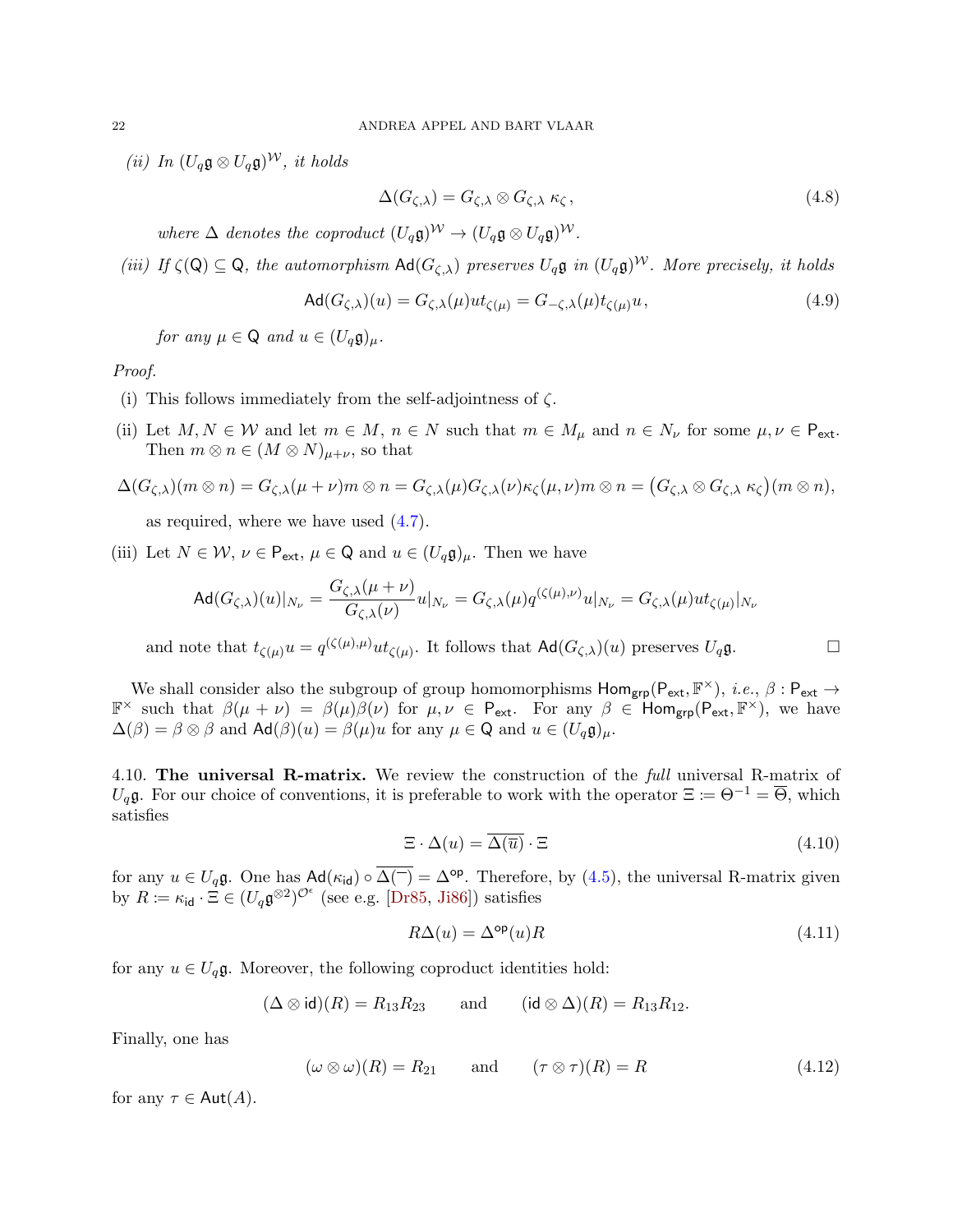*(ii) In $(U_q\mathfrak{g}\otimes U_q\mathfrak{g})^{\mathcal{W}}$, it holds*

$$\Delta(G_{\zeta,\lambda}) = G_{\zeta,\lambda}\otimes G_{\zeta,\lambda}\,\kappa_\zeta\,, \tag{4.8}$$

*where $\Delta$ denotes the coproduct $(U_q\mathfrak{g})^{\mathcal{W}} \to (U_q\mathfrak{g}\otimes U_q\mathfrak{g})^{\mathcal{W}}$.*

*(iii) If $\zeta(\mathsf{Q})\subseteq\mathsf{Q}$, the automorphism $\mathsf{Ad}(G_{\zeta,\lambda})$ preserves $U_q\mathfrak{g}$ in $(U_q\mathfrak{g})^{\mathcal{W}}$. More precisely, it holds*

$$\mathsf{Ad}(G_{\zeta,\lambda})(u) = G_{\zeta,\lambda}(\mu)ut_{\zeta(\mu)} = G_{-\zeta,\lambda}(\mu)t_{\zeta(\mu)}u\,, \tag{4.9}$$

*for any $\mu\in\mathsf{Q}$ and $u\in(U_q\mathfrak{g})_\mu$.*

*Proof.*

(i) This follows immediately from the self-adjointness of $\zeta$.

(ii) Let $M,N\in\mathcal{W}$ and let $m\in M$, $n\in N$ such that $m\in M_\mu$ and $n\in N_\nu$ for some $\mu,\nu\in\mathsf{P}_{\mathsf{ext}}$. Then $m\otimes n\in(M\otimes N)_{\mu+\nu}$, so that

$$\Delta(G_{\zeta,\lambda})(m\otimes n) = G_{\zeta,\lambda}(\mu+\nu)m\otimes n = G_{\zeta,\lambda}(\mu)G_{\zeta,\lambda}(\nu)\kappa_\zeta(\mu,\nu)m\otimes n = \big(G_{\zeta,\lambda}\otimes G_{\zeta,\lambda}\,\kappa_\zeta\big)(m\otimes n),$$

as required, where we have used (4.7).

(iii) Let $N\in\mathcal{W}$, $\nu\in\mathsf{P}_{\mathsf{ext}}$, $\mu\in\mathsf{Q}$ and $u\in(U_q\mathfrak{g})_\mu$. Then we have

$$\mathsf{Ad}(G_{\zeta,\lambda})(u)|_{N_\nu} = \frac{G_{\zeta,\lambda}(\mu+\nu)}{G_{\zeta,\lambda}(\nu)}u|_{N_\nu} = G_{\zeta,\lambda}(\mu)q^{(\zeta(\mu),\nu)}u|_{N_\nu} = G_{\zeta,\lambda}(\mu)ut_{\zeta(\mu)}|_{N_\nu}$$

and note that $t_{\zeta(\mu)}u = q^{(\zeta(\mu),\mu)}ut_{\zeta(\mu)}$. It follows that $\mathsf{Ad}(G_{\zeta,\lambda})(u)$ preserves $U_q\mathfrak{g}$. $\square$

We shall consider also the subgroup of group homomorphisms $\mathsf{Hom}_{\mathsf{grp}}(\mathsf{P}_{\mathsf{ext}},\mathbb{F}^\times)$, *i.e.*, $\beta:\mathsf{P}_{\mathsf{ext}}\to\mathbb{F}^\times$ such that $\beta(\mu+\nu)=\beta(\mu)\beta(\nu)$ for $\mu,\nu\in\mathsf{P}_{\mathsf{ext}}$. For any $\beta\in\mathsf{Hom}_{\mathsf{grp}}(\mathsf{P}_{\mathsf{ext}},\mathbb{F}^\times)$, we have $\Delta(\beta)=\beta\otimes\beta$ and $\mathsf{Ad}(\beta)(u)=\beta(\mu)u$ for any $\mu\in\mathsf{Q}$ and $u\in(U_q\mathfrak{g})_\mu$.

**4.10. The universal R-matrix.** We review the construction of the *full* universal R-matrix of $U_q\mathfrak{g}$. For our choice of conventions, it is preferable to work with the operator $\Xi \coloneqq \Theta^{-1} = \overline{\Theta}$, which satisfies

$$\Xi\cdot\Delta(u) = \overline{\Delta(\overline{u})}\cdot\Xi \tag{4.10}$$

for any $u\in U_q\mathfrak{g}$. One has $\mathsf{Ad}(\kappa_{\mathsf{id}})\circ\overline{\Delta(\overline{\phantom{u}})} = \Delta^{\mathsf{op}}$. Therefore, by (4.5), the universal R-matrix given by $R\coloneqq\kappa_{\mathsf{id}}\cdot\Xi\in(U_q\mathfrak{g}^{\otimes 2})^{\mathcal{O}^\epsilon}$ (see e.g. [Dr85, Ji86]) satisfies

$$R\Delta(u) = \Delta^{\mathsf{op}}(u)R \tag{4.11}$$

for any $u\in U_q\mathfrak{g}$. Moreover, the following coproduct identities hold:

$$(\Delta\otimes\mathsf{id})(R) = R_{13}R_{23} \qquad \text{and} \qquad (\mathsf{id}\otimes\Delta)(R) = R_{13}R_{12}.$$

Finally, one has

$$(\omega\otimes\omega)(R) = R_{21} \qquad \text{and} \qquad (\tau\otimes\tau)(R) = R \tag{4.12}$$

for any $\tau\in\mathsf{Aut}(A)$.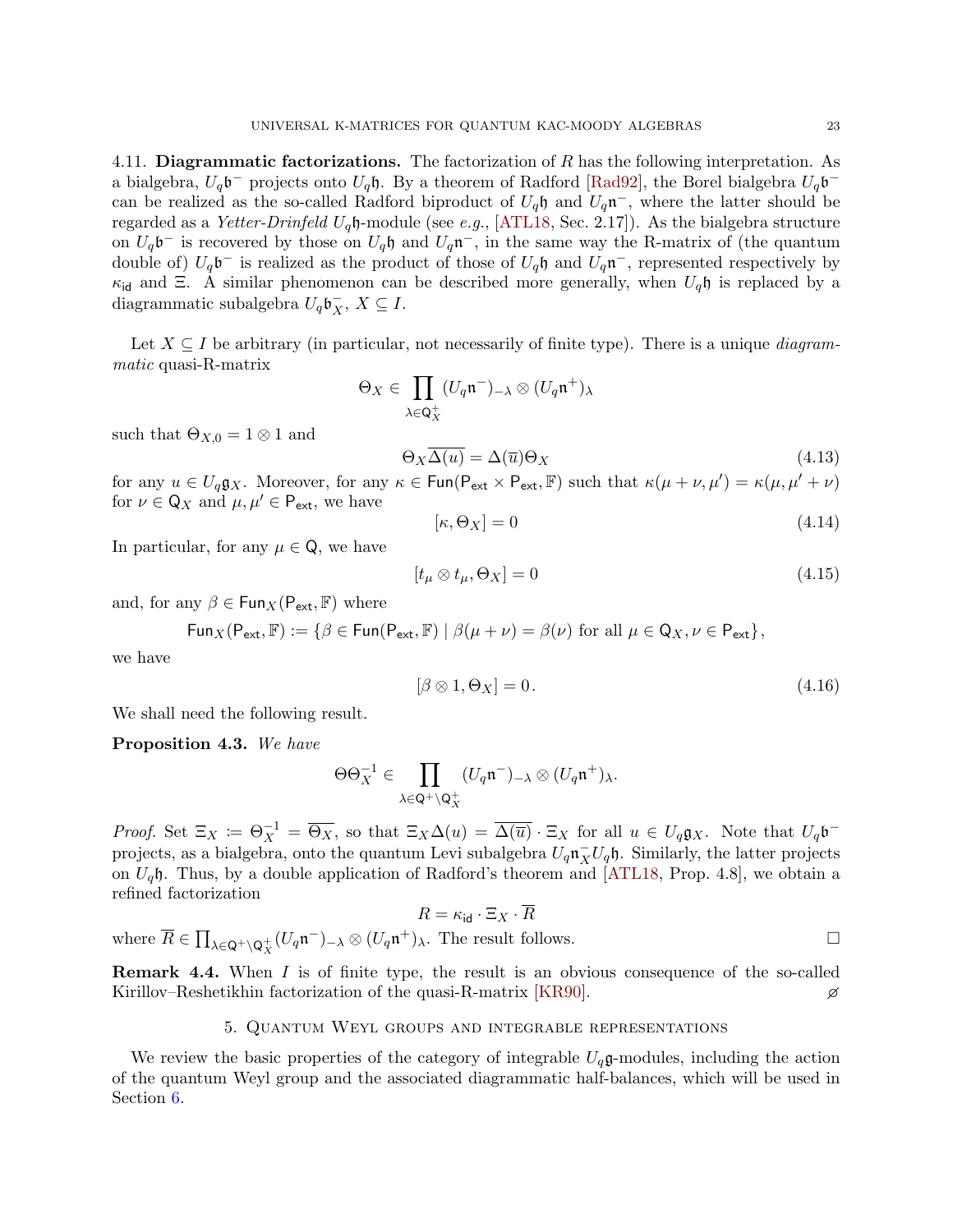4.11. **Diagrammatic factorizations.** The factorization of $R$ has the following interpretation. As a bialgebra, $U_q\mathfrak{b}^-$ projects onto $U_q\mathfrak{h}$. By a theorem of Radford [Rad92], the Borel bialgebra $U_q\mathfrak{b}^-$ can be realized as the so-called Radford biproduct of $U_q\mathfrak{h}$ and $U_q\mathfrak{n}^-$, where the latter should be regarded as a *Yetter-Drinfeld* $U_q\mathfrak{h}$-module (see *e.g.*, [ATL18, Sec. 2.17]). As the bialgebra structure on $U_q\mathfrak{b}^-$ is recovered by those on $U_q\mathfrak{h}$ and $U_q\mathfrak{n}^-$, in the same way the R-matrix of (the quantum double of) $U_q\mathfrak{b}^-$ is realized as the product of those of $U_q\mathfrak{h}$ and $U_q\mathfrak{n}^-$, represented respectively by $\kappa_{\mathsf{id}}$ and $\Xi$. A similar phenomenon can be described more generally, when $U_q\mathfrak{h}$ is replaced by a diagrammatic subalgebra $U_q\mathfrak{b}_X^-$, $X \subseteq I$.

Let $X \subseteq I$ be arbitrary (in particular, not necessarily of finite type). There is a unique *diagrammatic* quasi-R-matrix

$$\Theta_X \in \prod_{\lambda \in \mathsf{Q}_X^+} (U_q\mathfrak{n}^-)_{-\lambda} \otimes (U_q\mathfrak{n}^+)_\lambda$$

such that $\Theta_{X,0} = 1 \otimes 1$ and

$$\Theta_X \overline{\Delta(u)} = \Delta(\overline{u})\Theta_X \tag{4.13}$$

for any $u \in U_q\mathfrak{g}_X$. Moreover, for any $\kappa \in \mathsf{Fun}(\mathsf{P}_{\mathsf{ext}} \times \mathsf{P}_{\mathsf{ext}}, \mathbb{F})$ such that $\kappa(\mu + \nu, \mu') = \kappa(\mu, \mu' + \nu)$ for $\nu \in \mathsf{Q}_X$ and $\mu, \mu' \in \mathsf{P}_{\mathsf{ext}}$, we have

$$[\kappa, \Theta_X] = 0 \tag{4.14}$$

In particular, for any $\mu \in \mathsf{Q}$, we have

$$[t_\mu \otimes t_\mu, \Theta_X] = 0 \tag{4.15}$$

and, for any $\beta \in \mathsf{Fun}_X(\mathsf{P}_{\mathsf{ext}}, \mathbb{F})$ where

$$\mathsf{Fun}_X(\mathsf{P}_{\mathsf{ext}}, \mathbb{F}) := \{\beta \in \mathsf{Fun}(\mathsf{P}_{\mathsf{ext}}, \mathbb{F}) \mid \beta(\mu + \nu) = \beta(\nu) \text{ for all } \mu \in \mathsf{Q}_X, \nu \in \mathsf{P}_{\mathsf{ext}}\},$$

we have

$$[\beta \otimes 1, \Theta_X] = 0. \tag{4.16}$$

We shall need the following result.

**Proposition 4.3.** *We have*

$$\Theta\Theta_X^{-1} \in \prod_{\lambda \in \mathsf{Q}^+ \setminus \mathsf{Q}_X^+} (U_q\mathfrak{n}^-)_{-\lambda} \otimes (U_q\mathfrak{n}^+)_\lambda.$$

*Proof.* Set $\Xi_X := \Theta_X^{-1} = \overline{\Theta_X}$, so that $\Xi_X\Delta(u) = \overline{\Delta(\overline{u})} \cdot \Xi_X$ for all $u \in U_q\mathfrak{g}_X$. Note that $U_q\mathfrak{b}^-$ projects, as a bialgebra, onto the quantum Levi subalgebra $U_q\mathfrak{n}_X^- U_q\mathfrak{h}$. Similarly, the latter projects on $U_q\mathfrak{h}$. Thus, by a double application of Radford's theorem and [ATL18, Prop. 4.8], we obtain a refined factorization

$$R = \kappa_{\mathsf{id}} \cdot \Xi_X \cdot \overline{R}$$

where $\overline{R} \in \prod_{\lambda \in \mathsf{Q}^+ \setminus \mathsf{Q}_X^+} (U_q\mathfrak{n}^-)_{-\lambda} \otimes (U_q\mathfrak{n}^+)_\lambda$. The result follows. □

**Remark 4.4.** When $I$ is of finite type, the result is an obvious consequence of the so-called Kirillov–Reshetikhin factorization of the quasi-R-matrix [KR90]. ⌀

## 5. Quantum Weyl groups and integrable representations

We review the basic properties of the category of integrable $U_q\mathfrak{g}$-modules, including the action of the quantum Weyl group and the associated diagrammatic half-balances, which will be used in Section 6.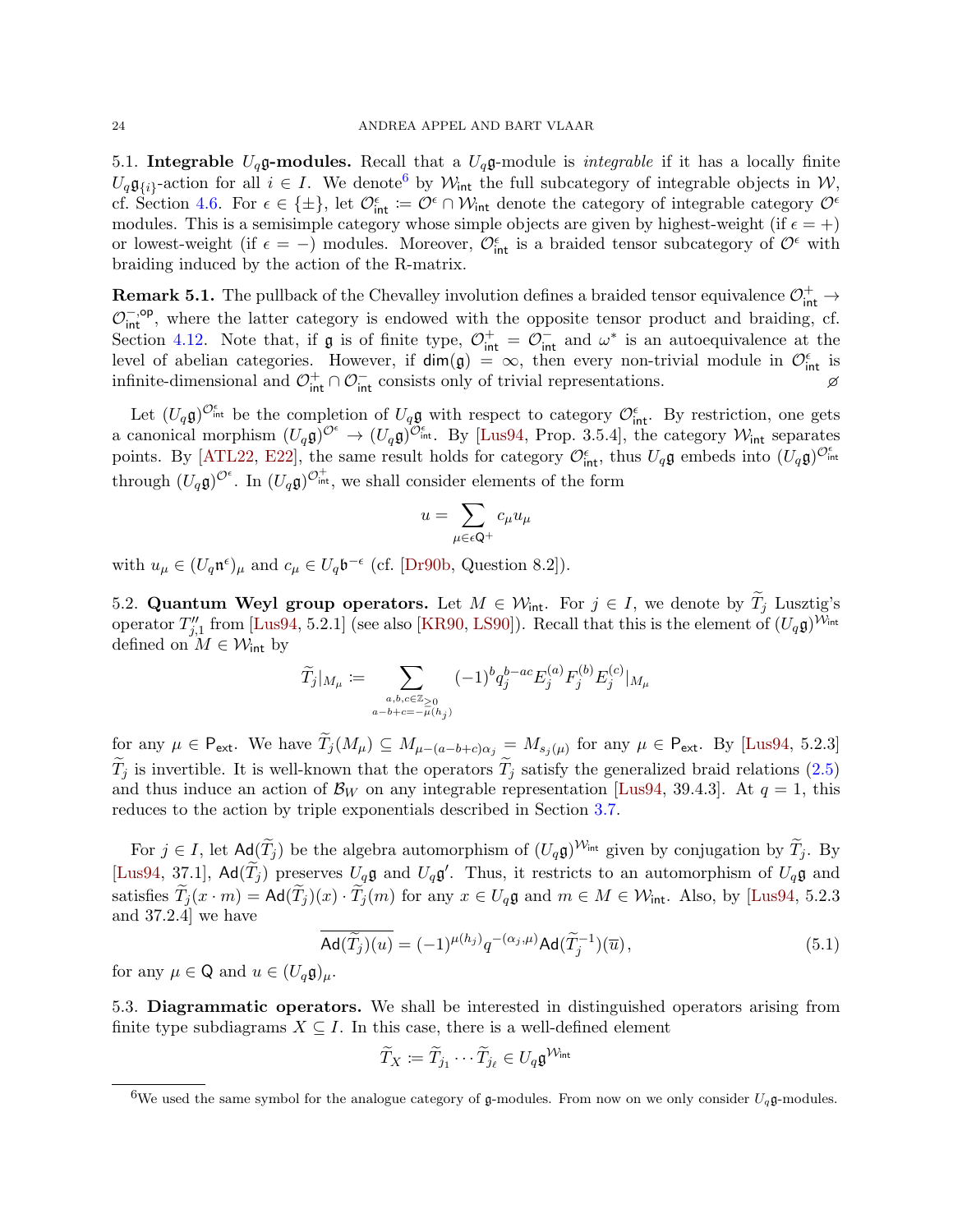5.1. **Integrable $U_q\mathfrak{g}$-modules.** Recall that a $U_q\mathfrak{g}$-module is *integrable* if it has a locally finite $U_q\mathfrak{g}_{\{i\}}$-action for all $i \in I$. We denote[6] by $\mathcal{W}_{\mathsf{int}}$ the full subcategory of integrable objects in $\mathcal{W}$, cf. Section 4.6. For $\epsilon \in \{\pm\}$, let $\mathcal{O}^{\epsilon}_{\mathsf{int}} \coloneqq \mathcal{O}^{\epsilon} \cap \mathcal{W}_{\mathsf{int}}$ denote the category of integrable category $\mathcal{O}^{\epsilon}$ modules. This is a semisimple category whose simple objects are given by highest-weight (if $\epsilon = +$) or lowest-weight (if $\epsilon = -$) modules. Moreover, $\mathcal{O}^{\epsilon}_{\mathsf{int}}$ is a braided tensor subcategory of $\mathcal{O}^{\epsilon}$ with braiding induced by the action of the R-matrix.

**Remark 5.1.** The pullback of the Chevalley involution defines a braided tensor equivalence $\mathcal{O}^{+}_{\mathsf{int}} \to \mathcal{O}^{-,\mathsf{op}}_{\mathsf{int}}$, where the latter category is endowed with the opposite tensor product and braiding, cf. Section 4.12. Note that, if $\mathfrak{g}$ is of finite type, $\mathcal{O}^{+}_{\mathsf{int}} = \mathcal{O}^{-}_{\mathsf{int}}$ and $\omega^*$ is an autoequivalence at the level of abelian categories. However, if $\dim(\mathfrak{g}) = \infty$, then every non-trivial module in $\mathcal{O}^{\epsilon}_{\mathsf{int}}$ is infinite-dimensional and $\mathcal{O}^{+}_{\mathsf{int}} \cap \mathcal{O}^{-}_{\mathsf{int}}$ consists only of trivial representations. ⌀

Let $(U_q\mathfrak{g})^{\mathcal{O}^{\epsilon}_{\mathsf{int}}}$ be the completion of $U_q\mathfrak{g}$ with respect to category $\mathcal{O}^{\epsilon}_{\mathsf{int}}$. By restriction, one gets a canonical morphism $(U_q\mathfrak{g})^{\mathcal{O}^{\epsilon}} \to (U_q\mathfrak{g})^{\mathcal{O}^{\epsilon}_{\mathsf{int}}}$. By [Lus94, Prop. 3.5.4], the category $\mathcal{W}_{\mathsf{int}}$ separates points. By [ATL22, E22], the same result holds for category $\mathcal{O}^{\epsilon}_{\mathsf{int}}$, thus $U_q\mathfrak{g}$ embeds into $(U_q\mathfrak{g})^{\mathcal{O}^{\epsilon}_{\mathsf{int}}}$ through $(U_q\mathfrak{g})^{\mathcal{O}^{\epsilon}}$. In $(U_q\mathfrak{g})^{\mathcal{O}^{+}_{\mathsf{int}}}$, we shall consider elements of the form

$$u = \sum_{\mu \in \epsilon \mathsf{Q}^+} c_\mu u_\mu$$

with $u_\mu \in (U_q\mathfrak{n}^{\epsilon})_\mu$ and $c_\mu \in U_q\mathfrak{b}^{-\epsilon}$ (cf. [Dr90b, Question 8.2]).

5.2. **Quantum Weyl group operators.** Let $M \in \mathcal{W}_{\mathsf{int}}$. For $j \in I$, we denote by $\widetilde{T}_j$ Lusztig's operator $T''_{j,1}$ from [Lus94, 5.2.1] (see also [KR90, LS90]). Recall that this is the element of $(U_q\mathfrak{g})^{\mathcal{W}_{\mathsf{int}}}$ defined on $M \in \mathcal{W}_{\mathsf{int}}$ by

$$\widetilde{T}_j|_{M_\mu} \coloneqq \sum_{\substack{a,b,c \in \mathbb{Z}_{\geq 0} \\ a-b+c=-\mu(h_j)}} (-1)^b q_j^{b-ac} E_j^{(a)} F_j^{(b)} E_j^{(c)}|_{M_\mu}$$

for any $\mu \in \mathsf{P}_{\mathsf{ext}}$. We have $\widetilde{T}_j(M_\mu) \subseteq M_{\mu-(a-b+c)\alpha_j} = M_{s_j(\mu)}$ for any $\mu \in \mathsf{P}_{\mathsf{ext}}$. By [Lus94, 5.2.3] $\widetilde{T}_j$ is invertible. It is well-known that the operators $\widetilde{T}_j$ satisfy the generalized braid relations (2.5) and thus induce an action of $\mathcal{B}_W$ on any integrable representation [Lus94, 39.4.3]. At $q = 1$, this reduces to the action by triple exponentials described in Section 3.7.

For $j \in I$, let $\mathsf{Ad}(\widetilde{T}_j)$ be the algebra automorphism of $(U_q\mathfrak{g})^{\mathcal{W}_{\mathsf{int}}}$ given by conjugation by $\widetilde{T}_j$. By [Lus94, 37.1], $\mathsf{Ad}(\widetilde{T}_j)$ preserves $U_q\mathfrak{g}$ and $U_q\mathfrak{g}'$. Thus, it restricts to an automorphism of $U_q\mathfrak{g}$ and satisfies $\widetilde{T}_j(x \cdot m) = \mathsf{Ad}(\widetilde{T}_j)(x) \cdot \widetilde{T}_j(m)$ for any $x \in U_q\mathfrak{g}$ and $m \in M \in \mathcal{W}_{\mathsf{int}}$. Also, by [Lus94, 5.2.3 and 37.2.4] we have

$$\overline{\mathsf{Ad}(\widetilde{T}_j)(u)} = (-1)^{\mu(h_j)} q^{-(\alpha_j,\mu)} \mathsf{Ad}(\widetilde{T}_j^{-1})(\overline{u}), \tag{5.1}$$

for any $\mu \in \mathsf{Q}$ and $u \in (U_q\mathfrak{g})_\mu$.

5.3. **Diagrammatic operators.** We shall be interested in distinguished operators arising from finite type subdiagrams $X \subseteq I$. In this case, there is a well-defined element

$$\widetilde{T}_X \coloneqq \widetilde{T}_{j_1} \cdots \widetilde{T}_{j_\ell} \in U_q\mathfrak{g}^{\mathcal{W}_{\mathsf{int}}}$$

---

[6] We used the same symbol for the analogue category of $\mathfrak{g}$-modules. From now on we only consider $U_q\mathfrak{g}$-modules.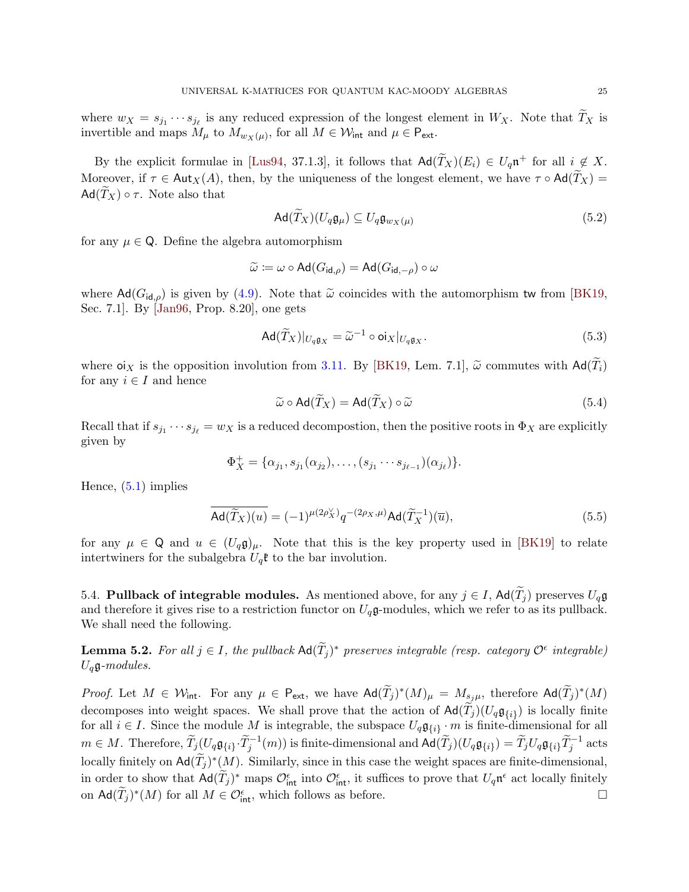where $w_X = s_{j_1} \cdots s_{j_\ell}$ is any reduced expression of the longest element in $W_X$. Note that $\widetilde{T}_X$ is invertible and maps $M_\mu$ to $M_{w_X(\mu)}$, for all $M \in \mathcal{W}_{\mathsf{int}}$ and $\mu \in \mathsf{P}_{\mathsf{ext}}$.

By the explicit formulae in [Lus94, 37.1.3], it follows that $\mathsf{Ad}(\widetilde{T}_X)(E_i) \in U_q\mathfrak{n}^+$ for all $i \notin X$. Moreover, if $\tau \in \mathsf{Aut}_X(A)$, then, by the uniqueness of the longest element, we have $\tau \circ \mathsf{Ad}(\widetilde{T}_X) = \mathsf{Ad}(\widetilde{T}_X) \circ \tau$. Note also that

$$\mathsf{Ad}(\widetilde{T}_X)(U_q\mathfrak{g}_\mu) \subseteq U_q\mathfrak{g}_{w_X(\mu)} \tag{5.2}$$

for any $\mu \in \mathsf{Q}$. Define the algebra automorphism

$$\widetilde{\omega} := \omega \circ \mathsf{Ad}(G_{\mathsf{id},\rho}) = \mathsf{Ad}(G_{\mathsf{id},-\rho}) \circ \omega$$

where $\mathsf{Ad}(G_{\mathsf{id},\rho})$ is given by (4.9). Note that $\widetilde{\omega}$ coincides with the automorphism $\mathsf{tw}$ from [BK19, Sec. 7.1]. By [Jan96, Prop. 8.20], one gets

$$\mathsf{Ad}(\widetilde{T}_X)|_{U_q\mathfrak{g}_X} = \widetilde{\omega}^{-1} \circ \mathsf{oi}_X|_{U_q\mathfrak{g}_X}. \tag{5.3}$$

where $\mathsf{oi}_X$ is the opposition involution from 3.11. By [BK19, Lem. 7.1], $\widetilde{\omega}$ commutes with $\mathsf{Ad}(\widetilde{T}_i)$ for any $i \in I$ and hence

$$\widetilde{\omega} \circ \mathsf{Ad}(\widetilde{T}_X) = \mathsf{Ad}(\widetilde{T}_X) \circ \widetilde{\omega} \tag{5.4}$$

Recall that if $s_{j_1} \cdots s_{j_\ell} = w_X$ is a reduced decompostion, then the positive roots in $\Phi_X$ are explicitly given by

$$\Phi_X^+ = \{\alpha_{j_1}, s_{j_1}(\alpha_{j_2}), \ldots, (s_{j_1} \cdots s_{j_{\ell-1}})(\alpha_{j_\ell})\}.$$

Hence, (5.1) implies

$$\overline{\mathsf{Ad}(\widetilde{T}_X)(u)} = (-1)^{\mu(2\rho_X^\vee)} q^{-(2\rho_X,\mu)} \mathsf{Ad}(\widetilde{T}_X^{-1})(\overline{u}), \tag{5.5}$$

for any $\mu \in \mathsf{Q}$ and $u \in (U_q\mathfrak{g})_\mu$. Note that this is the key property used in [BK19] to relate intertwiners for the subalgebra $U_q\mathfrak{k}$ to the bar involution.

## 5.4. Pullback of integrable modules.

As mentioned above, for any $j \in I$, $\mathsf{Ad}(\widetilde{T}_j)$ preserves $U_q\mathfrak{g}$ and therefore it gives rise to a restriction functor on $U_q\mathfrak{g}$-modules, which we refer to as its pullback. We shall need the following.

**Lemma 5.2.** *For all $j \in I$, the pullback $\mathsf{Ad}(\widetilde{T}_j)^*$ preserves integrable (resp. category $\mathcal{O}^\epsilon$ integrable) $U_q\mathfrak{g}$-modules.*

*Proof.* Let $M \in \mathcal{W}_{\mathsf{int}}$. For any $\mu \in \mathsf{P}_{\mathsf{ext}}$, we have $\mathsf{Ad}(\widetilde{T}_j)^*(M)_\mu = M_{s_j\mu}$, therefore $\mathsf{Ad}(\widetilde{T}_j)^*(M)$ decomposes into weight spaces. We shall prove that the action of $\mathsf{Ad}(\widetilde{T}_j)(U_q\mathfrak{g}_{\{i\}})$ is locally finite for all $i \in I$. Since the module $M$ is integrable, the subspace $U_q\mathfrak{g}_{\{i\}} \cdot m$ is finite-dimensional for all $m \in M$. Therefore, $\widetilde{T}_j(U_q\mathfrak{g}_{\{i\}} \cdot \widetilde{T}_j^{-1}(m))$ is finite-dimensional and $\mathsf{Ad}(\widetilde{T}_j)(U_q\mathfrak{g}_{\{i\}}) = \widetilde{T}_j U_q\mathfrak{g}_{\{i\}} \widetilde{T}_j^{-1}$ acts locally finitely on $\mathsf{Ad}(\widetilde{T}_j)^*(M)$. Similarly, since in this case the weight spaces are finite-dimensional, in order to show that $\mathsf{Ad}(\widetilde{T}_j)^*$ maps $\mathcal{O}^\epsilon_{\mathsf{int}}$ into $\mathcal{O}^\epsilon_{\mathsf{int}}$, it suffices to prove that $U_q\mathfrak{n}^\epsilon$ act locally finitely on $\mathsf{Ad}(\widetilde{T}_j)^*(M)$ for all $M \in \mathcal{O}^\epsilon_{\mathsf{int}}$, which follows as before. $\square$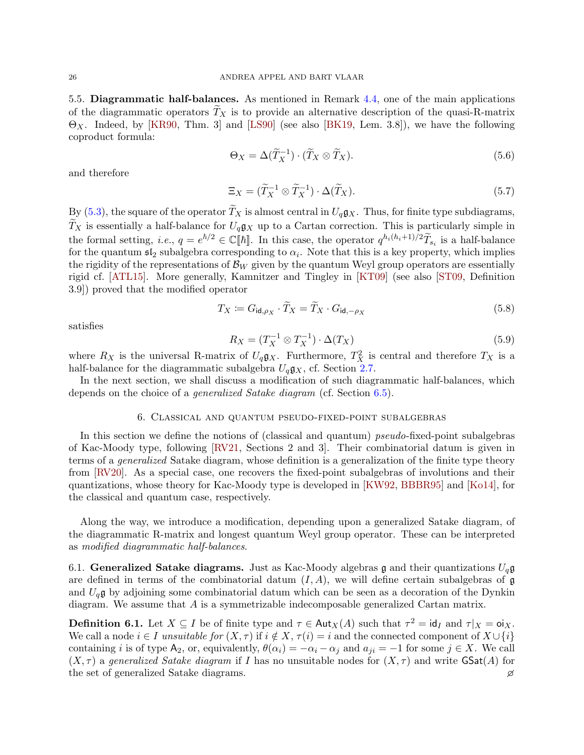5.5. **Diagrammatic half-balances.** As mentioned in Remark 4.4, one of the main applications of the diagrammatic operators $\widetilde{T}_X$ is to provide an alternative description of the quasi-R-matrix $\Theta_X$. Indeed, by [KR90, Thm. 3] and [LS90] (see also [BK19, Lem. 3.8]), we have the following coproduct formula:

$$\Theta_X = \Delta(\widetilde{T}_X^{-1}) \cdot (\widetilde{T}_X \otimes \widetilde{T}_X). \tag{5.6}$$

and therefore

$$\Xi_X = (\widetilde{T}_X^{-1} \otimes \widetilde{T}_X^{-1}) \cdot \Delta(\widetilde{T}_X). \tag{5.7}$$

By (5.3), the square of the operator $\widetilde{T}_X$ is almost central in $U_q\mathfrak{g}_X$. Thus, for finite type subdiagrams, $\widetilde{T}_X$ is essentially a half-balance for $U_q\mathfrak{g}_X$ up to a Cartan correction. This is particularly simple in the formal setting, *i.e.*, $q = e^{\hbar/2} \in \mathbb{C}[\![\hbar]\!]$. In this case, the operator $q^{h_i(h_i+1)/2}\widetilde{T}_{s_i}$ is a half-balance for the quantum $\mathfrak{sl}_2$ subalgebra corresponding to $\alpha_i$. Note that this is a key property, which implies the rigidity of the representations of $\mathcal{B}_W$ given by the quantum Weyl group operators are essentially rigid cf. [ATL15]. More generally, Kamnitzer and Tingley in [KT09] (see also [ST09, Definition 3.9]) proved that the modified operator

$$T_X \coloneqq G_{\mathsf{id},\rho_X} \cdot \widetilde{T}_X = \widetilde{T}_X \cdot G_{\mathsf{id},-\rho_X} \tag{5.8}$$

satisfies

$$R_X = (T_X^{-1} \otimes T_X^{-1}) \cdot \Delta(T_X) \tag{5.9}$$

where $R_X$ is the universal R-matrix of $U_q\mathfrak{g}_X$. Furthermore, $T_X^2$ is central and therefore $T_X$ is a half-balance for the diagrammatic subalgebra $U_q\mathfrak{g}_X$, cf. Section 2.7.

In the next section, we shall discuss a modification of such diagrammatic half-balances, which depends on the choice of a *generalized Satake diagram* (cf. Section 6.5).

## 6. Classical and quantum pseudo-fixed-point subalgebras

In this section we define the notions of (classical and quantum) *pseudo*-fixed-point subalgebras of Kac-Moody type, following [RV21, Sections 2 and 3]. Their combinatorial datum is given in terms of a *generalized* Satake diagram, whose definition is a generalization of the finite type theory from [RV20]. As a special case, one recovers the fixed-point subalgebras of involutions and their quantizations, whose theory for Kac-Moody type is developed in [KW92, BBBR95] and [Ko14], for the classical and quantum case, respectively.

Along the way, we introduce a modification, depending upon a generalized Satake diagram, of the diagrammatic R-matrix and longest quantum Weyl group operator. These can be interpreted as *modified diagrammatic half-balances*.

6.1. **Generalized Satake diagrams.** Just as Kac-Moody algebras $\mathfrak{g}$ and their quantizations $U_q\mathfrak{g}$ are defined in terms of the combinatorial datum $(I, A)$, we will define certain subalgebras of $\mathfrak{g}$ and $U_q\mathfrak{g}$ by adjoining some combinatorial datum which can be seen as a decoration of the Dynkin diagram. We assume that $A$ is a symmetrizable indecomposable generalized Cartan matrix.

**Definition 6.1.** Let $X \subseteq I$ be of finite type and $\tau \in \mathsf{Aut}_X(A)$ such that $\tau^2 = \mathsf{id}_I$ and $\tau|_X = \mathsf{oi}_X$. We call a node $i \in I$ *unsuitable for* $(X, \tau)$ if $i \notin X$, $\tau(i) = i$ and the connected component of $X \cup \{i\}$ containing $i$ is of type $\mathsf{A}_2$, or, equivalently, $\theta(\alpha_i) = -\alpha_i - \alpha_j$ and $a_{ji} = -1$ for some $j \in X$. We call $(X, \tau)$ a *generalized Satake diagram* if $I$ has no unsuitable nodes for $(X, \tau)$ and write $\mathsf{GSat}(A)$ for the set of generalized Satake diagrams. ⌀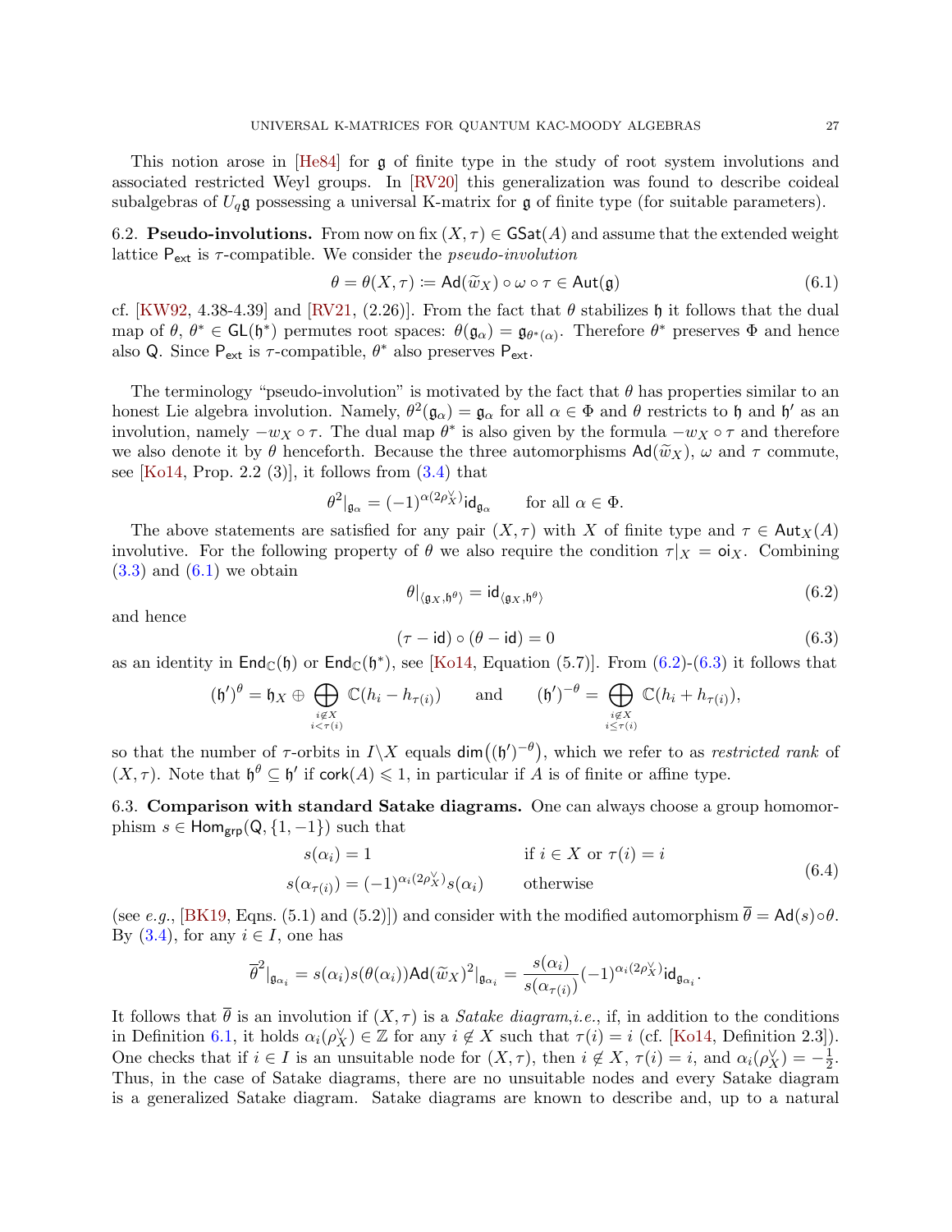This notion arose in [He84] for $\mathfrak{g}$ of finite type in the study of root system involutions and associated restricted Weyl groups. In [RV20] this generalization was found to describe coideal subalgebras of $U_q\mathfrak{g}$ possessing a universal K-matrix for $\mathfrak{g}$ of finite type (for suitable parameters).

**6.2. Pseudo-involutions.** From now on fix $(X,\tau) \in \mathsf{GSat}(A)$ and assume that the extended weight lattice $\mathsf{P}_{\mathsf{ext}}$ is $\tau$-compatible. We consider the *pseudo-involution*

$$\theta = \theta(X,\tau) := \mathsf{Ad}(\widetilde{w}_X) \circ \omega \circ \tau \in \mathsf{Aut}(\mathfrak{g}) \tag{6.1}$$

cf. [KW92, 4.38-4.39] and [RV21, (2.26)]. From the fact that $\theta$ stabilizes $\mathfrak{h}$ it follows that the dual map of $\theta$, $\theta^* \in \mathsf{GL}(\mathfrak{h}^*)$ permutes root spaces: $\theta(\mathfrak{g}_\alpha) = \mathfrak{g}_{\theta^*(\alpha)}$. Therefore $\theta^*$ preserves $\Phi$ and hence also $\mathsf{Q}$. Since $\mathsf{P}_{\mathsf{ext}}$ is $\tau$-compatible, $\theta^*$ also preserves $\mathsf{P}_{\mathsf{ext}}$.

The terminology "pseudo-involution" is motivated by the fact that $\theta$ has properties similar to an honest Lie algebra involution. Namely, $\theta^2(\mathfrak{g}_\alpha) = \mathfrak{g}_\alpha$ for all $\alpha \in \Phi$ and $\theta$ restricts to $\mathfrak{h}$ and $\mathfrak{h}'$ as an involution, namely $-w_X \circ \tau$. The dual map $\theta^*$ is also given by the formula $-w_X \circ \tau$ and therefore we also denote it by $\theta$ henceforth. Because the three automorphisms $\mathsf{Ad}(\widetilde{w}_X)$, $\omega$ and $\tau$ commute, see [Ko14, Prop. 2.2 (3)], it follows from (3.4) that

$$\theta^2|_{\mathfrak{g}_\alpha} = (-1)^{\alpha(2\rho_X^\vee)}\mathsf{id}_{\mathfrak{g}_\alpha} \qquad \text{for all } \alpha \in \Phi.$$

The above statements are satisfied for any pair $(X,\tau)$ with $X$ of finite type and $\tau \in \mathsf{Aut}_X(A)$ involutive. For the following property of $\theta$ we also require the condition $\tau|_X = \mathsf{oi}_X$. Combining (3.3) and (6.1) we obtain

$$\theta|_{\langle \mathfrak{g}_X, \mathfrak{h}^\theta\rangle} = \mathsf{id}_{\langle \mathfrak{g}_X, \mathfrak{h}^\theta\rangle} \tag{6.2}$$

and hence

$$(\tau - \mathsf{id}) \circ (\theta - \mathsf{id}) = 0 \tag{6.3}$$

as an identity in $\mathsf{End}_{\mathbb{C}}(\mathfrak{h})$ or $\mathsf{End}_{\mathbb{C}}(\mathfrak{h}^*)$, see [Ko14, Equation (5.7)]. From (6.2)-(6.3) it follows that

$$(\mathfrak{h}')^\theta = \mathfrak{h}_X \oplus \bigoplus_{\substack{i \notin X \\ i < \tau(i)}} \mathbb{C}(h_i - h_{\tau(i)}) \qquad \text{and} \qquad (\mathfrak{h}')^{-\theta} = \bigoplus_{\substack{i \notin X \\ i \leq \tau(i)}} \mathbb{C}(h_i + h_{\tau(i)}),$$

so that the number of $\tau$-orbits in $I \backslash X$ equals $\dim\big((\mathfrak{h}')^{-\theta}\big)$, which we refer to as *restricted rank* of $(X,\tau)$. Note that $\mathfrak{h}^\theta \subseteq \mathfrak{h}'$ if $\mathsf{cork}(A) \leqslant 1$, in particular if $A$ is of finite or affine type.

**6.3. Comparison with standard Satake diagrams.** One can always choose a group homomorphism $s \in \mathsf{Hom}_{\mathsf{grp}}(\mathsf{Q}, \{1,-1\})$ such that

$$\begin{aligned} s(\alpha_i) &= 1 && \text{if } i \in X \text{ or } \tau(i) = i \\ s(\alpha_{\tau(i)}) &= (-1)^{\alpha_i(2\rho_X^\vee)} s(\alpha_i) && \text{otherwise} \end{aligned} \tag{6.4}$$

(see *e.g.*, [BK19, Eqns. (5.1) and (5.2)]) and consider with the modified automorphism $\overline{\theta} = \mathsf{Ad}(s) \circ \theta$. By (3.4), for any $i \in I$, one has

$$\overline{\theta}^2|_{\mathfrak{g}_{\alpha_i}} = s(\alpha_i)s(\theta(\alpha_i))\mathsf{Ad}(\widetilde{w}_X)^2|_{\mathfrak{g}_{\alpha_i}} = \frac{s(\alpha_i)}{s(\alpha_{\tau(i)})}(-1)^{\alpha_i(2\rho_X^\vee)}\mathsf{id}_{\mathfrak{g}_{\alpha_i}}.$$

It follows that $\overline{\theta}$ is an involution if $(X,\tau)$ is a *Satake diagram*, *i.e.*, if, in addition to the conditions in Definition 6.1, it holds $\alpha_i(\rho_X^\vee) \in \mathbb{Z}$ for any $i \notin X$ such that $\tau(i) = i$ (cf. [Ko14, Definition 2.3]). One checks that if $i \in I$ is an unsuitable node for $(X,\tau)$, then $i \notin X$, $\tau(i) = i$, and $\alpha_i(\rho_X^\vee) = -\frac{1}{2}$. Thus, in the case of Satake diagrams, there are no unsuitable nodes and every Satake diagram is a generalized Satake diagram. Satake diagrams are known to describe and, up to a natural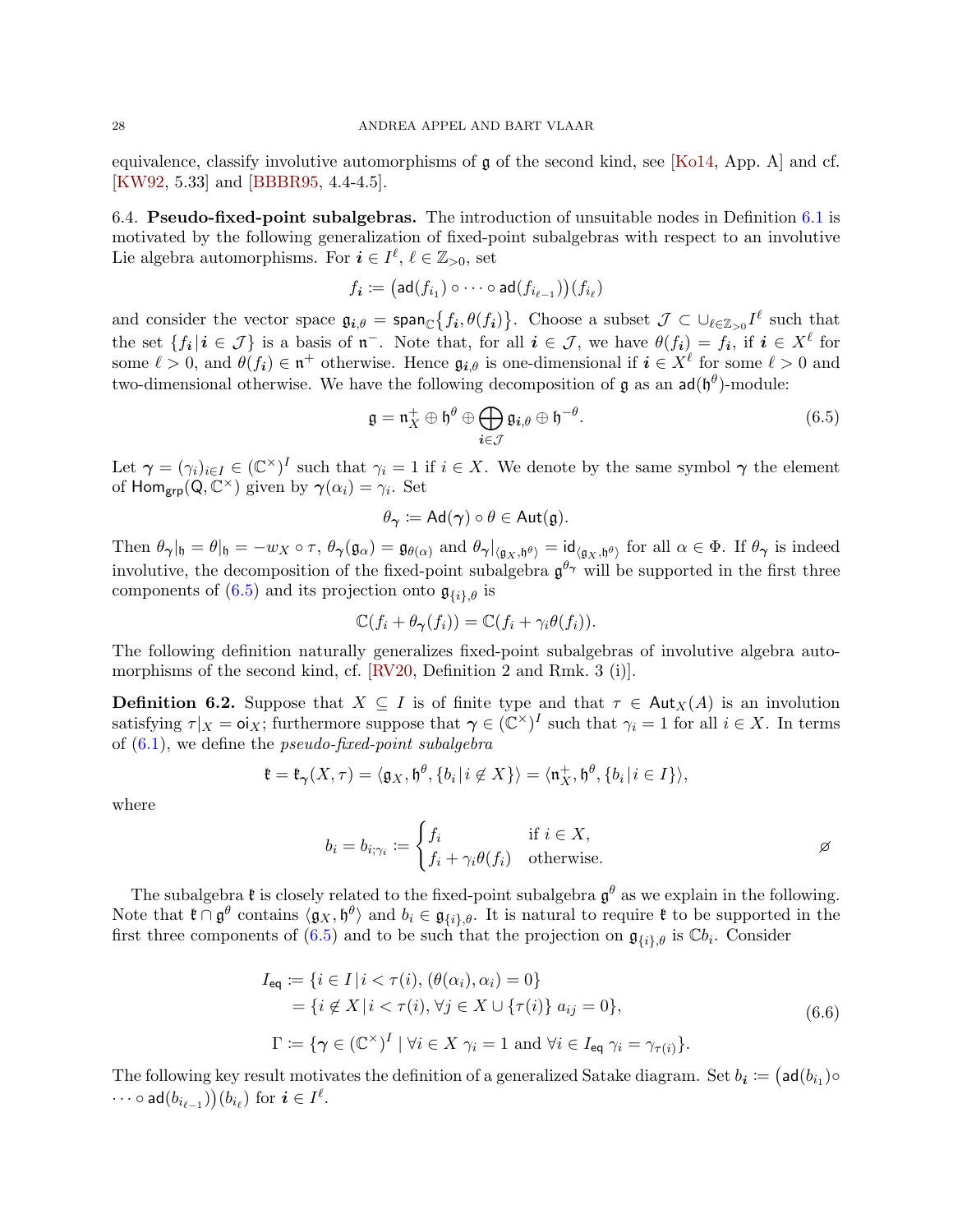equivalence, classify involutive automorphisms of $\mathfrak{g}$ of the second kind, see [Ko14, App. A] and cf. [KW92, 5.33] and [BBBR95, 4.4-4.5].

**6.4. Pseudo-fixed-point subalgebras.** The introduction of unsuitable nodes in Definition 6.1 is motivated by the following generalization of fixed-point subalgebras with respect to an involutive Lie algebra automorphisms. For $\boldsymbol{i} \in I^\ell$, $\ell \in \mathbb{Z}_{>0}$, set

$$f_{\boldsymbol{i}} := \big(\mathsf{ad}(f_{i_1}) \circ \cdots \circ \mathsf{ad}(f_{i_{\ell-1}})\big)(f_{i_\ell})$$

and consider the vector space $\mathfrak{g}_{\boldsymbol{i},\theta} = \mathsf{span}_{\mathbb{C}}\{f_{\boldsymbol{i}}, \theta(f_{\boldsymbol{i}})\}$. Choose a subset $\mathcal{J} \subset \cup_{\ell \in \mathbb{Z}_{>0}} I^\ell$ such that the set $\{f_{\boldsymbol{i}} \,|\, \boldsymbol{i} \in \mathcal{J}\}$ is a basis of $\mathfrak{n}^-$. Note that, for all $\boldsymbol{i} \in \mathcal{J}$, we have $\theta(f_{\boldsymbol{i}}) = f_{\boldsymbol{i}}$, if $\boldsymbol{i} \in X^\ell$ for some $\ell > 0$, and $\theta(f_{\boldsymbol{i}}) \in \mathfrak{n}^+$ otherwise. Hence $\mathfrak{g}_{\boldsymbol{i},\theta}$ is one-dimensional if $\boldsymbol{i} \in X^\ell$ for some $\ell > 0$ and two-dimensional otherwise. We have the following decomposition of $\mathfrak{g}$ as an $\mathsf{ad}(\mathfrak{h}^\theta)$-module:

$$\mathfrak{g} = \mathfrak{n}_X^+ \oplus \mathfrak{h}^\theta \oplus \bigoplus_{\boldsymbol{i} \in \mathcal{J}} \mathfrak{g}_{\boldsymbol{i},\theta} \oplus \mathfrak{h}^{-\theta}. \tag{6.5}$$

Let $\boldsymbol{\gamma} = (\gamma_i)_{i \in I} \in (\mathbb{C}^\times)^I$ such that $\gamma_i = 1$ if $i \in X$. We denote by the same symbol $\boldsymbol{\gamma}$ the element of $\mathsf{Hom}_{\mathsf{grp}}(\mathsf{Q}, \mathbb{C}^\times)$ given by $\boldsymbol{\gamma}(\alpha_i) = \gamma_i$. Set

$$\theta_{\boldsymbol{\gamma}} := \mathsf{Ad}(\boldsymbol{\gamma}) \circ \theta \in \mathsf{Aut}(\mathfrak{g}).$$

Then $\theta_{\boldsymbol{\gamma}}|_{\mathfrak{h}} = \theta|_{\mathfrak{h}} = -w_X \circ \tau$, $\theta_{\boldsymbol{\gamma}}(\mathfrak{g}_\alpha) = \mathfrak{g}_{\theta(\alpha)}$ and $\theta_{\boldsymbol{\gamma}}|_{\langle \mathfrak{g}_X, \mathfrak{h}^\theta \rangle} = \mathsf{id}_{\langle \mathfrak{g}_X, \mathfrak{h}^\theta \rangle}$ for all $\alpha \in \Phi$. If $\theta_{\boldsymbol{\gamma}}$ is indeed involutive, the decomposition of the fixed-point subalgebra $\mathfrak{g}^{\theta_{\boldsymbol{\gamma}}}$ will be supported in the first three components of (6.5) and its projection onto $\mathfrak{g}_{\{i\},\theta}$ is

$$\mathbb{C}(f_i + \theta_{\boldsymbol{\gamma}}(f_i)) = \mathbb{C}(f_i + \gamma_i \theta(f_i)).$$

The following definition naturally generalizes fixed-point subalgebras of involutive algebra automorphisms of the second kind, cf. [RV20, Definition 2 and Rmk. 3 (i)].

**Definition 6.2.** Suppose that $X \subseteq I$ is of finite type and that $\tau \in \mathsf{Aut}_X(A)$ is an involution satisfying $\tau|_X = \mathsf{oi}_X$; furthermore suppose that $\boldsymbol{\gamma} \in (\mathbb{C}^\times)^I$ such that $\gamma_i = 1$ for all $i \in X$. In terms of (6.1), we define the *pseudo-fixed-point subalgebra*

$$\mathfrak{k} = \mathfrak{k}_{\boldsymbol{\gamma}}(X, \tau) = \langle \mathfrak{g}_X, \mathfrak{h}^\theta, \{b_i \,|\, i \notin X\} \rangle = \langle \mathfrak{n}_X^+, \mathfrak{h}^\theta, \{b_i \,|\, i \in I\} \rangle,$$

where

$$b_i = b_{i;\gamma_i} := \begin{cases} f_i & \text{if } i \in X, \\ f_i + \gamma_i \theta(f_i) & \text{otherwise.} \end{cases}$$

⌀

The subalgebra $\mathfrak{k}$ is closely related to the fixed-point subalgebra $\mathfrak{g}^\theta$ as we explain in the following. Note that $\mathfrak{k} \cap \mathfrak{g}^\theta$ contains $\langle \mathfrak{g}_X, \mathfrak{h}^\theta \rangle$ and $b_i \in \mathfrak{g}_{\{i\},\theta}$. It is natural to require $\mathfrak{k}$ to be supported in the first three components of (6.5) and to be such that the projection on $\mathfrak{g}_{\{i\},\theta}$ is $\mathbb{C}b_i$. Consider

$$\begin{aligned} I_{\mathsf{eq}} &:= \{i \in I \,|\, i < \tau(i),\, (\theta(\alpha_i), \alpha_i) = 0\} \\ &= \{i \notin X \,|\, i < \tau(i),\, \forall j \in X \cup \{\tau(i)\}\ a_{ij} = 0\}, \\ \Gamma &:= \{\boldsymbol{\gamma} \in (\mathbb{C}^\times)^I \mid \forall i \in X\ \gamma_i = 1 \text{ and } \forall i \in I_{\mathsf{eq}}\ \gamma_i = \gamma_{\tau(i)}\}. \end{aligned} \tag{6.6}$$

The following key result motivates the definition of a generalized Satake diagram. Set $b_{\boldsymbol{i}} := \big(\mathsf{ad}(b_{i_1}) \circ \cdots \circ \mathsf{ad}(b_{i_{\ell-1}})\big)(b_{i_\ell})$ for $\boldsymbol{i} \in I^\ell$.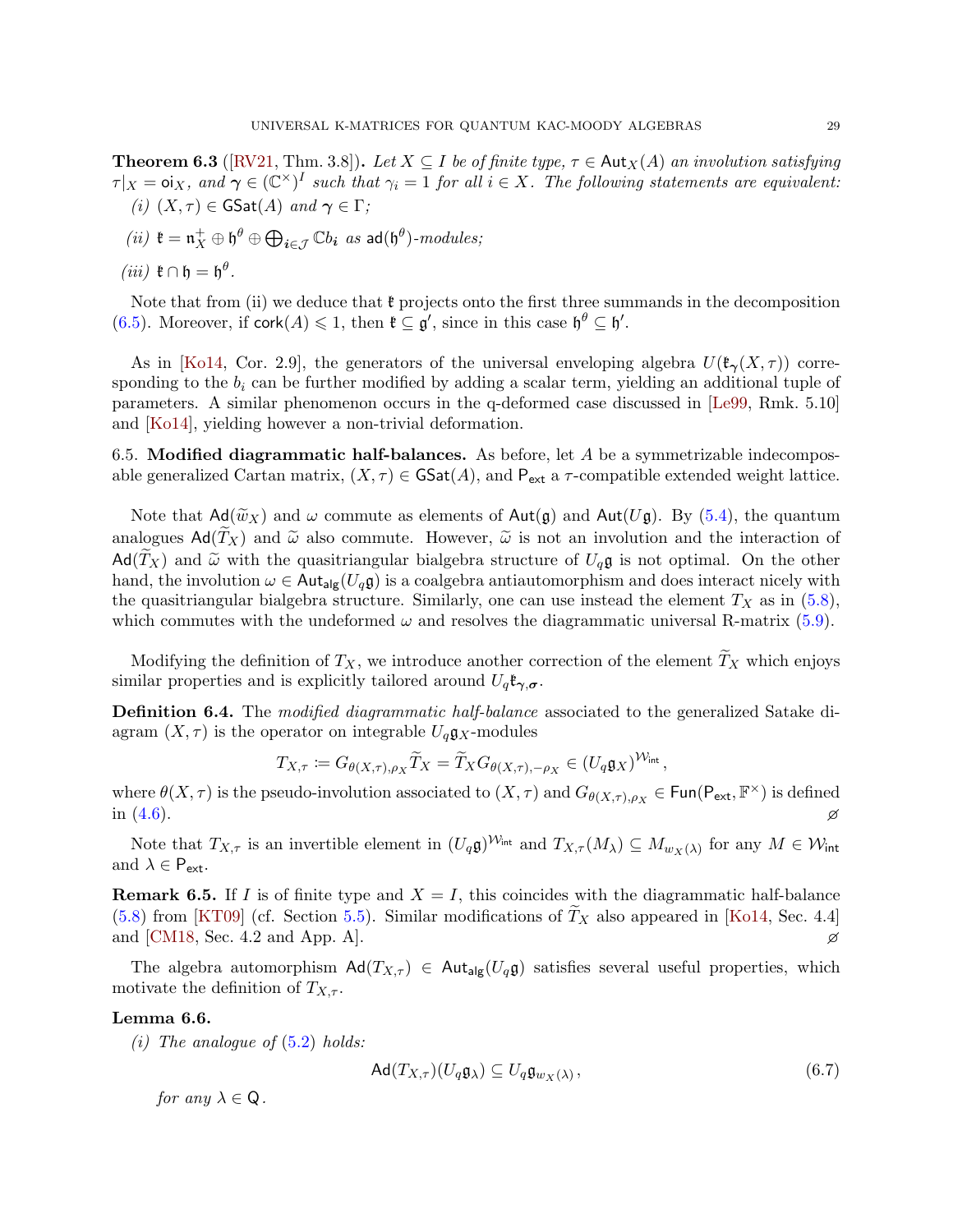**Theorem 6.3** ([RV21, Thm. 3.8])**.** *Let $X \subseteq I$ be of finite type, $\tau \in \mathsf{Aut}_X(A)$ an involution satisfying $\tau|_X = \mathsf{oi}_X$, and $\boldsymbol{\gamma} \in (\mathbb{C}^\times)^I$ such that $\gamma_i = 1$ for all $i \in X$. The following statements are equivalent:*

*(i) $(X, \tau) \in \mathsf{GSat}(A)$ and $\boldsymbol{\gamma} \in \Gamma$;*

*(ii) $\mathfrak{k} = \mathfrak{n}_X^+ \oplus \mathfrak{h}^\theta \oplus \bigoplus_{\boldsymbol{i} \in \mathcal{J}} \mathbb{C} b_{\boldsymbol{i}}$ as $\mathsf{ad}(\mathfrak{h}^\theta)$-modules;*

*(iii) $\mathfrak{k} \cap \mathfrak{h} = \mathfrak{h}^\theta$.*

Note that from (ii) we deduce that $\mathfrak{k}$ projects onto the first three summands in the decomposition (6.5). Moreover, if $\mathsf{cork}(A) \leqslant 1$, then $\mathfrak{k} \subseteq \mathfrak{g}'$, since in this case $\mathfrak{h}^\theta \subseteq \mathfrak{h}'$.

As in [Ko14, Cor. 2.9], the generators of the universal enveloping algebra $U(\mathfrak{k}_{\boldsymbol{\gamma}}(X, \tau))$ corresponding to the $b_i$ can be further modified by adding a scalar term, yielding an additional tuple of parameters. A similar phenomenon occurs in the q-deformed case discussed in [Le99, Rmk. 5.10] and [Ko14], yielding however a non-trivial deformation.

6.5. **Modified diagrammatic half-balances.** As before, let $A$ be a symmetrizable indecomposable generalized Cartan matrix, $(X, \tau) \in \mathsf{GSat}(A)$, and $\mathsf{P}_{\mathsf{ext}}$ a $\tau$-compatible extended weight lattice.

Note that $\mathsf{Ad}(\widetilde{w}_X)$ and $\omega$ commute as elements of $\mathsf{Aut}(\mathfrak{g})$ and $\mathsf{Aut}(U\mathfrak{g})$. By (5.4), the quantum analogues $\mathsf{Ad}(\widetilde{T}_X)$ and $\widetilde{\omega}$ also commute. However, $\widetilde{\omega}$ is not an involution and the interaction of $\mathsf{Ad}(\widetilde{T}_X)$ and $\widetilde{\omega}$ with the quasitriangular bialgebra structure of $U_q\mathfrak{g}$ is not optimal. On the other hand, the involution $\omega \in \mathsf{Aut}_{\mathsf{alg}}(U_q\mathfrak{g})$ is a coalgebra antiautomorphism and does interact nicely with the quasitriangular bialgebra structure. Similarly, one can use instead the element $T_X$ as in (5.8), which commutes with the undeformed $\omega$ and resolves the diagrammatic universal R-matrix (5.9).

Modifying the definition of $T_X$, we introduce another correction of the element $\widetilde{T}_X$ which enjoys similar properties and is explicitly tailored around $U_q\mathfrak{k}_{\boldsymbol{\gamma},\boldsymbol{\sigma}}$.

**Definition 6.4.** The *modified diagrammatic half-balance* associated to the generalized Satake diagram $(X, \tau)$ is the operator on integrable $U_q\mathfrak{g}_X$-modules

$$T_{X,\tau} := G_{\theta(X,\tau),\rho_X} \widetilde{T}_X = \widetilde{T}_X G_{\theta(X,\tau),-\rho_X} \in (U_q\mathfrak{g}_X)^{\mathcal{W}_{\mathsf{int}}},$$

where $\theta(X, \tau)$ is the pseudo-involution associated to $(X, \tau)$ and $G_{\theta(X,\tau),\rho_X} \in \mathsf{Fun}(\mathsf{P}_{\mathsf{ext}}, \mathbb{F}^\times)$ is defined in (4.6). $\varnothing$

Note that $T_{X,\tau}$ is an invertible element in $(U_q\mathfrak{g})^{\mathcal{W}_{\mathsf{int}}}$ and $T_{X,\tau}(M_\lambda) \subseteq M_{w_X(\lambda)}$ for any $M \in \mathcal{W}_{\mathsf{int}}$ and $\lambda \in \mathsf{P}_{\mathsf{ext}}$.

**Remark 6.5.** If $I$ is of finite type and $X = I$, this coincides with the diagrammatic half-balance (5.8) from [KT09] (cf. Section 5.5). Similar modifications of $\widetilde{T}_X$ also appeared in [Ko14, Sec. 4.4] and [CM18, Sec. 4.2 and App. A]. $\varnothing$

The algebra automorphism $\mathsf{Ad}(T_{X,\tau}) \in \mathsf{Aut}_{\mathsf{alg}}(U_q\mathfrak{g})$ satisfies several useful properties, which motivate the definition of $T_{X,\tau}$.

**Lemma 6.6.**

*(i) The analogue of (5.2) holds:*

$$\mathsf{Ad}(T_{X,\tau})(U_q\mathfrak{g}_\lambda) \subseteq U_q\mathfrak{g}_{w_X(\lambda)}, \tag{6.7}$$

*for any $\lambda \in \mathsf{Q}$.*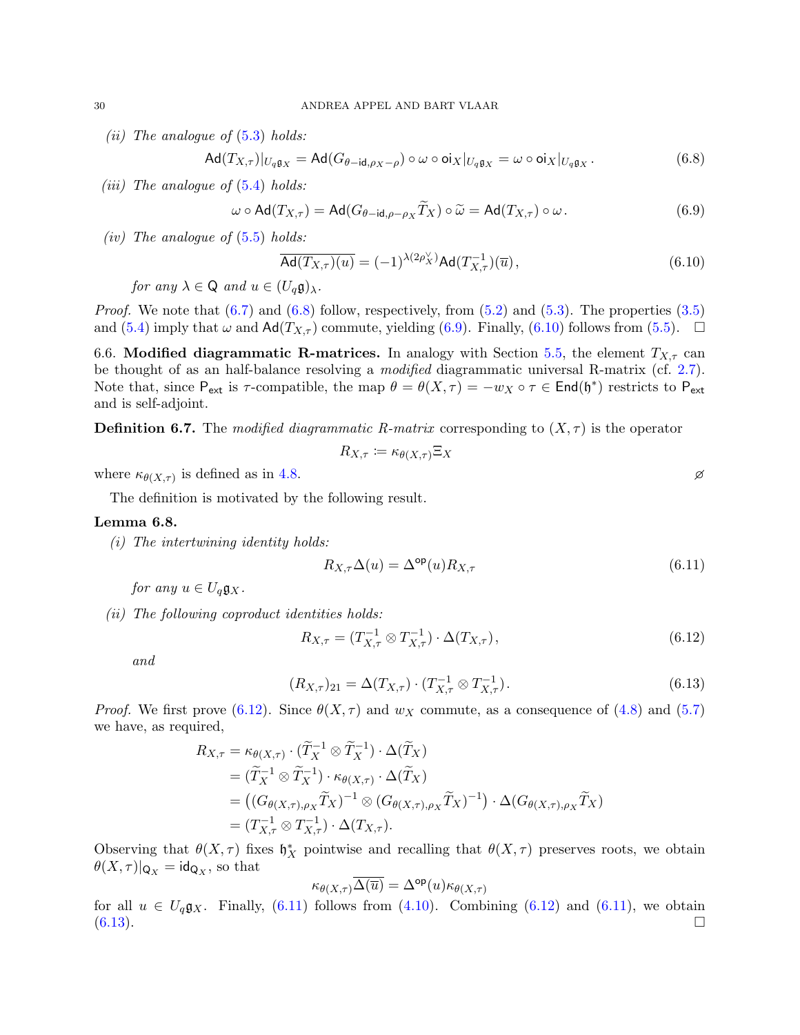*(ii) The analogue of (5.3) holds:*

$$\mathsf{Ad}(T_{X,\tau})|_{U_q\mathfrak{g}_X} = \mathsf{Ad}(G_{\theta-\mathsf{id},\rho_X-\rho}) \circ \omega \circ \mathsf{oi}_X|_{U_q\mathfrak{g}_X} = \omega \circ \mathsf{oi}_X|_{U_q\mathfrak{g}_X}. \tag{6.8}$$

*(iii) The analogue of (5.4) holds:*

$$\omega \circ \mathsf{Ad}(T_{X,\tau}) = \mathsf{Ad}(G_{\theta-\mathsf{id},\rho-\rho_X}\widetilde{T}_X) \circ \widetilde{\omega} = \mathsf{Ad}(T_{X,\tau}) \circ \omega. \tag{6.9}$$

*(iv) The analogue of (5.5) holds:*

$$\overline{\mathsf{Ad}(T_{X,\tau})(u)} = (-1)^{\lambda(2\rho_X^\vee)}\mathsf{Ad}(T_{X,\tau}^{-1})(\overline{u}), \tag{6.10}$$

*for any $\lambda \in \mathsf{Q}$ and $u \in (U_q\mathfrak{g})_\lambda$.*

*Proof.* We note that (6.7) and (6.8) follow, respectively, from (5.2) and (5.3). The properties (3.5) and (5.4) imply that $\omega$ and $\mathsf{Ad}(T_{X,\tau})$ commute, yielding (6.9). Finally, (6.10) follows from (5.5). $\square$

6.6. **Modified diagrammatic R-matrices.** In analogy with Section 5.5, the element $T_{X,\tau}$ can be thought of as an half-balance resolving a *modified* diagrammatic universal R-matrix (cf. 2.7). Note that, since $\mathsf{P}_{\mathsf{ext}}$ is $\tau$-compatible, the map $\theta = \theta(X,\tau) = -w_X \circ \tau \in \mathsf{End}(\mathfrak{h}^*)$ restricts to $\mathsf{P}_{\mathsf{ext}}$ and is self-adjoint.

**Definition 6.7.** The *modified diagrammatic R-matrix* corresponding to $(X,\tau)$ is the operator

$$R_{X,\tau} \coloneqq \kappa_{\theta(X,\tau)}\Xi_X$$

where $\kappa_{\theta(X,\tau)}$ is defined as in 4.8. ⌀

The definition is motivated by the following result.

**Lemma 6.8.**

*(i) The intertwining identity holds:*

$$R_{X,\tau}\Delta(u) = \Delta^{\mathsf{op}}(u)R_{X,\tau} \tag{6.11}$$

*for any $u \in U_q\mathfrak{g}_X$.*

*(ii) The following coproduct identities holds:*

$$R_{X,\tau} = (T_{X,\tau}^{-1} \otimes T_{X,\tau}^{-1}) \cdot \Delta(T_{X,\tau}), \tag{6.12}$$

*and*

$$(R_{X,\tau})_{21} = \Delta(T_{X,\tau}) \cdot (T_{X,\tau}^{-1} \otimes T_{X,\tau}^{-1}). \tag{6.13}$$

*Proof.* We first prove (6.12). Since $\theta(X,\tau)$ and $w_X$ commute, as a consequence of (4.8) and (5.7) we have, as required,

$$\begin{aligned}
R_{X,\tau} &= \kappa_{\theta(X,\tau)} \cdot (\widetilde{T}_X^{-1} \otimes \widetilde{T}_X^{-1}) \cdot \Delta(\widetilde{T}_X) \\
&= (\widetilde{T}_X^{-1} \otimes \widetilde{T}_X^{-1}) \cdot \kappa_{\theta(X,\tau)} \cdot \Delta(\widetilde{T}_X) \\
&= \left((G_{\theta(X,\tau),\rho_X}\widetilde{T}_X)^{-1} \otimes (G_{\theta(X,\tau),\rho_X}\widetilde{T}_X)^{-1}\right) \cdot \Delta(G_{\theta(X,\tau),\rho_X}\widetilde{T}_X) \\
&= (T_{X,\tau}^{-1} \otimes T_{X,\tau}^{-1}) \cdot \Delta(T_{X,\tau}).
\end{aligned}$$

Observing that $\theta(X,\tau)$ fixes $\mathfrak{h}_X^*$ pointwise and recalling that $\theta(X,\tau)$ preserves roots, we obtain $\theta(X,\tau)|_{\mathsf{Q}_X} = \mathsf{id}_{\mathsf{Q}_X}$, so that

$$\kappa_{\theta(X,\tau)}\overline{\Delta(\overline{u})} = \Delta^{\mathsf{op}}(u)\kappa_{\theta(X,\tau)}$$

for all $u \in U_q\mathfrak{g}_X$. Finally, (6.11) follows from (4.10). Combining (6.12) and (6.11), we obtain (6.13). $\square$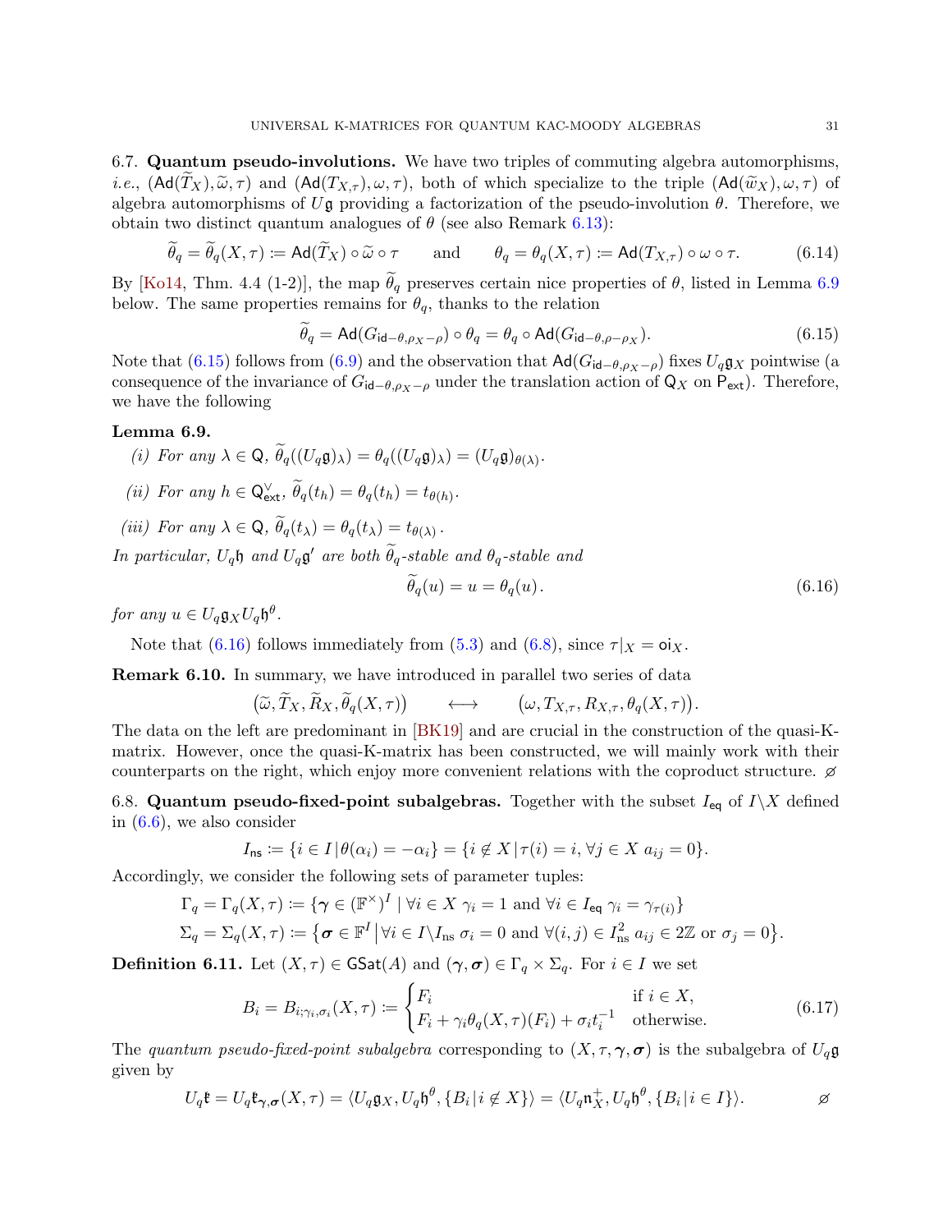**6.7. Quantum pseudo-involutions.** We have two triples of commuting algebra automorphisms, *i.e.*, $(\mathsf{Ad}(\widetilde{T}_X), \widetilde{\omega}, \tau)$ and $(\mathsf{Ad}(T_{X,\tau}), \omega, \tau)$, both of which specialize to the triple $(\mathsf{Ad}(\widetilde{w}_X), \omega, \tau)$ of algebra automorphisms of $U\mathfrak{g}$ providing a factorization of the pseudo-involution $\theta$. Therefore, we obtain two distinct quantum analogues of $\theta$ (see also Remark 6.13):

$$\widetilde{\theta}_q = \widetilde{\theta}_q(X,\tau) \coloneqq \mathsf{Ad}(\widetilde{T}_X) \circ \widetilde{\omega} \circ \tau \qquad \text{and} \qquad \theta_q = \theta_q(X,\tau) \coloneqq \mathsf{Ad}(T_{X,\tau}) \circ \omega \circ \tau. \tag{6.14}$$

By [Ko14, Thm. 4.4 (1-2)], the map $\widetilde{\theta}_q$ preserves certain nice properties of $\theta$, listed in Lemma 6.9 below. The same properties remains for $\theta_q$, thanks to the relation

$$\widetilde{\theta}_q = \mathsf{Ad}(G_{\mathsf{id}-\theta,\rho_X-\rho}) \circ \theta_q = \theta_q \circ \mathsf{Ad}(G_{\mathsf{id}-\theta,\rho-\rho_X}). \tag{6.15}$$

Note that (6.15) follows from (6.9) and the observation that $\mathsf{Ad}(G_{\mathsf{id}-\theta,\rho_X-\rho})$ fixes $U_q\mathfrak{g}_X$ pointwise (a consequence of the invariance of $G_{\mathsf{id}-\theta,\rho_X-\rho}$ under the translation action of $\mathsf{Q}_X$ on $\mathsf{P}_{\mathsf{ext}}$). Therefore, we have the following

**Lemma 6.9.**

*(i) For any $\lambda \in \mathsf{Q}$, $\widetilde{\theta}_q((U_q\mathfrak{g})_\lambda) = \theta_q((U_q\mathfrak{g})_\lambda) = (U_q\mathfrak{g})_{\theta(\lambda)}$.*

*(ii) For any $h \in \mathsf{Q}^\vee_{\mathsf{ext}}$, $\widetilde{\theta}_q(t_h) = \theta_q(t_h) = t_{\theta(h)}$.*

*(iii) For any $\lambda \in \mathsf{Q}$, $\widetilde{\theta}_q(t_\lambda) = \theta_q(t_\lambda) = t_{\theta(\lambda)}$.*

*In particular, $U_q\mathfrak{h}$ and $U_q\mathfrak{g}'$ are both $\widetilde{\theta}_q$-stable and $\theta_q$-stable and*

$$\widetilde{\theta}_q(u) = u = \theta_q(u). \tag{6.16}$$

*for any $u \in U_q\mathfrak{g}_X U_q\mathfrak{h}^\theta$.*

Note that (6.16) follows immediately from (5.3) and (6.8), since $\tau|_X = \mathsf{oi}_X$.

**Remark 6.10.** In summary, we have introduced in parallel two series of data

$$\big(\widetilde{\omega}, \widetilde{T}_X, \widetilde{R}_X, \widetilde{\theta}_q(X,\tau)\big) \qquad \longleftrightarrow \qquad \big(\omega, T_{X,\tau}, R_{X,\tau}, \theta_q(X,\tau)\big).$$

The data on the left are predominant in [BK19] and are crucial in the construction of the quasi-K-matrix. However, once the quasi-K-matrix has been constructed, we will mainly work with their counterparts on the right, which enjoy more convenient relations with the coproduct structure. $\varnothing$

**6.8. Quantum pseudo-fixed-point subalgebras.** Together with the subset $I_{\mathsf{eq}}$ of $I\backslash X$ defined in (6.6), we also consider

$$I_{\mathsf{ns}} \coloneqq \{i \in I \,|\, \theta(\alpha_i) = -\alpha_i\} = \{i \notin X \,|\, \tau(i) = i, \forall j \in X \ a_{ij} = 0\}.$$

Accordingly, we consider the following sets of parameter tuples:

$$\Gamma_q = \Gamma_q(X,\tau) \coloneqq \{\boldsymbol{\gamma} \in (\mathbb{F}^\times)^I \mid \forall i \in X \ \gamma_i = 1 \text{ and } \forall i \in I_{\mathsf{eq}} \ \gamma_i = \gamma_{\tau(i)}\}$$

$$\Sigma_q = \Sigma_q(X,\tau) \coloneqq \big\{\boldsymbol{\sigma} \in \mathbb{F}^I \,\big|\, \forall i \in I\backslash I_{\mathrm{ns}} \ \sigma_i = 0 \text{ and } \forall (i,j) \in I_{\mathrm{ns}}^2 \ a_{ij} \in 2\mathbb{Z} \text{ or } \sigma_j = 0\big\}.$$

**Definition 6.11.** Let $(X,\tau) \in \mathsf{GSat}(A)$ and $(\boldsymbol{\gamma},\boldsymbol{\sigma}) \in \Gamma_q \times \Sigma_q$. For $i \in I$ we set

$$B_i = B_{i;\gamma_i,\sigma_i}(X,\tau) \coloneqq \begin{cases} F_i & \text{if } i \in X, \\ F_i + \gamma_i \theta_q(X,\tau)(F_i) + \sigma_i t_i^{-1} & \text{otherwise.} \end{cases} \tag{6.17}$$

The *quantum pseudo-fixed-point subalgebra* corresponding to $(X,\tau,\boldsymbol{\gamma},\boldsymbol{\sigma})$ is the subalgebra of $U_q\mathfrak{g}$ given by

$$U_q\mathfrak{k} = U_q\mathfrak{k}_{\boldsymbol{\gamma},\boldsymbol{\sigma}}(X,\tau) = \langle U_q\mathfrak{g}_X, U_q\mathfrak{h}^\theta, \{B_i \,|\, i \notin X\}\rangle = \langle U_q\mathfrak{n}_X^+, U_q\mathfrak{h}^\theta, \{B_i \,|\, i \in I\}\rangle. \qquad \varnothing$$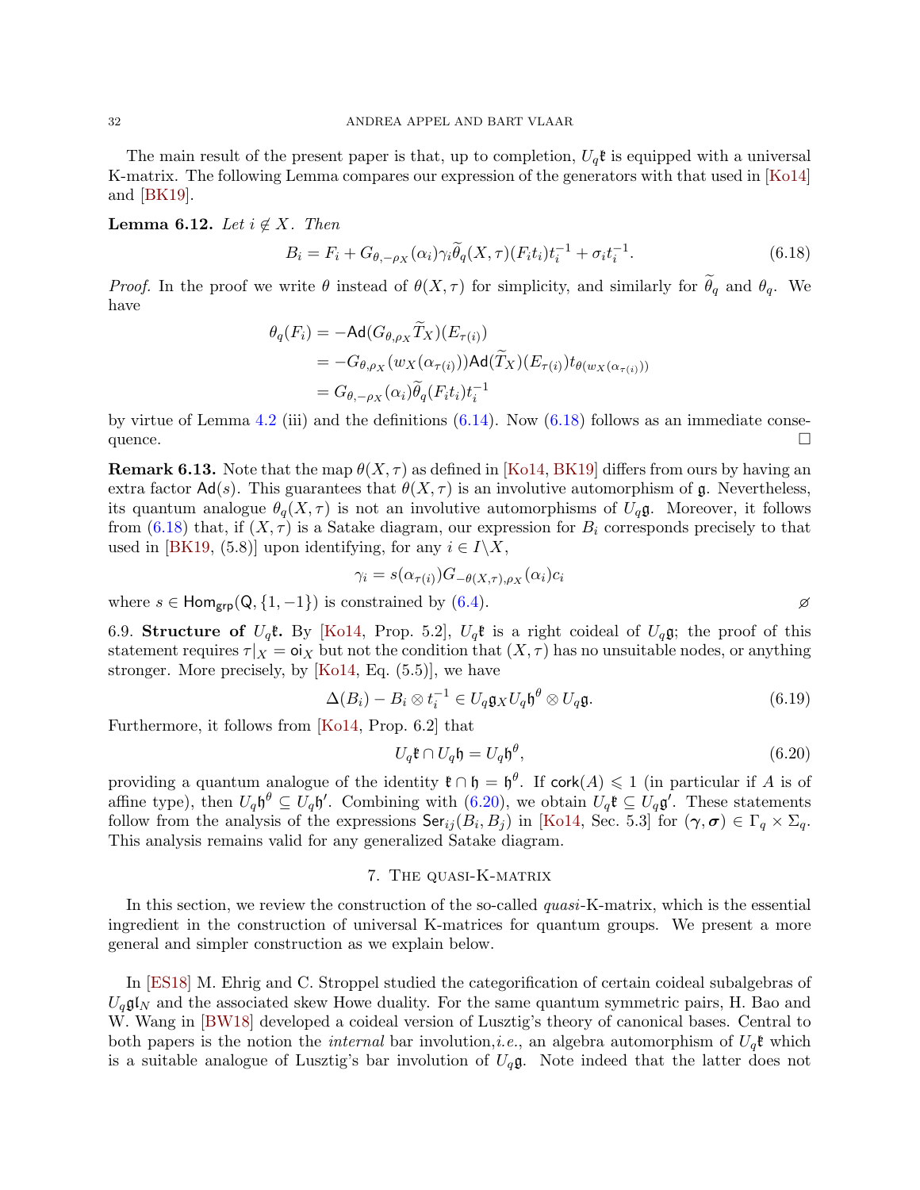The main result of the present paper is that, up to completion, $U_q\mathfrak{k}$ is equipped with a universal K-matrix. The following Lemma compares our expression of the generators with that used in [Ko14] and [BK19].

**Lemma 6.12.** *Let $i \notin X$. Then*

$$B_i = F_i + G_{\theta,-\rho_X}(\alpha_i)\gamma_i\widetilde{\theta}_q(X,\tau)(F_it_i)t_i^{-1} + \sigma_i t_i^{-1}. \tag{6.18}$$

*Proof.* In the proof we write $\theta$ instead of $\theta(X,\tau)$ for simplicity, and similarly for $\widetilde{\theta}_q$ and $\theta_q$. We have

$$\begin{aligned}
\theta_q(F_i) &= -\mathsf{Ad}(G_{\theta,\rho_X}\widetilde{T}_X)(E_{\tau(i)}) \\
&= -G_{\theta,\rho_X}(w_X(\alpha_{\tau(i)}))\mathsf{Ad}(\widetilde{T}_X)(E_{\tau(i)})t_{\theta(w_X(\alpha_{\tau(i)}))} \\
&= G_{\theta,-\rho_X}(\alpha_i)\widetilde{\theta}_q(F_it_i)t_i^{-1}
\end{aligned}$$

by virtue of Lemma 4.2 (iii) and the definitions (6.14). Now (6.18) follows as an immediate consequence. $\square$

**Remark 6.13.** Note that the map $\theta(X,\tau)$ as defined in [Ko14, BK19] differs from ours by having an extra factor $\mathsf{Ad}(s)$. This guarantees that $\theta(X,\tau)$ is an involutive automorphism of $\mathfrak{g}$. Nevertheless, its quantum analogue $\theta_q(X,\tau)$ is not an involutive automorphisms of $U_q\mathfrak{g}$. Moreover, it follows from (6.18) that, if $(X,\tau)$ is a Satake diagram, our expression for $B_i$ corresponds precisely to that used in [BK19, (5.8)] upon identifying, for any $i \in I\backslash X$,

$$\gamma_i = s(\alpha_{\tau(i)})G_{-\theta(X,\tau),\rho_X}(\alpha_i)c_i$$

where $s \in \mathsf{Hom}_{\mathsf{grp}}(\mathsf{Q},\{1,-1\})$ is constrained by (6.4). $\varnothing$

6.9. **Structure of $U_q\mathfrak{k}$.** By [Ko14, Prop. 5.2], $U_q\mathfrak{k}$ is a right coideal of $U_q\mathfrak{g}$; the proof of this statement requires $\tau|_X = \mathsf{oi}_X$ but not the condition that $(X,\tau)$ has no unsuitable nodes, or anything stronger. More precisely, by [Ko14, Eq. (5.5)], we have

$$\Delta(B_i) - B_i \otimes t_i^{-1} \in U_q\mathfrak{g}_X U_q\mathfrak{h}^\theta \otimes U_q\mathfrak{g}. \tag{6.19}$$

Furthermore, it follows from [Ko14, Prop. 6.2] that

$$U_q\mathfrak{k} \cap U_q\mathfrak{h} = U_q\mathfrak{h}^\theta, \tag{6.20}$$

providing a quantum analogue of the identity $\mathfrak{k}\cap\mathfrak{h} = \mathfrak{h}^\theta$. If $\mathsf{cork}(A) \leqslant 1$ (in particular if $A$ is of affine type), then $U_q\mathfrak{h}^\theta \subseteq U_q\mathfrak{h}'$. Combining with (6.20), we obtain $U_q\mathfrak{k} \subseteq U_q\mathfrak{g}'$. These statements follow from the analysis of the expressions $\mathsf{Ser}_{ij}(B_i,B_j)$ in [Ko14, Sec. 5.3] for $(\boldsymbol{\gamma},\boldsymbol{\sigma}) \in \Gamma_q \times \Sigma_q$. This analysis remains valid for any generalized Satake diagram.

## 7. The quasi-K-matrix

In this section, we review the construction of the so-called *quasi*-K-matrix, which is the essential ingredient in the construction of universal K-matrices for quantum groups. We present a more general and simpler construction as we explain below.

In [ES18] M. Ehrig and C. Stroppel studied the categorification of certain coideal subalgebras of $U_q\mathfrak{gl}_N$ and the associated skew Howe duality. For the same quantum symmetric pairs, H. Bao and W. Wang in [BW18] developed a coideal version of Lusztig's theory of canonical bases. Central to both papers is the notion the *internal* bar involution,*i.e.*, an algebra automorphism of $U_q\mathfrak{k}$ which is a suitable analogue of Lusztig's bar involution of $U_q\mathfrak{g}$. Note indeed that the latter does not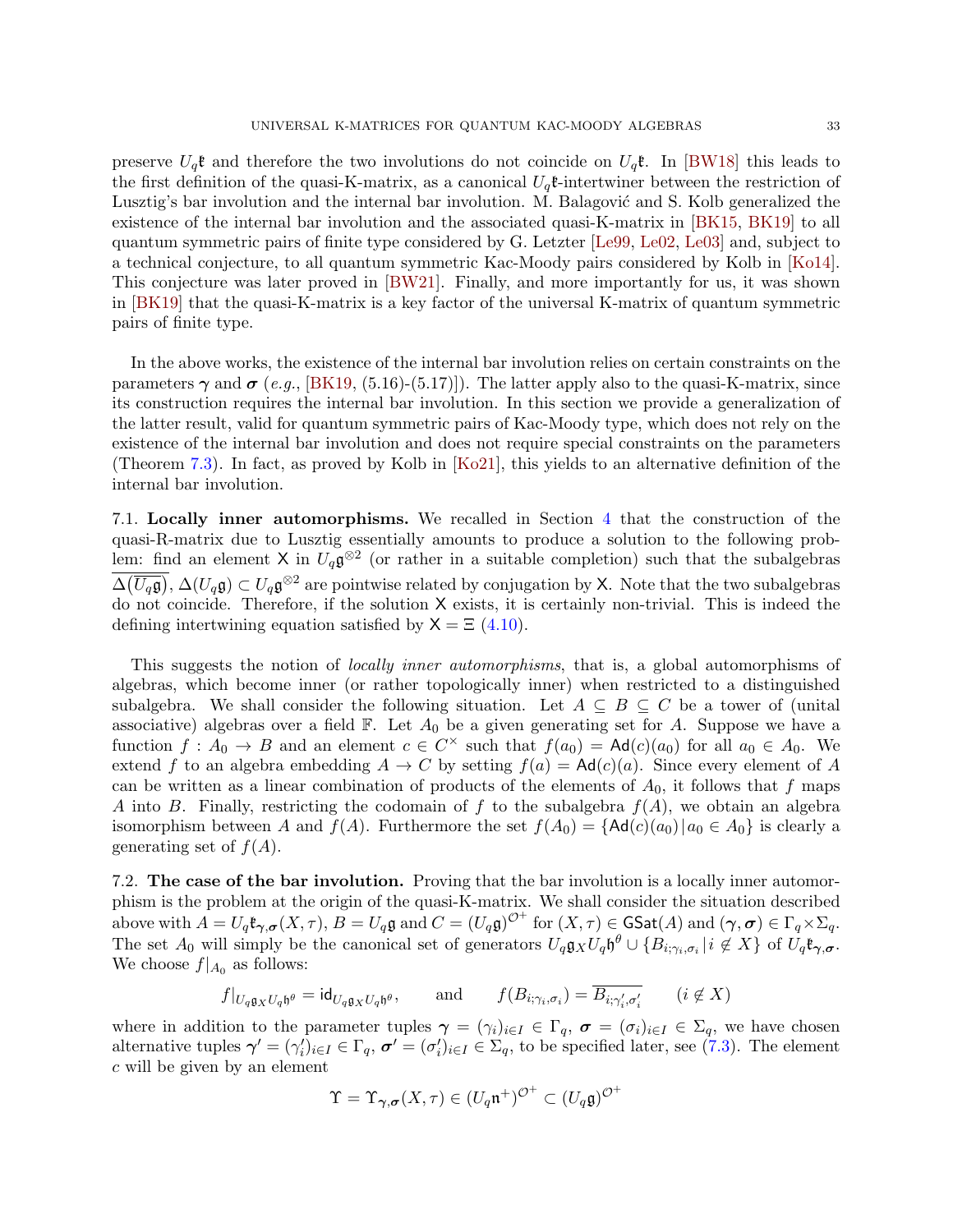preserve $U_q\mathfrak{k}$ and therefore the two involutions do not coincide on $U_q\mathfrak{k}$. In [BW18] this leads to the first definition of the quasi-K-matrix, as a canonical $U_q\mathfrak{k}$-intertwiner between the restriction of Lusztig's bar involution and the internal bar involution. M. Balagović and S. Kolb generalized the existence of the internal bar involution and the associated quasi-K-matrix in [BK15, BK19] to all quantum symmetric pairs of finite type considered by G. Letzter [Le99, Le02, Le03] and, subject to a technical conjecture, to all quantum symmetric Kac-Moody pairs considered by Kolb in [Ko14]. This conjecture was later proved in [BW21]. Finally, and more importantly for us, it was shown in [BK19] that the quasi-K-matrix is a key factor of the universal K-matrix of quantum symmetric pairs of finite type.

In the above works, the existence of the internal bar involution relies on certain constraints on the parameters $\boldsymbol{\gamma}$ and $\boldsymbol{\sigma}$ (*e.g.*, [BK19, (5.16)-(5.17)]). The latter apply also to the quasi-K-matrix, since its construction requires the internal bar involution. In this section we provide a generalization of the latter result, valid for quantum symmetric pairs of Kac-Moody type, which does not rely on the existence of the internal bar involution and does not require special constraints on the parameters (Theorem 7.3). In fact, as proved by Kolb in [Ko21], this yields to an alternative definition of the internal bar involution.

7.1. **Locally inner automorphisms.** We recalled in Section 4 that the construction of the quasi-R-matrix due to Lusztig essentially amounts to produce a solution to the following problem: find an element $\mathsf{X}$ in $U_q\mathfrak{g}^{\otimes 2}$ (or rather in a suitable completion) such that the subalgebras $\overline{\Delta(\overline{U_q\mathfrak{g}})}, \Delta(U_q\mathfrak{g}) \subset U_q\mathfrak{g}^{\otimes 2}$ are pointwise related by conjugation by $\mathsf{X}$. Note that the two subalgebras do not coincide. Therefore, if the solution $\mathsf{X}$ exists, it is certainly non-trivial. This is indeed the defining intertwining equation satisfied by $\mathsf{X} = \Xi$ (4.10).

This suggests the notion of *locally inner automorphisms*, that is, a global automorphisms of algebras, which become inner (or rather topologically inner) when restricted to a distinguished subalgebra. We shall consider the following situation. Let $A \subseteq B \subseteq C$ be a tower of (unital associative) algebras over a field $\mathbb{F}$. Let $A_0$ be a given generating set for $A$. Suppose we have a function $f : A_0 \to B$ and an element $c \in C^\times$ such that $f(a_0) = \mathsf{Ad}(c)(a_0)$ for all $a_0 \in A_0$. We extend $f$ to an algebra embedding $A \to C$ by setting $f(a) = \mathsf{Ad}(c)(a)$. Since every element of $A$ can be written as a linear combination of products of the elements of $A_0$, it follows that $f$ maps $A$ into $B$. Finally, restricting the codomain of $f$ to the subalgebra $f(A)$, we obtain an algebra isomorphism between $A$ and $f(A)$. Furthermore the set $f(A_0) = \{\mathsf{Ad}(c)(a_0) \,|\, a_0 \in A_0\}$ is clearly a generating set of $f(A)$.

7.2. **The case of the bar involution.** Proving that the bar involution is a locally inner automorphism is the problem at the origin of the quasi-K-matrix. We shall consider the situation described above with $A = U_q\mathfrak{k}_{\boldsymbol{\gamma},\boldsymbol{\sigma}}(X,\tau)$, $B = U_q\mathfrak{g}$ and $C = (U_q\mathfrak{g})^{\mathcal{O}^+}$ for $(X,\tau) \in \mathsf{GSat}(A)$ and $(\boldsymbol{\gamma},\boldsymbol{\sigma}) \in \Gamma_q \times \Sigma_q$. The set $A_0$ will simply be the canonical set of generators $U_q\mathfrak{g}_X U_q\mathfrak{h}^\theta \cup \{B_{i;\gamma_i,\sigma_i} \,|\, i \notin X\}$ of $U_q\mathfrak{k}_{\boldsymbol{\gamma},\boldsymbol{\sigma}}$. We choose $f|_{A_0}$ as follows:

$$f|_{U_q\mathfrak{g}_X U_q\mathfrak{h}^\theta} = \mathsf{id}_{U_q\mathfrak{g}_X U_q\mathfrak{h}^\theta}, \qquad \text{and} \qquad f(B_{i;\gamma_i,\sigma_i}) = \overline{B_{i;\gamma'_i,\sigma'_i}} \qquad (i \notin X)$$

where in addition to the parameter tuples $\boldsymbol{\gamma} = (\gamma_i)_{i\in I} \in \Gamma_q$, $\boldsymbol{\sigma} = (\sigma_i)_{i\in I} \in \Sigma_q$, we have chosen alternative tuples $\boldsymbol{\gamma}' = (\gamma'_i)_{i\in I} \in \Gamma_q$, $\boldsymbol{\sigma}' = (\sigma'_i)_{i\in I} \in \Sigma_q$, to be specified later, see (7.3). The element $c$ will be given by an element

$$\Upsilon = \Upsilon_{\boldsymbol{\gamma},\boldsymbol{\sigma}}(X,\tau) \in (U_q\mathfrak{n}^+)^{\mathcal{O}^+} \subset (U_q\mathfrak{g})^{\mathcal{O}^+}$$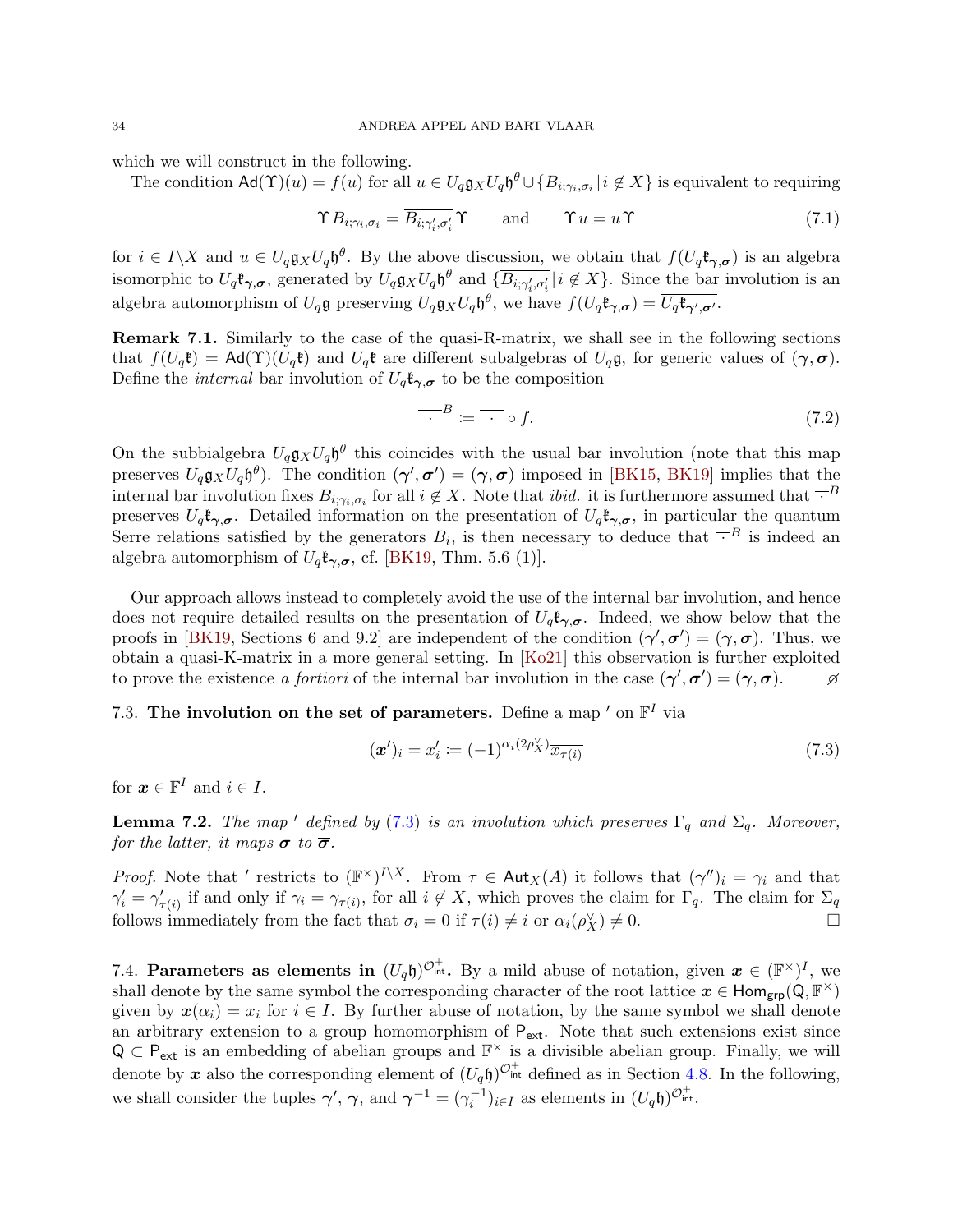which we will construct in the following.

The condition $\mathsf{Ad}(\Upsilon)(u) = f(u)$ for all $u \in U_q\mathfrak{g}_X U_q\mathfrak{h}^\theta \cup \{B_{i;\gamma_i,\sigma_i} \,|\, i \notin X\}$ is equivalent to requiring

$$\Upsilon\, B_{i;\gamma_i,\sigma_i} = \overline{B_{i;\gamma_i',\sigma_i'}}\,\Upsilon \qquad \text{and} \qquad \Upsilon\, u = u\,\Upsilon \tag{7.1}$$

for $i \in I\backslash X$ and $u \in U_q\mathfrak{g}_X U_q\mathfrak{h}^\theta$. By the above discussion, we obtain that $f(U_q\mathfrak{k}_{\boldsymbol{\gamma},\boldsymbol{\sigma}})$ is an algebra isomorphic to $U_q\mathfrak{k}_{\boldsymbol{\gamma},\boldsymbol{\sigma}}$, generated by $U_q\mathfrak{g}_X U_q\mathfrak{h}^\theta$ and $\{\overline{B_{i;\gamma_i',\sigma_i'}} \,|\, i \notin X\}$. Since the bar involution is an algebra automorphism of $U_q\mathfrak{g}$ preserving $U_q\mathfrak{g}_X U_q\mathfrak{h}^\theta$, we have $f(U_q\mathfrak{k}_{\boldsymbol{\gamma},\boldsymbol{\sigma}}) = \overline{U_q\mathfrak{k}_{\boldsymbol{\gamma}',\boldsymbol{\sigma}'}}$.

**Remark 7.1.** Similarly to the case of the quasi-R-matrix, we shall see in the following sections that $f(U_q\mathfrak{k}) = \mathsf{Ad}(\Upsilon)(U_q\mathfrak{k})$ and $U_q\mathfrak{k}$ are different subalgebras of $U_q\mathfrak{g}$, for generic values of $(\boldsymbol{\gamma},\boldsymbol{\sigma})$. Define the *internal* bar involution of $U_q\mathfrak{k}_{\boldsymbol{\gamma},\boldsymbol{\sigma}}$ to be the composition

$$\overline{\,\cdot\,}^B := \overline{\,\cdot\,} \circ f. \tag{7.2}$$

On the subbialgebra $U_q\mathfrak{g}_X U_q\mathfrak{h}^\theta$ this coincides with the usual bar involution (note that this map preserves $U_q\mathfrak{g}_X U_q\mathfrak{h}^\theta$). The condition $(\boldsymbol{\gamma}',\boldsymbol{\sigma}') = (\boldsymbol{\gamma},\boldsymbol{\sigma})$ imposed in [BK15, BK19] implies that the internal bar involution fixes $B_{i;\gamma_i,\sigma_i}$ for all $i \notin X$. Note that *ibid.* it is furthermore assumed that $\overline{\,\cdot\,}^B$ preserves $U_q\mathfrak{k}_{\boldsymbol{\gamma},\boldsymbol{\sigma}}$. Detailed information on the presentation of $U_q\mathfrak{k}_{\boldsymbol{\gamma},\boldsymbol{\sigma}}$, in particular the quantum Serre relations satisfied by the generators $B_i$, is then necessary to deduce that $\overline{\,\cdot\,}^B$ is indeed an algebra automorphism of $U_q\mathfrak{k}_{\boldsymbol{\gamma},\boldsymbol{\sigma}}$, cf. [BK19, Thm. 5.6 (1)].

Our approach allows instead to completely avoid the use of the internal bar involution, and hence does not require detailed results on the presentation of $U_q\mathfrak{k}_{\boldsymbol{\gamma},\boldsymbol{\sigma}}$. Indeed, we show below that the proofs in [BK19, Sections 6 and 9.2] are independent of the condition $(\boldsymbol{\gamma}',\boldsymbol{\sigma}') = (\boldsymbol{\gamma},\boldsymbol{\sigma})$. Thus, we obtain a quasi-K-matrix in a more general setting. In [Ko21] this observation is further exploited to prove the existence *a fortiori* of the internal bar involution in the case $(\boldsymbol{\gamma}',\boldsymbol{\sigma}') = (\boldsymbol{\gamma},\boldsymbol{\sigma})$. ⌀

7.3. **The involution on the set of parameters.** Define a map $'$ on $\mathbb{F}^I$ via

$$(\boldsymbol{x}')_i = x_i' := (-1)^{\alpha_i(2\rho_X^\vee)}\overline{x_{\tau(i)}} \tag{7.3}$$

for $\boldsymbol{x} \in \mathbb{F}^I$ and $i \in I$.

**Lemma 7.2.** *The map $'$ defined by (7.3) is an involution which preserves $\Gamma_q$ and $\Sigma_q$. Moreover, for the latter, it maps $\boldsymbol{\sigma}$ to $\overline{\boldsymbol{\sigma}}$.*

*Proof.* Note that $'$ restricts to $(\mathbb{F}^\times)^{I\backslash X}$. From $\tau \in \mathsf{Aut}_X(A)$ it follows that $(\boldsymbol{\gamma}'')_i = \gamma_i$ and that $\gamma_i' = \gamma_{\tau(i)}'$ if and only if $\gamma_i = \gamma_{\tau(i)}$, for all $i \notin X$, which proves the claim for $\Gamma_q$. The claim for $\Sigma_q$ follows immediately from the fact that $\sigma_i = 0$ if $\tau(i) \neq i$ or $\alpha_i(\rho_X^\vee) \neq 0$. □

7.4. **Parameters as elements in $(U_q\mathfrak{h})^{\mathcal{O}^+_{\mathsf{int}}}$.** By a mild abuse of notation, given $\boldsymbol{x} \in (\mathbb{F}^\times)^I$, we shall denote by the same symbol the corresponding character of the root lattice $\boldsymbol{x} \in \mathsf{Hom}_{\mathsf{grp}}(\mathsf{Q},\mathbb{F}^\times)$ given by $\boldsymbol{x}(\alpha_i) = x_i$ for $i \in I$. By further abuse of notation, by the same symbol we shall denote an arbitrary extension to a group homomorphism of $\mathsf{P}_{\mathsf{ext}}$. Note that such extensions exist since $\mathsf{Q} \subset \mathsf{P}_{\mathsf{ext}}$ is an embedding of abelian groups and $\mathbb{F}^\times$ is a divisible abelian group. Finally, we will denote by $\boldsymbol{x}$ also the corresponding element of $(U_q\mathfrak{h})^{\mathcal{O}^+_{\mathsf{int}}}$ defined as in Section 4.8. In the following, we shall consider the tuples $\boldsymbol{\gamma}'$, $\boldsymbol{\gamma}$, and $\boldsymbol{\gamma}^{-1} = (\gamma_i^{-1})_{i\in I}$ as elements in $(U_q\mathfrak{h})^{\mathcal{O}^+_{\mathsf{int}}}$.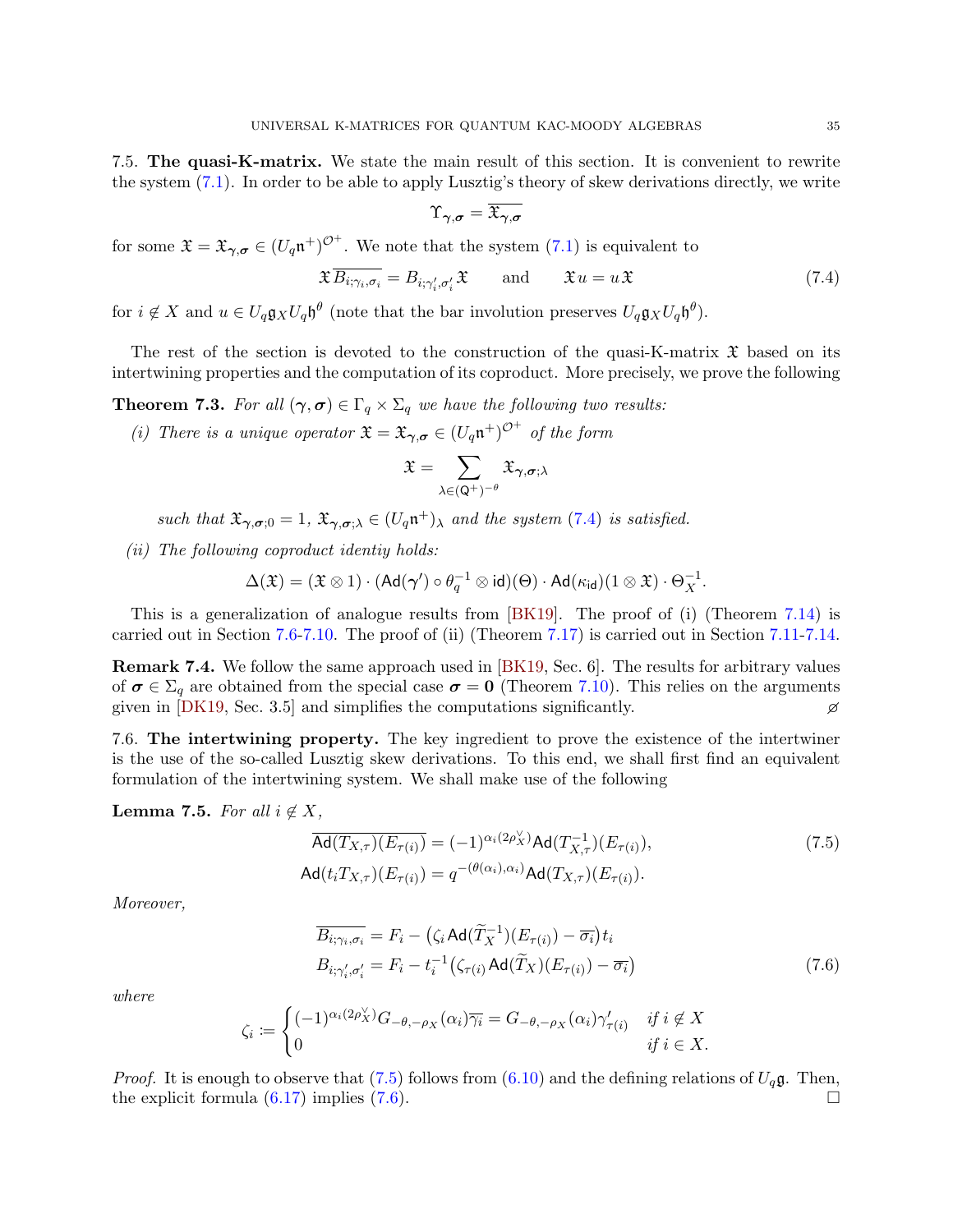7.5. **The quasi-K-matrix.** We state the main result of this section. It is convenient to rewrite the system (7.1). In order to be able to apply Lusztig's theory of skew derivations directly, we write

$$\Upsilon_{\boldsymbol{\gamma},\boldsymbol{\sigma}} = \overline{\mathfrak{X}_{\boldsymbol{\gamma},\boldsymbol{\sigma}}}$$

for some $\mathfrak{X} = \mathfrak{X}_{\boldsymbol{\gamma},\boldsymbol{\sigma}} \in (U_q\mathfrak{n}^+)^{\mathcal{O}^+}$. We note that the system (7.1) is equivalent to

$$\mathfrak{X}\,\overline{B_{i;\gamma_i,\sigma_i}} = B_{i;\gamma_i',\sigma_i'}\,\mathfrak{X} \qquad \text{and} \qquad \mathfrak{X}u = u\mathfrak{X} \tag{7.4}$$

for $i \notin X$ and $u \in U_q\mathfrak{g}_X U_q\mathfrak{h}^\theta$ (note that the bar involution preserves $U_q\mathfrak{g}_X U_q\mathfrak{h}^\theta$).

The rest of the section is devoted to the construction of the quasi-K-matrix $\mathfrak{X}$ based on its intertwining properties and the computation of its coproduct. More precisely, we prove the following

**Theorem 7.3.** *For all $(\boldsymbol{\gamma},\boldsymbol{\sigma}) \in \Gamma_q \times \Sigma_q$ we have the following two results:*

*(i) There is a unique operator $\mathfrak{X} = \mathfrak{X}_{\boldsymbol{\gamma},\boldsymbol{\sigma}} \in (U_q\mathfrak{n}^+)^{\mathcal{O}^+}$ of the form*

$$\mathfrak{X} = \sum_{\lambda \in (\mathsf{Q}^+)^{-\theta}} \mathfrak{X}_{\boldsymbol{\gamma},\boldsymbol{\sigma};\lambda}$$

*such that $\mathfrak{X}_{\boldsymbol{\gamma},\boldsymbol{\sigma};0} = 1$, $\mathfrak{X}_{\boldsymbol{\gamma},\boldsymbol{\sigma};\lambda} \in (U_q\mathfrak{n}^+)_\lambda$ and the system (7.4) is satisfied.*

*(ii) The following coproduct identiy holds:*

$$\Delta(\mathfrak{X}) = (\mathfrak{X} \otimes 1) \cdot (\mathsf{Ad}(\boldsymbol{\gamma}') \circ \theta_q^{-1} \otimes \mathsf{id})(\Theta) \cdot \mathsf{Ad}(\kappa_{\mathsf{id}})(1 \otimes \mathfrak{X}) \cdot \Theta_X^{-1}.$$

This is a generalization of analogue results from [BK19]. The proof of (i) (Theorem 7.14) is carried out in Section 7.6-7.10. The proof of (ii) (Theorem 7.17) is carried out in Section 7.11-7.14.

**Remark 7.4.** We follow the same approach used in [BK19, Sec. 6]. The results for arbitrary values of $\boldsymbol{\sigma} \in \Sigma_q$ are obtained from the special case $\boldsymbol{\sigma} = \mathbf{0}$ (Theorem 7.10). This relies on the arguments given in [DK19, Sec. 3.5] and simplifies the computations significantly. ⌀

7.6. **The intertwining property.** The key ingredient to prove the existence of the intertwiner is the use of the so-called Lusztig skew derivations. To this end, we shall first find an equivalent formulation of the intertwining system. We shall make use of the following

**Lemma 7.5.** *For all $i \notin X$,*

$$\begin{aligned}
\overline{\mathsf{Ad}(T_{X,\tau})(E_{\tau(i)})} &= (-1)^{\alpha_i(2\rho_X^\vee)}\mathsf{Ad}(T_{X,\tau}^{-1})(E_{\tau(i)}), \\
\mathsf{Ad}(t_i T_{X,\tau})(E_{\tau(i)}) &= q^{-(\theta(\alpha_i),\alpha_i)}\mathsf{Ad}(T_{X,\tau})(E_{\tau(i)}).
\end{aligned} \tag{7.5}$$

*Moreover,*

$$\begin{aligned}
\overline{B_{i;\gamma_i,\sigma_i}} &= F_i - \big(\zeta_i\,\mathsf{Ad}(\widetilde{T}_X^{-1})(E_{\tau(i)}) - \overline{\sigma_i}\big)t_i \\
B_{i;\gamma_i',\sigma_i'} &= F_i - t_i^{-1}\big(\zeta_{\tau(i)}\,\mathsf{Ad}(\widetilde{T}_X)(E_{\tau(i)}) - \overline{\sigma_i}\big)
\end{aligned} \tag{7.6}$$

*where*

$$\zeta_i \coloneqq \begin{cases} (-1)^{\alpha_i(2\rho_X^\vee)}G_{-\theta,-\rho_X}(\alpha_i)\overline{\gamma_i} = G_{-\theta,-\rho_X}(\alpha_i)\gamma_{\tau(i)}' & \text{if } i \notin X \\ 0 & \text{if } i \in X. \end{cases}$$

*Proof.* It is enough to observe that (7.5) follows from (6.10) and the defining relations of $U_q\mathfrak{g}$. Then, the explicit formula (6.17) implies (7.6). □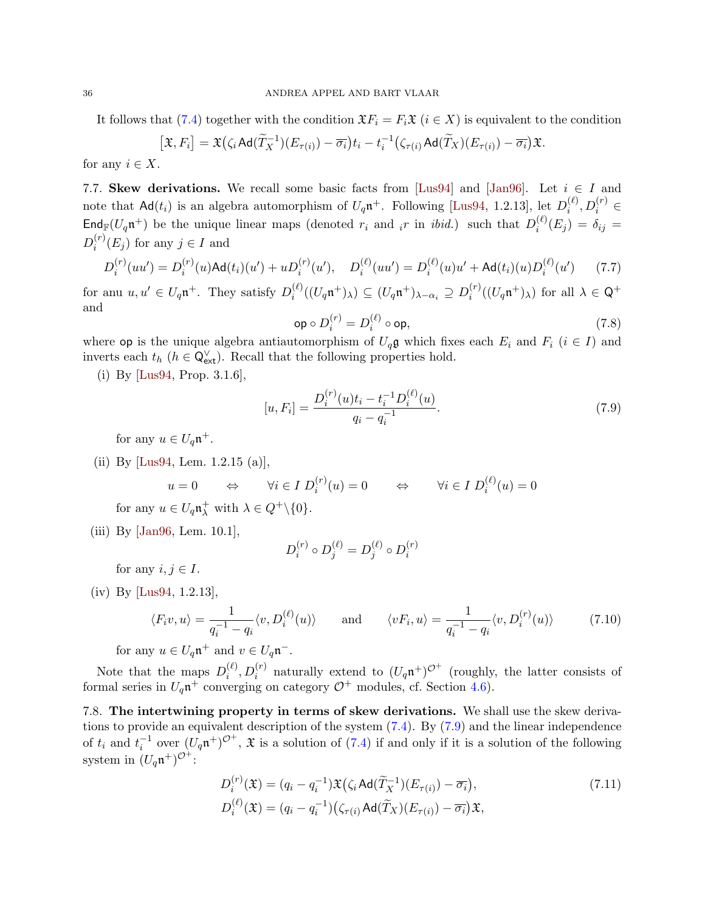It follows that (7.4) together with the condition $\mathfrak{X}F_i = F_i\mathfrak{X}$ ($i \in X$) is equivalent to the condition

$$\big[\mathfrak{X}, F_i\big] = \mathfrak{X}\big(\zeta_i \operatorname{Ad}(\widetilde{T}_X^{-1})(E_{\tau(i)}) - \overline{\sigma_i}\big)t_i - t_i^{-1}\big(\zeta_{\tau(i)} \operatorname{Ad}(\widetilde{T}_X)(E_{\tau(i)}) - \overline{\sigma_i}\big)\mathfrak{X}.$$

for any $i \in X$.

**7.7. Skew derivations.** We recall some basic facts from [Lus94] and [Jan96]. Let $i \in I$ and note that $\operatorname{Ad}(t_i)$ is an algebra automorphism of $U_q\mathfrak{n}^+$. Following [Lus94, 1.2.13], let $D_i^{(\ell)}, D_i^{(r)} \in \operatorname{End}_{\mathbb{F}}(U_q\mathfrak{n}^+)$ be the unique linear maps (denoted $r_i$ and ${}_ir$ in *ibid.*) such that $D_i^{(\ell)}(E_j) = \delta_{ij} = D_i^{(r)}(E_j)$ for any $j \in I$ and

$$D_i^{(r)}(uu') = D_i^{(r)}(u)\operatorname{Ad}(t_i)(u') + uD_i^{(r)}(u'), \quad D_i^{(\ell)}(uu') = D_i^{(\ell)}(u)u' + \operatorname{Ad}(t_i)(u)D_i^{(\ell)}(u') \tag{7.7}$$

for anu $u, u' \in U_q\mathfrak{n}^+$. They satisfy $D_i^{(\ell)}((U_q\mathfrak{n}^+)_\lambda) \subseteq (U_q\mathfrak{n}^+)_{\lambda-\alpha_i} \supseteq D_i^{(r)}((U_q\mathfrak{n}^+)_\lambda)$ for all $\lambda \in \mathsf{Q}^+$ and

$$\mathsf{op} \circ D_i^{(r)} = D_i^{(\ell)} \circ \mathsf{op}, \tag{7.8}$$

where $\mathsf{op}$ is the unique algebra antiautomorphism of $U_q\mathfrak{g}$ which fixes each $E_i$ and $F_i$ ($i \in I$) and inverts each $t_h$ ($h \in \mathsf{Q}^\vee_{\mathsf{ext}}$). Recall that the following properties hold.

(i) By [Lus94, Prop. 3.1.6],

$$[u, F_i] = \frac{D_i^{(r)}(u)t_i - t_i^{-1}D_i^{(\ell)}(u)}{q_i - q_i^{-1}}. \tag{7.9}$$

for any $u \in U_q\mathfrak{n}^+$.

(ii) By [Lus94, Lem. 1.2.15 (a)],

$$u = 0 \qquad \Leftrightarrow \qquad \forall i \in I \ D_i^{(r)}(u) = 0 \qquad \Leftrightarrow \qquad \forall i \in I \ D_i^{(\ell)}(u) = 0$$

for any $u \in U_q\mathfrak{n}^+_\lambda$ with $\lambda \in Q^+\backslash\{0\}$.

(iii) By [Jan96, Lem. 10.1],

$$D_i^{(r)} \circ D_j^{(\ell)} = D_j^{(\ell)} \circ D_i^{(r)}$$

for any $i, j \in I$.

(iv) By [Lus94, 1.2.13],

$$\langle F_i v, u\rangle = \frac{1}{q_i^{-1} - q_i}\langle v, D_i^{(\ell)}(u)\rangle \qquad \text{and} \qquad \langle vF_i, u\rangle = \frac{1}{q_i^{-1} - q_i}\langle v, D_i^{(r)}(u)\rangle \tag{7.10}$$

for any $u \in U_q\mathfrak{n}^+$ and $v \in U_q\mathfrak{n}^-$.

Note that the maps $D_i^{(\ell)}, D_i^{(r)}$ naturally extend to $(U_q\mathfrak{n}^+)^{\mathcal{O}^+}$ (roughly, the latter consists of formal series in $U_q\mathfrak{n}^+$ converging on category $\mathcal{O}^+$ modules, cf. Section 4.6).

**7.8. The intertwining property in terms of skew derivations.** We shall use the skew derivations to provide an equivalent description of the system (7.4). By (7.9) and the linear independence of $t_i$ and $t_i^{-1}$ over $(U_q\mathfrak{n}^+)^{\mathcal{O}^+}$, $\mathfrak{X}$ is a solution of (7.4) if and only if it is a solution of the following system in $(U_q\mathfrak{n}^+)^{\mathcal{O}^+}$:

$$\begin{aligned} D_i^{(r)}(\mathfrak{X}) &= (q_i - q_i^{-1})\mathfrak{X}\big(\zeta_i \operatorname{Ad}(\widetilde{T}_X^{-1})(E_{\tau(i)}) - \overline{\sigma_i}\big), \\ D_i^{(\ell)}(\mathfrak{X}) &= (q_i - q_i^{-1})\big(\zeta_{\tau(i)} \operatorname{Ad}(\widetilde{T}_X)(E_{\tau(i)}) - \overline{\sigma_i}\big)\mathfrak{X}, \end{aligned} \tag{7.11}$$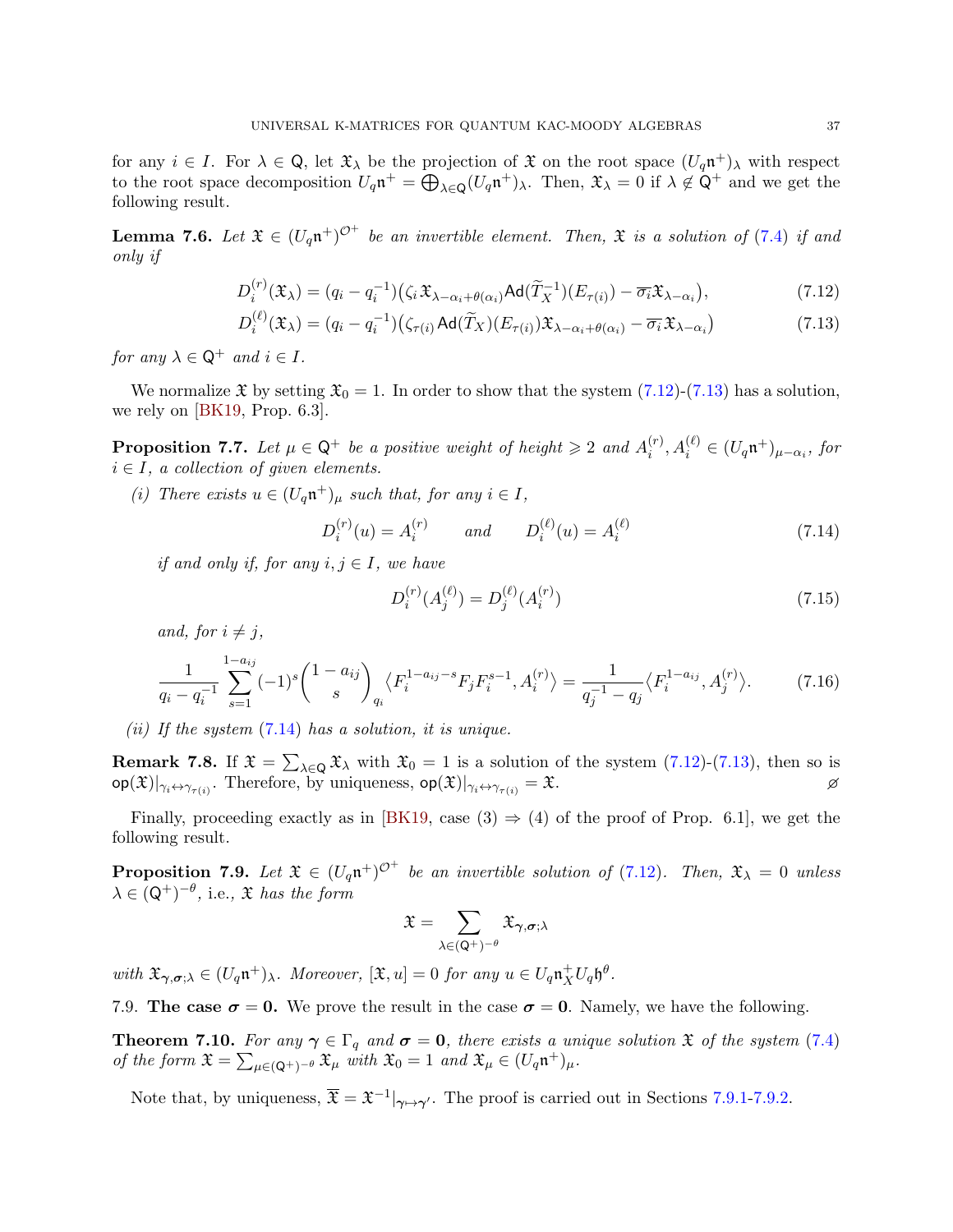for any $i \in I$. For $\lambda \in \mathsf{Q}$, let $\mathfrak{X}_\lambda$ be the projection of $\mathfrak{X}$ on the root space $(U_q\mathfrak{n}^+)_\lambda$ with respect to the root space decomposition $U_q\mathfrak{n}^+ = \bigoplus_{\lambda\in\mathsf{Q}}(U_q\mathfrak{n}^+)_\lambda$. Then, $\mathfrak{X}_\lambda = 0$ if $\lambda \notin \mathsf{Q}^+$ and we get the following result.

**Lemma 7.6.** *Let $\mathfrak{X} \in (U_q\mathfrak{n}^+)^{\mathcal{O}^+}$ be an invertible element. Then, $\mathfrak{X}$ is a solution of (7.4) if and only if*

$$D_i^{(r)}(\mathfrak{X}_\lambda) = (q_i - q_i^{-1})\big(\zeta_i \mathfrak{X}_{\lambda-\alpha_i+\theta(\alpha_i)} \mathsf{Ad}(\widetilde{T}_X^{-1})(E_{\tau(i)}) - \overline{\sigma_i}\mathfrak{X}_{\lambda-\alpha_i}\big), \tag{7.12}$$

$$D_i^{(\ell)}(\mathfrak{X}_\lambda) = (q_i - q_i^{-1})\big(\zeta_{\tau(i)} \mathsf{Ad}(\widetilde{T}_X)(E_{\tau(i)})\mathfrak{X}_{\lambda-\alpha_i+\theta(\alpha_i)} - \overline{\sigma_i}\mathfrak{X}_{\lambda-\alpha_i}\big) \tag{7.13}$$

*for any $\lambda \in \mathsf{Q}^+$ and $i \in I$.*

We normalize $\mathfrak{X}$ by setting $\mathfrak{X}_0 = 1$. In order to show that the system (7.12)-(7.13) has a solution, we rely on [BK19, Prop. 6.3].

**Proposition 7.7.** *Let $\mu \in \mathsf{Q}^+$ be a positive weight of height $\geqslant 2$ and $A_i^{(r)}, A_i^{(\ell)} \in (U_q\mathfrak{n}^+)_{\mu-\alpha_i}$, for $i \in I$, a collection of given elements.*

*(i) There exists $u \in (U_q\mathfrak{n}^+)_\mu$ such that, for any $i \in I$,*

$$D_i^{(r)}(u) = A_i^{(r)} \qquad \text{and} \qquad D_i^{(\ell)}(u) = A_i^{(\ell)} \tag{7.14}$$

*if and only if, for any $i, j \in I$, we have*

$$D_i^{(r)}(A_j^{(\ell)}) = D_j^{(\ell)}(A_i^{(r)}) \tag{7.15}$$

*and, for $i \neq j$,*

$$\frac{1}{q_i - q_i^{-1}} \sum_{s=1}^{1-a_{ij}} (-1)^s \binom{1-a_{ij}}{s}_{q_i} \big\langle F_i^{1-a_{ij}-s} F_j F_i^{s-1}, A_i^{(r)} \big\rangle = \frac{1}{q_j^{-1} - q_j} \big\langle F_i^{1-a_{ij}}, A_j^{(r)} \big\rangle. \tag{7.16}$$

*(ii) If the system (7.14) has a solution, it is unique.*

**Remark 7.8.** If $\mathfrak{X} = \sum_{\lambda\in\mathsf{Q}} \mathfrak{X}_\lambda$ with $\mathfrak{X}_0 = 1$ is a solution of the system (7.12)-(7.13), then so is $\mathsf{op}(\mathfrak{X})|_{\gamma_i \leftrightarrow \gamma_{\tau(i)}}$. Therefore, by uniqueness, $\mathsf{op}(\mathfrak{X})|_{\gamma_i \leftrightarrow \gamma_{\tau(i)}} = \mathfrak{X}$. $\oslash$

Finally, proceeding exactly as in [BK19, case (3) $\Rightarrow$ (4) of the proof of Prop. 6.1], we get the following result.

**Proposition 7.9.** *Let $\mathfrak{X} \in (U_q\mathfrak{n}^+)^{\mathcal{O}^+}$ be an invertible solution of (7.12). Then, $\mathfrak{X}_\lambda = 0$ unless $\lambda \in (\mathsf{Q}^+)^{-\theta}$, i.e., $\mathfrak{X}$ has the form*

$$\mathfrak{X} = \sum_{\lambda\in(\mathsf{Q}^+)^{-\theta}} \mathfrak{X}_{\boldsymbol{\gamma},\boldsymbol{\sigma};\lambda}$$

*with $\mathfrak{X}_{\boldsymbol{\gamma},\boldsymbol{\sigma};\lambda} \in (U_q\mathfrak{n}^+)_\lambda$. Moreover, $[\mathfrak{X}, u] = 0$ for any $u \in U_q\mathfrak{n}_X^+ U_q\mathfrak{h}^\theta$.*

## 7.9. The case $\boldsymbol{\sigma} = \mathbf{0}$.

We prove the result in the case $\boldsymbol{\sigma} = \mathbf{0}$. Namely, we have the following.

**Theorem 7.10.** *For any $\boldsymbol{\gamma} \in \Gamma_q$ and $\boldsymbol{\sigma} = \mathbf{0}$, there exists a unique solution $\mathfrak{X}$ of the system (7.4) of the form $\mathfrak{X} = \sum_{\mu\in(\mathsf{Q}^+)^{-\theta}} \mathfrak{X}_\mu$ with $\mathfrak{X}_0 = 1$ and $\mathfrak{X}_\mu \in (U_q\mathfrak{n}^+)_\mu$.*

Note that, by uniqueness, $\overline{\mathfrak{X}} = \mathfrak{X}^{-1}|_{\boldsymbol{\gamma}\mapsto\boldsymbol{\gamma}'}$. The proof is carried out in Sections 7.9.1-7.9.2.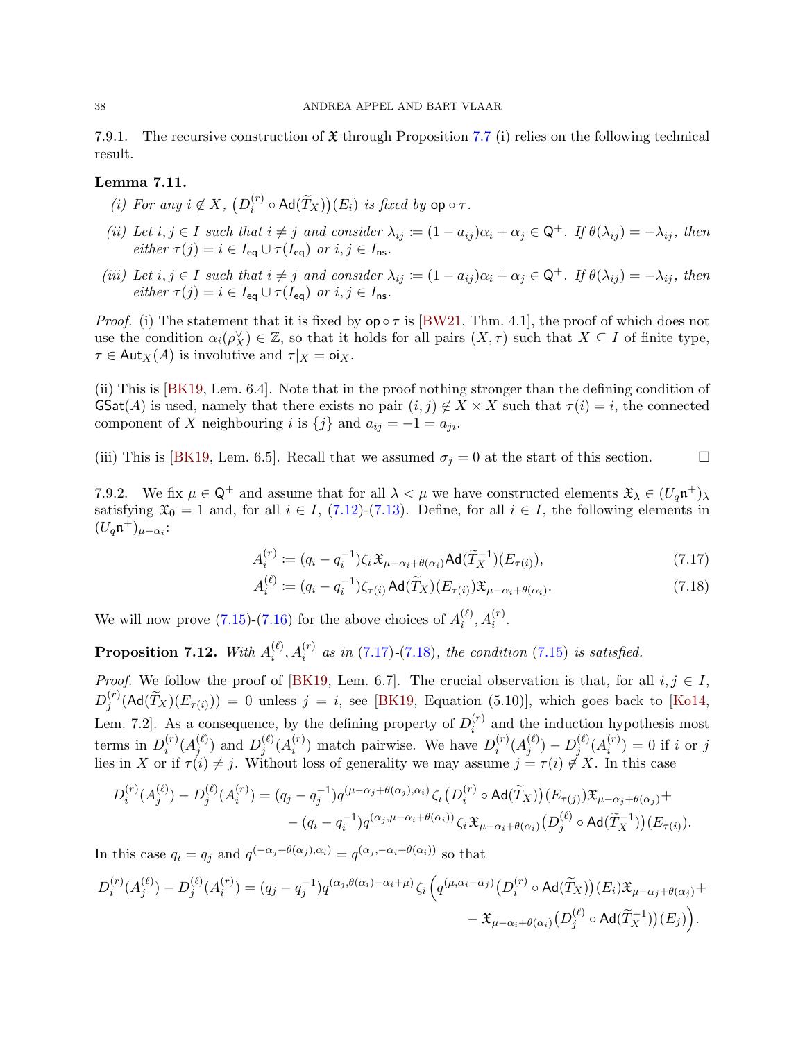7.9.1. The recursive construction of $\mathfrak{X}$ through Proposition 7.7 (i) relies on the following technical result.

**Lemma 7.11.**

*(i) For any $i \notin X$, $\big(D_i^{(r)} \circ \mathsf{Ad}(\widetilde{T}_X)\big)(E_i)$ is fixed by $\mathsf{op} \circ \tau$.*

*(ii) Let $i, j \in I$ such that $i \neq j$ and consider $\lambda_{ij} := (1 - a_{ij})\alpha_i + \alpha_j \in \mathsf{Q}^+$. If $\theta(\lambda_{ij}) = -\lambda_{ij}$, then either $\tau(j) = i \in I_{\mathsf{eq}} \cup \tau(I_{\mathsf{eq}})$ or $i, j \in I_{\mathsf{ns}}$.*

*(iii) Let $i, j \in I$ such that $i \neq j$ and consider $\lambda_{ij} := (1 - a_{ij})\alpha_i + \alpha_j \in \mathsf{Q}^+$. If $\theta(\lambda_{ij}) = -\lambda_{ij}$, then either $\tau(j) = i \in I_{\mathsf{eq}} \cup \tau(I_{\mathsf{eq}})$ or $i, j \in I_{\mathsf{ns}}$.*

*Proof.* (i) The statement that it is fixed by $\mathsf{op} \circ \tau$ is [BW21, Thm. 4.1], the proof of which does not use the condition $\alpha_i(\rho_X^\vee) \in \mathbb{Z}$, so that it holds for all pairs $(X, \tau)$ such that $X \subseteq I$ of finite type, $\tau \in \mathsf{Aut}_X(A)$ is involutive and $\tau|_X = \mathsf{oi}_X$.

(ii) This is [BK19, Lem. 6.4]. Note that in the proof nothing stronger than the defining condition of $\mathsf{GSat}(A)$ is used, namely that there exists no pair $(i, j) \notin X \times X$ such that $\tau(i) = i$, the connected component of $X$ neighbouring $i$ is $\{j\}$ and $a_{ij} = -1 = a_{ji}$.

(iii) This is [BK19, Lem. 6.5]. Recall that we assumed $\sigma_j = 0$ at the start of this section. $\square$

7.9.2. We fix $\mu \in \mathsf{Q}^+$ and assume that for all $\lambda < \mu$ we have constructed elements $\mathfrak{X}_\lambda \in (U_q\mathfrak{n}^+)_\lambda$ satisfying $\mathfrak{X}_0 = 1$ and, for all $i \in I$, (7.12)-(7.13). Define, for all $i \in I$, the following elements in $(U_q\mathfrak{n}^+)_{\mu - \alpha_i}$:

$$A_i^{(r)} := (q_i - q_i^{-1})\zeta_i \mathfrak{X}_{\mu - \alpha_i + \theta(\alpha_i)} \mathsf{Ad}(\widetilde{T}_X^{-1})(E_{\tau(i)}), \tag{7.17}$$

$$A_i^{(\ell)} := (q_i - q_i^{-1})\zeta_{\tau(i)} \mathsf{Ad}(\widetilde{T}_X)(E_{\tau(i)}) \mathfrak{X}_{\mu - \alpha_i + \theta(\alpha_i)}. \tag{7.18}$$

We will now prove (7.15)-(7.16) for the above choices of $A_i^{(\ell)}, A_i^{(r)}$.

**Proposition 7.12.** *With $A_i^{(\ell)}, A_i^{(r)}$ as in (7.17)-(7.18), the condition (7.15) is satisfied.*

*Proof.* We follow the proof of [BK19, Lem. 6.7]. The crucial observation is that, for all $i, j \in I$, $D_j^{(r)}(\mathsf{Ad}(\widetilde{T}_X)(E_{\tau(i)})) = 0$ unless $j = i$, see [BK19, Equation (5.10)], which goes back to [Ko14, Lem. 7.2]. As a consequence, by the defining property of $D_i^{(r)}$ and the induction hypothesis most terms in $D_i^{(r)}(A_j^{(\ell)})$ and $D_j^{(\ell)}(A_i^{(r)})$ match pairwise. We have $D_i^{(r)}(A_j^{(\ell)}) - D_j^{(\ell)}(A_i^{(r)}) = 0$ if $i$ or $j$ lies in $X$ or if $\tau(i) \neq j$. Without loss of generality we may assume $j = \tau(i) \notin X$. In this case

$$\begin{aligned} D_i^{(r)}(A_j^{(\ell)}) - D_j^{(\ell)}(A_i^{(r)}) = (q_j - q_j^{-1}) q^{(\mu - \alpha_j + \theta(\alpha_j), \alpha_i)} \zeta_i \big(D_i^{(r)} \circ \mathsf{Ad}(\widetilde{T}_X)\big)(E_{\tau(j)}) \mathfrak{X}_{\mu - \alpha_j + \theta(\alpha_j)} + \\ - (q_i - q_i^{-1}) q^{(\alpha_j, \mu - \alpha_i + \theta(\alpha_i))} \zeta_i \mathfrak{X}_{\mu - \alpha_i + \theta(\alpha_i)} \big(D_j^{(\ell)} \circ \mathsf{Ad}(\widetilde{T}_X^{-1})\big)(E_{\tau(i)}). \end{aligned}$$

In this case $q_i = q_j$ and $q^{(-\alpha_j + \theta(\alpha_j), \alpha_i)} = q^{(\alpha_j, -\alpha_i + \theta(\alpha_i))}$ so that

$$\begin{aligned} D_i^{(r)}(A_j^{(\ell)}) - D_j^{(\ell)}(A_i^{(r)}) = (q_j - q_j^{-1}) q^{(\alpha_j, \theta(\alpha_i) - \alpha_i + \mu)} \zeta_i \Big( q^{(\mu, \alpha_i - \alpha_j)} \big(D_i^{(r)} \circ \mathsf{Ad}(\widetilde{T}_X)\big)(E_i) \mathfrak{X}_{\mu - \alpha_j + \theta(\alpha_j)} + \\ - \mathfrak{X}_{\mu - \alpha_i + \theta(\alpha_i)} \big(D_j^{(\ell)} \circ \mathsf{Ad}(\widetilde{T}_X^{-1})\big)(E_j) \Big). \end{aligned}$$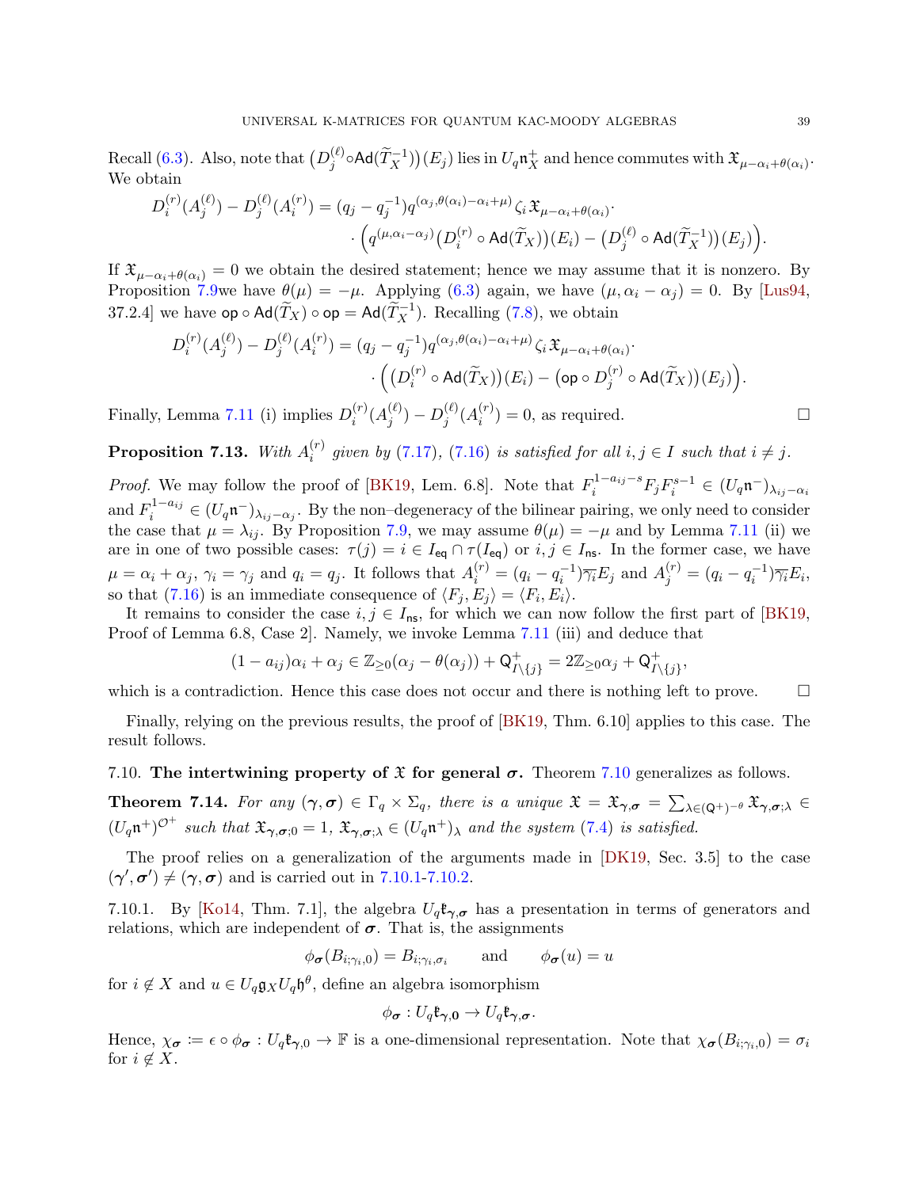Recall (6.3). Also, note that $\big(D_j^{(\ell)}\circ\mathsf{Ad}(\widetilde{T}_X^{-1})\big)(E_j)$ lies in $U_q\mathfrak{n}_X^+$ and hence commutes with $\mathfrak{X}_{\mu-\alpha_i+\theta(\alpha_i)}$. We obtain

$$D_i^{(r)}(A_j^{(\ell)}) - D_j^{(\ell)}(A_i^{(r)}) = (q_j - q_j^{-1}) q^{(\alpha_j,\theta(\alpha_i)-\alpha_i+\mu)}\zeta_i\,\mathfrak{X}_{\mu-\alpha_i+\theta(\alpha_i)}\cdot \\ \cdot\Big(q^{(\mu,\alpha_i-\alpha_j)}\big(D_i^{(r)}\circ\mathsf{Ad}(\widetilde{T}_X)\big)(E_i) - \big(D_j^{(\ell)}\circ\mathsf{Ad}(\widetilde{T}_X^{-1})\big)(E_j)\Big).$$

If $\mathfrak{X}_{\mu-\alpha_i+\theta(\alpha_i)} = 0$ we obtain the desired statement; hence we may assume that it is nonzero. By Proposition 7.9we have $\theta(\mu) = -\mu$. Applying (6.3) again, we have $(\mu, \alpha_i - \alpha_j) = 0$. By [Lus94, 37.2.4] we have $\mathsf{op}\circ\mathsf{Ad}(\widetilde{T}_X)\circ\mathsf{op} = \mathsf{Ad}(\widetilde{T}_X^{-1})$. Recalling (7.8), we obtain

$$D_i^{(r)}(A_j^{(\ell)}) - D_j^{(\ell)}(A_i^{(r)}) = (q_j - q_j^{-1}) q^{(\alpha_j,\theta(\alpha_i)-\alpha_i+\mu)}\zeta_i\,\mathfrak{X}_{\mu-\alpha_i+\theta(\alpha_i)}\cdot \\ \cdot\Big(\big(D_i^{(r)}\circ\mathsf{Ad}(\widetilde{T}_X)\big)(E_i) - \big(\mathsf{op}\circ D_j^{(r)}\circ\mathsf{Ad}(\widetilde{T}_X)\big)(E_j)\Big).$$

Finally, Lemma 7.11 (i) implies $D_i^{(r)}(A_j^{(\ell)}) - D_j^{(\ell)}(A_i^{(r)}) = 0$, as required. □

**Proposition 7.13.** *With $A_i^{(r)}$ given by (7.17), (7.16) is satisfied for all $i, j \in I$ such that $i \neq j$.*

*Proof.* We may follow the proof of [BK19, Lem. 6.8]. Note that $F_i^{1-a_{ij}-s}F_jF_i^{s-1} \in (U_q\mathfrak{n}^-)_{\lambda_{ij}-\alpha_i}$ and $F_i^{1-a_{ij}} \in (U_q\mathfrak{n}^-)_{\lambda_{ij}-\alpha_j}$. By the non–degeneracy of the bilinear pairing, we only need to consider the case that $\mu = \lambda_{ij}$. By Proposition 7.9, we may assume $\theta(\mu) = -\mu$ and by Lemma 7.11 (ii) we are in one of two possible cases: $\tau(j) = i \in I_{\mathsf{eq}} \cap \tau(I_{\mathsf{eq}})$ or $i, j \in I_{\mathsf{ns}}$. In the former case, we have $\mu = \alpha_i + \alpha_j$, $\gamma_i = \gamma_j$ and $q_i = q_j$. It follows that $A_i^{(r)} = (q_i - q_i^{-1})\overline{\gamma_i}E_j$ and $A_j^{(r)} = (q_i - q_i^{-1})\overline{\gamma_i}E_i$, so that (7.16) is an immediate consequence of $\langle F_j, E_j\rangle = \langle F_i, E_i\rangle$.

It remains to consider the case $i, j \in I_{\mathsf{ns}}$, for which we can now follow the first part of [BK19, Proof of Lemma 6.8, Case 2]. Namely, we invoke Lemma 7.11 (iii) and deduce that

$$(1 - a_{ij})\alpha_i + \alpha_j \in \mathbb{Z}_{\geq 0}(\alpha_j - \theta(\alpha_j)) + \mathsf{Q}^+_{I\setminus\{j\}} = 2\mathbb{Z}_{\geq 0}\alpha_j + \mathsf{Q}^+_{I\setminus\{j\}},$$

which is a contradiction. Hence this case does not occur and there is nothing left to prove. □

Finally, relying on the previous results, the proof of [BK19, Thm. 6.10] applies to this case. The result follows.

7.10. **The intertwining property of $\mathfrak{X}$ for general $\boldsymbol{\sigma}$.** Theorem 7.10 generalizes as follows.

**Theorem 7.14.** *For any $(\boldsymbol{\gamma}, \boldsymbol{\sigma}) \in \Gamma_q \times \Sigma_q$, there is a unique $\mathfrak{X} = \mathfrak{X}_{\boldsymbol{\gamma},\boldsymbol{\sigma}} = \sum_{\lambda\in(\mathsf{Q}^+)^{-\theta}}\mathfrak{X}_{\boldsymbol{\gamma},\boldsymbol{\sigma};\lambda} \in (U_q\mathfrak{n}^+)^{\mathcal{O}^+}$ such that $\mathfrak{X}_{\boldsymbol{\gamma},\boldsymbol{\sigma};0} = 1$, $\mathfrak{X}_{\boldsymbol{\gamma},\boldsymbol{\sigma};\lambda} \in (U_q\mathfrak{n}^+)_\lambda$ and the system (7.4) is satisfied.*

The proof relies on a generalization of the arguments made in [DK19, Sec. 3.5] to the case $(\boldsymbol{\gamma}', \boldsymbol{\sigma}') \neq (\boldsymbol{\gamma}, \boldsymbol{\sigma})$ and is carried out in 7.10.1-7.10.2.

7.10.1. By [Ko14, Thm. 7.1], the algebra $U_q\mathfrak{k}_{\boldsymbol{\gamma},\boldsymbol{\sigma}}$ has a presentation in terms of generators and relations, which are independent of $\boldsymbol{\sigma}$. That is, the assignments

$$\phi_{\boldsymbol{\sigma}}(B_{i;\gamma_i,0}) = B_{i;\gamma_i,\sigma_i} \qquad \text{and} \qquad \phi_{\boldsymbol{\sigma}}(u) = u$$

for $i \notin X$ and $u \in U_q\mathfrak{g}_X U_q\mathfrak{h}^\theta$, define an algebra isomorphism

$$\phi_{\boldsymbol{\sigma}} : U_q\mathfrak{k}_{\boldsymbol{\gamma},\mathbf{0}} \to U_q\mathfrak{k}_{\boldsymbol{\gamma},\boldsymbol{\sigma}}.$$

Hence, $\chi_{\boldsymbol{\sigma}} := \epsilon\circ\phi_{\boldsymbol{\sigma}} : U_q\mathfrak{k}_{\boldsymbol{\gamma},0} \to \mathbb{F}$ is a one-dimensional representation. Note that $\chi_{\boldsymbol{\sigma}}(B_{i;\gamma_i,0}) = \sigma_i$ for $i \notin X$.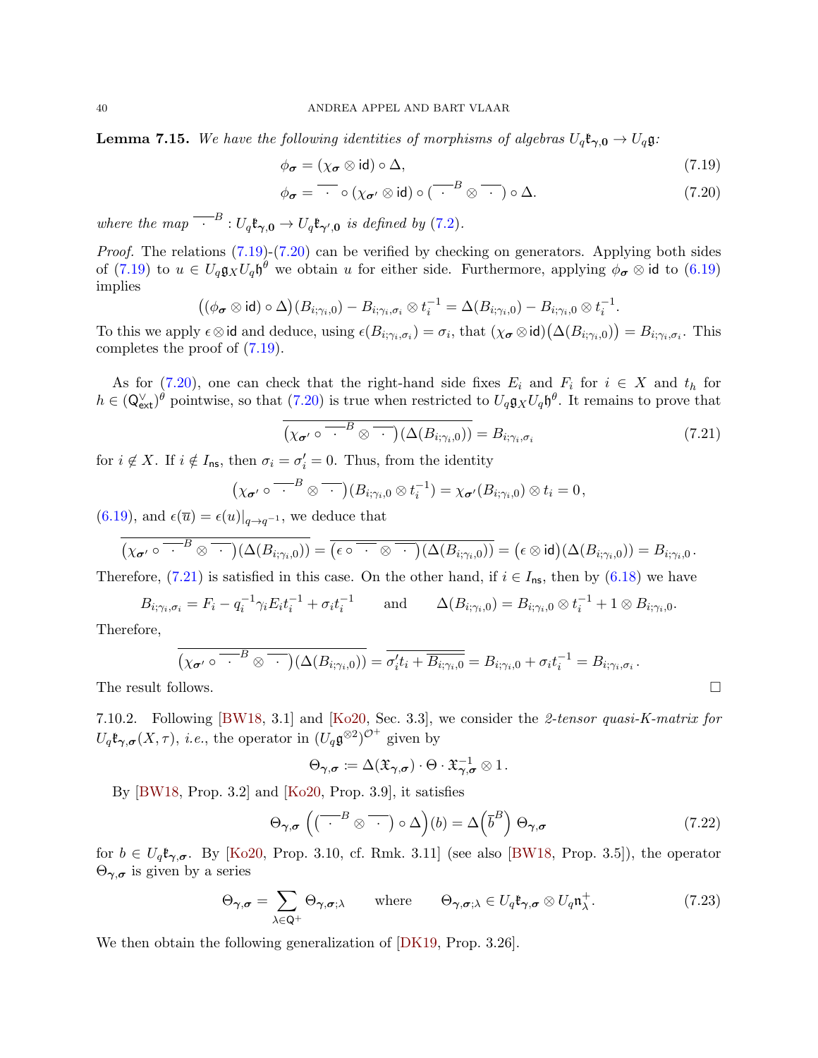**Lemma 7.15.** *We have the following identities of morphisms of algebras $U_q\mathfrak{k}_{\boldsymbol{\gamma},\mathbf{0}} \to U_q\mathfrak{g}$:*

$$\phi_{\boldsymbol{\sigma}} = (\chi_{\boldsymbol{\sigma}} \otimes \mathsf{id}) \circ \Delta, \tag{7.19}$$

$$\phi_{\boldsymbol{\sigma}} = \overline{\ \cdot\ } \circ (\chi_{\boldsymbol{\sigma}'} \otimes \mathsf{id}) \circ (\overline{\ \cdot\ }^{B} \otimes \overline{\ \cdot\ }) \circ \Delta. \tag{7.20}$$

*where the map* $\overline{\ \cdot\ }^{B} : U_q\mathfrak{k}_{\boldsymbol{\gamma},\mathbf{0}} \to U_q\mathfrak{k}_{\boldsymbol{\gamma}',\mathbf{0}}$ *is defined by* (7.2).

*Proof.* The relations (7.19)-(7.20) can be verified by checking on generators. Applying both sides of (7.19) to $u \in U_q\mathfrak{g}_X U_q\mathfrak{h}^\theta$ we obtain $u$ for either side. Furthermore, applying $\phi_{\boldsymbol{\sigma}} \otimes \mathsf{id}$ to (6.19) implies

$$\big((\phi_{\boldsymbol{\sigma}} \otimes \mathsf{id}) \circ \Delta\big)(B_{i;\gamma_i,0}) - B_{i;\gamma_i,\sigma_i} \otimes t_i^{-1} = \Delta(B_{i;\gamma_i,0}) - B_{i;\gamma_i,0} \otimes t_i^{-1}.$$

To this we apply $\epsilon \otimes \mathsf{id}$ and deduce, using $\epsilon(B_{i;\gamma_i,\sigma_i}) = \sigma_i$, that $(\chi_{\boldsymbol{\sigma}} \otimes \mathsf{id})\big(\Delta(B_{i;\gamma_i,0})\big) = B_{i;\gamma_i,\sigma_i}$. This completes the proof of (7.19).

As for (7.20), one can check that the right-hand side fixes $E_i$ and $F_i$ for $i \in X$ and $t_h$ for $h \in (\mathsf{Q}^\vee_{\mathsf{ext}})^\theta$ pointwise, so that (7.20) is true when restricted to $U_q\mathfrak{g}_X U_q\mathfrak{h}^\theta$. It remains to prove that

$$\overline{\big(\chi_{\boldsymbol{\sigma}'} \circ \overline{\ \cdot\ }^{B} \otimes \overline{\ \cdot\ }\big)(\Delta(B_{i;\gamma_i,0}))} = B_{i;\gamma_i,\sigma_i} \tag{7.21}$$

for $i \notin X$. If $i \notin I_{\mathsf{ns}}$, then $\sigma_i = \sigma'_i = 0$. Thus, from the identity

$$\big(\chi_{\boldsymbol{\sigma}'} \circ \overline{\ \cdot\ }^{B} \otimes \overline{\ \cdot\ }\big)(B_{i;\gamma_i,0} \otimes t_i^{-1}) = \chi_{\boldsymbol{\sigma}'}(B_{i;\gamma_i,0}) \otimes t_i = 0,$$

(6.19), and $\epsilon(\overline{u}) = \epsilon(u)|_{q\to q^{-1}}$, we deduce that

$$\overline{\big(\chi_{\boldsymbol{\sigma}'} \circ \overline{\ \cdot\ }^{B} \otimes \overline{\ \cdot\ }\big)(\Delta(B_{i;\gamma_i,0}))} = \overline{\big(\epsilon \circ \overline{\ \cdot\ } \otimes \overline{\ \cdot\ }\big)(\Delta(B_{i;\gamma_i,0}))} = \big(\epsilon \otimes \mathsf{id}\big)(\Delta(B_{i;\gamma_i,0})) = B_{i;\gamma_i,0}\,.$$

Therefore, (7.21) is satisfied in this case. On the other hand, if $i \in I_{\mathsf{ns}}$, then by (6.18) we have

$$B_{i;\gamma_i,\sigma_i} = F_i - q_i^{-1}\gamma_i E_i t_i^{-1} + \sigma_i t_i^{-1} \qquad \text{and} \qquad \Delta(B_{i;\gamma_i,0}) = B_{i;\gamma_i,0} \otimes t_i^{-1} + 1 \otimes B_{i;\gamma_i,0}.$$

Therefore,

$$\overline{\big(\chi_{\boldsymbol{\sigma}'} \circ \overline{\ \cdot\ }^{B} \otimes \overline{\ \cdot\ }\big)(\Delta(B_{i;\gamma_i,0}))} = \overline{\sigma'_i t_i + \overline{B_{i;\gamma_i,0}}} = B_{i;\gamma_i,0} + \sigma_i t_i^{-1} = B_{i;\gamma_i,\sigma_i}\,.$$

The result follows. $\square$

7.10.2. Following [BW18, 3.1] and [Ko20, Sec. 3.3], we consider the *2-tensor quasi-K-matrix for* $U_q\mathfrak{k}_{\boldsymbol{\gamma},\boldsymbol{\sigma}}(X,\tau)$, *i.e.*, the operator in $(U_q\mathfrak{g}^{\otimes 2})^{\mathcal{O}^+}$ given by

$$\Theta_{\boldsymbol{\gamma},\boldsymbol{\sigma}} \coloneqq \Delta(\mathfrak{X}_{\boldsymbol{\gamma},\boldsymbol{\sigma}}) \cdot \Theta \cdot \mathfrak{X}_{\boldsymbol{\gamma},\boldsymbol{\sigma}}^{-1} \otimes 1\,.$$

By [BW18, Prop. 3.2] and [Ko20, Prop. 3.9], it satisfies

$$\Theta_{\boldsymbol{\gamma},\boldsymbol{\sigma}}\ \Big(\big(\overline{\ \cdot\ }^{B} \otimes \overline{\ \cdot\ }\big) \circ \Delta\Big)(b) = \Delta\Big(\overline{b}^{B}\Big)\ \Theta_{\boldsymbol{\gamma},\boldsymbol{\sigma}} \tag{7.22}$$

for $b \in U_q\mathfrak{k}_{\boldsymbol{\gamma},\boldsymbol{\sigma}}$. By [Ko20, Prop. 3.10, cf. Rmk. 3.11] (see also [BW18, Prop. 3.5]), the operator $\Theta_{\boldsymbol{\gamma},\boldsymbol{\sigma}}$ is given by a series

$$\Theta_{\boldsymbol{\gamma},\boldsymbol{\sigma}} = \sum_{\lambda \in \mathsf{Q}^+} \Theta_{\boldsymbol{\gamma},\boldsymbol{\sigma};\lambda} \qquad \text{where} \qquad \Theta_{\boldsymbol{\gamma},\boldsymbol{\sigma};\lambda} \in U_q\mathfrak{k}_{\boldsymbol{\gamma},\boldsymbol{\sigma}} \otimes U_q\mathfrak{n}^+_\lambda. \tag{7.23}$$

We then obtain the following generalization of [DK19, Prop. 3.26].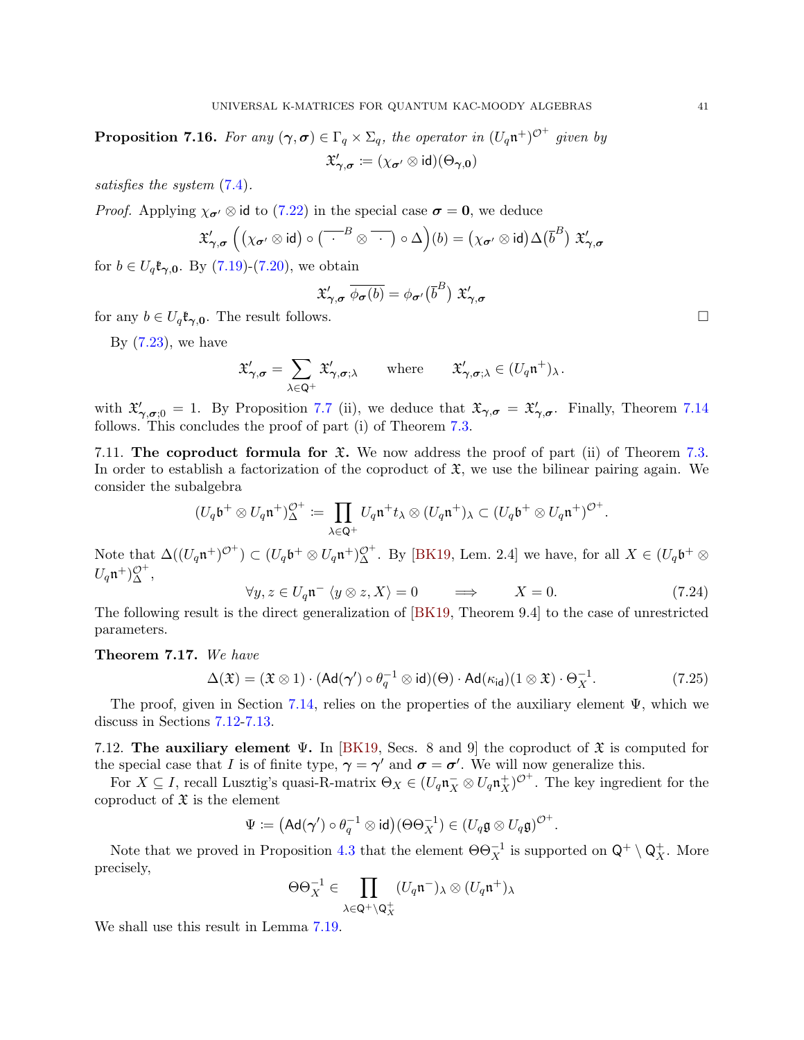**Proposition 7.16.** *For any $(\boldsymbol{\gamma},\boldsymbol{\sigma}) \in \Gamma_q \times \Sigma_q$, the operator in $(U_q\mathfrak{n}^+)^{\mathcal{O}^+}$ given by*

$$\mathfrak{X}'_{\boldsymbol{\gamma},\boldsymbol{\sigma}} \coloneqq (\chi_{\boldsymbol{\sigma}'} \otimes \mathsf{id})(\Theta_{\boldsymbol{\gamma},\mathbf{0}})$$

*satisfies the system (7.4).*

*Proof.* Applying $\chi_{\boldsymbol{\sigma}'} \otimes \mathsf{id}$ to (7.22) in the special case $\boldsymbol{\sigma} = \mathbf{0}$, we deduce

$$\mathfrak{X}'_{\boldsymbol{\gamma},\boldsymbol{\sigma}} \left( (\chi_{\boldsymbol{\sigma}'} \otimes \mathsf{id}) \circ (\overline{\,\cdot\,}^{B} \otimes \overline{\,\cdot\,}) \circ \Delta \right)(b) = (\chi_{\boldsymbol{\sigma}'} \otimes \mathsf{id})\Delta(\overline{b}^{B}) \ \mathfrak{X}'_{\boldsymbol{\gamma},\boldsymbol{\sigma}}$$

for $b \in U_q\mathfrak{k}_{\boldsymbol{\gamma},\mathbf{0}}$. By (7.19)-(7.20), we obtain

$$\mathfrak{X}'_{\boldsymbol{\gamma},\boldsymbol{\sigma}} \ \overline{\phi_{\boldsymbol{\sigma}}(b)} = \phi_{\boldsymbol{\sigma}'}(\overline{b}^{B}) \ \mathfrak{X}'_{\boldsymbol{\gamma},\boldsymbol{\sigma}}$$

for any $b \in U_q\mathfrak{k}_{\boldsymbol{\gamma},\mathbf{0}}$. The result follows. $\square$

By (7.23), we have

$$\mathfrak{X}'_{\boldsymbol{\gamma},\boldsymbol{\sigma}} = \sum_{\lambda \in \mathsf{Q}^+} \mathfrak{X}'_{\boldsymbol{\gamma},\boldsymbol{\sigma};\lambda} \qquad \text{where} \qquad \mathfrak{X}'_{\boldsymbol{\gamma},\boldsymbol{\sigma};\lambda} \in (U_q\mathfrak{n}^+)_\lambda.$$

with $\mathfrak{X}'_{\boldsymbol{\gamma},\boldsymbol{\sigma};0} = 1$. By Proposition 7.7 (ii), we deduce that $\mathfrak{X}_{\boldsymbol{\gamma},\boldsymbol{\sigma}} = \mathfrak{X}'_{\boldsymbol{\gamma},\boldsymbol{\sigma}}$. Finally, Theorem 7.14 follows. This concludes the proof of part (i) of Theorem 7.3.

7.11. **The coproduct formula for $\mathfrak{X}$.** We now address the proof of part (ii) of Theorem 7.3. In order to establish a factorization of the coproduct of $\mathfrak{X}$, we use the bilinear pairing again. We consider the subalgebra

$$(U_q\mathfrak{b}^+ \otimes U_q\mathfrak{n}^+)^{\mathcal{O}^+}_{\Delta} \coloneqq \prod_{\lambda \in \mathsf{Q}^+} U_q\mathfrak{n}^+ t_\lambda \otimes (U_q\mathfrak{n}^+)_\lambda \subset (U_q\mathfrak{b}^+ \otimes U_q\mathfrak{n}^+)^{\mathcal{O}^+}.$$

Note that $\Delta((U_q\mathfrak{n}^+)^{\mathcal{O}^+}) \subset (U_q\mathfrak{b}^+ \otimes U_q\mathfrak{n}^+)^{\mathcal{O}^+}_{\Delta}$. By [BK19, Lem. 2.4] we have, for all $X \in (U_q\mathfrak{b}^+ \otimes U_q\mathfrak{n}^+)^{\mathcal{O}^+}_{\Delta}$,

$$\forall y, z \in U_q\mathfrak{n}^- \ \langle y \otimes z, X \rangle = 0 \qquad \Longrightarrow \qquad X = 0. \tag{7.24}$$

The following result is the direct generalization of [BK19, Theorem 9.4] to the case of unrestricted parameters.

**Theorem 7.17.** *We have*

$$\Delta(\mathfrak{X}) = (\mathfrak{X} \otimes 1) \cdot (\mathsf{Ad}(\boldsymbol{\gamma}') \circ \theta_q^{-1} \otimes \mathsf{id})(\Theta) \cdot \mathsf{Ad}(\kappa_{\mathsf{id}})(1 \otimes \mathfrak{X}) \cdot \Theta_X^{-1}. \tag{7.25}$$

The proof, given in Section 7.14, relies on the properties of the auxiliary element $\Psi$, which we discuss in Sections 7.12-7.13.

7.12. **The auxiliary element $\Psi$.** In [BK19, Secs. 8 and 9] the coproduct of $\mathfrak{X}$ is computed for the special case that $I$ is of finite type, $\boldsymbol{\gamma} = \boldsymbol{\gamma}'$ and $\boldsymbol{\sigma} = \boldsymbol{\sigma}'$. We will now generalize this.

For $X \subseteq I$, recall Lusztig's quasi-R-matrix $\Theta_X \in (U_q\mathfrak{n}^-_X \otimes U_q\mathfrak{n}^+_X)^{\mathcal{O}^+}$. The key ingredient for the coproduct of $\mathfrak{X}$ is the element

$$\Psi \coloneqq \left(\mathsf{Ad}(\boldsymbol{\gamma}') \circ \theta_q^{-1} \otimes \mathsf{id}\right)(\Theta\Theta_X^{-1}) \in (U_q\mathfrak{g} \otimes U_q\mathfrak{g})^{\mathcal{O}^+}.$$

Note that we proved in Proposition 4.3 that the element $\Theta\Theta_X^{-1}$ is supported on $\mathsf{Q}^+ \setminus \mathsf{Q}^+_X$. More precisely,

$$\Theta\Theta_X^{-1} \in \prod_{\lambda \in \mathsf{Q}^+ \setminus \mathsf{Q}^+_X} (U_q\mathfrak{n}^-)_\lambda \otimes (U_q\mathfrak{n}^+)_\lambda$$

We shall use this result in Lemma 7.19.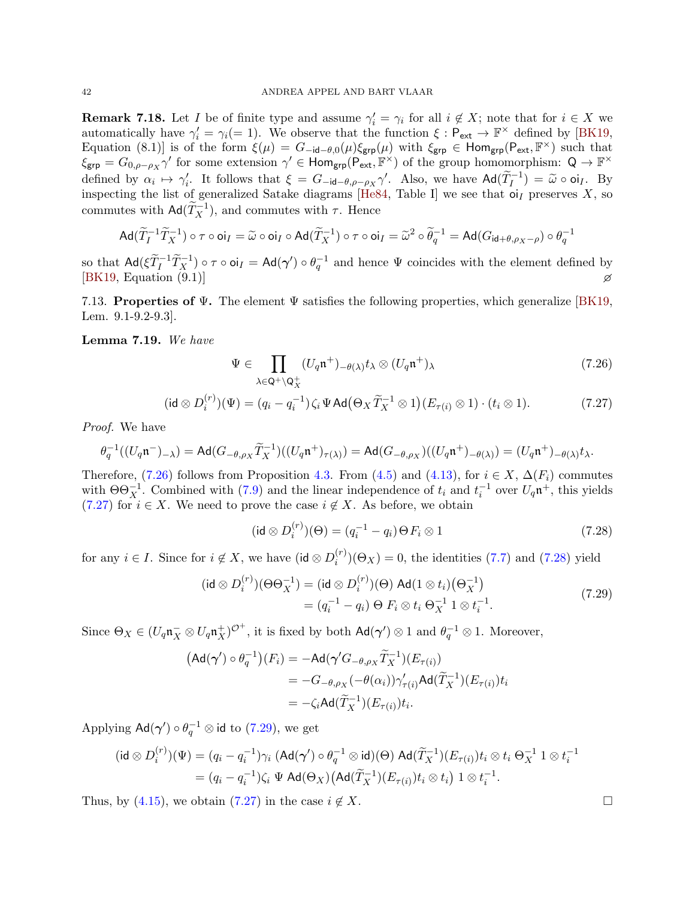**Remark 7.18.** Let $I$ be of finite type and assume $\gamma'_i = \gamma_i$ for all $i \notin X$; note that for $i \in X$ we automatically have $\gamma'_i = \gamma_i (= 1)$. We observe that the function $\xi : \mathsf{P}_{\mathsf{ext}} \to \mathbb{F}^\times$ defined by [BK19, Equation (8.1)] is of the form $\xi(\mu) = G_{-\mathrm{id}-\theta,0}(\mu)\xi_{\mathsf{grp}}(\mu)$ with $\xi_{\mathsf{grp}} \in \mathsf{Hom}_{\mathsf{grp}}(\mathsf{P}_{\mathsf{ext}}, \mathbb{F}^\times)$ such that $\xi_{\mathsf{grp}} = G_{0,\rho-\rho_X}\gamma'$ for some extension $\gamma' \in \mathsf{Hom}_{\mathsf{grp}}(\mathsf{P}_{\mathsf{ext}}, \mathbb{F}^\times)$ of the group homomorphism: $\mathsf{Q} \to \mathbb{F}^\times$ defined by $\alpha_i \mapsto \gamma'_i$. It follows that $\xi = G_{-\mathrm{id}-\theta,\rho-\rho_X}\gamma'$. Also, we have $\mathsf{Ad}(\widetilde{T}_I^{-1}) = \widetilde{\omega} \circ \mathsf{oi}_I$. By inspecting the list of generalized Satake diagrams [He84, Table I] we see that $\mathsf{oi}_I$ preserves $X$, so commutes with $\mathsf{Ad}(\widetilde{T}_X^{-1})$, and commutes with $\tau$. Hence

$$\mathsf{Ad}(\widetilde{T}_I^{-1}\widetilde{T}_X^{-1}) \circ \tau \circ \mathsf{oi}_I = \widetilde{\omega} \circ \mathsf{oi}_I \circ \mathsf{Ad}(\widetilde{T}_X^{-1}) \circ \tau \circ \mathsf{oi}_I = \widetilde{\omega}^2 \circ \widetilde{\theta}_q^{-1} = \mathsf{Ad}(G_{\mathrm{id}+\theta,\rho_X-\rho}) \circ \theta_q^{-1}$$

so that $\mathsf{Ad}(\xi\widetilde{T}_I^{-1}\widetilde{T}_X^{-1}) \circ \tau \circ \mathsf{oi}_I = \mathsf{Ad}(\gamma') \circ \theta_q^{-1}$ and hence $\Psi$ coincides with the element defined by [BK19, Equation (9.1)] $\varnothing$

7.13. **Properties of $\Psi$.** The element $\Psi$ satisfies the following properties, which generalize [BK19, Lem. 9.1-9.2-9.3].

**Lemma 7.19.** *We have*

$$\Psi \in \prod_{\lambda \in \mathsf{Q}^+ \setminus \mathsf{Q}_X^+} (U_q\mathfrak{n}^+)_{-\theta(\lambda)} t_\lambda \otimes (U_q\mathfrak{n}^+)_\lambda \tag{7.26}$$

$$(\mathrm{id} \otimes D_i^{(r)})(\Psi) = (q_i - q_i^{-1})\,\zeta_i\,\Psi\,\mathsf{Ad}\big(\Theta_X\,\widetilde{T}_X^{-1} \otimes 1\big)(E_{\tau(i)} \otimes 1) \cdot (t_i \otimes 1). \tag{7.27}$$

*Proof.* We have

$$\theta_q^{-1}((U_q\mathfrak{n}^-)_{-\lambda}) = \mathsf{Ad}(G_{-\theta,\rho_X}\widetilde{T}_X^{-1})((U_q\mathfrak{n}^+)_{\tau(\lambda)}) = \mathsf{Ad}(G_{-\theta,\rho_X})((U_q\mathfrak{n}^+)_{-\theta(\lambda)}) = (U_q\mathfrak{n}^+)_{-\theta(\lambda)}t_\lambda.$$

Therefore, (7.26) follows from Proposition 4.3. From (4.5) and (4.13), for $i \in X$, $\Delta(F_i)$ commutes with $\Theta\Theta_X^{-1}$. Combined with (7.9) and the linear independence of $t_i$ and $t_i^{-1}$ over $U_q\mathfrak{n}^+$, this yields (7.27) for $i \in X$. We need to prove the case $i \notin X$. As before, we obtain

$$(\mathrm{id} \otimes D_i^{(r)})(\Theta) = (q_i^{-1} - q_i)\,\Theta\,F_i \otimes 1 \tag{7.28}$$

for any $i \in I$. Since for $i \notin X$, we have $(\mathrm{id} \otimes D_i^{(r)})(\Theta_X) = 0$, the identities (7.7) and (7.28) yield

$$\begin{aligned}(\mathrm{id} \otimes D_i^{(r)})(\Theta\Theta_X^{-1}) &= (\mathrm{id} \otimes D_i^{(r)})(\Theta)\ \mathsf{Ad}(1 \otimes t_i)\big(\Theta_X^{-1}\big)\\ &= (q_i^{-1} - q_i)\ \Theta\ F_i \otimes t_i\ \Theta_X^{-1}\ 1 \otimes t_i^{-1}.\end{aligned} \tag{7.29}$$

Since $\Theta_X \in (U_q\mathfrak{n}_X^- \otimes U_q\mathfrak{n}_X^+)^{\mathcal{O}^+}$, it is fixed by both $\mathsf{Ad}(\gamma') \otimes 1$ and $\theta_q^{-1} \otimes 1$. Moreover,

$$\begin{aligned}\big(\mathsf{Ad}(\gamma') \circ \theta_q^{-1}\big)(F_i) &= -\mathsf{Ad}(\gamma' G_{-\theta,\rho_X}\widetilde{T}_X^{-1})(E_{\tau(i)})\\ &= -G_{-\theta,\rho_X}(-\theta(\alpha_i))\gamma'_{\tau(i)}\mathsf{Ad}(\widetilde{T}_X^{-1})(E_{\tau(i)})t_i\\ &= -\zeta_i\mathsf{Ad}(\widetilde{T}_X^{-1})(E_{\tau(i)})t_i.\end{aligned}$$

Applying $\mathsf{Ad}(\gamma') \circ \theta_q^{-1} \otimes \mathrm{id}$ to (7.29), we get

$$\begin{aligned}(\mathrm{id} \otimes D_i^{(r)})(\Psi) &= (q_i - q_i^{-1})\gamma_i\ (\mathsf{Ad}(\gamma') \circ \theta_q^{-1} \otimes \mathrm{id})(\Theta)\ \mathsf{Ad}(\widetilde{T}_X^{-1})(E_{\tau(i)})t_i \otimes t_i\ \Theta_X^{-1}\ 1 \otimes t_i^{-1}\\ &= (q_i - q_i^{-1})\zeta_i\ \Psi\ \mathsf{Ad}(\Theta_X)\big(\mathsf{Ad}(\widetilde{T}_X^{-1})(E_{\tau(i)})t_i \otimes t_i\big)\ 1 \otimes t_i^{-1}.\end{aligned}$$

Thus, by (4.15), we obtain (7.27) in the case $i \notin X$. $\square$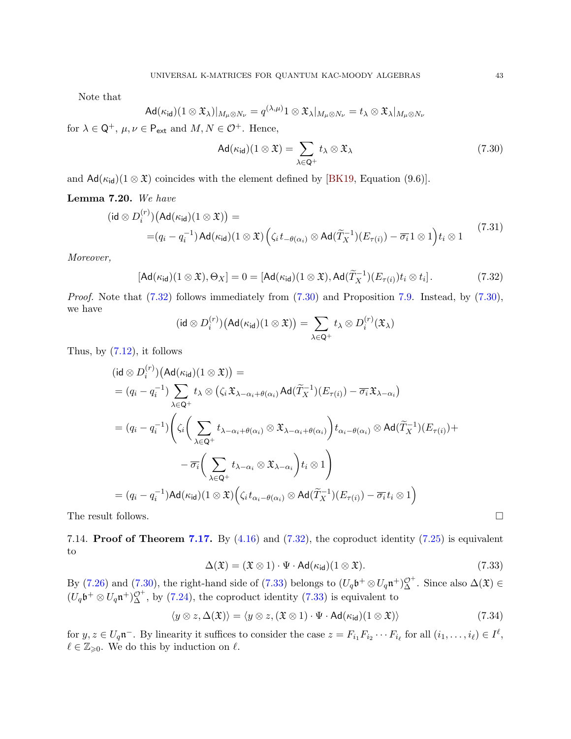Note that

$$\mathsf{Ad}(\kappa_{\mathsf{id}})(1 \otimes \mathfrak{X}_\lambda)|_{M_\mu \otimes N_\nu} = q^{(\lambda,\mu)} 1 \otimes \mathfrak{X}_\lambda|_{M_\mu \otimes N_\nu} = t_\lambda \otimes \mathfrak{X}_\lambda|_{M_\mu \otimes N_\nu}$$

for $\lambda \in \mathsf{Q}^+$, $\mu, \nu \in \mathsf{P}_{\mathsf{ext}}$ and $M, N \in \mathcal{O}^+$. Hence,

$$\mathsf{Ad}(\kappa_{\mathsf{id}})(1 \otimes \mathfrak{X}) = \sum_{\lambda \in \mathsf{Q}^+} t_\lambda \otimes \mathfrak{X}_\lambda \tag{7.30}$$

and $\mathsf{Ad}(\kappa_{\mathsf{id}})(1 \otimes \mathfrak{X})$ coincides with the element defined by [BK19, Equation (9.6)].

**Lemma 7.20.** *We have*

$$\begin{aligned}(\mathsf{id} \otimes D_i^{(r)})\big(\mathsf{Ad}(\kappa_{\mathsf{id}})(1 \otimes \mathfrak{X})\big) =& \\ =&(q_i - q_i^{-1})\, \mathsf{Ad}(\kappa_{\mathsf{id}})(1 \otimes \mathfrak{X}) \Big(\zeta_i t_{-\theta(\alpha_i)} \otimes \mathsf{Ad}(\widetilde{T}_X^{-1})(E_{\tau(i)}) - \overline{\sigma_i} 1 \otimes 1\Big) t_i \otimes 1\end{aligned} \tag{7.31}$$

*Moreover,*

$$[\mathsf{Ad}(\kappa_{\mathsf{id}})(1 \otimes \mathfrak{X}), \Theta_X] = 0 = [\mathsf{Ad}(\kappa_{\mathsf{id}})(1 \otimes \mathfrak{X}), \mathsf{Ad}(\widetilde{T}_X^{-1})(E_{\tau(i)}) t_i \otimes t_i]. \tag{7.32}$$

*Proof.* Note that (7.32) follows immediately from (7.30) and Proposition 7.9. Instead, by (7.30), we have

$$(\mathsf{id} \otimes D_i^{(r)})\big(\mathsf{Ad}(\kappa_{\mathsf{id}})(1 \otimes \mathfrak{X})\big) = \sum_{\lambda \in \mathsf{Q}^+} t_\lambda \otimes D_i^{(r)}(\mathfrak{X}_\lambda)$$

Thus, by (7.12), it follows

$$\begin{aligned}
&(\mathsf{id} \otimes D_i^{(r)})\big(\mathsf{Ad}(\kappa_{\mathsf{id}})(1 \otimes \mathfrak{X})\big) = \\
&= (q_i - q_i^{-1}) \sum_{\lambda \in \mathsf{Q}^+} t_\lambda \otimes \big(\zeta_i \mathfrak{X}_{\lambda - \alpha_i + \theta(\alpha_i)} \mathsf{Ad}(\widetilde{T}_X^{-1})(E_{\tau(i)}) - \overline{\sigma_i} \mathfrak{X}_{\lambda - \alpha_i}\big) \\
&= (q_i - q_i^{-1}) \Bigg( \zeta_i \Big( \sum_{\lambda \in \mathsf{Q}^+} t_{\lambda - \alpha_i + \theta(\alpha_i)} \otimes \mathfrak{X}_{\lambda - \alpha_i + \theta(\alpha_i)} \Big) t_{\alpha_i - \theta(\alpha_i)} \otimes \mathsf{Ad}(\widetilde{T}_X^{-1})(E_{\tau(i)}) + \\
&\qquad - \overline{\sigma_i} \Big( \sum_{\lambda \in \mathsf{Q}^+} t_{\lambda - \alpha_i} \otimes \mathfrak{X}_{\lambda - \alpha_i} \Big) t_i \otimes 1 \Bigg) \\
&= (q_i - q_i^{-1}) \mathsf{Ad}(\kappa_{\mathsf{id}})(1 \otimes \mathfrak{X}) \Big( \zeta_i t_{\alpha_i - \theta(\alpha_i)} \otimes \mathsf{Ad}(\widetilde{T}_X^{-1})(E_{\tau(i)}) - \overline{\sigma_i} t_i \otimes 1 \Big)
\end{aligned}$$

The result follows. $\square$

7.14. **Proof of Theorem 7.17.** By (4.16) and (7.32), the coproduct identity (7.25) is equivalent to

$$\Delta(\mathfrak{X}) = (\mathfrak{X} \otimes 1) \cdot \Psi \cdot \mathsf{Ad}(\kappa_{\mathsf{id}})(1 \otimes \mathfrak{X}). \tag{7.33}$$

By (7.26) and (7.30), the right-hand side of (7.33) belongs to $(U_q\mathfrak{b}^+ \otimes U_q\mathfrak{n}^+)^{\mathcal{O}^+}_{\Delta}$. Since also $\Delta(\mathfrak{X}) \in (U_q\mathfrak{b}^+ \otimes U_q\mathfrak{n}^+)^{\mathcal{O}^+}_{\Delta}$, by (7.24), the coproduct identity (7.33) is equivalent to

$$\langle y \otimes z, \Delta(\mathfrak{X}) \rangle = \langle y \otimes z, (\mathfrak{X} \otimes 1) \cdot \Psi \cdot \mathsf{Ad}(\kappa_{\mathsf{id}})(1 \otimes \mathfrak{X}) \rangle \tag{7.34}$$

for $y, z \in U_q\mathfrak{n}^-$. By linearity it suffices to consider the case $z = F_{i_1} F_{i_2} \cdots F_{i_\ell}$ for all $(i_1, \ldots, i_\ell) \in I^\ell$, $\ell \in \mathbb{Z}_{\geqslant 0}$. We do this by induction on $\ell$.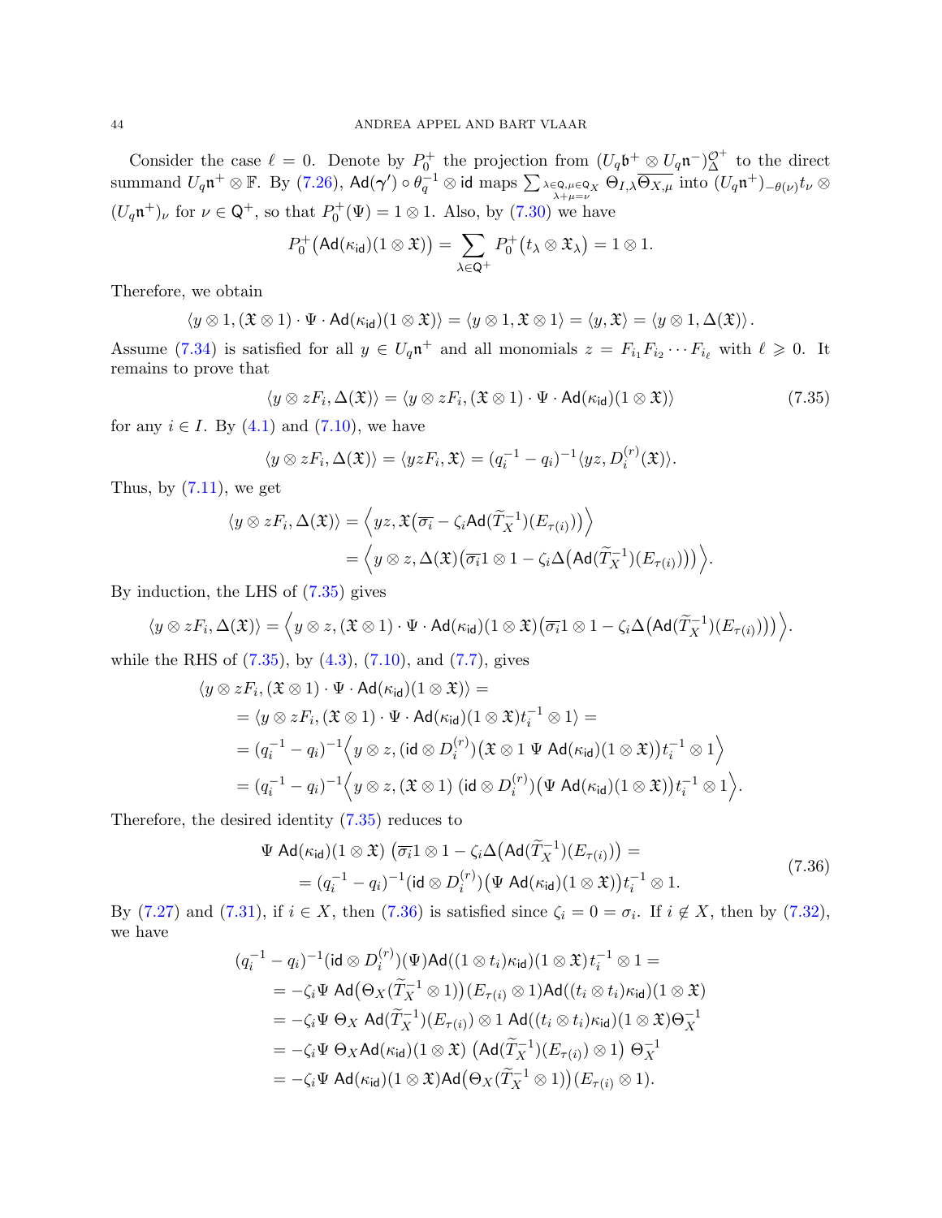Consider the case $\ell = 0$. Denote by $P_0^+$ the projection from $(U_q\mathfrak{b}^+ \otimes U_q\mathfrak{n}^-)^{\mathcal{O}^+}_\Delta$ to the direct summand $U_q\mathfrak{n}^+ \otimes \mathbb{F}$. By (7.26), $\mathsf{Ad}(\boldsymbol{\gamma}') \circ \theta_q^{-1} \otimes \mathsf{id}$ maps $\sum_{\substack{\lambda\in\mathsf{Q},\mu\in\mathsf{Q}_X\\ \lambda+\mu=\nu}} \Theta_{I,\lambda}\overline{\Theta_{X,\mu}}$ into $(U_q\mathfrak{n}^+)_{-\theta(\nu)}t_\nu \otimes (U_q\mathfrak{n}^+)_\nu$ for $\nu \in \mathsf{Q}^+$, so that $P_0^+(\Psi) = 1 \otimes 1$. Also, by (7.30) we have

$$P_0^+\big(\mathsf{Ad}(\kappa_{\mathsf{id}})(1 \otimes \mathfrak{X})\big) = \sum_{\lambda\in\mathsf{Q}^+} P_0^+\big(t_\lambda \otimes \mathfrak{X}_\lambda\big) = 1 \otimes 1.$$

Therefore, we obtain

$$\langle y \otimes 1, (\mathfrak{X} \otimes 1) \cdot \Psi \cdot \mathsf{Ad}(\kappa_{\mathsf{id}})(1 \otimes \mathfrak{X})\rangle = \langle y \otimes 1, \mathfrak{X} \otimes 1\rangle = \langle y, \mathfrak{X}\rangle = \langle y \otimes 1, \Delta(\mathfrak{X})\rangle.$$

Assume (7.34) is satisfied for all $y \in U_q\mathfrak{n}^+$ and all monomials $z = F_{i_1}F_{i_2}\cdots F_{i_\ell}$ with $\ell \geqslant 0$. It remains to prove that

$$\langle y \otimes zF_i, \Delta(\mathfrak{X})\rangle = \langle y \otimes zF_i, (\mathfrak{X} \otimes 1) \cdot \Psi \cdot \mathsf{Ad}(\kappa_{\mathsf{id}})(1 \otimes \mathfrak{X})\rangle \tag{7.35}$$

for any $i \in I$. By (4.1) and (7.10), we have

$$\langle y \otimes zF_i, \Delta(\mathfrak{X})\rangle = \langle yzF_i, \mathfrak{X}\rangle = (q_i^{-1} - q_i)^{-1}\langle yz, D_i^{(r)}(\mathfrak{X})\rangle.$$

Thus, by (7.11), we get

$$\begin{aligned}\langle y \otimes zF_i, \Delta(\mathfrak{X})\rangle &= \Big\langle yz, \mathfrak{X}\big(\overline{\sigma_i} - \zeta_i\mathsf{Ad}(\widetilde{T}_X^{-1})(E_{\tau(i)})\big)\Big\rangle \\ &= \Big\langle y \otimes z, \Delta(\mathfrak{X})\big(\overline{\sigma_i}1 \otimes 1 - \zeta_i\Delta\big(\mathsf{Ad}(\widetilde{T}_X^{-1})(E_{\tau(i)})\big)\big)\Big\rangle.\end{aligned}$$

By induction, the LHS of (7.35) gives

$$\langle y \otimes zF_i, \Delta(\mathfrak{X})\rangle = \Big\langle y \otimes z, (\mathfrak{X} \otimes 1) \cdot \Psi \cdot \mathsf{Ad}(\kappa_{\mathsf{id}})(1 \otimes \mathfrak{X})\big(\overline{\sigma_i}1 \otimes 1 - \zeta_i\Delta\big(\mathsf{Ad}(\widetilde{T}_X^{-1})(E_{\tau(i)})\big)\big)\Big\rangle.$$

while the RHS of (7.35), by (4.3), (7.10), and (7.7), gives

$$\begin{aligned}&\langle y \otimes zF_i, (\mathfrak{X} \otimes 1) \cdot \Psi \cdot \mathsf{Ad}(\kappa_{\mathsf{id}})(1 \otimes \mathfrak{X})\rangle = \\ &= \langle y \otimes zF_i, (\mathfrak{X} \otimes 1) \cdot \Psi \cdot \mathsf{Ad}(\kappa_{\mathsf{id}})(1 \otimes \mathfrak{X})t_i^{-1} \otimes 1\rangle = \\ &= (q_i^{-1} - q_i)^{-1}\Big\langle y \otimes z, (\mathsf{id} \otimes D_i^{(r)})\big(\mathfrak{X} \otimes 1\ \Psi\ \mathsf{Ad}(\kappa_{\mathsf{id}})(1 \otimes \mathfrak{X})\big)t_i^{-1} \otimes 1\Big\rangle \\ &= (q_i^{-1} - q_i)^{-1}\Big\langle y \otimes z, (\mathfrak{X} \otimes 1)\ (\mathsf{id} \otimes D_i^{(r)})\big(\Psi\ \mathsf{Ad}(\kappa_{\mathsf{id}})(1 \otimes \mathfrak{X})\big)t_i^{-1} \otimes 1\Big\rangle.\end{aligned}$$

Therefore, the desired identity (7.35) reduces to

$$\begin{aligned}&\Psi\ \mathsf{Ad}(\kappa_{\mathsf{id}})(1 \otimes \mathfrak{X})\ \big(\overline{\sigma_i}1 \otimes 1 - \zeta_i\Delta\big(\mathsf{Ad}(\widetilde{T}_X^{-1})(E_{\tau(i)})\big) = \\ &\qquad = (q_i^{-1} - q_i)^{-1}(\mathsf{id} \otimes D_i^{(r)})\big(\Psi\ \mathsf{Ad}(\kappa_{\mathsf{id}})(1 \otimes \mathfrak{X})\big)t_i^{-1} \otimes 1.\end{aligned} \tag{7.36}$$

By (7.27) and (7.31), if $i \in X$, then (7.36) is satisfied since $\zeta_i = 0 = \sigma_i$. If $i \notin X$, then by (7.32), we have

$$\begin{aligned}&(q_i^{-1} - q_i)^{-1}(\mathsf{id} \otimes D_i^{(r)})(\Psi)\mathsf{Ad}((1 \otimes t_i)\kappa_{\mathsf{id}})(1 \otimes \mathfrak{X})t_i^{-1} \otimes 1 = \\ &\quad = -\zeta_i\Psi\ \mathsf{Ad}\big(\Theta_X(\widetilde{T}_X^{-1} \otimes 1)\big)(E_{\tau(i)} \otimes 1)\mathsf{Ad}((t_i \otimes t_i)\kappa_{\mathsf{id}})(1 \otimes \mathfrak{X}) \\ &\quad = -\zeta_i\Psi\ \Theta_X\ \mathsf{Ad}(\widetilde{T}_X^{-1})(E_{\tau(i)}) \otimes 1\ \mathsf{Ad}((t_i \otimes t_i)\kappa_{\mathsf{id}})(1 \otimes \mathfrak{X})\Theta_X^{-1} \\ &\quad = -\zeta_i\Psi\ \Theta_X\mathsf{Ad}(\kappa_{\mathsf{id}})(1 \otimes \mathfrak{X})\ \big(\mathsf{Ad}(\widetilde{T}_X^{-1})(E_{\tau(i)}) \otimes 1\big)\ \Theta_X^{-1} \\ &\quad = -\zeta_i\Psi\ \mathsf{Ad}(\kappa_{\mathsf{id}})(1 \otimes \mathfrak{X})\mathsf{Ad}\big(\Theta_X(\widetilde{T}_X^{-1} \otimes 1)\big)(E_{\tau(i)} \otimes 1).\end{aligned}$$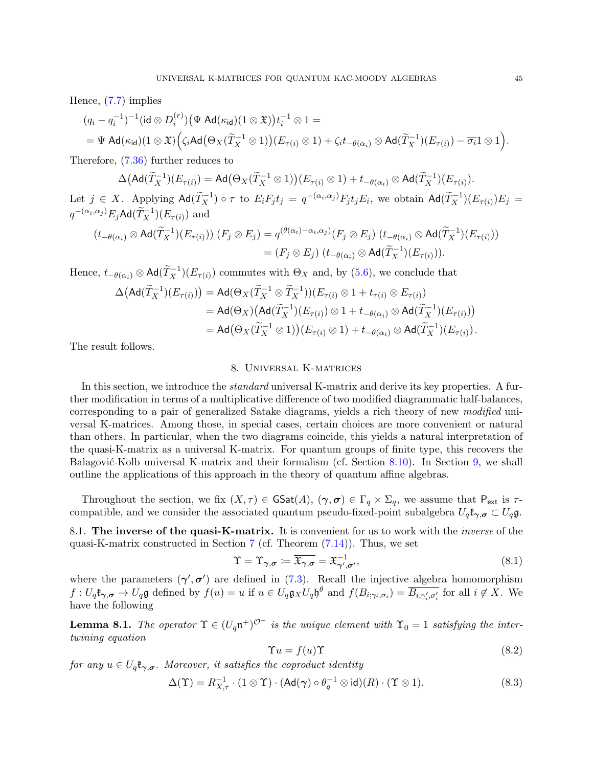Hence, (7.7) implies

$$
\begin{aligned}
&(q_i - q_i^{-1})^{-1}(\mathsf{id} \otimes D_i^{(r)})\big(\Psi\ \mathsf{Ad}(\kappa_{\mathsf{id}})(1 \otimes \mathfrak{X})\big)t_i^{-1} \otimes 1 = \\
&= \Psi\ \mathsf{Ad}(\kappa_{\mathsf{id}})(1 \otimes \mathfrak{X})\Big(\zeta_i \mathsf{Ad}\big(\Theta_X(\widetilde{T}_X^{-1} \otimes 1)\big)(E_{\tau(i)} \otimes 1) + \zeta_i t_{-\theta(\alpha_i)} \otimes \mathsf{Ad}(\widetilde{T}_X^{-1})(E_{\tau(i)}) - \overline{\sigma_i} 1 \otimes 1\Big).
\end{aligned}
$$

Therefore, (7.36) further reduces to

$$
\Delta\big(\mathsf{Ad}(\widetilde{T}_X^{-1})(E_{\tau(i)}\big) = \mathsf{Ad}\big(\Theta_X(\widetilde{T}_X^{-1} \otimes 1)\big)(E_{\tau(i)} \otimes 1) + t_{-\theta(\alpha_i)} \otimes \mathsf{Ad}(\widetilde{T}_X^{-1})(E_{\tau(i)}).
$$

Let $j \in X$. Applying $\mathsf{Ad}(\widetilde{T}_X^{-1}) \circ \tau$ to $E_i F_j t_j = q^{-(\alpha_i, \alpha_j)} F_j t_j E_i$, we obtain $\mathsf{Ad}(\widetilde{T}_X^{-1})(E_{\tau(i)})E_j = q^{-(\alpha_i,\alpha_j)} E_j \mathsf{Ad}(\widetilde{T}_X^{-1})(E_{\tau(i)})$ and

$$
\begin{aligned}
(t_{-\theta(\alpha_i)} \otimes \mathsf{Ad}(\widetilde{T}_X^{-1})(E_{\tau(i)}))\ (F_j \otimes E_j) &= q^{(\theta(\alpha_i) - \alpha_i, \alpha_j)}(F_j \otimes E_j)\ (t_{-\theta(\alpha_i)} \otimes \mathsf{Ad}(\widetilde{T}_X^{-1})(E_{\tau(i)})) \\
&= (F_j \otimes E_j)\ (t_{-\theta(\alpha_i)} \otimes \mathsf{Ad}(\widetilde{T}_X^{-1})(E_{\tau(i)})).
\end{aligned}
$$

Hence, $t_{-\theta(\alpha_i)} \otimes \mathsf{Ad}(\widetilde{T}_X^{-1})(E_{\tau(i)})$ commutes with $\Theta_X$ and, by (5.6), we conclude that

$$
\begin{aligned}
\Delta\big(\mathsf{Ad}(\widetilde{T}_X^{-1})(E_{\tau(i)})\big) &= \mathsf{Ad}(\Theta_X(\widetilde{T}_X^{-1} \otimes \widetilde{T}_X^{-1}))(E_{\tau(i)} \otimes 1 + t_{\tau(i)} \otimes E_{\tau(i)}) \\
&= \mathsf{Ad}(\Theta_X)\big(\mathsf{Ad}(\widetilde{T}_X^{-1})(E_{\tau(i)}) \otimes 1 + t_{-\theta(\alpha_i)} \otimes \mathsf{Ad}(\widetilde{T}_X^{-1})(E_{\tau(i)})\big) \\
&= \mathsf{Ad}\big(\Theta_X(\widetilde{T}_X^{-1} \otimes 1)\big)(E_{\tau(i)} \otimes 1) + t_{-\theta(\alpha_i)} \otimes \mathsf{Ad}(\widetilde{T}_X^{-1})(E_{\tau(i)}).
\end{aligned}
$$

The result follows.

## 8. Universal K-matrices

In this section, we introduce the *standard* universal K-matrix and derive its key properties. A further modification in terms of a multiplicative difference of two modified diagrammatic half-balances, corresponding to a pair of generalized Satake diagrams, yields a rich theory of new *modified* universal K-matrices. Among those, in special cases, certain choices are more convenient or natural than others. In particular, when the two diagrams coincide, this yields a natural interpretation of the quasi-K-matrix as a universal K-matrix. For quantum groups of finite type, this recovers the Balagović-Kolb universal K-matrix and their formalism (cf. Section 8.10). In Section 9, we shall outline the applications of this approach in the theory of quantum affine algebras.

Throughout the section, we fix $(X, \tau) \in \mathsf{GSat}(A)$, $(\boldsymbol{\gamma}, \boldsymbol{\sigma}) \in \Gamma_q \times \Sigma_q$, we assume that $\mathsf{P}_{\mathsf{ext}}$ is $\tau$-compatible, and we consider the associated quantum pseudo-fixed-point subalgebra $U_q\mathfrak{k}_{\boldsymbol{\gamma},\boldsymbol{\sigma}} \subset U_q\mathfrak{g}$.

**8.1. The inverse of the quasi-K-matrix.** It is convenient for us to work with the *inverse* of the quasi-K-matrix constructed in Section 7 (cf. Theorem (7.14)). Thus, we set

$$
\Upsilon = \Upsilon_{\boldsymbol{\gamma},\boldsymbol{\sigma}} \coloneqq \overline{\mathfrak{X}_{\boldsymbol{\gamma},\boldsymbol{\sigma}}} = \mathfrak{X}^{-1}_{\boldsymbol{\gamma}',\boldsymbol{\sigma}'}, \tag{8.1}
$$

where the parameters $(\boldsymbol{\gamma}', \boldsymbol{\sigma}')$ are defined in (7.3). Recall the injective algebra homomorphism $f : U_q\mathfrak{k}_{\boldsymbol{\gamma},\boldsymbol{\sigma}} \to U_q\mathfrak{g}$ defined by $f(u) = u$ if $u \in U_q\mathfrak{g}_X U_q\mathfrak{h}^\theta$ and $f(B_{i;\gamma_i,\sigma_i}) = \overline{B_{i;\gamma_i',\sigma_i'}}$ for all $i \notin X$. We have the following

**Lemma 8.1.** *The operator $\Upsilon \in (U_q\mathfrak{n}^+)^{\mathcal{O}+}$ is the unique element with $\Upsilon_0 = 1$ satisfying the intertwining equation*

$$
\Upsilon u = f(u)\Upsilon \tag{8.2}
$$

*for any $u \in U_q\mathfrak{k}_{\boldsymbol{\gamma},\boldsymbol{\sigma}}$. Moreover, it satisfies the coproduct identity*

$$
\Delta(\Upsilon) = R_{X,\tau}^{-1} \cdot (1 \otimes \Upsilon) \cdot (\mathsf{Ad}(\boldsymbol{\gamma}) \circ \theta_q^{-1} \otimes \mathsf{id})(R) \cdot (\Upsilon \otimes 1). \tag{8.3}
$$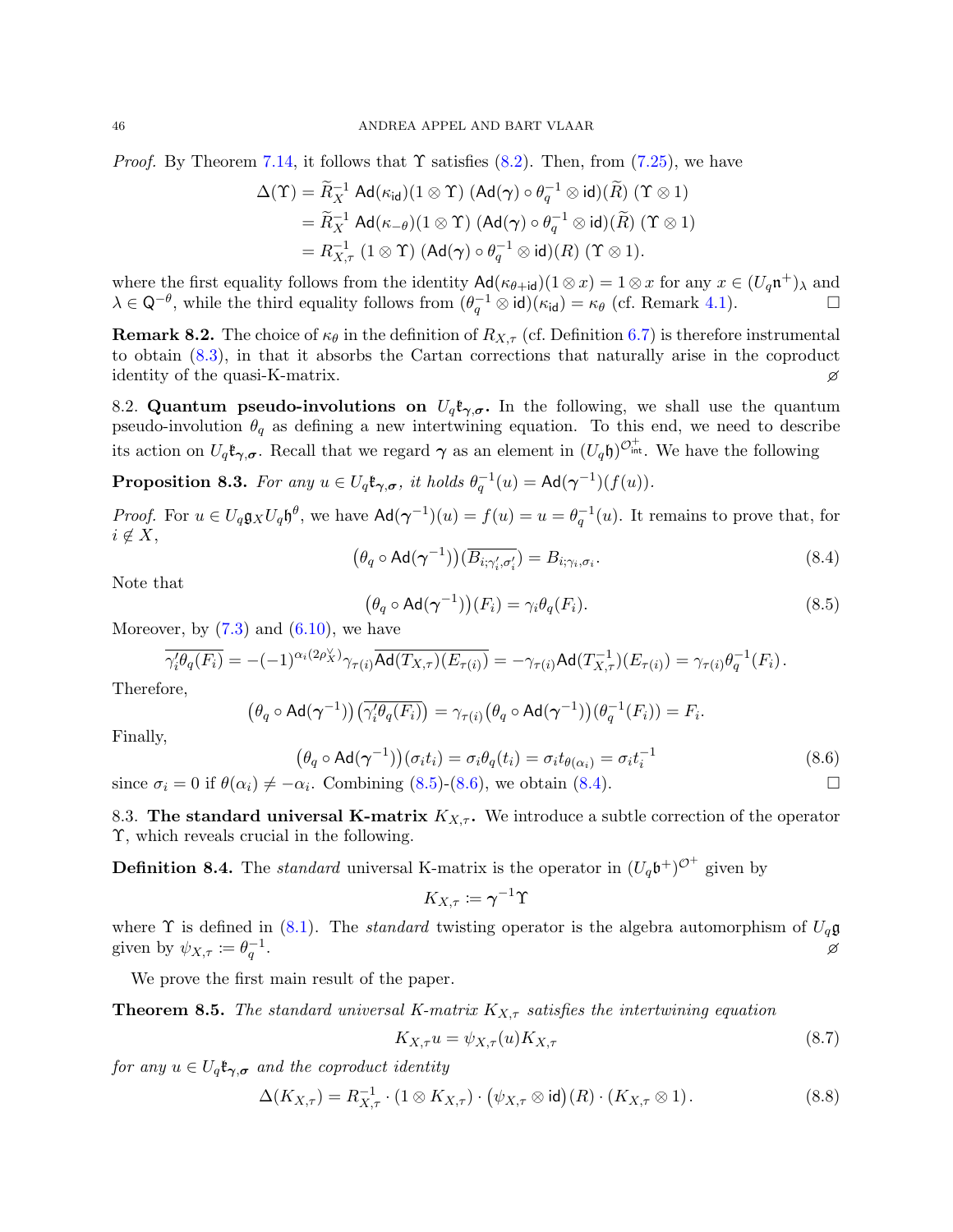*Proof.* By Theorem 7.14, it follows that $\Upsilon$ satisfies (8.2). Then, from (7.25), we have

$$\begin{aligned}
\Delta(\Upsilon) &= \widetilde{R}_X^{-1}\ \mathsf{Ad}(\kappa_{\mathsf{id}})(1\otimes\Upsilon)\ (\mathsf{Ad}(\boldsymbol{\gamma})\circ\theta_q^{-1}\otimes\mathsf{id})(\widetilde{R})\ (\Upsilon\otimes 1)\\
&= \widetilde{R}_X^{-1}\ \mathsf{Ad}(\kappa_{-\theta})(1\otimes\Upsilon)\ (\mathsf{Ad}(\boldsymbol{\gamma})\circ\theta_q^{-1}\otimes\mathsf{id})(\widetilde{R})\ (\Upsilon\otimes 1)\\
&= R_{X,\tau}^{-1}\ (1\otimes\Upsilon)\ (\mathsf{Ad}(\boldsymbol{\gamma})\circ\theta_q^{-1}\otimes\mathsf{id})(R)\ (\Upsilon\otimes 1).
\end{aligned}$$

where the first equality follows from the identity $\mathsf{Ad}(\kappa_{\theta+\mathsf{id}})(1\otimes x)=1\otimes x$ for any $x\in(U_q\mathfrak{n}^+)_\lambda$ and $\lambda\in\mathsf{Q}^{-\theta}$, while the third equality follows from $(\theta_q^{-1}\otimes\mathsf{id})(\kappa_{\mathsf{id}})=\kappa_\theta$ (cf. Remark 4.1). $\square$

**Remark 8.2.** The choice of $\kappa_\theta$ in the definition of $R_{X,\tau}$ (cf. Definition 6.7) is therefore instrumental to obtain (8.3), in that it absorbs the Cartan corrections that naturally arise in the coproduct identity of the quasi-K-matrix. $\varnothing$

**8.2. Quantum pseudo-involutions on $U_q\mathfrak{k}_{\boldsymbol{\gamma},\boldsymbol{\sigma}}$.** In the following, we shall use the quantum pseudo-involution $\theta_q$ as defining a new intertwining equation. To this end, we need to describe its action on $U_q\mathfrak{k}_{\boldsymbol{\gamma},\boldsymbol{\sigma}}$. Recall that we regard $\boldsymbol{\gamma}$ as an element in $(U_q\mathfrak{h})^{\mathcal{O}^+_{\mathsf{int}}}$. We have the following

**Proposition 8.3.** *For any $u\in U_q\mathfrak{k}_{\boldsymbol{\gamma},\boldsymbol{\sigma}}$, it holds $\theta_q^{-1}(u)=\mathsf{Ad}(\boldsymbol{\gamma}^{-1})(f(u))$.*

*Proof.* For $u\in U_q\mathfrak{g}_XU_q\mathfrak{h}^\theta$, we have $\mathsf{Ad}(\boldsymbol{\gamma}^{-1})(u)=f(u)=u=\theta_q^{-1}(u)$. It remains to prove that, for $i\notin X$,

$$\big(\theta_q\circ\mathsf{Ad}(\boldsymbol{\gamma}^{-1})\big)(\overline{B_{i;\gamma_i',\sigma_i'}})=B_{i;\gamma_i,\sigma_i}. \tag{8.4}$$

Note that

$$\big(\theta_q\circ\mathsf{Ad}(\boldsymbol{\gamma}^{-1})\big)(F_i)=\gamma_i\theta_q(F_i). \tag{8.5}$$

Moreover, by (7.3) and (6.10), we have

$$\overline{\gamma_i'\theta_q(F_i)}=-(-1)^{\alpha_i(2\rho_X^\vee)}\gamma_{\tau(i)}\overline{\mathsf{Ad}(T_{X,\tau})(E_{\tau(i)})}=-\gamma_{\tau(i)}\mathsf{Ad}(T_{X,\tau}^{-1})(E_{\tau(i)})=\gamma_{\tau(i)}\theta_q^{-1}(F_i).$$

Therefore,

$$\big(\theta_q\circ\mathsf{Ad}(\boldsymbol{\gamma}^{-1})\big)\big(\overline{\gamma_i'\theta_q(F_i)}\big)=\gamma_{\tau(i)}\big(\theta_q\circ\mathsf{Ad}(\boldsymbol{\gamma}^{-1})\big)(\theta_q^{-1}(F_i))=F_i.$$

Finally,

$$\big(\theta_q\circ\mathsf{Ad}(\boldsymbol{\gamma}^{-1})\big)(\sigma_it_i)=\sigma_i\theta_q(t_i)=\sigma_it_{\theta(\alpha_i)}=\sigma_it_i^{-1} \tag{8.6}$$

since $\sigma_i=0$ if $\theta(\alpha_i)\neq-\alpha_i$. Combining (8.5)-(8.6), we obtain (8.4). $\square$

**8.3. The standard universal K-matrix $K_{X,\tau}$.** We introduce a subtle correction of the operator $\Upsilon$, which reveals crucial in the following.

**Definition 8.4.** The *standard* universal K-matrix is the operator in $(U_q\mathfrak{b}^+)^{\mathcal{O}^+}$ given by

$$K_{X,\tau}\coloneqq\boldsymbol{\gamma}^{-1}\Upsilon$$

where $\Upsilon$ is defined in (8.1). The *standard* twisting operator is the algebra automorphism of $U_q\mathfrak{g}$ given by $\psi_{X,\tau}\coloneqq\theta_q^{-1}$. $\varnothing$

We prove the first main result of the paper.

**Theorem 8.5.** *The standard universal K-matrix $K_{X,\tau}$ satisfies the intertwining equation*

$$K_{X,\tau}u=\psi_{X,\tau}(u)K_{X,\tau} \tag{8.7}$$

*for any $u\in U_q\mathfrak{k}_{\boldsymbol{\gamma},\boldsymbol{\sigma}}$ and the coproduct identity*

$$\Delta(K_{X,\tau})=R_{X,\tau}^{-1}\cdot(1\otimes K_{X,\tau})\cdot\big(\psi_{X,\tau}\otimes\mathsf{id}\big)(R)\cdot(K_{X,\tau}\otimes 1). \tag{8.8}$$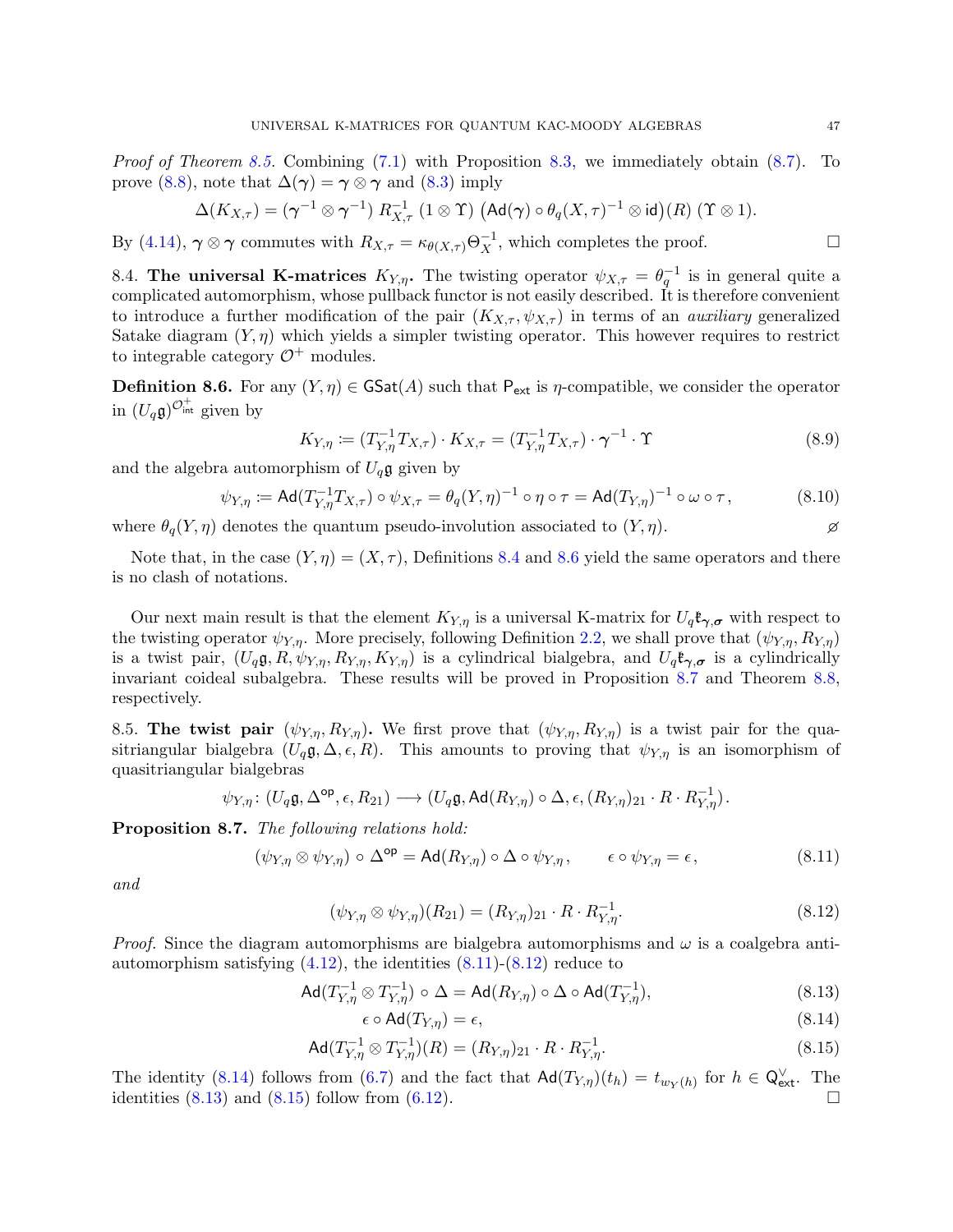*Proof of Theorem 8.5.* Combining (7.1) with Proposition 8.3, we immediately obtain (8.7). To prove (8.8), note that $\Delta(\boldsymbol{\gamma}) = \boldsymbol{\gamma} \otimes \boldsymbol{\gamma}$ and (8.3) imply

$$\Delta(K_{X,\tau}) = (\boldsymbol{\gamma}^{-1} \otimes \boldsymbol{\gamma}^{-1})\, R_{X,\tau}^{-1}\, (1 \otimes \Upsilon)\, \big(\mathsf{Ad}(\boldsymbol{\gamma}) \circ \theta_q(X,\tau)^{-1} \otimes \mathsf{id}\big)(R)\, (\Upsilon \otimes 1).$$

By (4.14), $\boldsymbol{\gamma} \otimes \boldsymbol{\gamma}$ commutes with $R_{X,\tau} = \kappa_{\theta(X,\tau)} \Theta_X^{-1}$, which completes the proof. □

8.4. **The universal K-matrices $K_{Y,\eta}$.** The twisting operator $\psi_{X,\tau} = \theta_q^{-1}$ is in general quite a complicated automorphism, whose pullback functor is not easily described. It is therefore convenient to introduce a further modification of the pair $(K_{X,\tau}, \psi_{X,\tau})$ in terms of an *auxiliary* generalized Satake diagram $(Y, \eta)$ which yields a simpler twisting operator. This however requires to restrict to integrable category $\mathcal{O}^+$ modules.

**Definition 8.6.** For any $(Y, \eta) \in \mathsf{GSat}(A)$ such that $\mathsf{P}_{\mathsf{ext}}$ is $\eta$-compatible, we consider the operator in $(U_q\mathfrak{g})^{\mathcal{O}^+_{\mathsf{int}}}$ given by

$$K_{Y,\eta} := (T_{Y,\eta}^{-1} T_{X,\tau}) \cdot K_{X,\tau} = (T_{Y,\eta}^{-1} T_{X,\tau}) \cdot \boldsymbol{\gamma}^{-1} \cdot \Upsilon \tag{8.9}$$

and the algebra automorphism of $U_q\mathfrak{g}$ given by

$$\psi_{Y,\eta} := \mathsf{Ad}(T_{Y,\eta}^{-1} T_{X,\tau}) \circ \psi_{X,\tau} = \theta_q(Y,\eta)^{-1} \circ \eta \circ \tau = \mathsf{Ad}(T_{Y,\eta})^{-1} \circ \omega \circ \tau\,, \tag{8.10}$$

where $\theta_q(Y, \eta)$ denotes the quantum pseudo-involution associated to $(Y, \eta)$. ⌀

Note that, in the case $(Y, \eta) = (X, \tau)$, Definitions 8.4 and 8.6 yield the same operators and there is no clash of notations.

Our next main result is that the element $K_{Y,\eta}$ is a universal K-matrix for $U_q\mathfrak{k}_{\boldsymbol{\gamma},\boldsymbol{\sigma}}$ with respect to the twisting operator $\psi_{Y,\eta}$. More precisely, following Definition 2.2, we shall prove that $(\psi_{Y,\eta}, R_{Y,\eta})$ is a twist pair, $(U_q\mathfrak{g}, R, \psi_{Y,\eta}, R_{Y,\eta}, K_{Y,\eta})$ is a cylindrical bialgebra, and $U_q\mathfrak{k}_{\boldsymbol{\gamma},\boldsymbol{\sigma}}$ is a cylindrically invariant coideal subalgebra. These results will be proved in Proposition 8.7 and Theorem 8.8, respectively.

8.5. **The twist pair $(\psi_{Y,\eta}, R_{Y,\eta})$.** We first prove that $(\psi_{Y,\eta}, R_{Y,\eta})$ is a twist pair for the quasitriangular bialgebra $(U_q\mathfrak{g}, \Delta, \epsilon, R)$. This amounts to proving that $\psi_{Y,\eta}$ is an isomorphism of quasitriangular bialgebras

$$\psi_{Y,\eta} \colon (U_q\mathfrak{g}, \Delta^{\mathsf{op}}, \epsilon, R_{21}) \longrightarrow (U_q\mathfrak{g}, \mathsf{Ad}(R_{Y,\eta}) \circ \Delta, \epsilon, (R_{Y,\eta})_{21} \cdot R \cdot R_{Y,\eta}^{-1}).$$

**Proposition 8.7.** *The following relations hold:*

$$(\psi_{Y,\eta} \otimes \psi_{Y,\eta}) \circ \Delta^{\mathsf{op}} = \mathsf{Ad}(R_{Y,\eta}) \circ \Delta \circ \psi_{Y,\eta}\,, \qquad \epsilon \circ \psi_{Y,\eta} = \epsilon\,, \tag{8.11}$$

*and*

$$(\psi_{Y,\eta} \otimes \psi_{Y,\eta})(R_{21}) = (R_{Y,\eta})_{21} \cdot R \cdot R_{Y,\eta}^{-1}. \tag{8.12}$$

*Proof.* Since the diagram automorphisms are bialgebra automorphisms and $\omega$ is a coalgebra anti-automorphism satisfying (4.12), the identities (8.11)-(8.12) reduce to

$$\mathsf{Ad}(T_{Y,\eta}^{-1} \otimes T_{Y,\eta}^{-1}) \circ \Delta = \mathsf{Ad}(R_{Y,\eta}) \circ \Delta \circ \mathsf{Ad}(T_{Y,\eta}^{-1}), \tag{8.13}$$

$$\epsilon \circ \mathsf{Ad}(T_{Y,\eta}) = \epsilon, \tag{8.14}$$

$$\mathsf{Ad}(T_{Y,\eta}^{-1} \otimes T_{Y,\eta}^{-1})(R) = (R_{Y,\eta})_{21} \cdot R \cdot R_{Y,\eta}^{-1}. \tag{8.15}$$

The identity (8.14) follows from (6.7) and the fact that $\mathsf{Ad}(T_{Y,\eta})(t_h) = t_{w_Y(h)}$ for $h \in \mathsf{Q}^\vee_{\mathsf{ext}}$. The identities (8.13) and (8.15) follow from (6.12). □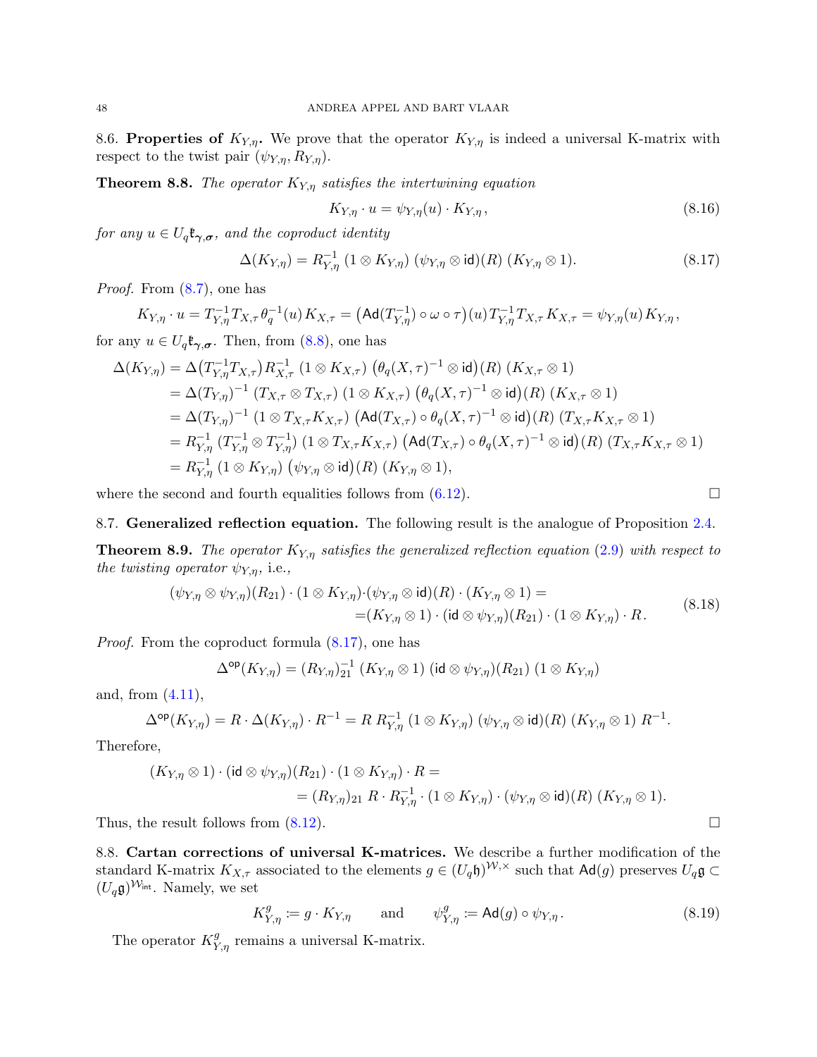## 8.6. **Properties of $K_{Y,\eta}$.**

We prove that the operator $K_{Y,\eta}$ is indeed a universal K-matrix with respect to the twist pair $(\psi_{Y,\eta}, R_{Y,\eta})$.

**Theorem 8.8.** *The operator $K_{Y,\eta}$ satisfies the intertwining equation*

$$K_{Y,\eta} \cdot u = \psi_{Y,\eta}(u) \cdot K_{Y,\eta}, \tag{8.16}$$

*for any $u \in U_q\mathfrak{k}_{\boldsymbol{\gamma},\boldsymbol{\sigma}}$, and the coproduct identity*

$$\Delta(K_{Y,\eta}) = R_{Y,\eta}^{-1}\,(1 \otimes K_{Y,\eta})\,(\psi_{Y,\eta} \otimes \mathsf{id})(R)\,(K_{Y,\eta} \otimes 1). \tag{8.17}$$

*Proof.* From (8.7), one has

$$K_{Y,\eta} \cdot u = T_{Y,\eta}^{-1} T_{X,\tau}\, \theta_q^{-1}(u)\, K_{X,\tau} = \big(\mathsf{Ad}(T_{Y,\eta}^{-1}) \circ \omega \circ \tau\big)(u)\, T_{Y,\eta}^{-1} T_{X,\tau}\, K_{X,\tau} = \psi_{Y,\eta}(u)\, K_{Y,\eta},$$

for any $u \in U_q\mathfrak{k}_{\boldsymbol{\gamma},\boldsymbol{\sigma}}$. Then, from (8.8), one has

$$\begin{aligned}
\Delta(K_{Y,\eta}) &= \Delta\big(T_{Y,\eta}^{-1} T_{X,\tau}\big)\, R_{X,\tau}^{-1}\,(1 \otimes K_{X,\tau})\,\big(\theta_q(X,\tau)^{-1} \otimes \mathsf{id}\big)(R)\,(K_{X,\tau} \otimes 1) \\
&= \Delta(T_{Y,\eta})^{-1}\,(T_{X,\tau} \otimes T_{X,\tau})\,(1 \otimes K_{X,\tau})\,\big(\theta_q(X,\tau)^{-1} \otimes \mathsf{id}\big)(R)\,(K_{X,\tau} \otimes 1) \\
&= \Delta(T_{Y,\eta})^{-1}\,(1 \otimes T_{X,\tau} K_{X,\tau})\,\big(\mathsf{Ad}(T_{X,\tau}) \circ \theta_q(X,\tau)^{-1} \otimes \mathsf{id}\big)(R)\,(T_{X,\tau} K_{X,\tau} \otimes 1) \\
&= R_{Y,\eta}^{-1}\,(T_{Y,\eta}^{-1} \otimes T_{Y,\eta}^{-1})\,(1 \otimes T_{X,\tau} K_{X,\tau})\,\big(\mathsf{Ad}(T_{X,\tau}) \circ \theta_q(X,\tau)^{-1} \otimes \mathsf{id}\big)(R)\,(T_{X,\tau} K_{X,\tau} \otimes 1) \\
&= R_{Y,\eta}^{-1}\,(1 \otimes K_{Y,\eta})\,\big(\psi_{Y,\eta} \otimes \mathsf{id}\big)(R)\,(K_{Y,\eta} \otimes 1),
\end{aligned}$$

where the second and fourth equalities follows from (6.12). □

## 8.7. **Generalized reflection equation.**

The following result is the analogue of Proposition 2.4.

**Theorem 8.9.** *The operator $K_{Y,\eta}$ satisfies the generalized reflection equation (2.9) with respect to the twisting operator $\psi_{Y,\eta}$,* i.e.*,*

$$\begin{aligned}
(\psi_{Y,\eta} \otimes \psi_{Y,\eta})(R_{21}) \cdot (1 \otimes K_{Y,\eta}) \cdot (\psi_{Y,\eta} \otimes \mathsf{id})(R) \cdot (K_{Y,\eta} \otimes 1) &= \\
= (K_{Y,\eta} \otimes 1) \cdot (\mathsf{id} \otimes \psi_{Y,\eta})(R_{21}) \cdot (1 \otimes K_{Y,\eta}) \cdot R&.
\end{aligned} \tag{8.18}$$

*Proof.* From the coproduct formula (8.17), one has

$$\Delta^{\mathsf{op}}(K_{Y,\eta}) = (R_{Y,\eta})_{21}^{-1}\,(K_{Y,\eta} \otimes 1)\,(\mathsf{id} \otimes \psi_{Y,\eta})(R_{21})\,(1 \otimes K_{Y,\eta})$$

and, from (4.11),

$$\Delta^{\mathsf{op}}(K_{Y,\eta}) = R \cdot \Delta(K_{Y,\eta}) \cdot R^{-1} = R\, R_{Y,\eta}^{-1}\,(1 \otimes K_{Y,\eta})\,(\psi_{Y,\eta} \otimes \mathsf{id})(R)\,(K_{Y,\eta} \otimes 1)\, R^{-1}.$$

Therefore,

$$\begin{aligned}
(K_{Y,\eta} \otimes 1) \cdot (\mathsf{id} \otimes \psi_{Y,\eta})(R_{21}) \cdot (1 \otimes K_{Y,\eta}) \cdot R &= \\
= (R_{Y,\eta})_{21}\, R \cdot R_{Y,\eta}^{-1} \cdot (1 \otimes K_{Y,\eta}) \cdot (\psi_{Y,\eta} \otimes \mathsf{id})(R)\,&(K_{Y,\eta} \otimes 1).
\end{aligned}$$

Thus, the result follows from (8.12). □

## 8.8. **Cartan corrections of universal K-matrices.**

We describe a further modification of the standard K-matrix $K_{X,\tau}$ associated to the elements $g \in (U_q\mathfrak{h})^{\mathcal{W},\times}$ such that $\mathsf{Ad}(g)$ preserves $U_q\mathfrak{g} \subset (U_q\mathfrak{g})^{\mathcal{W}_{\mathsf{int}}}$. Namely, we set

$$K_{Y,\eta}^{g} := g \cdot K_{Y,\eta} \qquad \text{and} \qquad \psi_{Y,\eta}^{g} := \mathsf{Ad}(g) \circ \psi_{Y,\eta}. \tag{8.19}$$

The operator $K_{Y,\eta}^{g}$ remains a universal K-matrix.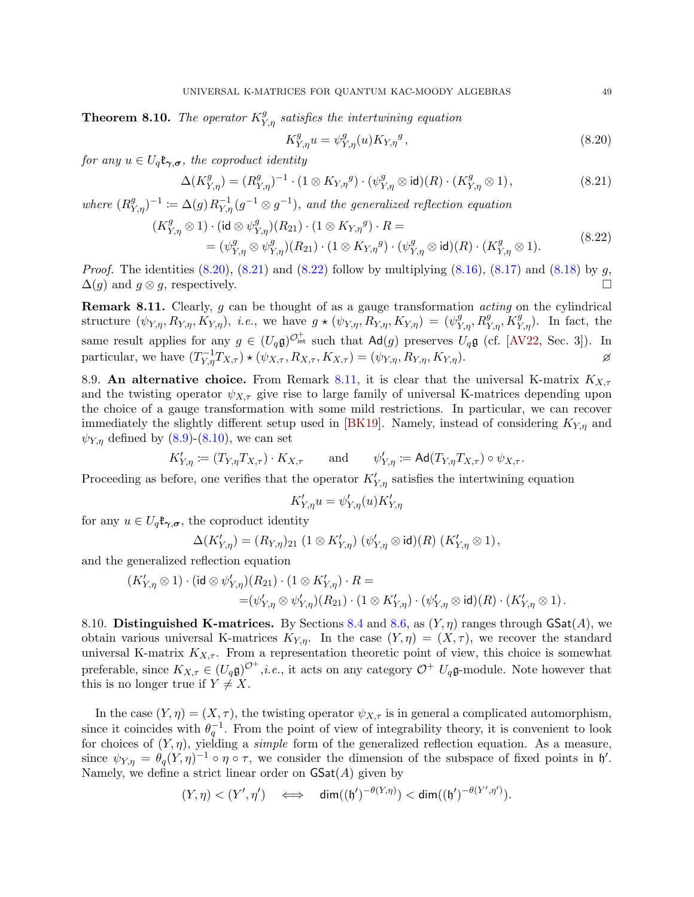**Theorem 8.10.** *The operator $K^g_{Y,\eta}$ satisfies the intertwining equation*

$$K^g_{Y,\eta} u = \psi^g_{Y,\eta}(u) K_{Y,\eta}{}^g\,, \tag{8.20}$$

*for any $u \in U_q\mathfrak{k}_{\boldsymbol{\gamma},\boldsymbol{\sigma}}$, the coproduct identity*

$$\Delta(K^g_{Y,\eta}) = (R^g_{Y,\eta})^{-1} \cdot (1 \otimes K_{Y,\eta}{}^g) \cdot (\psi^g_{Y,\eta} \otimes \mathsf{id})(R) \cdot (K^g_{Y,\eta} \otimes 1)\,, \tag{8.21}$$

*where $(R^g_{Y,\eta})^{-1} \coloneqq \Delta(g) R^{-1}_{Y,\eta}(g^{-1} \otimes g^{-1})$, and the generalized reflection equation*

$$\begin{aligned}(K^g_{Y,\eta} \otimes 1) \cdot (\mathsf{id} \otimes \psi^g_{Y,\eta})(R_{21}) \cdot (1 \otimes K_{Y,\eta}{}^g) \cdot R = \\ = (\psi^g_{Y,\eta} \otimes \psi^g_{Y,\eta})(R_{21}) \cdot (1 \otimes K_{Y,\eta}{}^g) \cdot (\psi^g_{Y,\eta} \otimes \mathsf{id})(R) \cdot (K^g_{Y,\eta} \otimes 1).\end{aligned} \tag{8.22}$$

*Proof.* The identities (8.20), (8.21) and (8.22) follow by multiplying (8.16), (8.17) and (8.18) by $g$, $\Delta(g)$ and $g \otimes g$, respectively. □

**Remark 8.11.** Clearly, $g$ can be thought of as a gauge transformation *acting* on the cylindrical structure $(\psi_{Y,\eta}, R_{Y,\eta}, K_{Y,\eta})$, *i.e.*, we have $g \star (\psi_{Y,\eta}, R_{Y,\eta}, K_{Y,\eta}) = (\psi^g_{Y,\eta}, R^g_{Y,\eta}, K^g_{Y,\eta})$. In fact, the same result applies for any $g \in (U_q\mathfrak{g})^{\mathcal{O}^+_{\mathsf{int}}}$ such that $\mathsf{Ad}(g)$ preserves $U_q\mathfrak{g}$ (cf. [AV22, Sec. 3]). In particular, we have $(T^{-1}_{Y,\eta} T_{X,\tau}) \star (\psi_{X,\tau}, R_{X,\tau}, K_{X,\tau}) = (\psi_{Y,\eta}, R_{Y,\eta}, K_{Y,\eta})$. ⌀

8.9. **An alternative choice.** From Remark 8.11, it is clear that the universal K-matrix $K_{X,\tau}$ and the twisting operator $\psi_{X,\tau}$ give rise to large family of universal K-matrices depending upon the choice of a gauge transformation with some mild restrictions. In particular, we can recover immediately the slightly different setup used in [BK19]. Namely, instead of considering $K_{Y,\eta}$ and $\psi_{Y,\eta}$ defined by (8.9)-(8.10), we can set

$$K'_{Y,\eta} \coloneqq (T_{Y,\eta} T_{X,\tau}) \cdot K_{X,\tau} \qquad \text{and} \qquad \psi'_{Y,\eta} \coloneqq \mathsf{Ad}(T_{Y,\eta} T_{X,\tau}) \circ \psi_{X,\tau}.$$

Proceeding as before, one verifies that the operator $K'_{Y,\eta}$ satisfies the intertwining equation

$$K'_{Y,\eta} u = \psi'_{Y,\eta}(u) K'_{Y,\eta}$$

for any $u \in U_q\mathfrak{k}_{\boldsymbol{\gamma},\boldsymbol{\sigma}}$, the coproduct identity

$$\Delta(K'_{Y,\eta}) = (R_{Y,\eta})_{21}\ (1 \otimes K'_{Y,\eta})\ (\psi'_{Y,\eta} \otimes \mathsf{id})(R)\ (K'_{Y,\eta} \otimes 1)\,,$$

and the generalized reflection equation

$$\begin{aligned}(K'_{Y,\eta} \otimes 1) \cdot (\mathsf{id} \otimes \psi'_{Y,\eta})(R_{21}) \cdot (1 \otimes K'_{Y,\eta}) \cdot R = \\ = (\psi'_{Y,\eta} \otimes \psi'_{Y,\eta})(R_{21}) \cdot (1 \otimes K'_{Y,\eta}) \cdot (\psi'_{Y,\eta} \otimes \mathsf{id})(R) \cdot (K'_{Y,\eta} \otimes 1)\,.\end{aligned}$$

8.10. **Distinguished K-matrices.** By Sections 8.4 and 8.6, as $(Y,\eta)$ ranges through $\mathsf{GSat}(A)$, we obtain various universal K-matrices $K_{Y,\eta}$. In the case $(Y,\eta) = (X,\tau)$, we recover the standard universal K-matrix $K_{X,\tau}$. From a representation theoretic point of view, this choice is somewhat preferable, since $K_{X,\tau} \in (U_q\mathfrak{g})^{\mathcal{O}^+}$,*i.e.*, it acts on any category $\mathcal{O}^+$ $U_q\mathfrak{g}$-module. Note however that this is no longer true if $Y \neq X$.

In the case $(Y,\eta) = (X,\tau)$, the twisting operator $\psi_{X,\tau}$ is in general a complicated automorphism, since it coincides with $\theta_q^{-1}$. From the point of view of integrability theory, it is convenient to look for choices of $(Y,\eta)$, yielding a *simple* form of the generalized reflection equation. As a measure, since $\psi_{Y,\eta} = \theta_q(Y,\eta)^{-1} \circ \eta \circ \tau$, we consider the dimension of the subspace of fixed points in $\mathfrak{h}'$. Namely, we define a strict linear order on $\mathsf{GSat}(A)$ given by

$$(Y,\eta) < (Y',\eta') \quad \Longleftrightarrow \quad \mathsf{dim}((\mathfrak{h}')^{-\theta(Y,\eta)}) < \mathsf{dim}((\mathfrak{h}')^{-\theta(Y',\eta')}).$$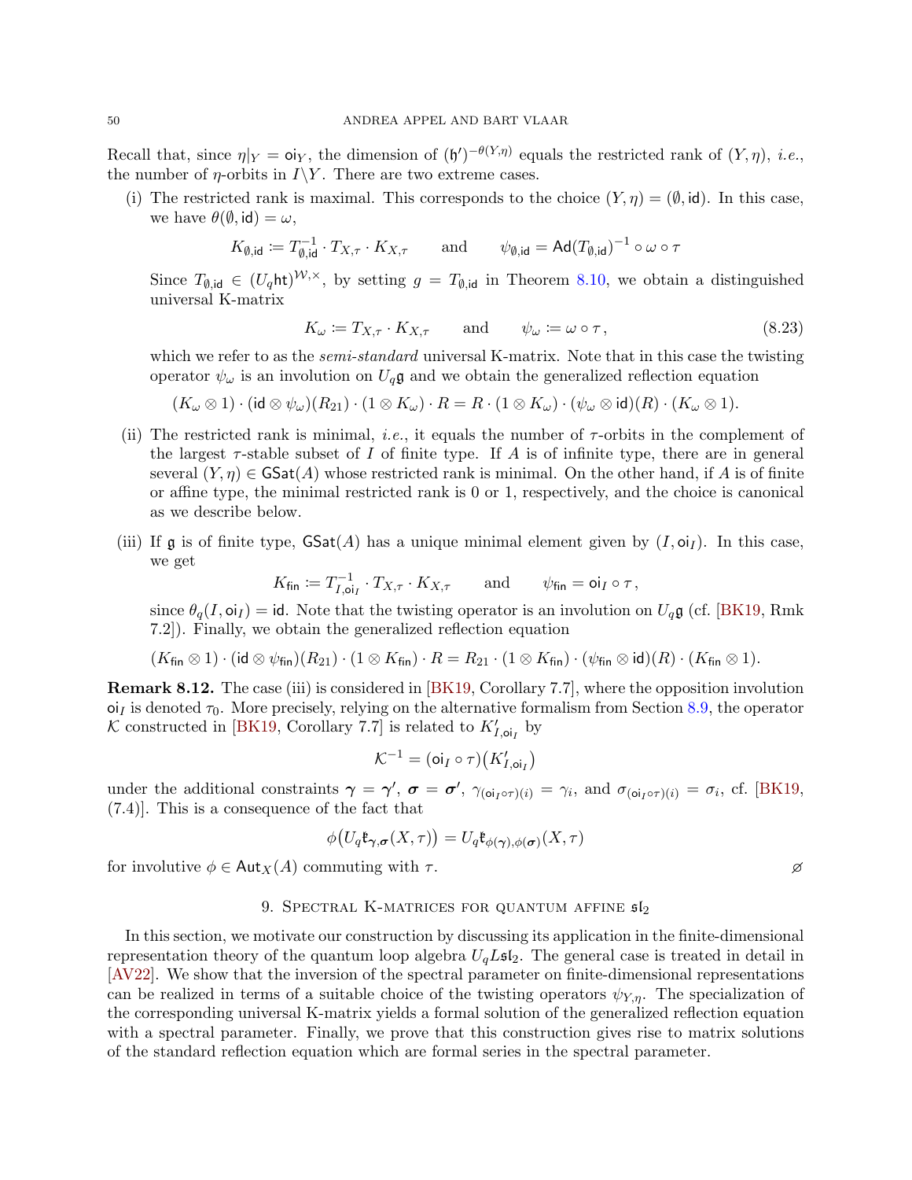Recall that, since $\eta|_Y = \mathsf{oi}_Y$, the dimension of $(\mathfrak{h}')^{-\theta(Y,\eta)}$ equals the restricted rank of $(Y,\eta)$, *i.e.*, the number of $\eta$-orbits in $I\backslash Y$. There are two extreme cases.

(i) The restricted rank is maximal. This corresponds to the choice $(Y,\eta) = (\emptyset, \mathsf{id})$. In this case, we have $\theta(\emptyset, \mathsf{id}) = \omega$,

$$K_{\emptyset,\mathsf{id}} \coloneqq T_{\emptyset,\mathsf{id}}^{-1} \cdot T_{X,\tau} \cdot K_{X,\tau} \qquad \text{and} \qquad \psi_{\emptyset,\mathsf{id}} = \mathsf{Ad}(T_{\emptyset,\mathsf{id}})^{-1} \circ \omega \circ \tau$$

Since $T_{\emptyset,\mathsf{id}} \in (U_q\mathfrak{ht})^{\mathcal{W},\times}$, by setting $g = T_{\emptyset,\mathsf{id}}$ in Theorem 8.10, we obtain a distinguished universal K-matrix

$$K_\omega \coloneqq T_{X,\tau} \cdot K_{X,\tau} \qquad \text{and} \qquad \psi_\omega \coloneqq \omega \circ \tau\,, \tag{8.23}$$

which we refer to as the *semi-standard* universal K-matrix. Note that in this case the twisting operator $\psi_\omega$ is an involution on $U_q\mathfrak{g}$ and we obtain the generalized reflection equation

$$(K_\omega \otimes 1) \cdot (\mathsf{id} \otimes \psi_\omega)(R_{21}) \cdot (1 \otimes K_\omega) \cdot R = R \cdot (1 \otimes K_\omega) \cdot (\psi_\omega \otimes \mathsf{id})(R) \cdot (K_\omega \otimes 1).$$

(ii) The restricted rank is minimal, *i.e.*, it equals the number of $\tau$-orbits in the complement of the largest $\tau$-stable subset of $I$ of finite type. If $A$ is of infinite type, there are in general several $(Y,\eta) \in \mathsf{GSat}(A)$ whose restricted rank is minimal. On the other hand, if $A$ is of finite or affine type, the minimal restricted rank is 0 or 1, respectively, and the choice is canonical as we describe below.

(iii) If $\mathfrak{g}$ is of finite type, $\mathsf{GSat}(A)$ has a unique minimal element given by $(I, \mathsf{oi}_I)$. In this case, we get

$$K_{\mathsf{fin}} \coloneqq T_{I,\mathsf{oi}_I}^{-1} \cdot T_{X,\tau} \cdot K_{X,\tau} \qquad \text{and} \qquad \psi_{\mathsf{fin}} = \mathsf{oi}_I \circ \tau\,,$$

since $\theta_q(I, \mathsf{oi}_I) = \mathsf{id}$. Note that the twisting operator is an involution on $U_q\mathfrak{g}$ (cf. [BK19, Rmk 7.2]). Finally, we obtain the generalized reflection equation

$$(K_{\mathsf{fin}} \otimes 1) \cdot (\mathsf{id} \otimes \psi_{\mathsf{fin}})(R_{21}) \cdot (1 \otimes K_{\mathsf{fin}}) \cdot R = R_{21} \cdot (1 \otimes K_{\mathsf{fin}}) \cdot (\psi_{\mathsf{fin}} \otimes \mathsf{id})(R) \cdot (K_{\mathsf{fin}} \otimes 1).$$

**Remark 8.12.** The case (iii) is considered in [BK19, Corollary 7.7], where the opposition involution $\mathsf{oi}_I$ is denoted $\tau_0$. More precisely, relying on the alternative formalism from Section 8.9, the operator $\mathcal{K}$ constructed in [BK19, Corollary 7.7] is related to $K'_{I,\mathsf{oi}_I}$ by

$$\mathcal{K}^{-1} = (\mathsf{oi}_I \circ \tau)\big(K'_{I,\mathsf{oi}_I}\big)$$

under the additional constraints $\boldsymbol{\gamma} = \boldsymbol{\gamma}'$, $\boldsymbol{\sigma} = \boldsymbol{\sigma}'$, $\gamma_{(\mathsf{oi}_I\circ\tau)(i)} = \gamma_i$, and $\sigma_{(\mathsf{oi}_I\circ\tau)(i)} = \sigma_i$, cf. [BK19, (7.4)]. This is a consequence of the fact that

$$\phi\big(U_q\mathfrak{k}_{\boldsymbol{\gamma},\boldsymbol{\sigma}}(X,\tau)\big) = U_q\mathfrak{k}_{\phi(\boldsymbol{\gamma}),\phi(\boldsymbol{\sigma})}(X,\tau)$$

for involutive $\phi \in \mathsf{Aut}_X(A)$ commuting with $\tau$. ⌀

## 9. Spectral K-matrices for quantum affine $\mathfrak{sl}_2$

In this section, we motivate our construction by discussing its application in the finite-dimensional representation theory of the quantum loop algebra $U_qL\mathfrak{sl}_2$. The general case is treated in detail in [AV22]. We show that the inversion of the spectral parameter on finite-dimensional representations can be realized in terms of a suitable choice of the twisting operators $\psi_{Y,\eta}$. The specialization of the corresponding universal K-matrix yields a formal solution of the generalized reflection equation with a spectral parameter. Finally, we prove that this construction gives rise to matrix solutions of the standard reflection equation which are formal series in the spectral parameter.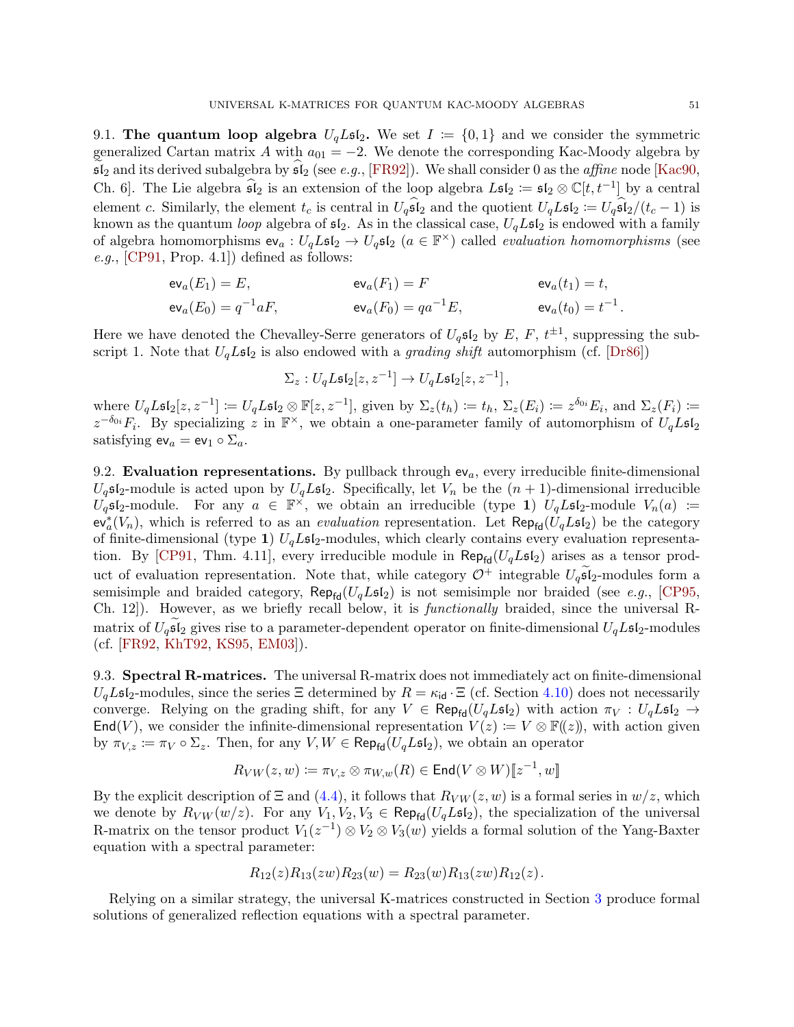**9.1. The quantum loop algebra $U_qL\mathfrak{sl}_2$.** We set $I \coloneqq \{0,1\}$ and we consider the symmetric generalized Cartan matrix $A$ with $a_{01} = -2$. We denote the corresponding Kac-Moody algebra by $\widetilde{\mathfrak{sl}}_2$ and its derived subalgebra by $\widehat{\mathfrak{sl}}_2$ (see *e.g.*, [FR92]). We shall consider 0 as the *affine* node [Kac90, Ch. 6]. The Lie algebra $\widehat{\mathfrak{sl}}_2$ is an extension of the loop algebra $L\mathfrak{sl}_2 \coloneqq \mathfrak{sl}_2 \otimes \mathbb{C}[t,t^{-1}]$ by a central element $c$. Similarly, the element $t_c$ is central in $U_q\widehat{\mathfrak{sl}}_2$ and the quotient $U_qL\mathfrak{sl}_2 \coloneqq U_q\widehat{\mathfrak{sl}}_2/(t_c-1)$ is known as the quantum *loop* algebra of $\mathfrak{sl}_2$. As in the classical case, $U_qL\mathfrak{sl}_2$ is endowed with a family of algebra homomorphisms $\mathsf{ev}_a : U_qL\mathfrak{sl}_2 \to U_q\mathfrak{sl}_2$ ($a \in \mathbb{F}^\times$) called *evaluation homomorphisms* (see *e.g.*, [CP91, Prop. 4.1]) defined as follows:

$$
\begin{aligned}
&\mathsf{ev}_a(E_1) = E, &&\mathsf{ev}_a(F_1) = F &&\mathsf{ev}_a(t_1) = t,\\
&\mathsf{ev}_a(E_0) = q^{-1}aF, &&\mathsf{ev}_a(F_0) = qa^{-1}E, &&\mathsf{ev}_a(t_0) = t^{-1}.
\end{aligned}
$$

Here we have denoted the Chevalley-Serre generators of $U_q\mathfrak{sl}_2$ by $E$, $F$, $t^{\pm1}$, suppressing the subscript 1. Note that $U_qL\mathfrak{sl}_2$ is also endowed with a *grading shift* automorphism (cf. [Dr86])

$$
\Sigma_z : U_qL\mathfrak{sl}_2[z,z^{-1}] \to U_qL\mathfrak{sl}_2[z,z^{-1}],
$$

where $U_qL\mathfrak{sl}_2[z,z^{-1}] \coloneqq U_qL\mathfrak{sl}_2 \otimes \mathbb{F}[z,z^{-1}]$, given by $\Sigma_z(t_h) \coloneqq t_h$, $\Sigma_z(E_i) \coloneqq z^{\delta_{0i}}E_i$, and $\Sigma_z(F_i) \coloneqq z^{-\delta_{0i}}F_i$. By specializing $z$ in $\mathbb{F}^\times$, we obtain a one-parameter family of automorphism of $U_qL\mathfrak{sl}_2$ satisfying $\mathsf{ev}_a = \mathsf{ev}_1 \circ \Sigma_a$.

**9.2. Evaluation representations.** By pullback through $\mathsf{ev}_a$, every irreducible finite-dimensional $U_q\mathfrak{sl}_2$-module is acted upon by $U_qL\mathfrak{sl}_2$. Specifically, let $V_n$ be the $(n+1)$-dimensional irreducible $U_q\mathfrak{sl}_2$-module. For any $a \in \mathbb{F}^\times$, we obtain an irreducible (type **1**) $U_qL\mathfrak{sl}_2$-module $V_n(a) \coloneqq \mathsf{ev}_a^*(V_n)$, which is referred to as an *evaluation* representation. Let $\mathsf{Rep}_{\mathsf{fd}}(U_qL\mathfrak{sl}_2)$ be the category of finite-dimensional (type **1**) $U_qL\mathfrak{sl}_2$-modules, which clearly contains every evaluation representation. By [CP91, Thm. 4.11], every irreducible module in $\mathsf{Rep}_{\mathsf{fd}}(U_qL\mathfrak{sl}_2)$ arises as a tensor product of evaluation representation. Note that, while category $\mathcal{O}^+$ integrable $U_q\widetilde{\mathfrak{sl}}_2$-modules form a semisimple and braided category, $\mathsf{Rep}_{\mathsf{fd}}(U_qL\mathfrak{sl}_2)$ is not semisimple nor braided (see *e.g.*, [CP95, Ch. 12]). However, as we briefly recall below, it is *functionally* braided, since the universal R-matrix of $U_q\widetilde{\mathfrak{sl}}_2$ gives rise to a parameter-dependent operator on finite-dimensional $U_qL\mathfrak{sl}_2$-modules (cf. [FR92, KhT92, KS95, EM03]).

**9.3. Spectral R-matrices.** The universal R-matrix does not immediately act on finite-dimensional $U_qL\mathfrak{sl}_2$-modules, since the series $\Xi$ determined by $R = \kappa_{\mathsf{id}} \cdot \Xi$ (cf. Section 4.10) does not necessarily converge. Relying on the grading shift, for any $V \in \mathsf{Rep}_{\mathsf{fd}}(U_qL\mathfrak{sl}_2)$ with action $\pi_V : U_qL\mathfrak{sl}_2 \to \mathsf{End}(V)$, we consider the infinite-dimensional representation $V(z) \coloneqq V \otimes \mathbb{F}(\!(z)\!)$, with action given by $\pi_{V,z} \coloneqq \pi_V \circ \Sigma_z$. Then, for any $V, W \in \mathsf{Rep}_{\mathsf{fd}}(U_qL\mathfrak{sl}_2)$, we obtain an operator

$$
R_{VW}(z,w) \coloneqq \pi_{V,z} \otimes \pi_{W,w}(R) \in \mathsf{End}(V \otimes W)[\![z^{-1}, w]\!]
$$

By the explicit description of $\Xi$ and (4.4), it follows that $R_{VW}(z,w)$ is a formal series in $w/z$, which we denote by $R_{VW}(w/z)$. For any $V_1, V_2, V_3 \in \mathsf{Rep}_{\mathsf{fd}}(U_qL\mathfrak{sl}_2)$, the specialization of the universal R-matrix on the tensor product $V_1(z^{-1}) \otimes V_2 \otimes V_3(w)$ yields a formal solution of the Yang-Baxter equation with a spectral parameter:

$$
R_{12}(z)R_{13}(zw)R_{23}(w) = R_{23}(w)R_{13}(zw)R_{12}(z).
$$

Relying on a similar strategy, the universal K-matrices constructed in Section 3 produce formal solutions of generalized reflection equations with a spectral parameter.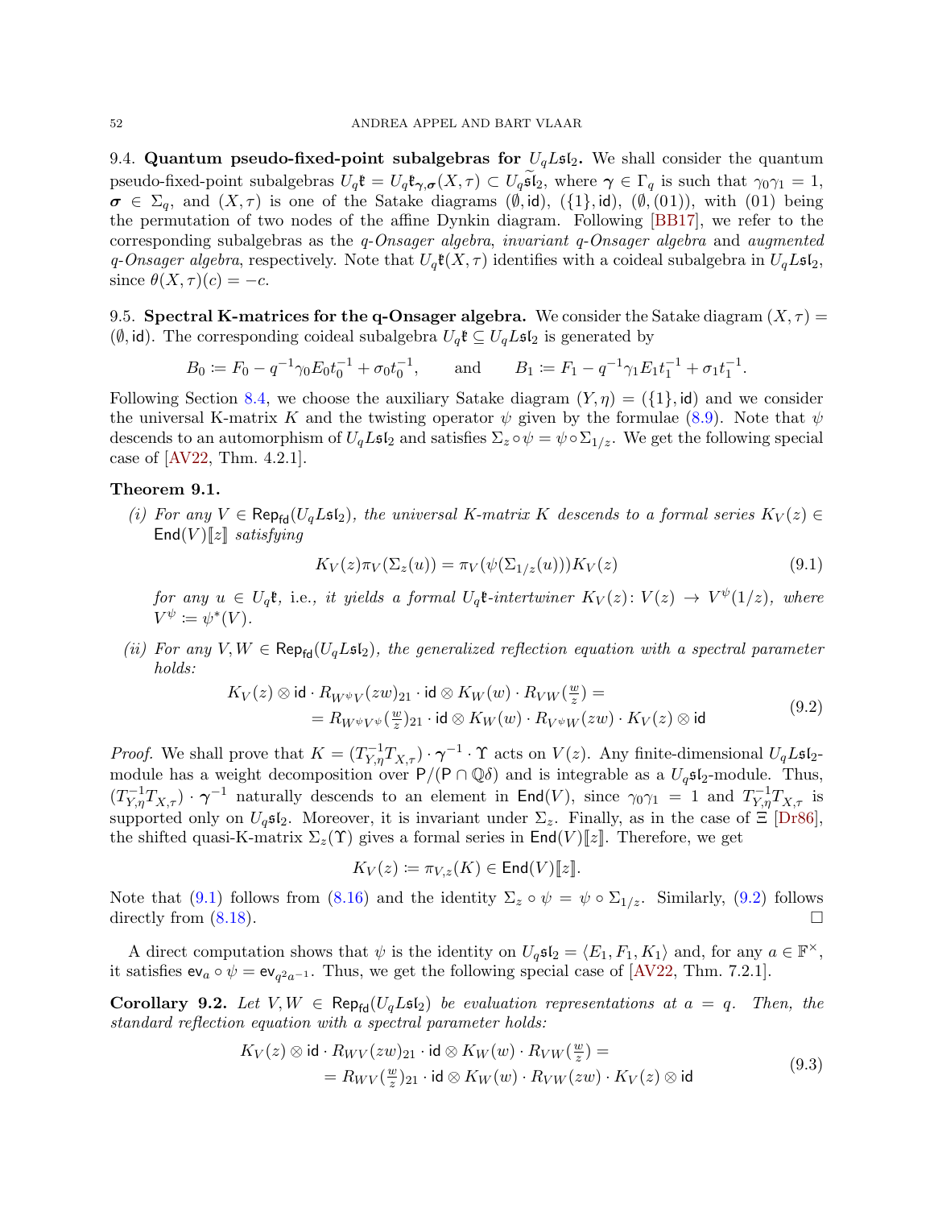9.4. **Quantum pseudo-fixed-point subalgebras for $U_qL\mathfrak{sl}_2$.** We shall consider the quantum pseudo-fixed-point subalgebras $U_q\mathfrak{k} = U_q\mathfrak{k}_{\boldsymbol{\gamma},\boldsymbol{\sigma}}(X,\tau) \subset U_q\widetilde{\mathfrak{sl}}_2$, where $\boldsymbol{\gamma} \in \Gamma_q$ is such that $\gamma_0\gamma_1 = 1$, $\boldsymbol{\sigma} \in \Sigma_q$, and $(X,\tau)$ is one of the Satake diagrams $(\emptyset, \mathsf{id})$, $(\{1\}, \mathsf{id})$, $(\emptyset, (01))$, with $(01)$ being the permutation of two nodes of the affine Dynkin diagram. Following [BB17], we refer to the corresponding subalgebras as the *q-Onsager algebra*, *invariant q-Onsager algebra* and *augmented q-Onsager algebra*, respectively. Note that $U_q\mathfrak{k}(X,\tau)$ identifies with a coideal subalgebra in $U_qL\mathfrak{sl}_2$, since $\theta(X,\tau)(c) = -c$.

9.5. **Spectral K-matrices for the q-Onsager algebra.** We consider the Satake diagram $(X,\tau) = (\emptyset, \mathsf{id})$. The corresponding coideal subalgebra $U_q\mathfrak{k} \subseteq U_qL\mathfrak{sl}_2$ is generated by

$$B_0 \coloneqq F_0 - q^{-1}\gamma_0 E_0 t_0^{-1} + \sigma_0 t_0^{-1}, \qquad \text{and} \qquad B_1 \coloneqq F_1 - q^{-1}\gamma_1 E_1 t_1^{-1} + \sigma_1 t_1^{-1}.$$

Following Section 8.4, we choose the auxiliary Satake diagram $(Y,\eta) = (\{1\}, \mathsf{id})$ and we consider the universal K-matrix $K$ and the twisting operator $\psi$ given by the formulae (8.9). Note that $\psi$ descends to an automorphism of $U_qL\mathfrak{sl}_2$ and satisfies $\Sigma_z \circ \psi = \psi \circ \Sigma_{1/z}$. We get the following special case of [AV22, Thm. 4.2.1].

**Theorem 9.1.**

*(i) For any $V \in \mathsf{Rep}_{\mathsf{fd}}(U_qL\mathfrak{sl}_2)$, the universal K-matrix $K$ descends to a formal series $K_V(z) \in \mathsf{End}(V)[\![z]\!]$ satisfying*

$$K_V(z)\pi_V(\Sigma_z(u)) = \pi_V(\psi(\Sigma_{1/z}(u)))K_V(z) \tag{9.1}$$

*for any $u \in U_q\mathfrak{k}$, i.e., it yields a formal $U_q\mathfrak{k}$-intertwiner $K_V(z)\colon V(z) \to V^{\psi}(1/z)$, where $V^{\psi} \coloneqq \psi^*(V)$.*

*(ii) For any $V, W \in \mathsf{Rep}_{\mathsf{fd}}(U_qL\mathfrak{sl}_2)$, the generalized reflection equation with a spectral parameter holds:*

$$\begin{aligned} K_V(z) \otimes \mathsf{id} \cdot R_{W^{\psi}V}(zw)_{21} \cdot \mathsf{id} \otimes K_W(w) \cdot R_{VW}(\tfrac{w}{z}) = \\ = R_{W^{\psi}V^{\psi}}(\tfrac{w}{z})_{21} \cdot \mathsf{id} \otimes K_W(w) \cdot R_{V^{\psi}W}(zw) \cdot K_V(z) \otimes \mathsf{id} \end{aligned} \tag{9.2}$$

*Proof.* We shall prove that $K = (T_{Y,\eta}^{-1}T_{X,\tau}) \cdot \boldsymbol{\gamma}^{-1} \cdot \Upsilon$ acts on $V(z)$. Any finite-dimensional $U_qL\mathfrak{sl}_2$-module has a weight decomposition over $\mathsf{P}/(\mathsf{P} \cap \mathbb{Q}\delta)$ and is integrable as a $U_q\mathfrak{sl}_2$-module. Thus, $(T_{Y,\eta}^{-1}T_{X,\tau}) \cdot \boldsymbol{\gamma}^{-1}$ naturally descends to an element in $\mathsf{End}(V)$, since $\gamma_0\gamma_1 = 1$ and $T_{Y,\eta}^{-1}T_{X,\tau}$ is supported only on $U_q\mathfrak{sl}_2$. Moreover, it is invariant under $\Sigma_z$. Finally, as in the case of $\Xi$ [Dr86], the shifted quasi-K-matrix $\Sigma_z(\Upsilon)$ gives a formal series in $\mathsf{End}(V)[\![z]\!]$. Therefore, we get

$$K_V(z) \coloneqq \pi_{V,z}(K) \in \mathsf{End}(V)[\![z]\!].$$

Note that (9.1) follows from (8.16) and the identity $\Sigma_z \circ \psi = \psi \circ \Sigma_{1/z}$. Similarly, (9.2) follows directly from (8.18). □

A direct computation shows that $\psi$ is the identity on $U_q\mathfrak{sl}_2 = \langle E_1, F_1, K_1 \rangle$ and, for any $a \in \mathbb{F}^{\times}$, it satisfies $\mathsf{ev}_a \circ \psi = \mathsf{ev}_{q^2a^{-1}}$. Thus, we get the following special case of [AV22, Thm. 7.2.1].

**Corollary 9.2.** *Let $V, W \in \mathsf{Rep}_{\mathsf{fd}}(U_qL\mathfrak{sl}_2)$ be evaluation representations at $a = q$. Then, the standard reflection equation with a spectral parameter holds:*

$$\begin{aligned} K_V(z) \otimes \mathsf{id} \cdot R_{WV}(zw)_{21} \cdot \mathsf{id} \otimes K_W(w) \cdot R_{VW}(\tfrac{w}{z}) = \\ = R_{WV}(\tfrac{w}{z})_{21} \cdot \mathsf{id} \otimes K_W(w) \cdot R_{VW}(zw) \cdot K_V(z) \otimes \mathsf{id} \end{aligned} \tag{9.3}$$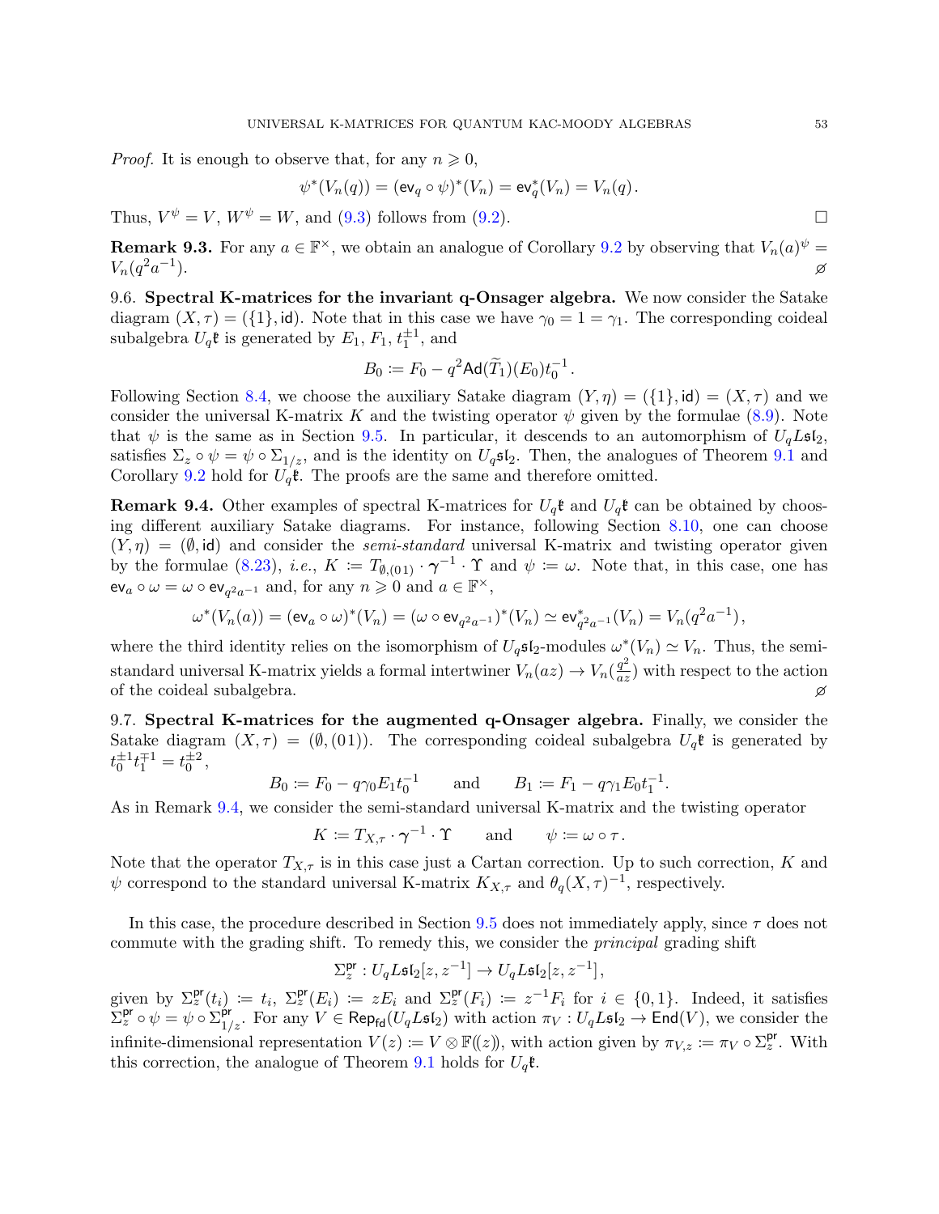*Proof.* It is enough to observe that, for any $n \geqslant 0$,

$$\psi^*(V_n(q)) = (\mathsf{ev}_q \circ \psi)^*(V_n) = \mathsf{ev}_q^*(V_n) = V_n(q)\,.$$

Thus, $V^\psi = V$, $W^\psi = W$, and (9.3) follows from (9.2). $\square$

**Remark 9.3.** For any $a \in \mathbb{F}^\times$, we obtain an analogue of Corollary 9.2 by observing that $V_n(a)^\psi = V_n(q^2 a^{-1})$. $\varnothing$

**9.6. Spectral K-matrices for the invariant q-Onsager algebra.** We now consider the Satake diagram $(X, \tau) = (\{1\}, \mathsf{id})$. Note that in this case we have $\gamma_0 = 1 = \gamma_1$. The corresponding coideal subalgebra $U_q\mathfrak{k}$ is generated by $E_1$, $F_1$, $t_1^{\pm 1}$, and

$$B_0 \coloneqq F_0 - q^2 \mathsf{Ad}(\widetilde{T}_1)(E_0) t_0^{-1}\,.$$

Following Section 8.4, we choose the auxiliary Satake diagram $(Y, \eta) = (\{1\}, \mathsf{id}) = (X, \tau)$ and we consider the universal K-matrix $K$ and the twisting operator $\psi$ given by the formulae (8.9). Note that $\psi$ is the same as in Section 9.5. In particular, it descends to an automorphism of $U_q L\mathfrak{sl}_2$, satisfies $\Sigma_z \circ \psi = \psi \circ \Sigma_{1/z}$, and is the identity on $U_q\mathfrak{sl}_2$. Then, the analogues of Theorem 9.1 and Corollary 9.2 hold for $U_q\mathfrak{k}$. The proofs are the same and therefore omitted.

**Remark 9.4.** Other examples of spectral K-matrices for $U_q\mathfrak{k}$ and $U_q\mathfrak{k}$ can be obtained by choosing different auxiliary Satake diagrams. For instance, following Section 8.10, one can choose $(Y, \eta) = (\emptyset, \mathsf{id})$ and consider the *semi-standard* universal K-matrix and twisting operator given by the formulae (8.23), *i.e.*, $K \coloneqq T_{\emptyset,(01)} \cdot \boldsymbol{\gamma}^{-1} \cdot \Upsilon$ and $\psi \coloneqq \omega$. Note that, in this case, one has $\mathsf{ev}_a \circ \omega = \omega \circ \mathsf{ev}_{q^2 a^{-1}}$ and, for any $n \geqslant 0$ and $a \in \mathbb{F}^\times$,

$$\omega^*(V_n(a)) = (\mathsf{ev}_a \circ \omega)^*(V_n) = (\omega \circ \mathsf{ev}_{q^2a^{-1}})^*(V_n) \simeq \mathsf{ev}_{q^2a^{-1}}^*(V_n) = V_n(q^2 a^{-1})\,,$$

where the third identity relies on the isomorphism of $U_q\mathfrak{sl}_2$-modules $\omega^*(V_n) \simeq V_n$. Thus, the semi-standard universal K-matrix yields a formal intertwiner $V_n(az) \to V_n(\frac{q^2}{az})$ with respect to the action of the coideal subalgebra. $\varnothing$

**9.7. Spectral K-matrices for the augmented q-Onsager algebra.** Finally, we consider the Satake diagram $(X, \tau) = (\emptyset, (01))$. The corresponding coideal subalgebra $U_q\mathfrak{k}$ is generated by $t_0^{\pm 1} t_1^{\mp 1} = t_0^{\pm 2}$,

$$B_0 \coloneqq F_0 - q\gamma_0 E_1 t_0^{-1} \qquad \text{and} \qquad B_1 \coloneqq F_1 - q\gamma_1 E_0 t_1^{-1}.$$

As in Remark 9.4, we consider the semi-standard universal K-matrix and the twisting operator

$$K \coloneqq T_{X,\tau} \cdot \boldsymbol{\gamma}^{-1} \cdot \Upsilon \qquad \text{and} \qquad \psi \coloneqq \omega \circ \tau\,.$$

Note that the operator $T_{X,\tau}$ is in this case just a Cartan correction. Up to such correction, $K$ and $\psi$ correspond to the standard universal K-matrix $K_{X,\tau}$ and $\theta_q(X,\tau)^{-1}$, respectively.

In this case, the procedure described in Section 9.5 does not immediately apply, since $\tau$ does not commute with the grading shift. To remedy this, we consider the *principal* grading shift

$$\Sigma_z^{\mathsf{pr}} : U_q L\mathfrak{sl}_2[z, z^{-1}] \to U_q L\mathfrak{sl}_2[z, z^{-1}]\,,$$

given by $\Sigma_z^{\mathsf{pr}}(t_i) \coloneqq t_i$, $\Sigma_z^{\mathsf{pr}}(E_i) \coloneqq zE_i$ and $\Sigma_z^{\mathsf{pr}}(F_i) \coloneqq z^{-1}F_i$ for $i \in \{0, 1\}$. Indeed, it satisfies $\Sigma_z^{\mathsf{pr}} \circ \psi = \psi \circ \Sigma_{1/z}^{\mathsf{pr}}$. For any $V \in \mathsf{Rep}_{\mathsf{fd}}(U_q L\mathfrak{sl}_2)$ with action $\pi_V : U_q L\mathfrak{sl}_2 \to \mathsf{End}(V)$, we consider the infinite-dimensional representation $V(z) \coloneqq V \otimes \mathbb{F}(\!(z)\!)$, with action given by $\pi_{V,z} \coloneqq \pi_V \circ \Sigma_z^{\mathsf{pr}}$. With this correction, the analogue of Theorem 9.1 holds for $U_q\mathfrak{k}$.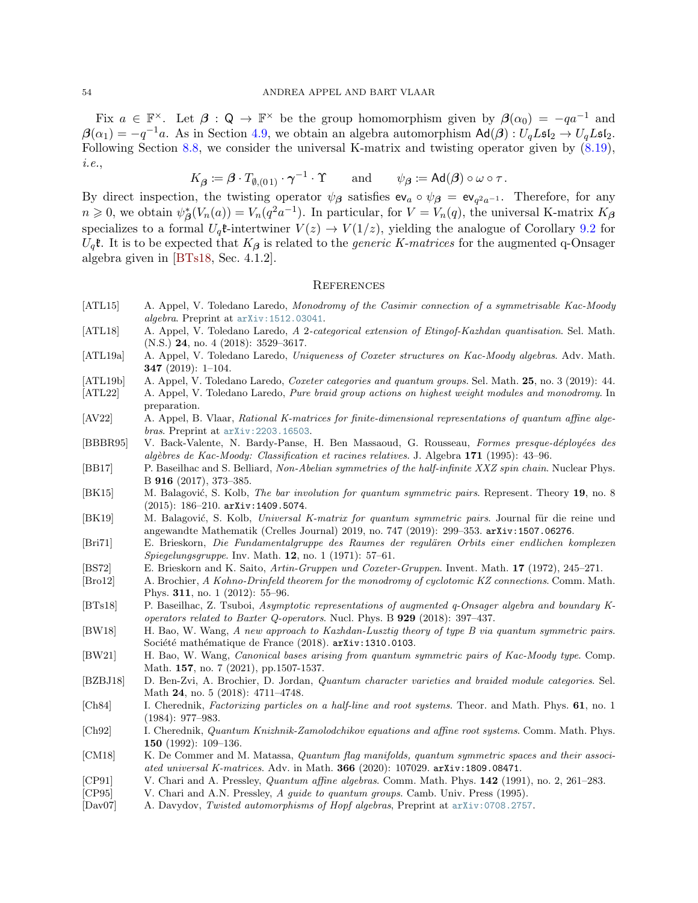Fix $a \in \mathbb{F}^\times$. Let $\boldsymbol{\beta} : \mathsf{Q} \to \mathbb{F}^\times$ be the group homomorphism given by $\boldsymbol{\beta}(\alpha_0) = -qa^{-1}$ and $\boldsymbol{\beta}(\alpha_1) = -q^{-1}a$. As in Section 4.9, we obtain an algebra automorphism $\mathsf{Ad}(\boldsymbol{\beta}) : U_qL\mathfrak{sl}_2 \to U_qL\mathfrak{sl}_2$. Following Section 8.8, we consider the universal K-matrix and twisting operator given by (8.19), *i.e.*,

$$K_{\boldsymbol{\beta}} := \boldsymbol{\beta} \cdot T_{\emptyset,(0\,1)} \cdot \boldsymbol{\gamma}^{-1} \cdot \Upsilon \qquad \text{and} \qquad \psi_{\boldsymbol{\beta}} := \mathsf{Ad}(\boldsymbol{\beta}) \circ \omega \circ \tau \,.$$

By direct inspection, the twisting operator $\psi_{\boldsymbol{\beta}}$ satisfies $\mathsf{ev}_a \circ \psi_{\boldsymbol{\beta}} = \mathsf{ev}_{q^2a^{-1}}$. Therefore, for any $n \geqslant 0$, we obtain $\psi_{\boldsymbol{\beta}}^*(V_n(a)) = V_n(q^2a^{-1})$. In particular, for $V = V_n(q)$, the universal K-matrix $K_{\boldsymbol{\beta}}$ specializes to a formal $U_q\mathfrak{k}$-intertwiner $V(z) \to V(1/z)$, yielding the analogue of Corollary 9.2 for $U_q\mathfrak{k}$. It is to be expected that $K_{\boldsymbol{\beta}}$ is related to the *generic K-matrices* for the augmented q-Onsager algebra given in [BTs18, Sec. 4.1.2].

## References

- [ATL15] A. Appel, V. Toledano Laredo, *Monodromy of the Casimir connection of a symmetrisable Kac-Moody algebra*. Preprint at arXiv:1512.03041.
- [ATL18] A. Appel, V. Toledano Laredo, *A 2-categorical extension of Etingof-Kazhdan quantisation*. Sel. Math. (N.S.) **24**, no. 4 (2018): 3529–3617.
- [ATL19a] A. Appel, V. Toledano Laredo, *Uniqueness of Coxeter structures on Kac-Moody algebras*. Adv. Math. **347** (2019): 1–104.
- [ATL19b] A. Appel, V. Toledano Laredo, *Coxeter categories and quantum groups*. Sel. Math. **25**, no. 3 (2019): 44.
- [ATL22] A. Appel, V. Toledano Laredo, *Pure braid group actions on highest weight modules and monodromy*. In preparation.
- [AV22] A. Appel, B. Vlaar, *Rational K-matrices for finite-dimensional representations of quantum affine algebras*. Preprint at arXiv:2203.16503.
- [BBBR95] V. Back-Valente, N. Bardy-Panse, H. Ben Massaoud, G. Rousseau, *Formes presque-déployées des algèbres de Kac-Moody: Classification et racines relatives*. J. Algebra **171** (1995): 43–96.
- [BB17] P. Baseilhac and S. Belliard, *Non-Abelian symmetries of the half-infinite XXZ spin chain*. Nuclear Phys. B **916** (2017), 373–385.
- [BK15] M. Balagović, S. Kolb, *The bar involution for quantum symmetric pairs*. Represent. Theory **19**, no. 8 (2015): 186–210. arXiv:1409.5074.
- [BK19] M. Balagović, S. Kolb, *Universal K-matrix for quantum symmetric pairs*. Journal für die reine und angewandte Mathematik (Crelles Journal) 2019, no. 747 (2019): 299–353. arXiv:1507.06276.
- [Bri71] E. Brieskorn, *Die Fundamentalgruppe des Raumes der regulären Orbits einer endlichen komplexen Spiegelungsgruppe*. Inv. Math. **12**, no. 1 (1971): 57–61.
- [BS72] E. Brieskorn and K. Saito, *Artin-Gruppen und Coxeter-Gruppen*. Invent. Math. **17** (1972), 245–271.
- [Bro12] A. Brochier, *A Kohno-Drinfeld theorem for the monodromy of cyclotomic KZ connections*. Comm. Math. Phys. **311**, no. 1 (2012): 55–96.
- [BTs18] P. Baseilhac, Z. Tsuboi, *Asymptotic representations of augmented q-Onsager algebra and boundary K-operators related to Baxter Q-operators*. Nucl. Phys. B **929** (2018): 397–437.
- [BW18] H. Bao, W. Wang, *A new approach to Kazhdan-Lusztig theory of type B via quantum symmetric pairs*. Société mathématique de France (2018). arXiv:1310.0103.
- [BW21] H. Bao, W. Wang, *Canonical bases arising from quantum symmetric pairs of Kac-Moody type*. Comp. Math. **157**, no. 7 (2021), pp.1507-1537.
- [BZBJ18] D. Ben-Zvi, A. Brochier, D. Jordan, *Quantum character varieties and braided module categories*. Sel. Math **24**, no. 5 (2018): 4711–4748.
- [Ch84] I. Cherednik, *Factorizing particles on a half-line and root systems*. Theor. and Math. Phys. **61**, no. 1 (1984): 977–983.
- [Ch92] I. Cherednik, *Quantum Knizhnik-Zamolodchikov equations and affine root systems*. Comm. Math. Phys. **150** (1992): 109–136.
- [CM18] K. De Commer and M. Matassa, *Quantum flag manifolds, quantum symmetric spaces and their associated universal K-matrices*. Adv. in Math. **366** (2020): 107029. arXiv:1809.08471.
- [CP91] V. Chari and A. Pressley, *Quantum affine algebras*. Comm. Math. Phys. **142** (1991), no. 2, 261–283.
- [CP95] V. Chari and A.N. Pressley, *A guide to quantum groups*. Camb. Univ. Press (1995).
- [Dav07] A. Davydov, *Twisted automorphisms of Hopf algebras*, Preprint at arXiv:0708.2757.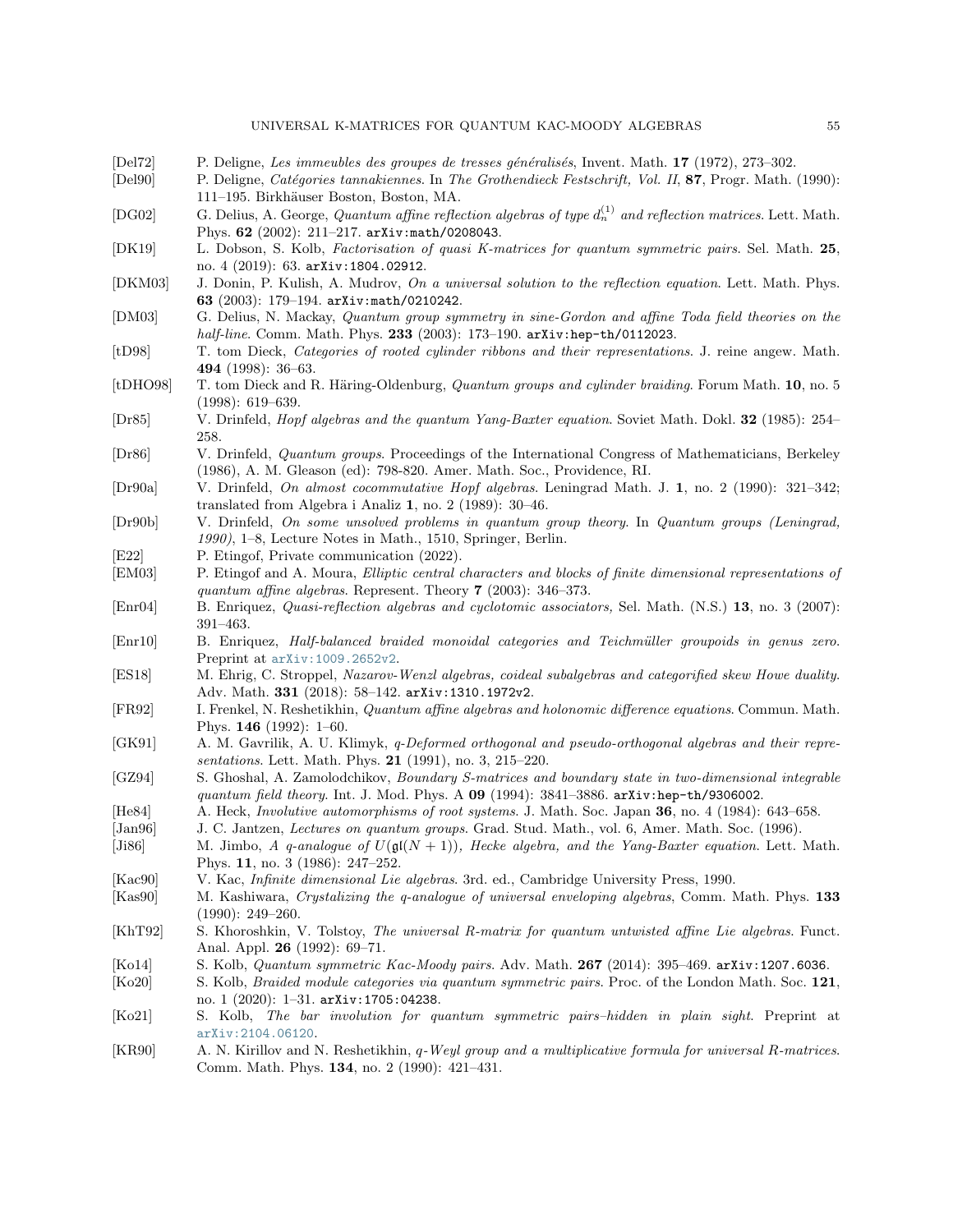[Del72] P. Deligne, *Les immeubles des groupes de tresses généralisés*, Invent. Math. **17** (1972), 273–302.

[Del90] P. Deligne, *Catégories tannakiennes*. In *The Grothendieck Festschrift, Vol. II*, **87**, Progr. Math. (1990): 111–195. Birkhäuser Boston, Boston, MA.

[DG02] G. Delius, A. George, *Quantum affine reflection algebras of type $d_n^{(1)}$ and reflection matrices*. Lett. Math. Phys. **62** (2002): 211–217. arXiv:math/0208043.

[DK19] L. Dobson, S. Kolb, *Factorisation of quasi K-matrices for quantum symmetric pairs*. Sel. Math. **25**, no. 4 (2019): 63. arXiv:1804.02912.

[DKM03] J. Donin, P. Kulish, A. Mudrov, *On a universal solution to the reflection equation*. Lett. Math. Phys. **63** (2003): 179–194. arXiv:math/0210242.

[DM03] G. Delius, N. Mackay, *Quantum group symmetry in sine-Gordon and affine Toda field theories on the half-line*. Comm. Math. Phys. **233** (2003): 173–190. arXiv:hep-th/0112023.

[tD98] T. tom Dieck, *Categories of rooted cylinder ribbons and their representations*. J. reine angew. Math. **494** (1998): 36–63.

[tDHO98] T. tom Dieck and R. Häring-Oldenburg, *Quantum groups and cylinder braiding*. Forum Math. **10**, no. 5 (1998): 619–639.

[Dr85] V. Drinfeld, *Hopf algebras and the quantum Yang-Baxter equation*. Soviet Math. Dokl. **32** (1985): 254–258.

[Dr86] V. Drinfeld, *Quantum groups*. Proceedings of the International Congress of Mathematicians, Berkeley (1986), A. M. Gleason (ed): 798-820. Amer. Math. Soc., Providence, RI.

[Dr90a] V. Drinfeld, *On almost cocommutative Hopf algebras*. Leningrad Math. J. **1**, no. 2 (1990): 321–342; translated from Algebra i Analiz **1**, no. 2 (1989): 30–46.

[Dr90b] V. Drinfeld, *On some unsolved problems in quantum group theory*. In *Quantum groups (Leningrad, 1990)*, 1–8, Lecture Notes in Math., 1510, Springer, Berlin.

[E22] P. Etingof, Private communication (2022).

[EM03] P. Etingof and A. Moura, *Elliptic central characters and blocks of finite dimensional representations of quantum affine algebras*. Represent. Theory **7** (2003): 346–373.

[Enr04] B. Enriquez, *Quasi-reflection algebras and cyclotomic associators,* Sel. Math. (N.S.) **13**, no. 3 (2007): 391–463.

[Enr10] B. Enriquez, *Half-balanced braided monoidal categories and Teichmüller groupoids in genus zero*. Preprint at arXiv:1009.2652v2.

[ES18] M. Ehrig, C. Stroppel, *Nazarov-Wenzl algebras, coideal subalgebras and categorified skew Howe duality*. Adv. Math. **331** (2018): 58–142. arXiv:1310.1972v2.

[FR92] I. Frenkel, N. Reshetikhin, *Quantum affine algebras and holonomic difference equations*. Commun. Math. Phys. **146** (1992): 1–60.

[GK91] A. M. Gavrilik, A. U. Klimyk, *q-Deformed orthogonal and pseudo-orthogonal algebras and their representations*. Lett. Math. Phys. **21** (1991), no. 3, 215–220.

[GZ94] S. Ghoshal, A. Zamolodchikov, *Boundary S-matrices and boundary state in two-dimensional integrable quantum field theory*. Int. J. Mod. Phys. A **09** (1994): 3841–3886. arXiv:hep-th/9306002.

[He84] A. Heck, *Involutive automorphisms of root systems*. J. Math. Soc. Japan **36**, no. 4 (1984): 643–658.

[Jan96] J. C. Jantzen, *Lectures on quantum groups*. Grad. Stud. Math., vol. 6, Amer. Math. Soc. (1996).

[Ji86] M. Jimbo, *A q-analogue of $U(\mathfrak{gl}(N+1))$, Hecke algebra, and the Yang-Baxter equation*. Lett. Math. Phys. **11**, no. 3 (1986): 247–252.

[Kac90] V. Kac, *Infinite dimensional Lie algebras*. 3rd. ed., Cambridge University Press, 1990.

[Kas90] M. Kashiwara, *Crystalizing the q-analogue of universal enveloping algebras*, Comm. Math. Phys. **133** (1990): 249–260.

[KhT92] S. Khoroshkin, V. Tolstoy, *The universal R-matrix for quantum untwisted affine Lie algebras*. Funct. Anal. Appl. **26** (1992): 69–71.

[Ko14] S. Kolb, *Quantum symmetric Kac-Moody pairs*. Adv. Math. **267** (2014): 395–469. arXiv:1207.6036.

[Ko20] S. Kolb, *Braided module categories via quantum symmetric pairs*. Proc. of the London Math. Soc. **121**, no. 1 (2020): 1–31. arXiv:1705:04238.

[Ko21] S. Kolb, *The bar involution for quantum symmetric pairs–hidden in plain sight*. Preprint at arXiv:2104.06120.

[KR90] A. N. Kirillov and N. Reshetikhin, *q-Weyl group and a multiplicative formula for universal R-matrices*. Comm. Math. Phys. **134**, no. 2 (1990): 421–431.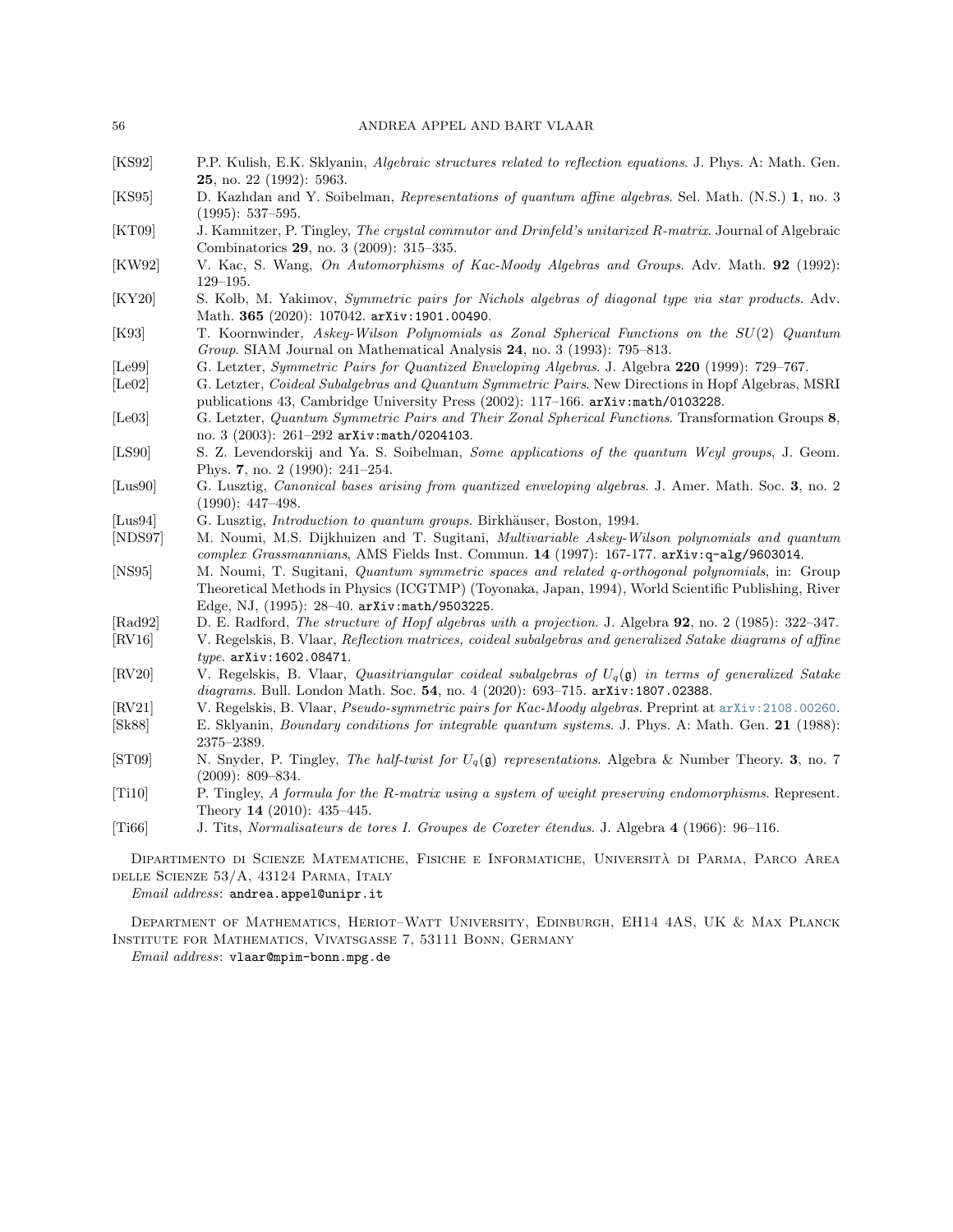[KS92] P.P. Kulish, E.K. Sklyanin, *Algebraic structures related to reflection equations*. J. Phys. A: Math. Gen. **25**, no. 22 (1992): 5963.

[KS95] D. Kazhdan and Y. Soibelman, *Representations of quantum affine algebras*. Sel. Math. (N.S.) **1**, no. 3 (1995): 537–595.

[KT09] J. Kamnitzer, P. Tingley, *The crystal commutor and Drinfeld's unitarized R-matrix*. Journal of Algebraic Combinatorics **29**, no. 3 (2009): 315–335.

[KW92] V. Kac, S. Wang, *On Automorphisms of Kac-Moody Algebras and Groups*. Adv. Math. **92** (1992): 129–195.

[KY20] S. Kolb, M. Yakimov, *Symmetric pairs for Nichols algebras of diagonal type via star products*. Adv. Math. **365** (2020): 107042. arXiv:1901.00490.

[K93] T. Koornwinder, *Askey-Wilson Polynomials as Zonal Spherical Functions on the $SU(2)$ Quantum Group*. SIAM Journal on Mathematical Analysis **24**, no. 3 (1993): 795–813.

[Le99] G. Letzter, *Symmetric Pairs for Quantized Enveloping Algebras*. J. Algebra **220** (1999): 729–767.

[Le02] G. Letzter, *Coideal Subalgebras and Quantum Symmetric Pairs*. New Directions in Hopf Algebras, MSRI publications 43, Cambridge University Press (2002): 117–166. arXiv:math/0103228.

[Le03] G. Letzter, *Quantum Symmetric Pairs and Their Zonal Spherical Functions*. Transformation Groups **8**, no. 3 (2003): 261–292 arXiv:math/0204103.

[LS90] S. Z. Levendorskij and Ya. S. Soibelman, *Some applications of the quantum Weyl groups*, J. Geom. Phys. **7**, no. 2 (1990): 241–254.

[Lus90] G. Lusztig, *Canonical bases arising from quantized enveloping algebras*. J. Amer. Math. Soc. **3**, no. 2 (1990): 447–498.

[Lus94] G. Lusztig, *Introduction to quantum groups*. Birkhäuser, Boston, 1994.

[NDS97] M. Noumi, M.S. Dijkhuizen and T. Sugitani, *Multivariable Askey-Wilson polynomials and quantum complex Grassmannians*, AMS Fields Inst. Commun. **14** (1997): 167-177. arXiv:q-alg/9603014.

[NS95] M. Noumi, T. Sugitani, *Quantum symmetric spaces and related q-orthogonal polynomials*, in: Group Theoretical Methods in Physics (ICGTMP) (Toyonaka, Japan, 1994), World Scientific Publishing, River Edge, NJ, (1995): 28–40. arXiv:math/9503225.

[Rad92] D. E. Radford, *The structure of Hopf algebras with a projection*. J. Algebra **92**, no. 2 (1985): 322–347.

[RV16] V. Regelskis, B. Vlaar, *Reflection matrices, coideal subalgebras and generalized Satake diagrams of affine type*. arXiv:1602.08471.

[RV20] V. Regelskis, B. Vlaar, *Quasitriangular coideal subalgebras of $U_q(\mathfrak{g})$ in terms of generalized Satake diagrams*. Bull. London Math. Soc. **54**, no. 4 (2020): 693–715. arXiv:1807.02388.

[RV21] V. Regelskis, B. Vlaar, *Pseudo-symmetric pairs for Kac-Moody algebras*. Preprint at arXiv:2108.00260.

[Sk88] E. Sklyanin, *Boundary conditions for integrable quantum systems*. J. Phys. A: Math. Gen. **21** (1988): 2375–2389.

[ST09] N. Snyder, P. Tingley, *The half-twist for $U_q(\mathfrak{g})$ representations*. Algebra & Number Theory. **3**, no. 7 (2009): 809–834.

[Ti10] P. Tingley, *A formula for the R-matrix using a system of weight preserving endomorphisms*. Represent. Theory **14** (2010): 435–445.

[Ti66] J. Tits, *Normalisateurs de tores I. Groupes de Coxeter étendus*. J. Algebra **4** (1966): 96–116.

Dipartimento di Scienze Matematiche, Fisiche e Informatiche, Università di Parma, Parco Area delle Scienze 53/A, 43124 Parma, Italy

*Email address*: andrea.appel@unipr.it

Department of Mathematics, Heriot–Watt University, Edinburgh, EH14 4AS, UK & Max Planck Institute for Mathematics, Vivatsgasse 7, 53111 Bonn, Germany

*Email address*: vlaar@mpim-bonn.mpg.de